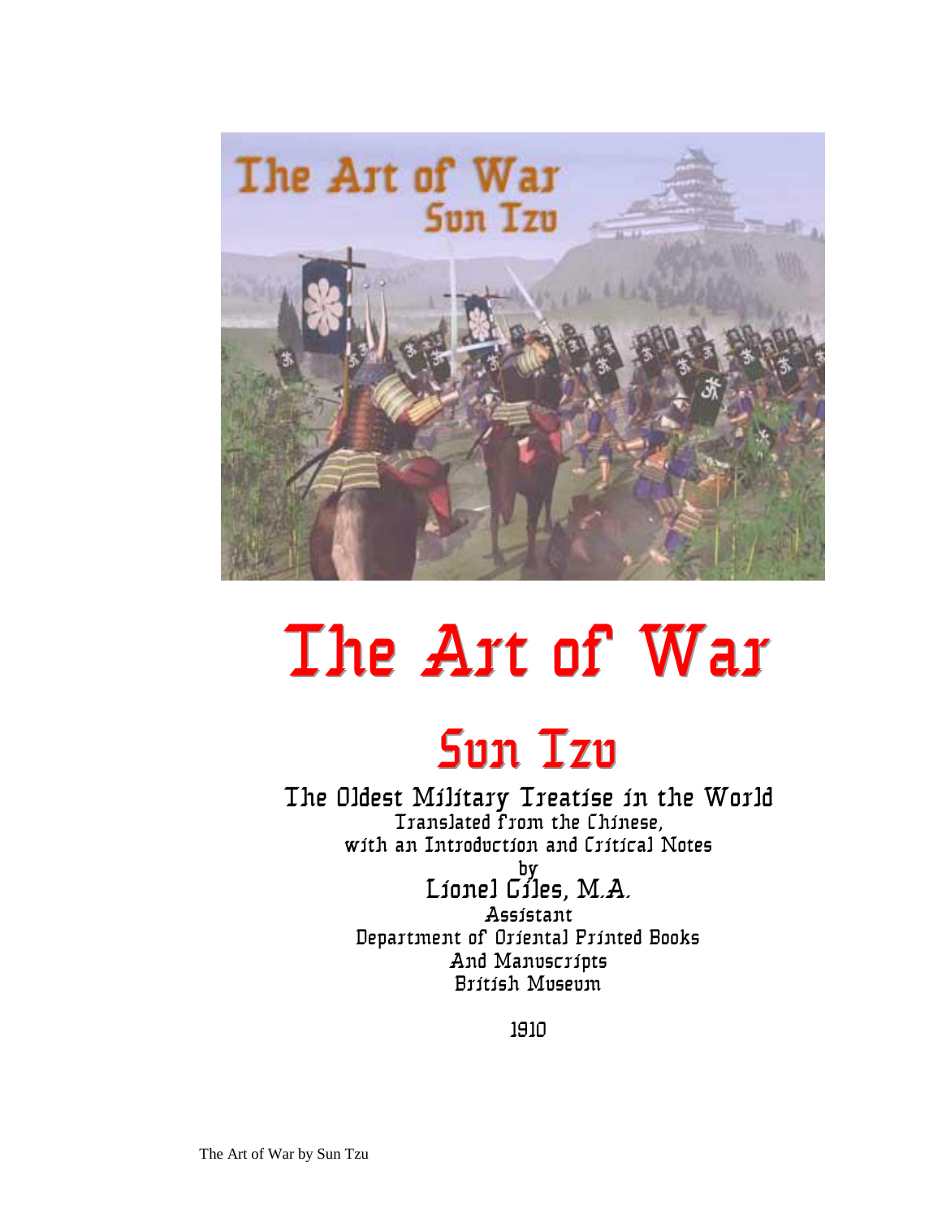# The Art of War

## Sun Tzu

### The Oldest Military Treatise in the World

Translated from the Chinese,
with an Introduction and Critical Notes

by

Lionel Giles, M.A.

Assistant
Department of Oriental Printed Books
And Manuscripts
British Museum

1910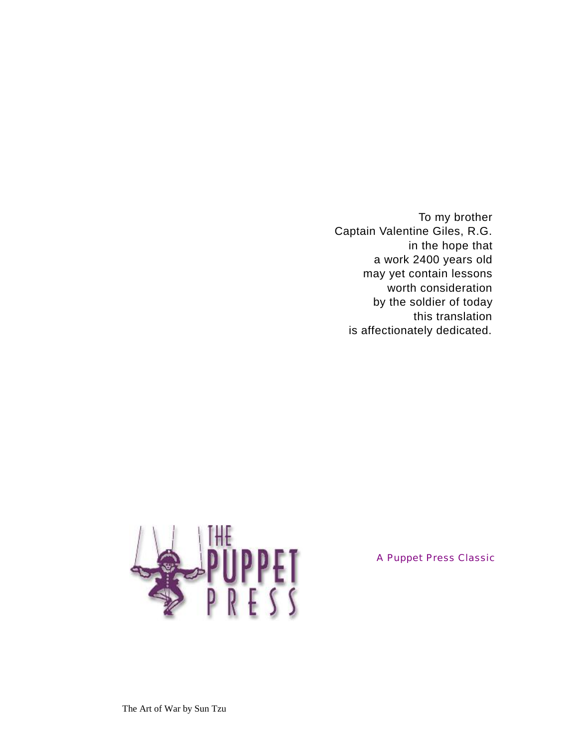To my brother
Captain Valentine Giles, R.G.
in the hope that
a work 2400 years old
may yet contain lessons
worth consideration
by the soldier of today
this translation
is affectionately dedicated.

A Puppet Press Classic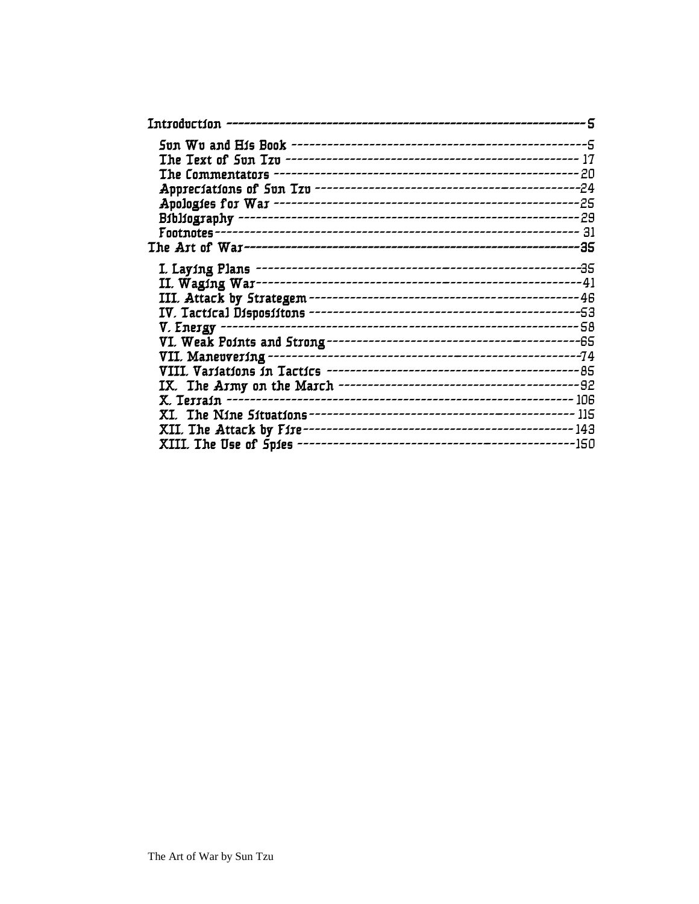Introduction ---------------------------------------------------------- 5

- Sun Wu and His Book ------------------------------------------------ 5
- The Text of Sun Tzu ------------------------------------------------ 17
- The Commentators --------------------------------------------------- 20
- Appreciations of Sun Tzu ------------------------------------------- 24
- Apologies for War -------------------------------------------------- 25
- Bibliography ------------------------------------------------------- 29
- Footnotes ---------------------------------------------------------- 31

The Art of War -------------------------------------------------------- 35

- I. Laying Plans ----------------------------------------------------- 35
- II. Waging War ------------------------------------------------------ 41
- III. Attack by Strategem -------------------------------------------- 46
- IV. Tactical Dispositions ------------------------------------------- 53
- V. Energy ----------------------------------------------------------- 58
- VI. Weak Points and Strong ------------------------------------------ 65
- VII. Maneuvering ---------------------------------------------------- 74
- VIII. Variations in Tactics ----------------------------------------- 85
- IX. The Army on the March ------------------------------------------- 92
- X. Terrain ---------------------------------------------------------- 106
- XI. The Nine Situations --------------------------------------------- 115
- XII. The Attack by Fire --------------------------------------------- 143
- XIII. The Use of Spies ---------------------------------------------- 150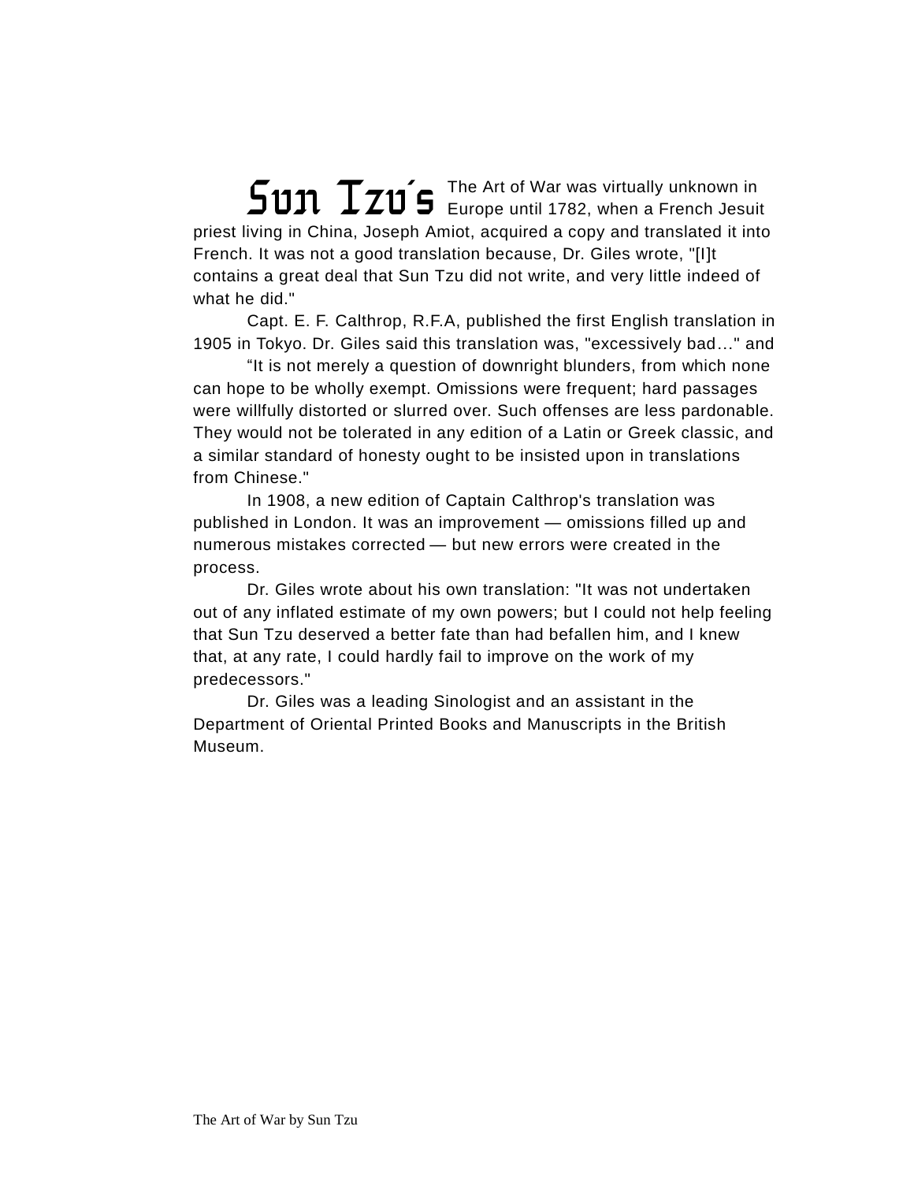**Sun Tzu's** The Art of War was virtually unknown in Europe until 1782, when a French Jesuit priest living in China, Joseph Amiot, acquired a copy and translated it into French. It was not a good translation because, Dr. Giles wrote, "[I]t contains a great deal that Sun Tzu did not write, and very little indeed of what he did."

Capt. E. F. Calthrop, R.F.A, published the first English translation in 1905 in Tokyo. Dr. Giles said this translation was, "excessively bad…" and

“It is not merely a question of downright blunders, from which none can hope to be wholly exempt. Omissions were frequent; hard passages were willfully distorted or slurred over. Such offenses are less pardonable. They would not be tolerated in any edition of a Latin or Greek classic, and a similar standard of honesty ought to be insisted upon in translations from Chinese."

In 1908, a new edition of Captain Calthrop's translation was published in London. It was an improvement — omissions filled up and numerous mistakes corrected — but new errors were created in the process.

Dr. Giles wrote about his own translation: "It was not undertaken out of any inflated estimate of my own powers; but I could not help feeling that Sun Tzu deserved a better fate than had befallen him, and I knew that, at any rate, I could hardly fail to improve on the work of my predecessors."

Dr. Giles was a leading Sinologist and an assistant in the Department of Oriental Printed Books and Manuscripts in the British Museum.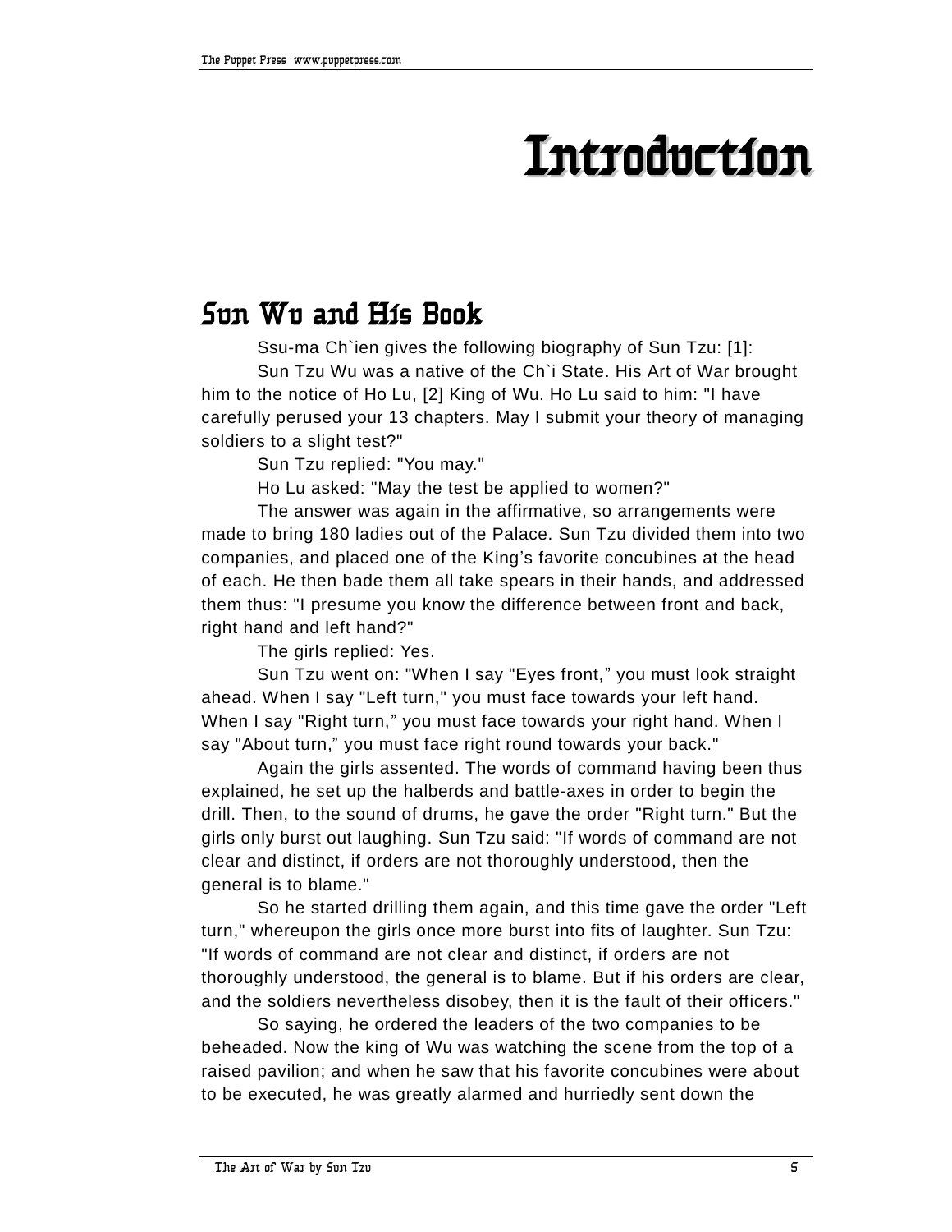# Introduction

## Sun Wu and His Book

Ssu-ma Ch`ien gives the following biography of Sun Tzu: [1]:

Sun Tzu Wu was a native of the Ch`i State. His Art of War brought him to the notice of Ho Lu, [2] King of Wu. Ho Lu said to him: "I have carefully perused your 13 chapters. May I submit your theory of managing soldiers to a slight test?"

Sun Tzu replied: "You may."

Ho Lu asked: "May the test be applied to women?"

The answer was again in the affirmative, so arrangements were made to bring 180 ladies out of the Palace. Sun Tzu divided them into two companies, and placed one of the King's favorite concubines at the head of each. He then bade them all take spears in their hands, and addressed them thus: "I presume you know the difference between front and back, right hand and left hand?"

The girls replied: Yes.

Sun Tzu went on: "When I say "Eyes front," you must look straight ahead. When I say "Left turn," you must face towards your left hand. When I say "Right turn," you must face towards your right hand. When I say "About turn," you must face right round towards your back."

Again the girls assented. The words of command having been thus explained, he set up the halberds and battle-axes in order to begin the drill. Then, to the sound of drums, he gave the order "Right turn." But the girls only burst out laughing. Sun Tzu said: "If words of command are not clear and distinct, if orders are not thoroughly understood, then the general is to blame."

So he started drilling them again, and this time gave the order "Left turn," whereupon the girls once more burst into fits of laughter. Sun Tzu: "If words of command are not clear and distinct, if orders are not thoroughly understood, the general is to blame. But if his orders are clear, and the soldiers nevertheless disobey, then it is the fault of their officers."

So saying, he ordered the leaders of the two companies to be beheaded. Now the king of Wu was watching the scene from the top of a raised pavilion; and when he saw that his favorite concubines were about to be executed, he was greatly alarmed and hurriedly sent down the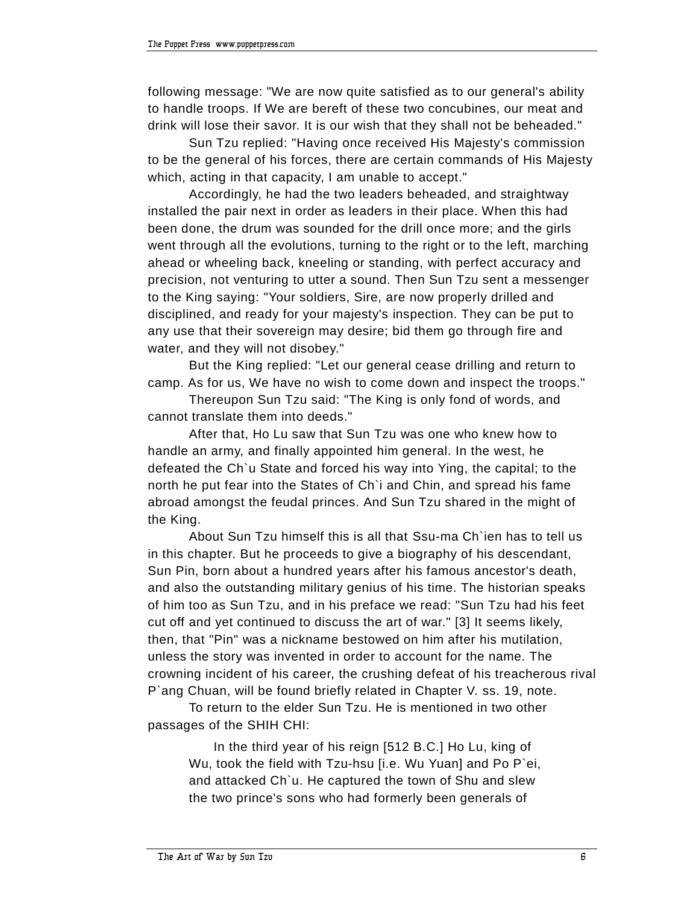following message: "We are now quite satisfied as to our general's ability to handle troops. If We are bereft of these two concubines, our meat and drink will lose their savor. It is our wish that they shall not be beheaded."

Sun Tzu replied: "Having once received His Majesty's commission to be the general of his forces, there are certain commands of His Majesty which, acting in that capacity, I am unable to accept."

Accordingly, he had the two leaders beheaded, and straightway installed the pair next in order as leaders in their place. When this had been done, the drum was sounded for the drill once more; and the girls went through all the evolutions, turning to the right or to the left, marching ahead or wheeling back, kneeling or standing, with perfect accuracy and precision, not venturing to utter a sound. Then Sun Tzu sent a messenger to the King saying: "Your soldiers, Sire, are now properly drilled and disciplined, and ready for your majesty's inspection. They can be put to any use that their sovereign may desire; bid them go through fire and water, and they will not disobey."

But the King replied: "Let our general cease drilling and return to camp. As for us, We have no wish to come down and inspect the troops."

Thereupon Sun Tzu said: "The King is only fond of words, and cannot translate them into deeds."

After that, Ho Lu saw that Sun Tzu was one who knew how to handle an army, and finally appointed him general. In the west, he defeated the Ch`u State and forced his way into Ying, the capital; to the north he put fear into the States of Ch`i and Chin, and spread his fame abroad amongst the feudal princes. And Sun Tzu shared in the might of the King.

About Sun Tzu himself this is all that Ssu-ma Ch`ien has to tell us in this chapter. But he proceeds to give a biography of his descendant, Sun Pin, born about a hundred years after his famous ancestor's death, and also the outstanding military genius of his time. The historian speaks of him too as Sun Tzu, and in his preface we read: "Sun Tzu had his feet cut off and yet continued to discuss the art of war." [3] It seems likely, then, that "Pin" was a nickname bestowed on him after his mutilation, unless the story was invented in order to account for the name. The crowning incident of his career, the crushing defeat of his treacherous rival P`ang Chuan, will be found briefly related in Chapter V. ss. 19, note.

To return to the elder Sun Tzu. He is mentioned in two other passages of the SHIH CHI:

> In the third year of his reign [512 B.C.] Ho Lu, king of Wu, took the field with Tzu-hsu [i.e. Wu Yuan] and Po P`ei, and attacked Ch`u. He captured the town of Shu and slew the two prince's sons who had formerly been generals of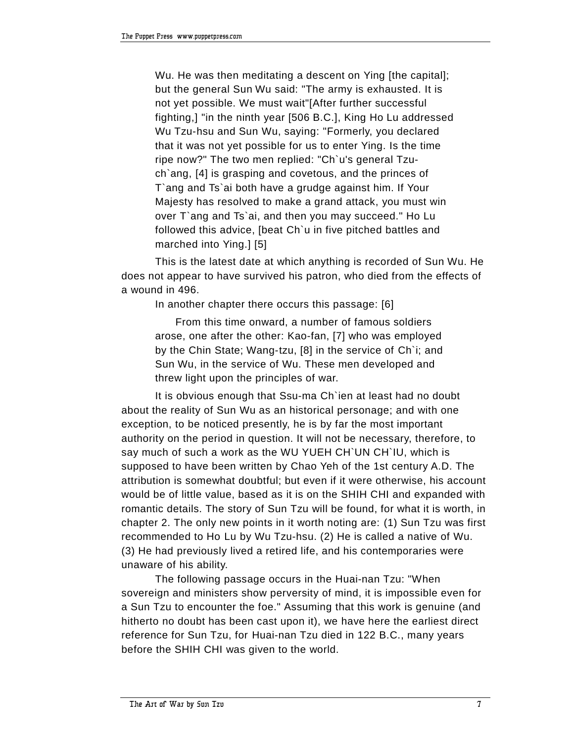> Wu. He was then meditating a descent on Ying [the capital]; but the general Sun Wu said: "The army is exhausted. It is not yet possible. We must wait"[After further successful fighting,] "in the ninth year [506 B.C.], King Ho Lu addressed Wu Tzu-hsu and Sun Wu, saying: "Formerly, you declared that it was not yet possible for us to enter Ying. Is the time ripe now?" The two men replied: "Ch`u's general Tzu-ch`ang, [4] is grasping and covetous, and the princes of T`ang and Ts`ai both have a grudge against him. If Your Majesty has resolved to make a grand attack, you must win over T`ang and Ts`ai, and then you may succeed." Ho Lu followed this advice, [beat Ch`u in five pitched battles and marched into Ying.] [5]

This is the latest date at which anything is recorded of Sun Wu. He does not appear to have survived his patron, who died from the effects of a wound in 496.

In another chapter there occurs this passage: [6]

> From this time onward, a number of famous soldiers arose, one after the other: Kao-fan, [7] who was employed by the Chin State; Wang-tzu, [8] in the service of Ch`i; and Sun Wu, in the service of Wu. These men developed and threw light upon the principles of war.

It is obvious enough that Ssu-ma Ch`ien at least had no doubt about the reality of Sun Wu as an historical personage; and with one exception, to be noticed presently, he is by far the most important authority on the period in question. It will not be necessary, therefore, to say much of such a work as the WU YUEH CH`UN CH`IU, which is supposed to have been written by Chao Yeh of the 1st century A.D. The attribution is somewhat doubtful; but even if it were otherwise, his account would be of little value, based as it is on the SHIH CHI and expanded with romantic details. The story of Sun Tzu will be found, for what it is worth, in chapter 2. The only new points in it worth noting are: (1) Sun Tzu was first recommended to Ho Lu by Wu Tzu-hsu. (2) He is called a native of Wu. (3) He had previously lived a retired life, and his contemporaries were unaware of his ability.

The following passage occurs in the Huai-nan Tzu: "When sovereign and ministers show perversity of mind, it is impossible even for a Sun Tzu to encounter the foe." Assuming that this work is genuine (and hitherto no doubt has been cast upon it), we have here the earliest direct reference for Sun Tzu, for Huai-nan Tzu died in 122 B.C., many years before the SHIH CHI was given to the world.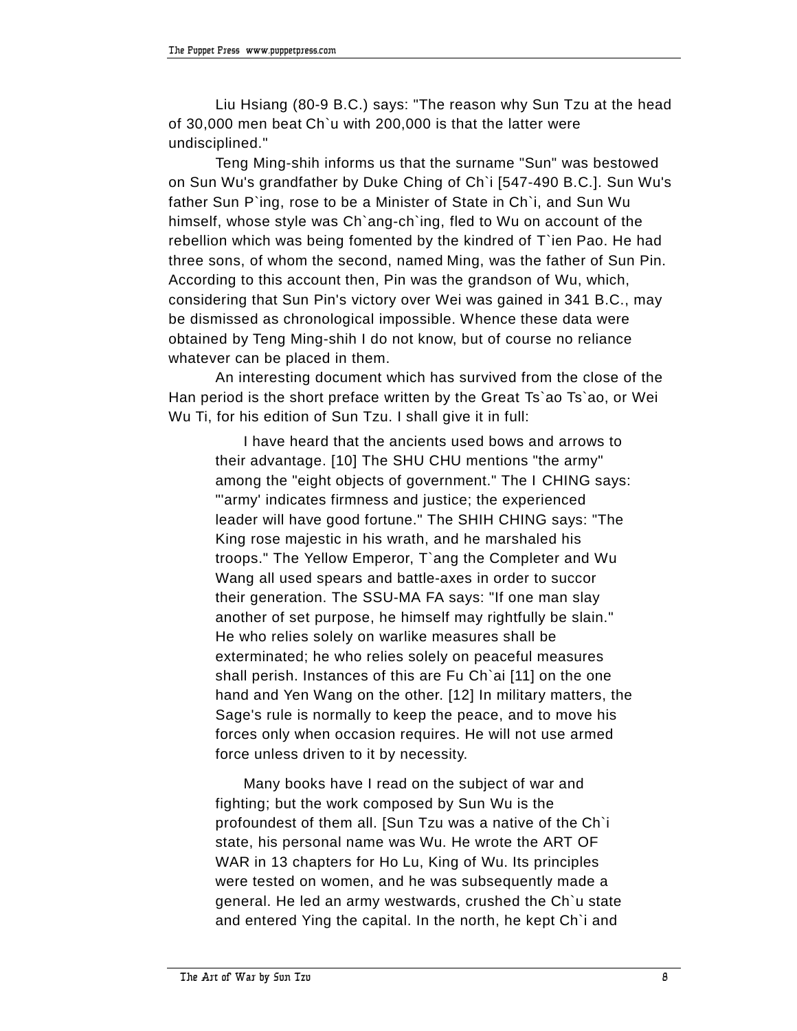Liu Hsiang (80-9 B.C.) says: "The reason why Sun Tzu at the head of 30,000 men beat Ch`u with 200,000 is that the latter were undisciplined."

Teng Ming-shih informs us that the surname "Sun" was bestowed on Sun Wu's grandfather by Duke Ching of Ch`i [547-490 B.C.]. Sun Wu's father Sun P`ing, rose to be a Minister of State in Ch`i, and Sun Wu himself, whose style was Ch`ang-ch`ing, fled to Wu on account of the rebellion which was being fomented by the kindred of T`ien Pao. He had three sons, of whom the second, named Ming, was the father of Sun Pin. According to this account then, Pin was the grandson of Wu, which, considering that Sun Pin's victory over Wei was gained in 341 B.C., may be dismissed as chronological impossible. Whence these data were obtained by Teng Ming-shih I do not know, but of course no reliance whatever can be placed in them.

An interesting document which has survived from the close of the Han period is the short preface written by the Great Ts`ao Ts`ao, or Wei Wu Ti, for his edition of Sun Tzu. I shall give it in full:

> I have heard that the ancients used bows and arrows to their advantage. [10] The SHU CHU mentions "the army" among the "eight objects of government." The I CHING says: "'army' indicates firmness and justice; the experienced leader will have good fortune." The SHIH CHING says: "The King rose majestic in his wrath, and he marshaled his troops." The Yellow Emperor, T`ang the Completer and Wu Wang all used spears and battle-axes in order to succor their generation. The SSU-MA FA says: "If one man slay another of set purpose, he himself may rightfully be slain." He who relies solely on warlike measures shall be exterminated; he who relies solely on peaceful measures shall perish. Instances of this are Fu Ch`ai [11] on the one hand and Yen Wang on the other. [12] In military matters, the Sage's rule is normally to keep the peace, and to move his forces only when occasion requires. He will not use armed force unless driven to it by necessity.
>
> Many books have I read on the subject of war and fighting; but the work composed by Sun Wu is the profoundest of them all. [Sun Tzu was a native of the Ch`i state, his personal name was Wu. He wrote the ART OF WAR in 13 chapters for Ho Lu, King of Wu. Its principles were tested on women, and he was subsequently made a general. He led an army westwards, crushed the Ch`u state and entered Ying the capital. In the north, he kept Ch`i and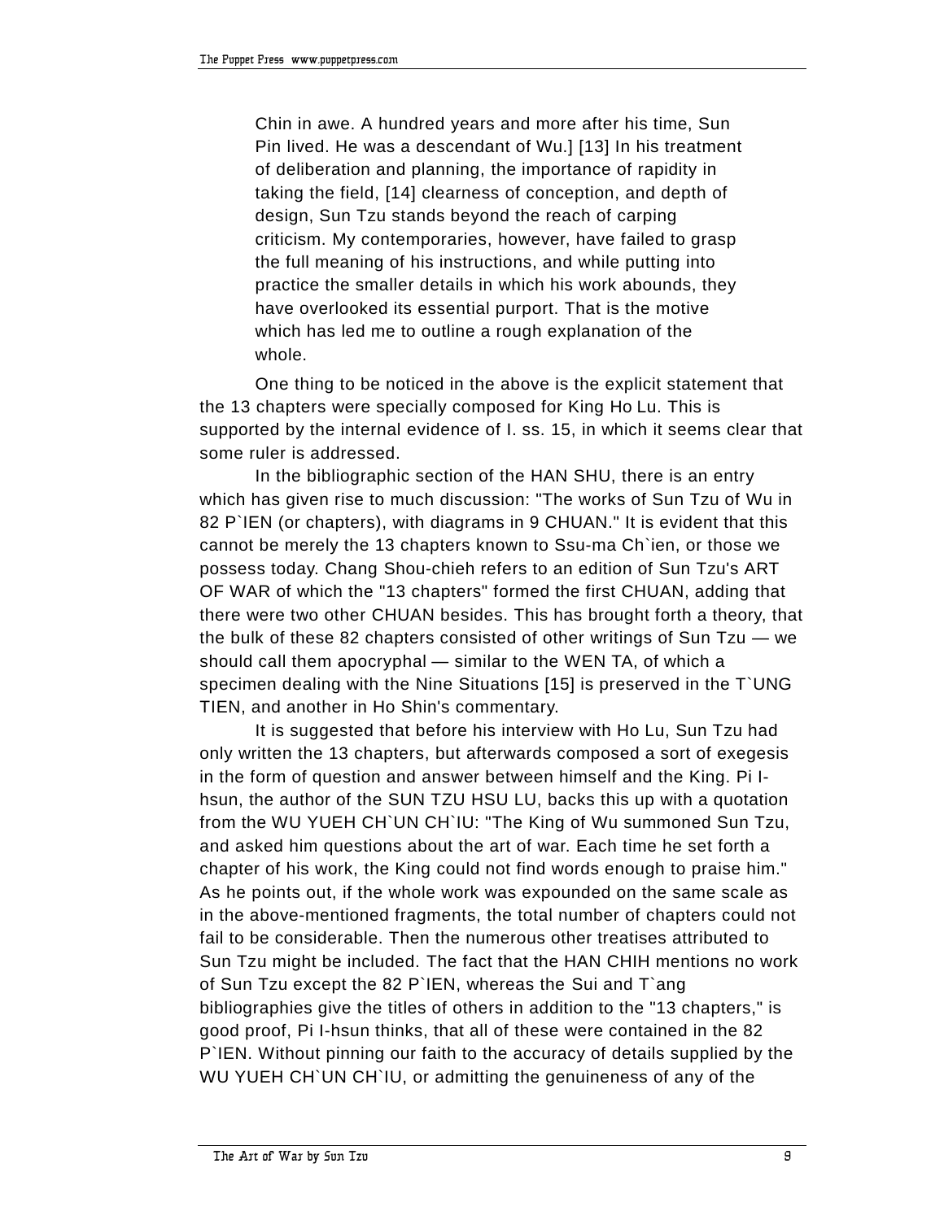> Chin in awe. A hundred years and more after his time, Sun Pin lived. He was a descendant of Wu.] [13] In his treatment of deliberation and planning, the importance of rapidity in taking the field, [14] clearness of conception, and depth of design, Sun Tzu stands beyond the reach of carping criticism. My contemporaries, however, have failed to grasp the full meaning of his instructions, and while putting into practice the smaller details in which his work abounds, they have overlooked its essential purport. That is the motive which has led me to outline a rough explanation of the whole.

One thing to be noticed in the above is the explicit statement that the 13 chapters were specially composed for King Ho Lu. This is supported by the internal evidence of I. ss. 15, in which it seems clear that some ruler is addressed.

In the bibliographic section of the HAN SHU, there is an entry which has given rise to much discussion: "The works of Sun Tzu of Wu in 82 P`IEN (or chapters), with diagrams in 9 CHUAN." It is evident that this cannot be merely the 13 chapters known to Ssu-ma Ch`ien, or those we possess today. Chang Shou-chieh refers to an edition of Sun Tzu's ART OF WAR of which the "13 chapters" formed the first CHUAN, adding that there were two other CHUAN besides. This has brought forth a theory, that the bulk of these 82 chapters consisted of other writings of Sun Tzu — we should call them apocryphal — similar to the WEN TA, of which a specimen dealing with the Nine Situations [15] is preserved in the T`UNG TIEN, and another in Ho Shin's commentary.

It is suggested that before his interview with Ho Lu, Sun Tzu had only written the 13 chapters, but afterwards composed a sort of exegesis in the form of question and answer between himself and the King. Pi I-hsun, the author of the SUN TZU HSU LU, backs this up with a quotation from the WU YUEH CH`UN CH`IU: "The King of Wu summoned Sun Tzu, and asked him questions about the art of war. Each time he set forth a chapter of his work, the King could not find words enough to praise him." As he points out, if the whole work was expounded on the same scale as in the above-mentioned fragments, the total number of chapters could not fail to be considerable. Then the numerous other treatises attributed to Sun Tzu might be included. The fact that the HAN CHIH mentions no work of Sun Tzu except the 82 P`IEN, whereas the Sui and T`ang bibliographies give the titles of others in addition to the "13 chapters," is good proof, Pi I-hsun thinks, that all of these were contained in the 82 P`IEN. Without pinning our faith to the accuracy of details supplied by the WU YUEH CH`UN CH`IU, or admitting the genuineness of any of the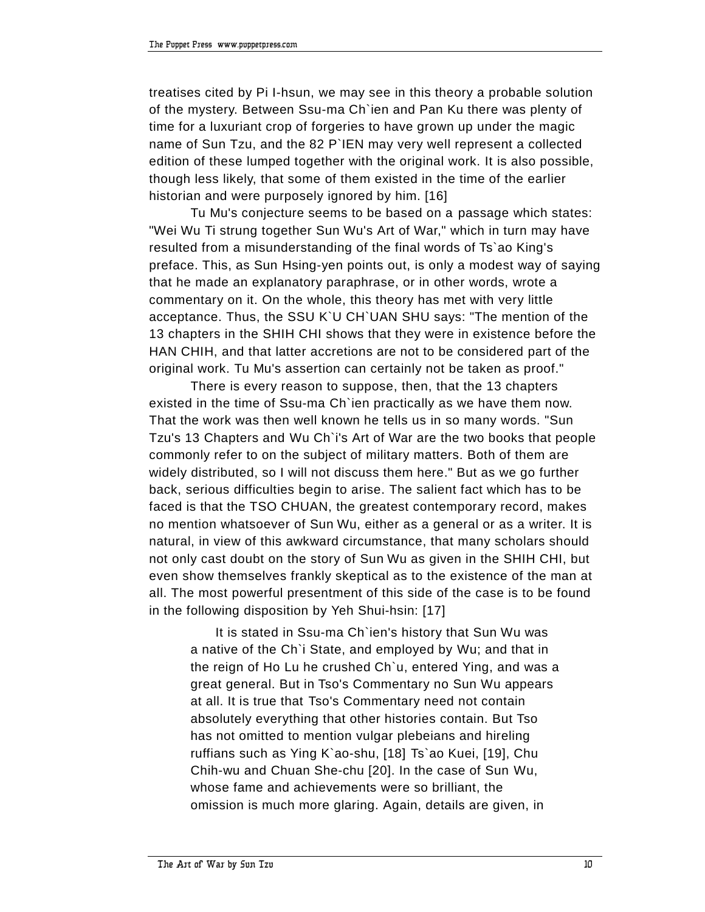treatises cited by Pi I-hsun, we may see in this theory a probable solution of the mystery. Between Ssu-ma Ch`ien and Pan Ku there was plenty of time for a luxuriant crop of forgeries to have grown up under the magic name of Sun Tzu, and the 82 P`IEN may very well represent a collected edition of these lumped together with the original work. It is also possible, though less likely, that some of them existed in the time of the earlier historian and were purposely ignored by him. [16]

Tu Mu's conjecture seems to be based on a passage which states: "Wei Wu Ti strung together Sun Wu's Art of War," which in turn may have resulted from a misunderstanding of the final words of Ts`ao King's preface. This, as Sun Hsing-yen points out, is only a modest way of saying that he made an explanatory paraphrase, or in other words, wrote a commentary on it. On the whole, this theory has met with very little acceptance. Thus, the SSU K`U CH`UAN SHU says: "The mention of the 13 chapters in the SHIH CHI shows that they were in existence before the HAN CHIH, and that latter accretions are not to be considered part of the original work. Tu Mu's assertion can certainly not be taken as proof."

There is every reason to suppose, then, that the 13 chapters existed in the time of Ssu-ma Ch`ien practically as we have them now. That the work was then well known he tells us in so many words. "Sun Tzu's 13 Chapters and Wu Ch`i's Art of War are the two books that people commonly refer to on the subject of military matters. Both of them are widely distributed, so I will not discuss them here." But as we go further back, serious difficulties begin to arise. The salient fact which has to be faced is that the TSO CHUAN, the greatest contemporary record, makes no mention whatsoever of Sun Wu, either as a general or as a writer. It is natural, in view of this awkward circumstance, that many scholars should not only cast doubt on the story of Sun Wu as given in the SHIH CHI, but even show themselves frankly skeptical as to the existence of the man at all. The most powerful presentment of this side of the case is to be found in the following disposition by Yeh Shui-hsin: [17]

> It is stated in Ssu-ma Ch`ien's history that Sun Wu was a native of the Ch`i State, and employed by Wu; and that in the reign of Ho Lu he crushed Ch`u, entered Ying, and was a great general. But in Tso's Commentary no Sun Wu appears at all. It is true that Tso's Commentary need not contain absolutely everything that other histories contain. But Tso has not omitted to mention vulgar plebeians and hireling ruffians such as Ying K`ao-shu, [18] Ts`ao Kuei, [19], Chu Chih-wu and Chuan She-chu [20]. In the case of Sun Wu, whose fame and achievements were so brilliant, the omission is much more glaring. Again, details are given, in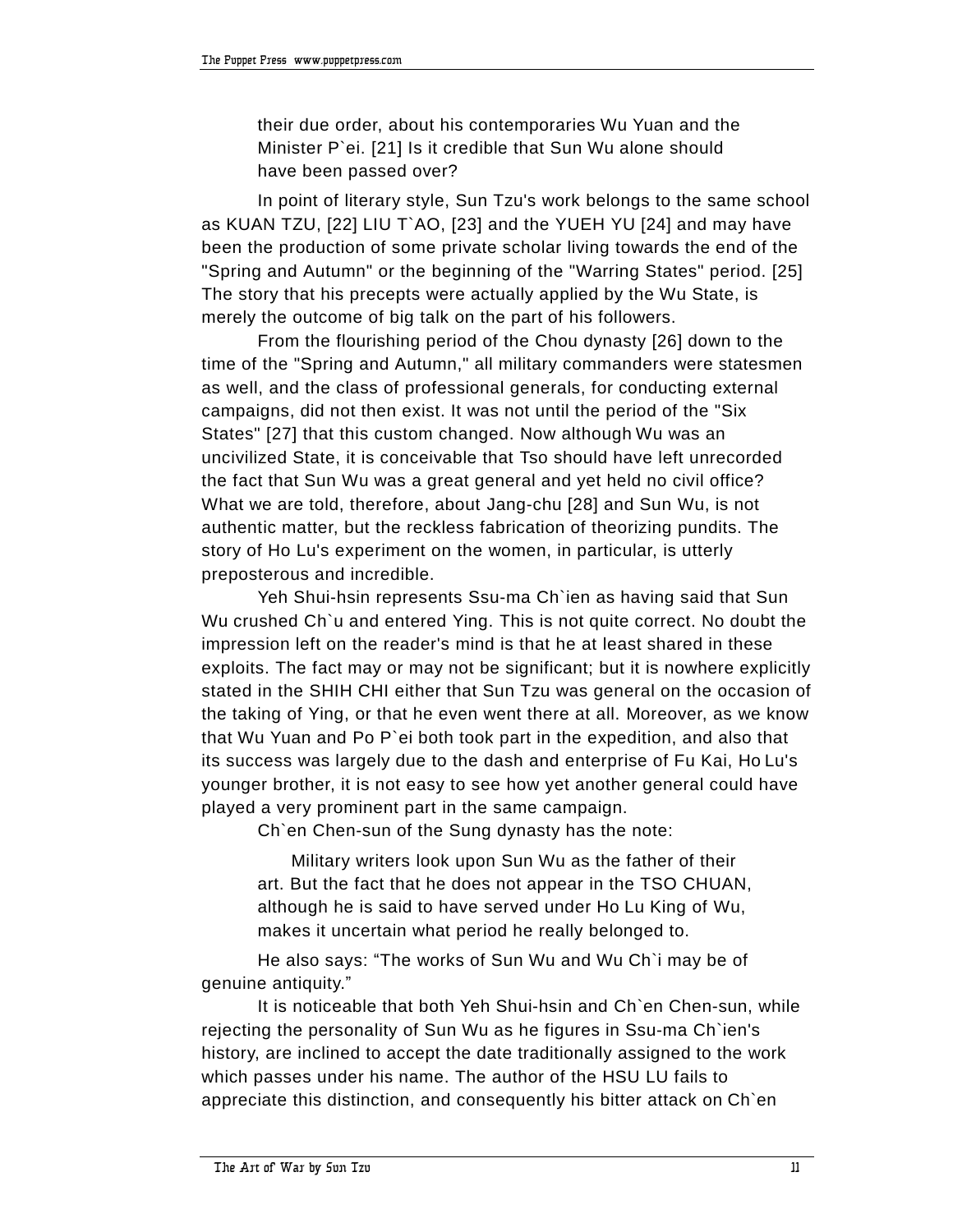their due order, about his contemporaries Wu Yuan and the Minister P`ei. [21] Is it credible that Sun Wu alone should have been passed over?

In point of literary style, Sun Tzu's work belongs to the same school as KUAN TZU, [22] LIU T`AO, [23] and the YUEH YU [24] and may have been the production of some private scholar living towards the end of the "Spring and Autumn" or the beginning of the "Warring States" period. [25] The story that his precepts were actually applied by the Wu State, is merely the outcome of big talk on the part of his followers.

From the flourishing period of the Chou dynasty [26] down to the time of the "Spring and Autumn," all military commanders were statesmen as well, and the class of professional generals, for conducting external campaigns, did not then exist. It was not until the period of the "Six States" [27] that this custom changed. Now although Wu was an uncivilized State, it is conceivable that Tso should have left unrecorded the fact that Sun Wu was a great general and yet held no civil office? What we are told, therefore, about Jang-chu [28] and Sun Wu, is not authentic matter, but the reckless fabrication of theorizing pundits. The story of Ho Lu's experiment on the women, in particular, is utterly preposterous and incredible.

Yeh Shui-hsin represents Ssu-ma Ch`ien as having said that Sun Wu crushed Ch`u and entered Ying. This is not quite correct. No doubt the impression left on the reader's mind is that he at least shared in these exploits. The fact may or may not be significant; but it is nowhere explicitly stated in the SHIH CHI either that Sun Tzu was general on the occasion of the taking of Ying, or that he even went there at all. Moreover, as we know that Wu Yuan and Po P`ei both took part in the expedition, and also that its success was largely due to the dash and enterprise of Fu Kai, Ho Lu's younger brother, it is not easy to see how yet another general could have played a very prominent part in the same campaign.

Ch`en Chen-sun of the Sung dynasty has the note:

> Military writers look upon Sun Wu as the father of their art. But the fact that he does not appear in the TSO CHUAN, although he is said to have served under Ho Lu King of Wu, makes it uncertain what period he really belonged to.

He also says: “The works of Sun Wu and Wu Ch`i may be of genuine antiquity.”

It is noticeable that both Yeh Shui-hsin and Ch`en Chen-sun, while rejecting the personality of Sun Wu as he figures in Ssu-ma Ch`ien's history, are inclined to accept the date traditionally assigned to the work which passes under his name. The author of the HSU LU fails to appreciate this distinction, and consequently his bitter attack on Ch`en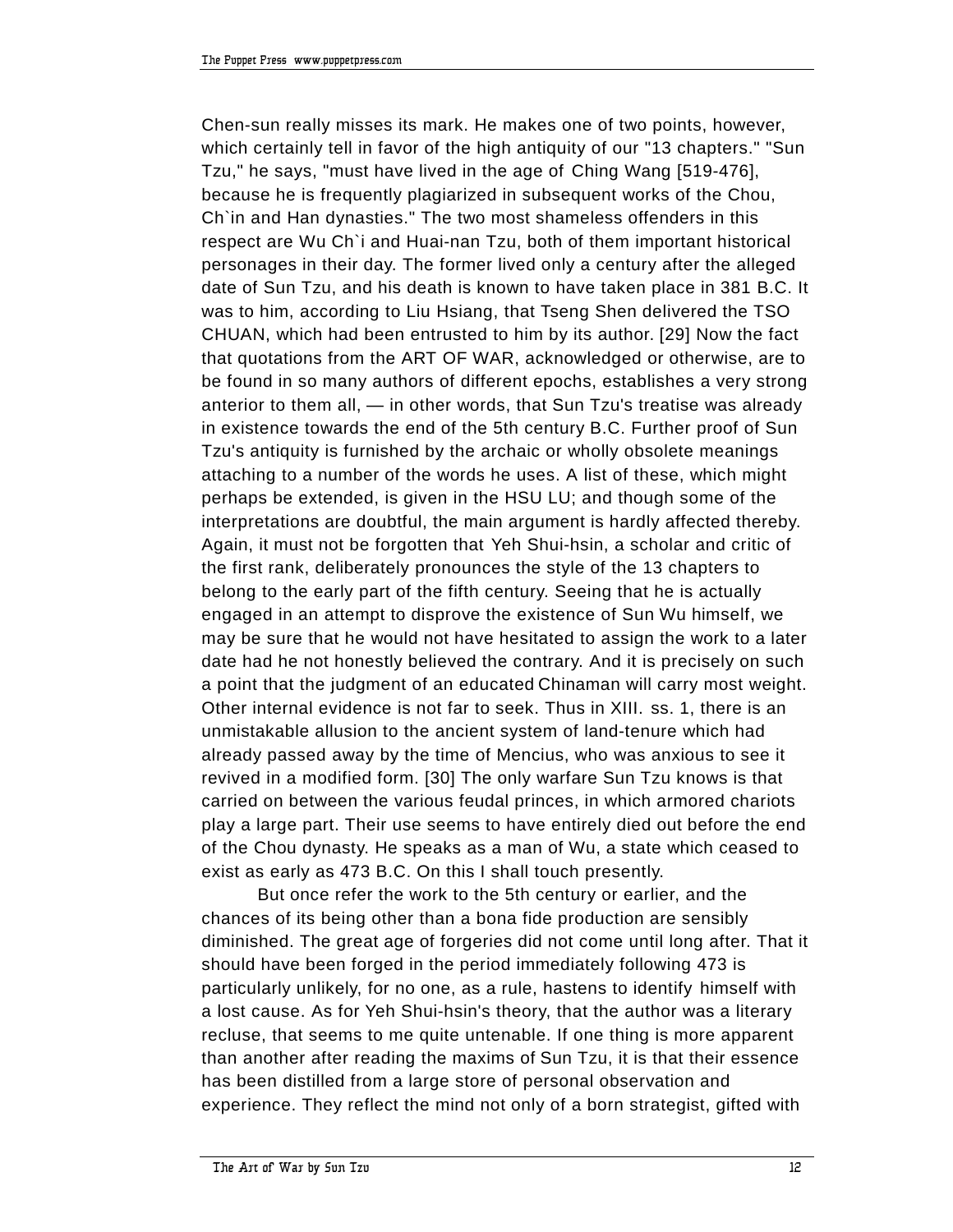Chen-sun really misses its mark. He makes one of two points, however, which certainly tell in favor of the high antiquity of our "13 chapters." "Sun Tzu," he says, "must have lived in the age of Ching Wang [519-476], because he is frequently plagiarized in subsequent works of the Chou, Ch`in and Han dynasties." The two most shameless offenders in this respect are Wu Ch`i and Huai-nan Tzu, both of them important historical personages in their day. The former lived only a century after the alleged date of Sun Tzu, and his death is known to have taken place in 381 B.C. It was to him, according to Liu Hsiang, that Tseng Shen delivered the TSO CHUAN, which had been entrusted to him by its author. [29] Now the fact that quotations from the ART OF WAR, acknowledged or otherwise, are to be found in so many authors of different epochs, establishes a very strong anterior to them all, — in other words, that Sun Tzu's treatise was already in existence towards the end of the 5th century B.C. Further proof of Sun Tzu's antiquity is furnished by the archaic or wholly obsolete meanings attaching to a number of the words he uses. A list of these, which might perhaps be extended, is given in the HSU LU; and though some of the interpretations are doubtful, the main argument is hardly affected thereby. Again, it must not be forgotten that Yeh Shui-hsin, a scholar and critic of the first rank, deliberately pronounces the style of the 13 chapters to belong to the early part of the fifth century. Seeing that he is actually engaged in an attempt to disprove the existence of Sun Wu himself, we may be sure that he would not have hesitated to assign the work to a later date had he not honestly believed the contrary. And it is precisely on such a point that the judgment of an educated Chinaman will carry most weight. Other internal evidence is not far to seek. Thus in XIII. ss. 1, there is an unmistakable allusion to the ancient system of land-tenure which had already passed away by the time of Mencius, who was anxious to see it revived in a modified form. [30] The only warfare Sun Tzu knows is that carried on between the various feudal princes, in which armored chariots play a large part. Their use seems to have entirely died out before the end of the Chou dynasty. He speaks as a man of Wu, a state which ceased to exist as early as 473 B.C. On this I shall touch presently.

But once refer the work to the 5th century or earlier, and the chances of its being other than a bona fide production are sensibly diminished. The great age of forgeries did not come until long after. That it should have been forged in the period immediately following 473 is particularly unlikely, for no one, as a rule, hastens to identify himself with a lost cause. As for Yeh Shui-hsin's theory, that the author was a literary recluse, that seems to me quite untenable. If one thing is more apparent than another after reading the maxims of Sun Tzu, it is that their essence has been distilled from a large store of personal observation and experience. They reflect the mind not only of a born strategist, gifted with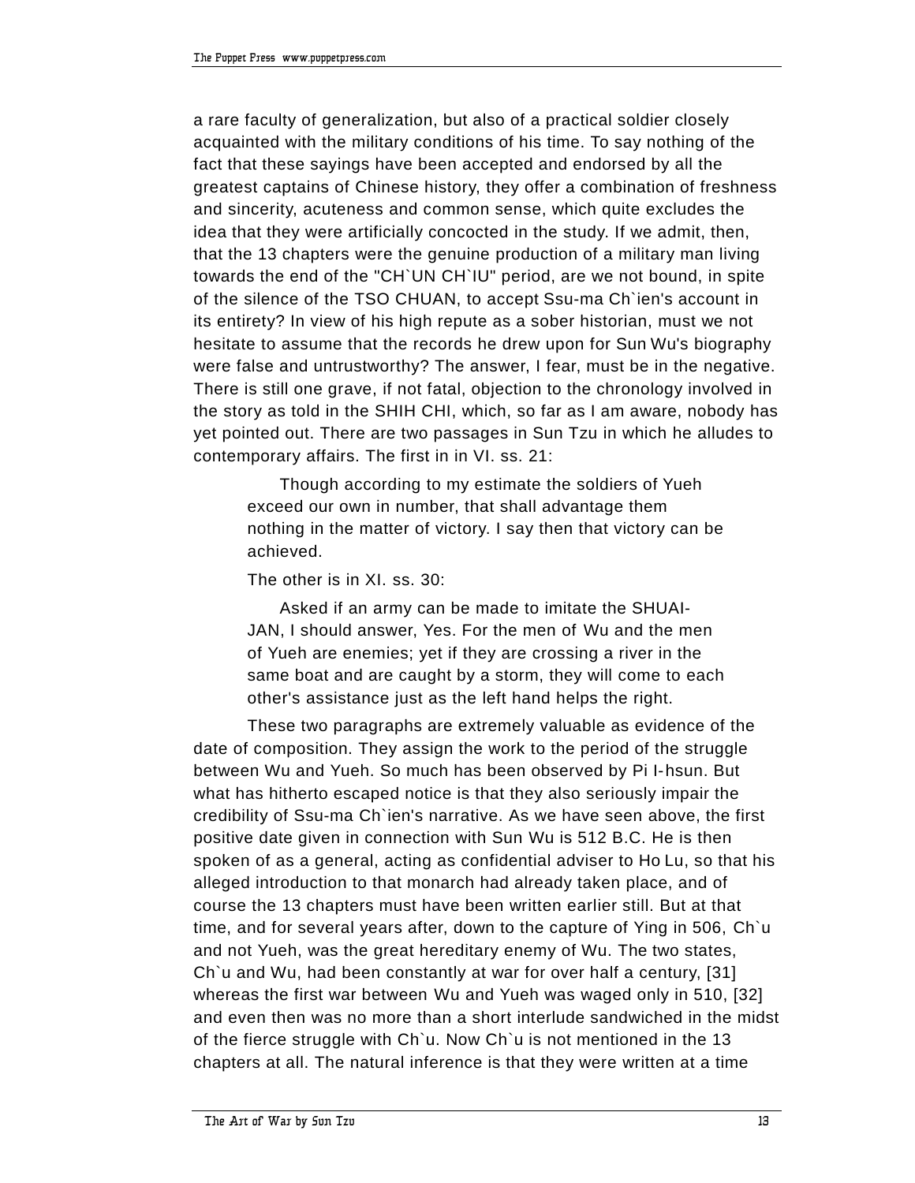a rare faculty of generalization, but also of a practical soldier closely acquainted with the military conditions of his time. To say nothing of the fact that these sayings have been accepted and endorsed by all the greatest captains of Chinese history, they offer a combination of freshness and sincerity, acuteness and common sense, which quite excludes the idea that they were artificially concocted in the study. If we admit, then, that the 13 chapters were the genuine production of a military man living towards the end of the "CH`UN CH`IU" period, are we not bound, in spite of the silence of the TSO CHUAN, to accept Ssu-ma Ch`ien's account in its entirety? In view of his high repute as a sober historian, must we not hesitate to assume that the records he drew upon for Sun Wu's biography were false and untrustworthy? The answer, I fear, must be in the negative. There is still one grave, if not fatal, objection to the chronology involved in the story as told in the SHIH CHI, which, so far as I am aware, nobody has yet pointed out. There are two passages in Sun Tzu in which he alludes to contemporary affairs. The first in in VI. ss. 21:

> Though according to my estimate the soldiers of Yueh exceed our own in number, that shall advantage them nothing in the matter of victory. I say then that victory can be achieved.

The other is in XI. ss. 30:

> Asked if an army can be made to imitate the SHUAI-JAN, I should answer, Yes. For the men of Wu and the men of Yueh are enemies; yet if they are crossing a river in the same boat and are caught by a storm, they will come to each other's assistance just as the left hand helps the right.

These two paragraphs are extremely valuable as evidence of the date of composition. They assign the work to the period of the struggle between Wu and Yueh. So much has been observed by Pi I-hsun. But what has hitherto escaped notice is that they also seriously impair the credibility of Ssu-ma Ch`ien's narrative. As we have seen above, the first positive date given in connection with Sun Wu is 512 B.C. He is then spoken of as a general, acting as confidential adviser to Ho Lu, so that his alleged introduction to that monarch had already taken place, and of course the 13 chapters must have been written earlier still. But at that time, and for several years after, down to the capture of Ying in 506, Ch`u and not Yueh, was the great hereditary enemy of Wu. The two states, Ch`u and Wu, had been constantly at war for over half a century, [31] whereas the first war between Wu and Yueh was waged only in 510, [32] and even then was no more than a short interlude sandwiched in the midst of the fierce struggle with Ch`u. Now Ch`u is not mentioned in the 13 chapters at all. The natural inference is that they were written at a time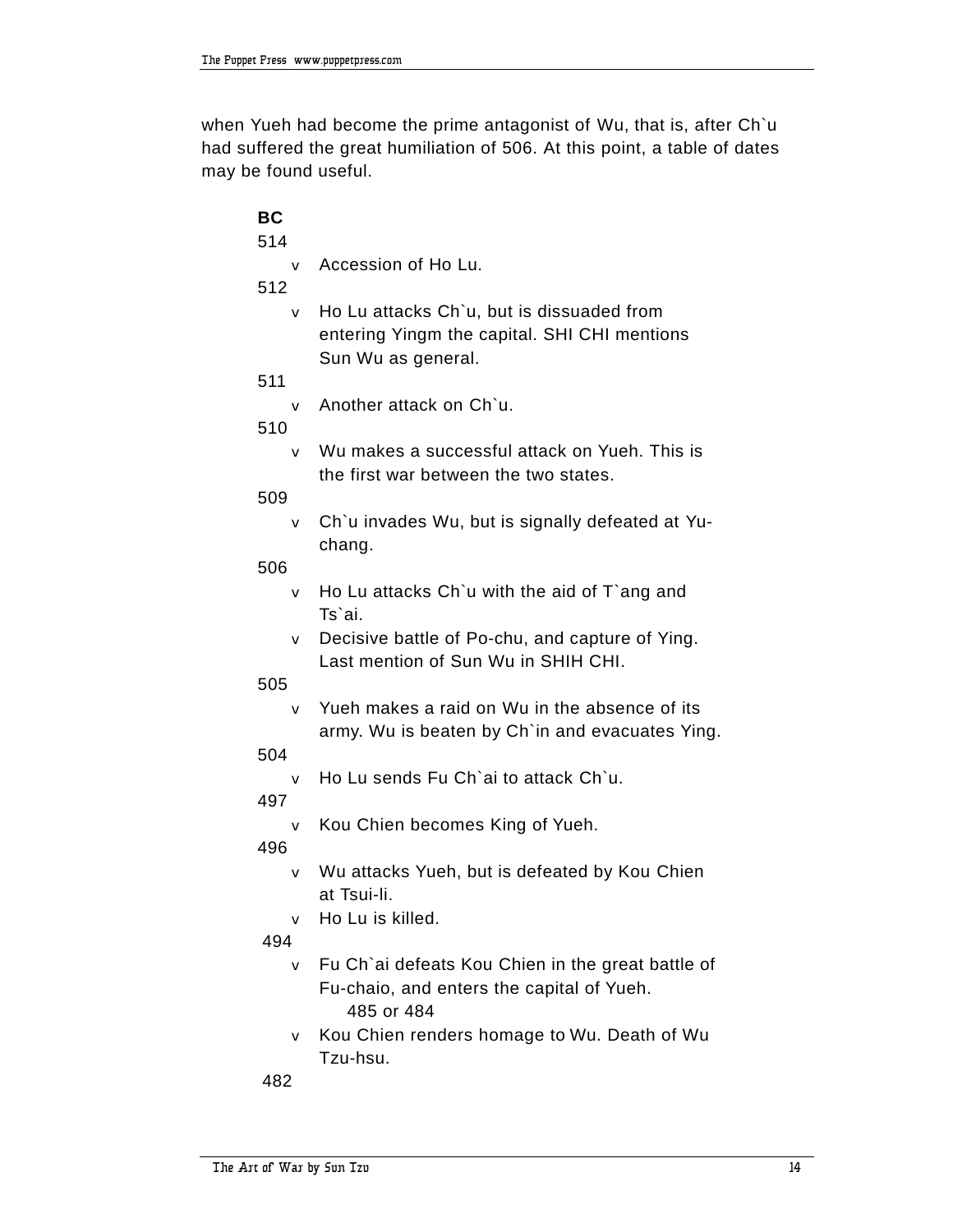when Yueh had become the prime antagonist of Wu, that is, after Ch`u had suffered the great humiliation of 506. At this point, a table of dates may be found useful.

**BC**

514

- Accession of Ho Lu.

512

- Ho Lu attacks Ch`u, but is dissuaded from entering Yingm the capital. SHI CHI mentions Sun Wu as general.

511

- Another attack on Ch`u.

510

- Wu makes a successful attack on Yueh. This is the first war between the two states.

509

- Ch`u invades Wu, but is signally defeated at Yu-chang.

506

- Ho Lu attacks Ch`u with the aid of T`ang and Ts`ai.
- Decisive battle of Po-chu, and capture of Ying. Last mention of Sun Wu in SHIH CHI.

505

- Yueh makes a raid on Wu in the absence of its army. Wu is beaten by Ch`in and evacuates Ying.

504

- Ho Lu sends Fu Ch`ai to attack Ch`u.

497

- Kou Chien becomes King of Yueh.

496

- Wu attacks Yueh, but is defeated by Kou Chien at Tsui-li.
- Ho Lu is killed.

494

- Fu Ch`ai defeats Kou Chien in the great battle of Fu-chaio, and enters the capital of Yueh.

485 or 484

- Kou Chien renders homage to Wu. Death of Wu Tzu-hsu.

482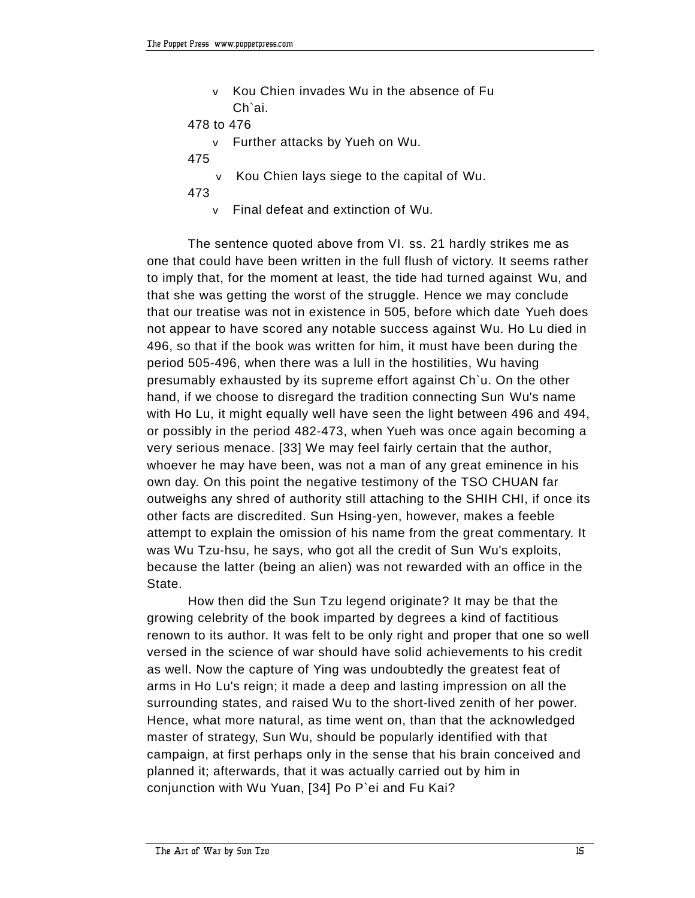- Kou Chien invades Wu in the absence of Fu Ch`ai.

478 to 476

- Further attacks by Yueh on Wu.

475

- Kou Chien lays siege to the capital of Wu.

473

- Final defeat and extinction of Wu.

The sentence quoted above from VI. ss. 21 hardly strikes me as one that could have been written in the full flush of victory. It seems rather to imply that, for the moment at least, the tide had turned against Wu, and that she was getting the worst of the struggle. Hence we may conclude that our treatise was not in existence in 505, before which date Yueh does not appear to have scored any notable success against Wu. Ho Lu died in 496, so that if the book was written for him, it must have been during the period 505-496, when there was a lull in the hostilities, Wu having presumably exhausted by its supreme effort against Ch`u. On the other hand, if we choose to disregard the tradition connecting Sun Wu's name with Ho Lu, it might equally well have seen the light between 496 and 494, or possibly in the period 482-473, when Yueh was once again becoming a very serious menace. [33] We may feel fairly certain that the author, whoever he may have been, was not a man of any great eminence in his own day. On this point the negative testimony of the TSO CHUAN far outweighs any shred of authority still attaching to the SHIH CHI, if once its other facts are discredited. Sun Hsing-yen, however, makes a feeble attempt to explain the omission of his name from the great commentary. It was Wu Tzu-hsu, he says, who got all the credit of Sun Wu's exploits, because the latter (being an alien) was not rewarded with an office in the State.

How then did the Sun Tzu legend originate? It may be that the growing celebrity of the book imparted by degrees a kind of factitious renown to its author. It was felt to be only right and proper that one so well versed in the science of war should have solid achievements to his credit as well. Now the capture of Ying was undoubtedly the greatest feat of arms in Ho Lu's reign; it made a deep and lasting impression on all the surrounding states, and raised Wu to the short-lived zenith of her power. Hence, what more natural, as time went on, than that the acknowledged master of strategy, Sun Wu, should be popularly identified with that campaign, at first perhaps only in the sense that his brain conceived and planned it; afterwards, that it was actually carried out by him in conjunction with Wu Yuan, [34] Po P`ei and Fu Kai?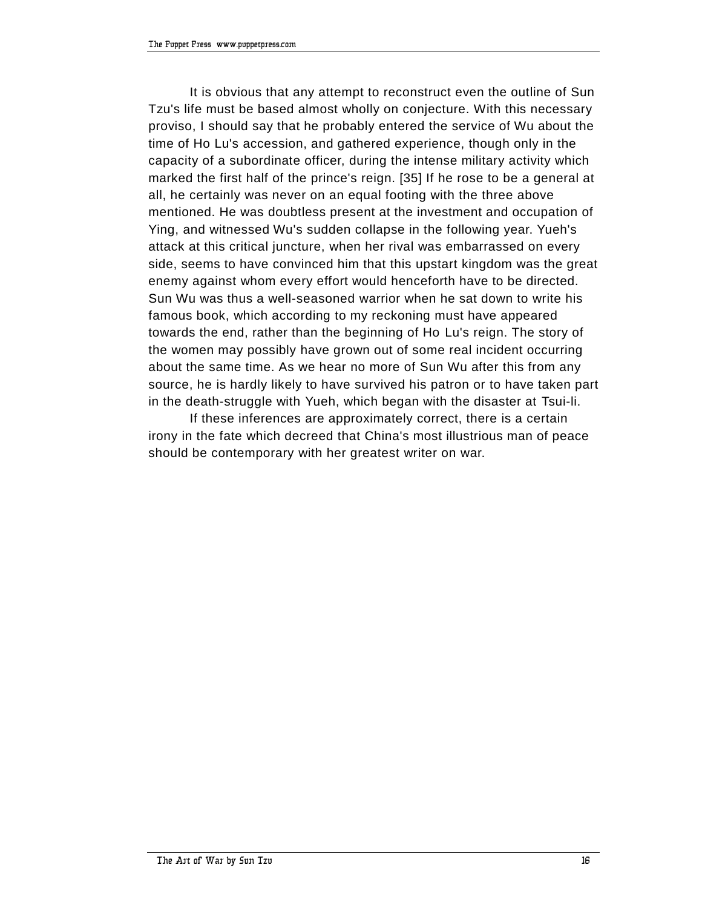It is obvious that any attempt to reconstruct even the outline of Sun Tzu's life must be based almost wholly on conjecture. With this necessary proviso, I should say that he probably entered the service of Wu about the time of Ho Lu's accession, and gathered experience, though only in the capacity of a subordinate officer, during the intense military activity which marked the first half of the prince's reign. [35] If he rose to be a general at all, he certainly was never on an equal footing with the three above mentioned. He was doubtless present at the investment and occupation of Ying, and witnessed Wu's sudden collapse in the following year. Yueh's attack at this critical juncture, when her rival was embarrassed on every side, seems to have convinced him that this upstart kingdom was the great enemy against whom every effort would henceforth have to be directed. Sun Wu was thus a well-seasoned warrior when he sat down to write his famous book, which according to my reckoning must have appeared towards the end, rather than the beginning of Ho Lu's reign. The story of the women may possibly have grown out of some real incident occurring about the same time. As we hear no more of Sun Wu after this from any source, he is hardly likely to have survived his patron or to have taken part in the death-struggle with Yueh, which began with the disaster at Tsui-li.

If these inferences are approximately correct, there is a certain irony in the fate which decreed that China's most illustrious man of peace should be contemporary with her greatest writer on war.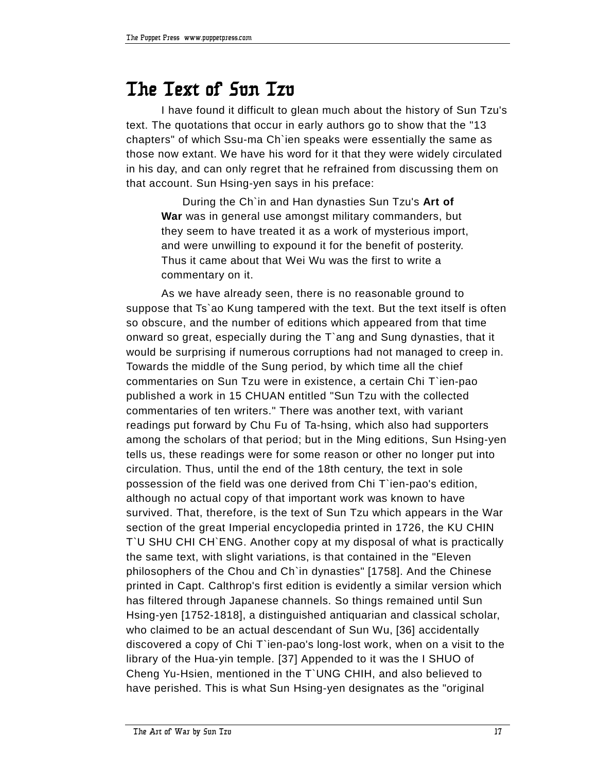# The Text of Sun Tzu

I have found it difficult to glean much about the history of Sun Tzu's text. The quotations that occur in early authors go to show that the "13 chapters" of which Ssu-ma Ch`ien speaks were essentially the same as those now extant. We have his word for it that they were widely circulated in his day, and can only regret that he refrained from discussing them on that account. Sun Hsing-yen says in his preface:

> During the Ch`in and Han dynasties Sun Tzu's **Art of War** was in general use amongst military commanders, but they seem to have treated it as a work of mysterious import, and were unwilling to expound it for the benefit of posterity. Thus it came about that Wei Wu was the first to write a commentary on it.

As we have already seen, there is no reasonable ground to suppose that Ts`ao Kung tampered with the text. But the text itself is often so obscure, and the number of editions which appeared from that time onward so great, especially during the T`ang and Sung dynasties, that it would be surprising if numerous corruptions had not managed to creep in. Towards the middle of the Sung period, by which time all the chief commentaries on Sun Tzu were in existence, a certain Chi T`ien-pao published a work in 15 CHUAN entitled "Sun Tzu with the collected commentaries of ten writers." There was another text, with variant readings put forward by Chu Fu of Ta-hsing, which also had supporters among the scholars of that period; but in the Ming editions, Sun Hsing-yen tells us, these readings were for some reason or other no longer put into circulation. Thus, until the end of the 18th century, the text in sole possession of the field was one derived from Chi T`ien-pao's edition, although no actual copy of that important work was known to have survived. That, therefore, is the text of Sun Tzu which appears in the War section of the great Imperial encyclopedia printed in 1726, the KU CHIN T`U SHU CHI CH`ENG. Another copy at my disposal of what is practically the same text, with slight variations, is that contained in the "Eleven philosophers of the Chou and Ch`in dynasties" [1758]. And the Chinese printed in Capt. Calthrop's first edition is evidently a similar version which has filtered through Japanese channels. So things remained until Sun Hsing-yen [1752-1818], a distinguished antiquarian and classical scholar, who claimed to be an actual descendant of Sun Wu, [36] accidentally discovered a copy of Chi T`ien-pao's long-lost work, when on a visit to the library of the Hua-yin temple. [37] Appended to it was the I SHUO of Cheng Yu-Hsien, mentioned in the T`UNG CHIH, and also believed to have perished. This is what Sun Hsing-yen designates as the "original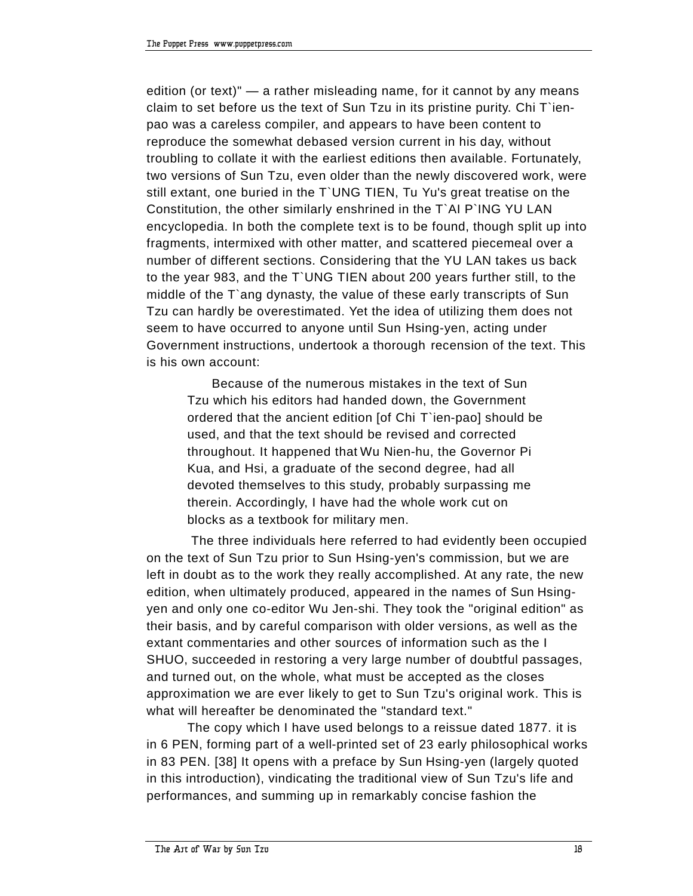edition (or text)" — a rather misleading name, for it cannot by any means claim to set before us the text of Sun Tzu in its pristine purity. Chi T`ien-pao was a careless compiler, and appears to have been content to reproduce the somewhat debased version current in his day, without troubling to collate it with the earliest editions then available. Fortunately, two versions of Sun Tzu, even older than the newly discovered work, were still extant, one buried in the T`UNG TIEN, Tu Yu's great treatise on the Constitution, the other similarly enshrined in the T`AI P`ING YU LAN encyclopedia. In both the complete text is to be found, though split up into fragments, intermixed with other matter, and scattered piecemeal over a number of different sections. Considering that the YU LAN takes us back to the year 983, and the T`UNG TIEN about 200 years further still, to the middle of the T`ang dynasty, the value of these early transcripts of Sun Tzu can hardly be overestimated. Yet the idea of utilizing them does not seem to have occurred to anyone until Sun Hsing-yen, acting under Government instructions, undertook a thorough recension of the text. This is his own account:

> Because of the numerous mistakes in the text of Sun Tzu which his editors had handed down, the Government ordered that the ancient edition [of Chi T`ien-pao] should be used, and that the text should be revised and corrected throughout. It happened that Wu Nien-hu, the Governor Pi Kua, and Hsi, a graduate of the second degree, had all devoted themselves to this study, probably surpassing me therein. Accordingly, I have had the whole work cut on blocks as a textbook for military men.

The three individuals here referred to had evidently been occupied on the text of Sun Tzu prior to Sun Hsing-yen's commission, but we are left in doubt as to the work they really accomplished. At any rate, the new edition, when ultimately produced, appeared in the names of Sun Hsing-yen and only one co-editor Wu Jen-shi. They took the "original edition" as their basis, and by careful comparison with older versions, as well as the extant commentaries and other sources of information such as the I SHUO, succeeded in restoring a very large number of doubtful passages, and turned out, on the whole, what must be accepted as the closes approximation we are ever likely to get to Sun Tzu's original work. This is what will hereafter be denominated the "standard text."

The copy which I have used belongs to a reissue dated 1877. it is in 6 PEN, forming part of a well-printed set of 23 early philosophical works in 83 PEN. [38] It opens with a preface by Sun Hsing-yen (largely quoted in this introduction), vindicating the traditional view of Sun Tzu's life and performances, and summing up in remarkably concise fashion the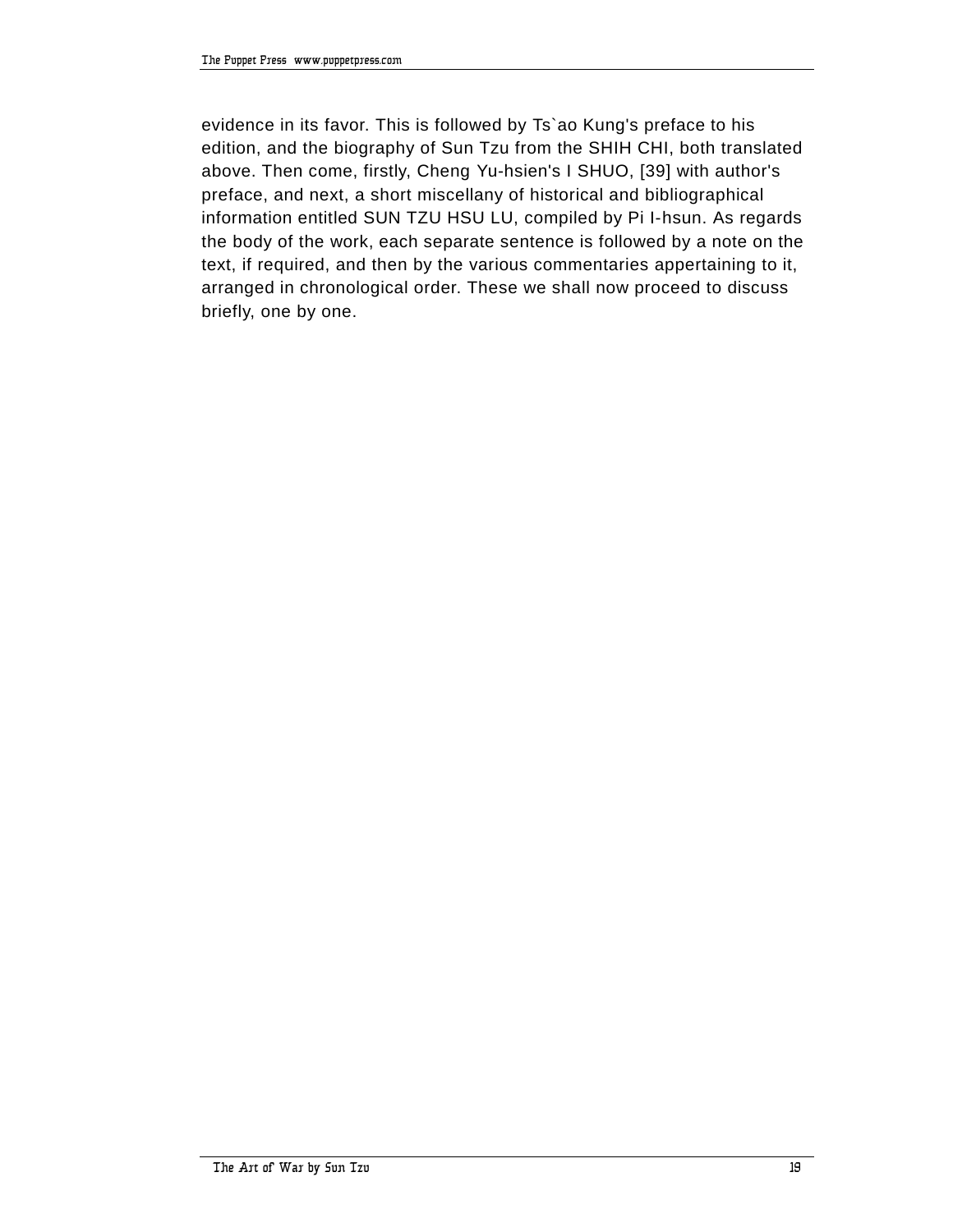evidence in its favor. This is followed by Ts`ao Kung's preface to his edition, and the biography of Sun Tzu from the SHIH CHI, both translated above. Then come, firstly, Cheng Yu-hsien's I SHUO, [39] with author's preface, and next, a short miscellany of historical and bibliographical information entitled SUN TZU HSU LU, compiled by Pi I-hsun. As regards the body of the work, each separate sentence is followed by a note on the text, if required, and then by the various commentaries appertaining to it, arranged in chronological order. These we shall now proceed to discuss briefly, one by one.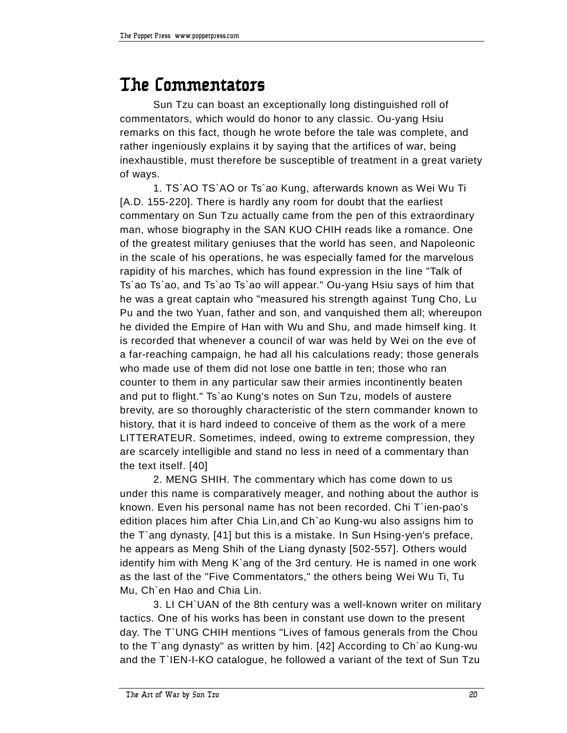# The Commentators

Sun Tzu can boast an exceptionally long distinguished roll of commentators, which would do honor to any classic. Ou-yang Hsiu remarks on this fact, though he wrote before the tale was complete, and rather ingeniously explains it by saying that the artifices of war, being inexhaustible, must therefore be susceptible of treatment in a great variety of ways.

1. TS`AO TS`AO or Ts`ao Kung, afterwards known as Wei Wu Ti [A.D. 155-220]. There is hardly any room for doubt that the earliest commentary on Sun Tzu actually came from the pen of this extraordinary man, whose biography in the SAN KUO CHIH reads like a romance. One of the greatest military geniuses that the world has seen, and Napoleonic in the scale of his operations, he was especially famed for the marvelous rapidity of his marches, which has found expression in the line "Talk of Ts`ao Ts`ao, and Ts`ao Ts`ao will appear." Ou-yang Hsiu says of him that he was a great captain who "measured his strength against Tung Cho, Lu Pu and the two Yuan, father and son, and vanquished them all; whereupon he divided the Empire of Han with Wu and Shu, and made himself king. It is recorded that whenever a council of war was held by Wei on the eve of a far-reaching campaign, he had all his calculations ready; those generals who made use of them did not lose one battle in ten; those who ran counter to them in any particular saw their armies incontinently beaten and put to flight." Ts`ao Kung's notes on Sun Tzu, models of austere brevity, are so thoroughly characteristic of the stern commander known to history, that it is hard indeed to conceive of them as the work of a mere LITTERATEUR. Sometimes, indeed, owing to extreme compression, they are scarcely intelligible and stand no less in need of a commentary than the text itself. [40]

2. MENG SHIH. The commentary which has come down to us under this name is comparatively meager, and nothing about the author is known. Even his personal name has not been recorded. Chi T`ien-pao's edition places him after Chia Lin,and Ch`ao Kung-wu also assigns him to the T`ang dynasty, [41] but this is a mistake. In Sun Hsing-yen's preface, he appears as Meng Shih of the Liang dynasty [502-557]. Others would identify him with Meng K`ang of the 3rd century. He is named in one work as the last of the "Five Commentators," the others being Wei Wu Ti, Tu Mu, Ch`en Hao and Chia Lin.

3. LI CH`UAN of the 8th century was a well-known writer on military tactics. One of his works has been in constant use down to the present day. The T`UNG CHIH mentions "Lives of famous generals from the Chou to the T`ang dynasty" as written by him. [42] According to Ch`ao Kung-wu and the T`IEN-I-KO catalogue, he followed a variant of the text of Sun Tzu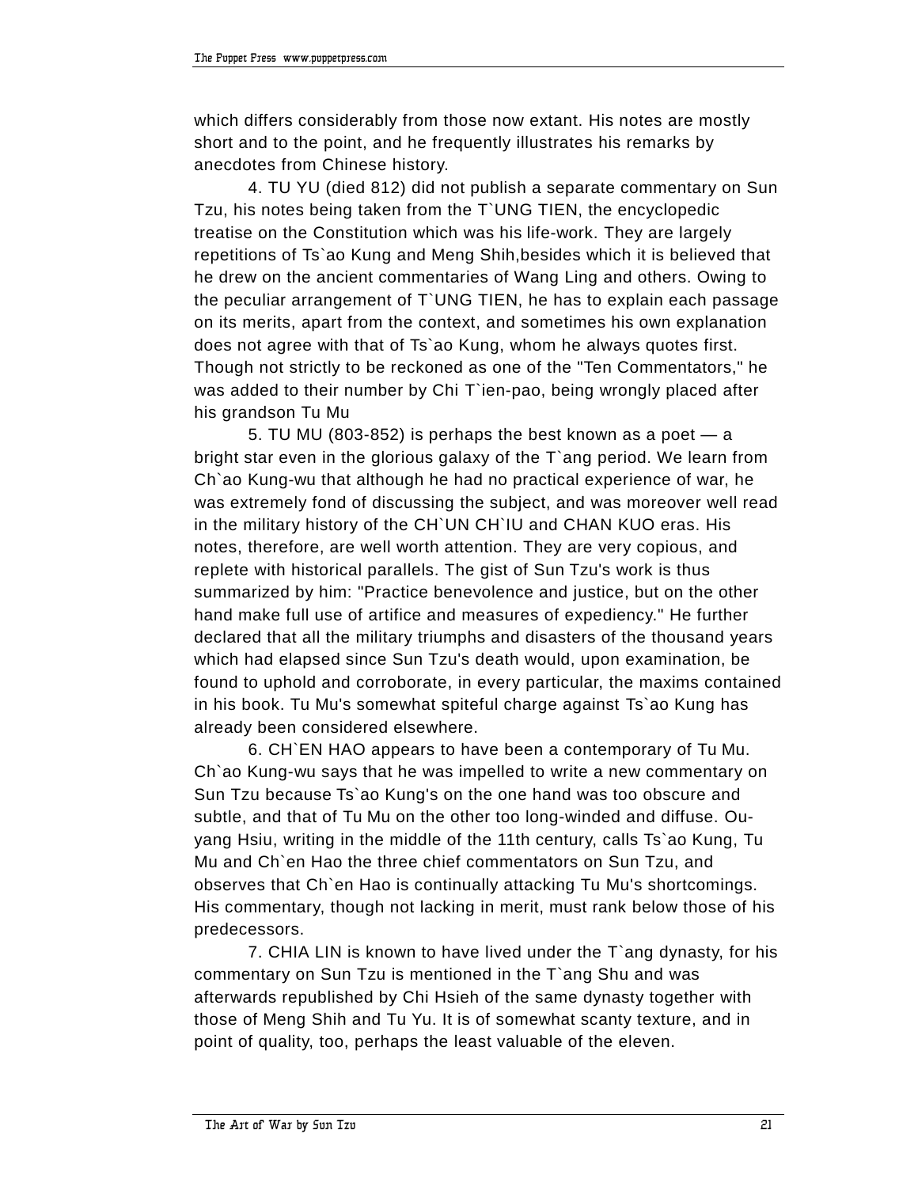which differs considerably from those now extant. His notes are mostly short and to the point, and he frequently illustrates his remarks by anecdotes from Chinese history.

4. TU YU (died 812) did not publish a separate commentary on Sun Tzu, his notes being taken from the T`UNG TIEN, the encyclopedic treatise on the Constitution which was his life-work. They are largely repetitions of Ts`ao Kung and Meng Shih,besides which it is believed that he drew on the ancient commentaries of Wang Ling and others. Owing to the peculiar arrangement of T`UNG TIEN, he has to explain each passage on its merits, apart from the context, and sometimes his own explanation does not agree with that of Ts`ao Kung, whom he always quotes first. Though not strictly to be reckoned as one of the "Ten Commentators," he was added to their number by Chi T`ien-pao, being wrongly placed after his grandson Tu Mu

5. TU MU (803-852) is perhaps the best known as a poet — a bright star even in the glorious galaxy of the T`ang period. We learn from Ch`ao Kung-wu that although he had no practical experience of war, he was extremely fond of discussing the subject, and was moreover well read in the military history of the CH`UN CH`IU and CHAN KUO eras. His notes, therefore, are well worth attention. They are very copious, and replete with historical parallels. The gist of Sun Tzu's work is thus summarized by him: "Practice benevolence and justice, but on the other hand make full use of artifice and measures of expediency." He further declared that all the military triumphs and disasters of the thousand years which had elapsed since Sun Tzu's death would, upon examination, be found to uphold and corroborate, in every particular, the maxims contained in his book. Tu Mu's somewhat spiteful charge against Ts`ao Kung has already been considered elsewhere.

6. CH`EN HAO appears to have been a contemporary of Tu Mu. Ch`ao Kung-wu says that he was impelled to write a new commentary on Sun Tzu because Ts`ao Kung's on the one hand was too obscure and subtle, and that of Tu Mu on the other too long-winded and diffuse. Ou-yang Hsiu, writing in the middle of the 11th century, calls Ts`ao Kung, Tu Mu and Ch`en Hao the three chief commentators on Sun Tzu, and observes that Ch`en Hao is continually attacking Tu Mu's shortcomings. His commentary, though not lacking in merit, must rank below those of his predecessors.

7. CHIA LIN is known to have lived under the T`ang dynasty, for his commentary on Sun Tzu is mentioned in the T`ang Shu and was afterwards republished by Chi Hsieh of the same dynasty together with those of Meng Shih and Tu Yu. It is of somewhat scanty texture, and in point of quality, too, perhaps the least valuable of the eleven.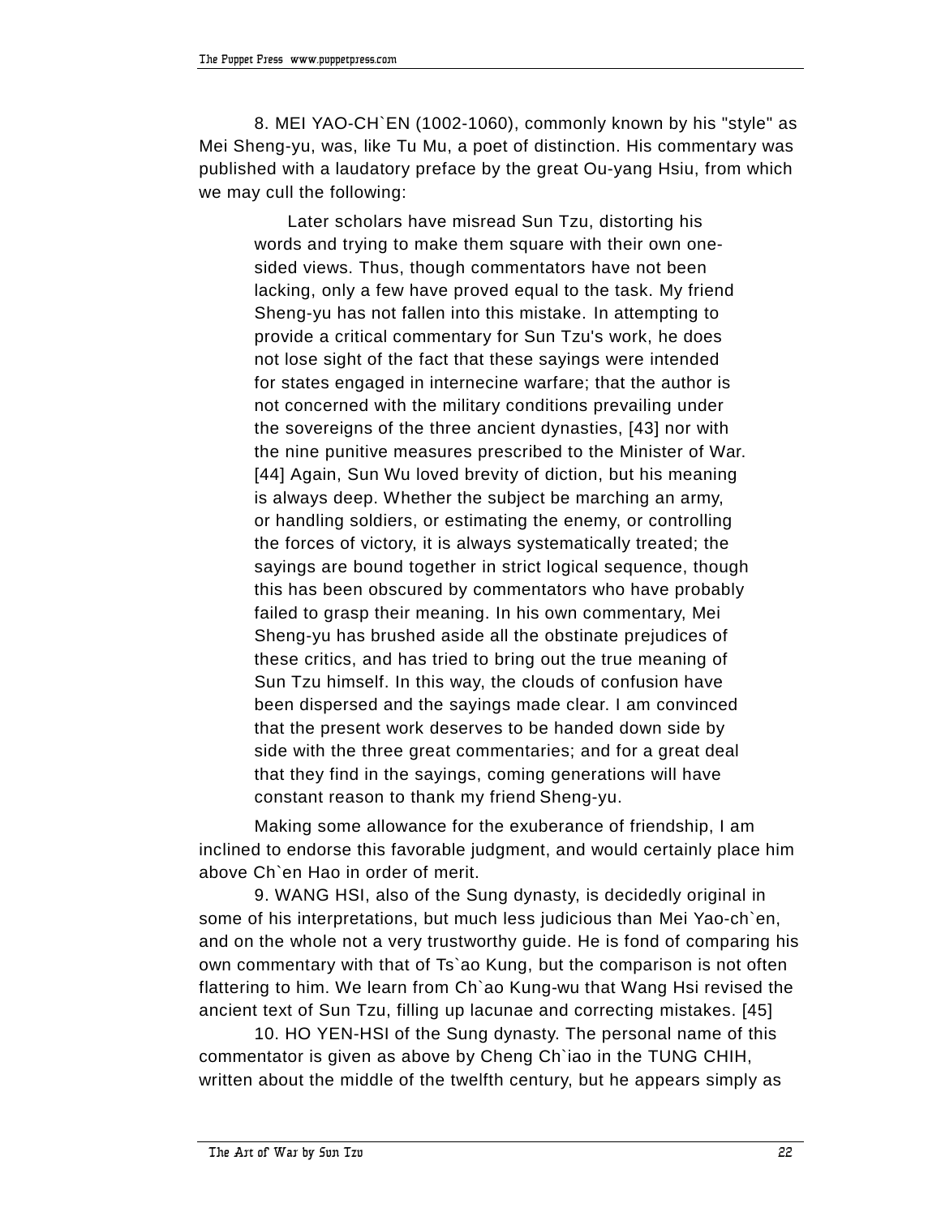8. MEI YAO-CH`EN (1002-1060), commonly known by his "style" as Mei Sheng-yu, was, like Tu Mu, a poet of distinction. His commentary was published with a laudatory preface by the great Ou-yang Hsiu, from which we may cull the following:

> Later scholars have misread Sun Tzu, distorting his words and trying to make them square with their own one-sided views. Thus, though commentators have not been lacking, only a few have proved equal to the task. My friend Sheng-yu has not fallen into this mistake. In attempting to provide a critical commentary for Sun Tzu's work, he does not lose sight of the fact that these sayings were intended for states engaged in internecine warfare; that the author is not concerned with the military conditions prevailing under the sovereigns of the three ancient dynasties, [43] nor with the nine punitive measures prescribed to the Minister of War. [44] Again, Sun Wu loved brevity of diction, but his meaning is always deep. Whether the subject be marching an army, or handling soldiers, or estimating the enemy, or controlling the forces of victory, it is always systematically treated; the sayings are bound together in strict logical sequence, though this has been obscured by commentators who have probably failed to grasp their meaning. In his own commentary, Mei Sheng-yu has brushed aside all the obstinate prejudices of these critics, and has tried to bring out the true meaning of Sun Tzu himself. In this way, the clouds of confusion have been dispersed and the sayings made clear. I am convinced that the present work deserves to be handed down side by side with the three great commentaries; and for a great deal that they find in the sayings, coming generations will have constant reason to thank my friend Sheng-yu.

Making some allowance for the exuberance of friendship, I am inclined to endorse this favorable judgment, and would certainly place him above Ch`en Hao in order of merit.

9. WANG HSI, also of the Sung dynasty, is decidedly original in some of his interpretations, but much less judicious than Mei Yao-ch`en, and on the whole not a very trustworthy guide. He is fond of comparing his own commentary with that of Ts`ao Kung, but the comparison is not often flattering to him. We learn from Ch`ao Kung-wu that Wang Hsi revised the ancient text of Sun Tzu, filling up lacunae and correcting mistakes. [45]

10. HO YEN-HSI of the Sung dynasty. The personal name of this commentator is given as above by Cheng Ch`iao in the TUNG CHIH, written about the middle of the twelfth century, but he appears simply as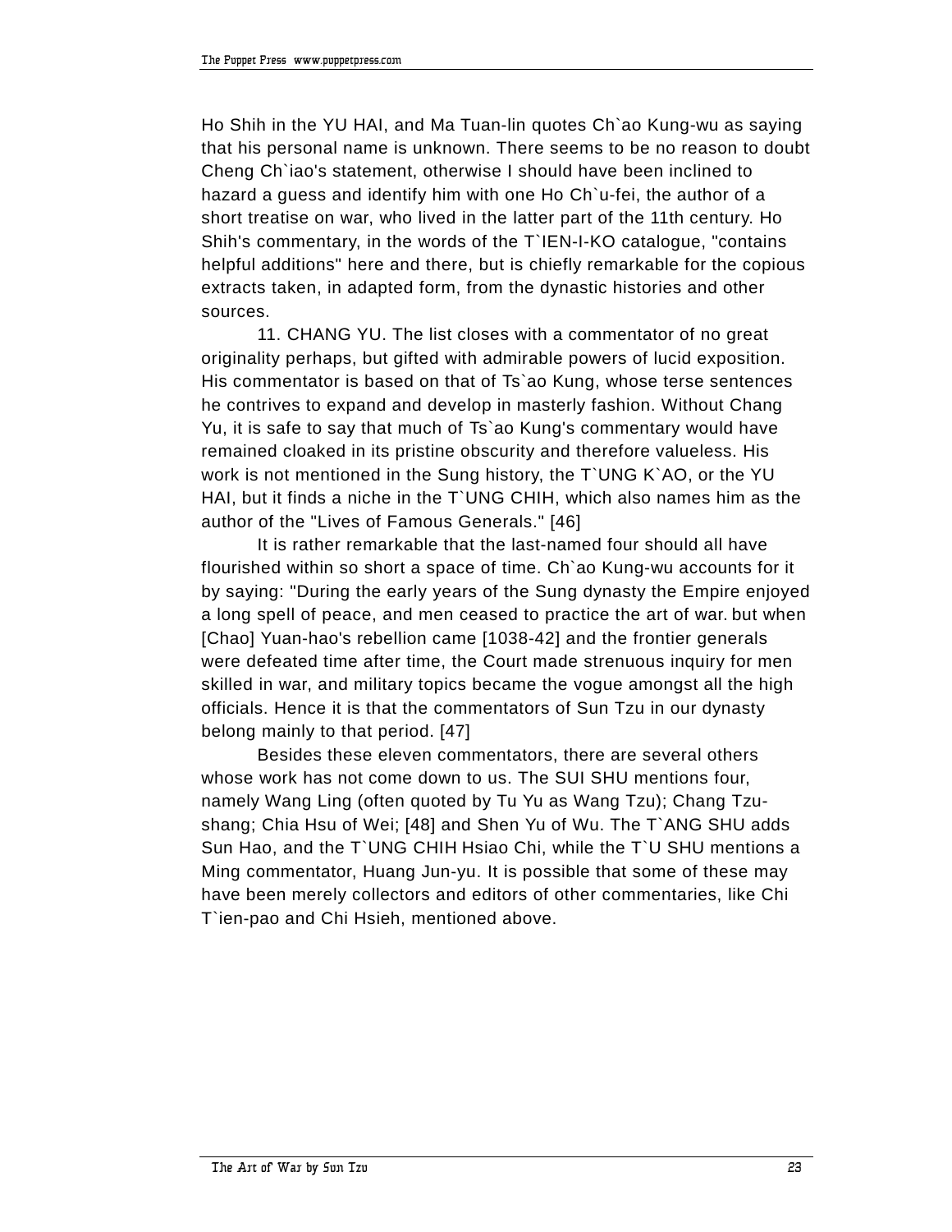Ho Shih in the YU HAI, and Ma Tuan-lin quotes Ch`ao Kung-wu as saying that his personal name is unknown. There seems to be no reason to doubt Cheng Ch`iao's statement, otherwise I should have been inclined to hazard a guess and identify him with one Ho Ch`u-fei, the author of a short treatise on war, who lived in the latter part of the 11th century. Ho Shih's commentary, in the words of the T`IEN-I-KO catalogue, "contains helpful additions" here and there, but is chiefly remarkable for the copious extracts taken, in adapted form, from the dynastic histories and other sources.

11. CHANG YU. The list closes with a commentator of no great originality perhaps, but gifted with admirable powers of lucid exposition. His commentator is based on that of Ts`ao Kung, whose terse sentences he contrives to expand and develop in masterly fashion. Without Chang Yu, it is safe to say that much of Ts`ao Kung's commentary would have remained cloaked in its pristine obscurity and therefore valueless. His work is not mentioned in the Sung history, the T`UNG K`AO, or the YU HAI, but it finds a niche in the T`UNG CHIH, which also names him as the author of the "Lives of Famous Generals." [46]

It is rather remarkable that the last-named four should all have flourished within so short a space of time. Ch`ao Kung-wu accounts for it by saying: "During the early years of the Sung dynasty the Empire enjoyed a long spell of peace, and men ceased to practice the art of war. but when [Chao] Yuan-hao's rebellion came [1038-42] and the frontier generals were defeated time after time, the Court made strenuous inquiry for men skilled in war, and military topics became the vogue amongst all the high officials. Hence it is that the commentators of Sun Tzu in our dynasty belong mainly to that period. [47]

Besides these eleven commentators, there are several others whose work has not come down to us. The SUI SHU mentions four, namely Wang Ling (often quoted by Tu Yu as Wang Tzu); Chang Tzu-shang; Chia Hsu of Wei; [48] and Shen Yu of Wu. The T`ANG SHU adds Sun Hao, and the T`UNG CHIH Hsiao Chi, while the T`U SHU mentions a Ming commentator, Huang Jun-yu. It is possible that some of these may have been merely collectors and editors of other commentaries, like Chi T`ien-pao and Chi Hsieh, mentioned above.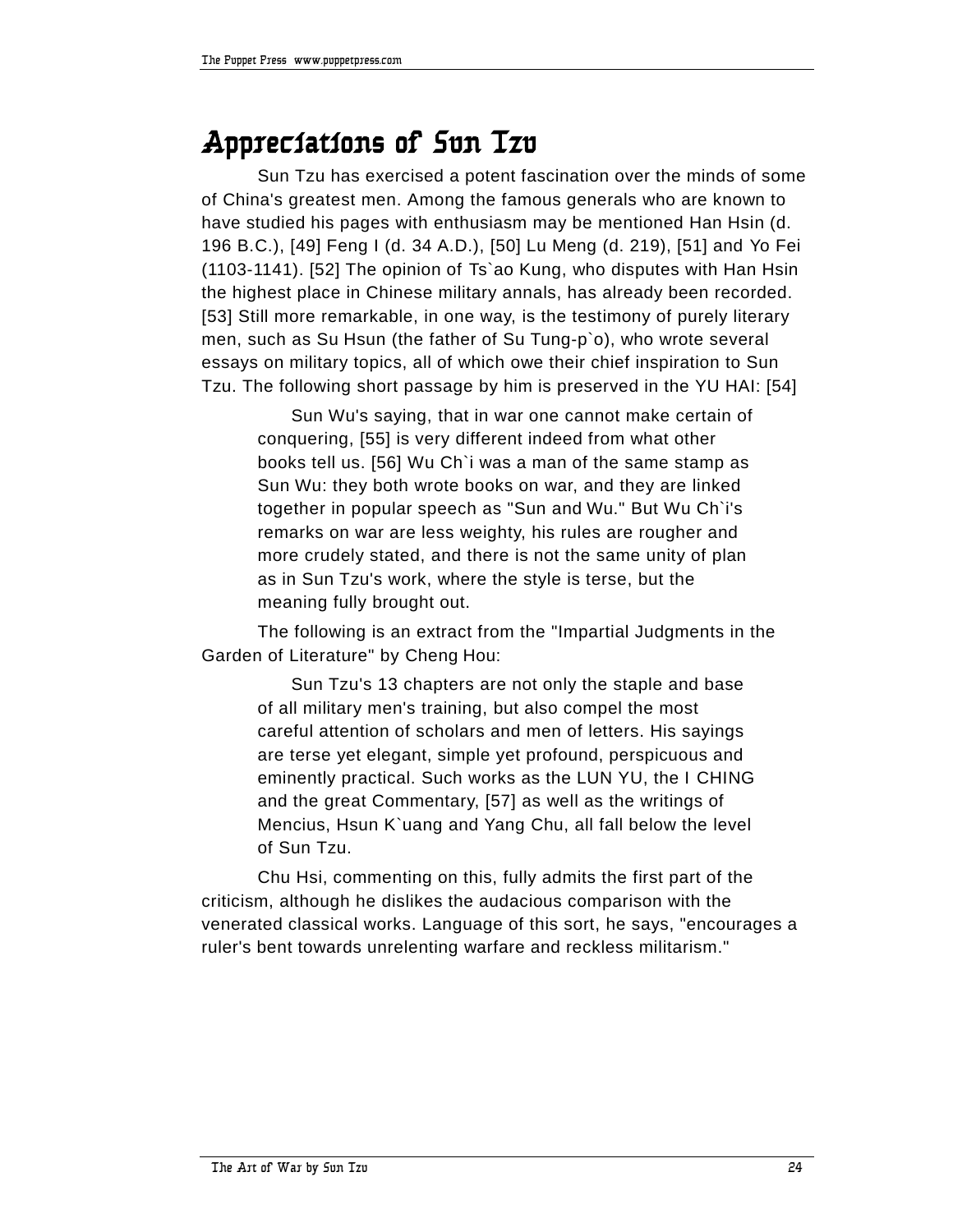# Appreciations of Sun Tzu

Sun Tzu has exercised a potent fascination over the minds of some of China's greatest men. Among the famous generals who are known to have studied his pages with enthusiasm may be mentioned Han Hsin (d. 196 B.C.), [49] Feng I (d. 34 A.D.), [50] Lu Meng (d. 219), [51] and Yo Fei (1103-1141). [52] The opinion of Ts`ao Kung, who disputes with Han Hsin the highest place in Chinese military annals, has already been recorded. [53] Still more remarkable, in one way, is the testimony of purely literary men, such as Su Hsun (the father of Su Tung-p`o), who wrote several essays on military topics, all of which owe their chief inspiration to Sun Tzu. The following short passage by him is preserved in the YU HAI: [54]

> Sun Wu's saying, that in war one cannot make certain of conquering, [55] is very different indeed from what other books tell us. [56] Wu Ch`i was a man of the same stamp as Sun Wu: they both wrote books on war, and they are linked together in popular speech as "Sun and Wu." But Wu Ch`i's remarks on war are less weighty, his rules are rougher and more crudely stated, and there is not the same unity of plan as in Sun Tzu's work, where the style is terse, but the meaning fully brought out.

The following is an extract from the "Impartial Judgments in the Garden of Literature" by Cheng Hou:

> Sun Tzu's 13 chapters are not only the staple and base of all military men's training, but also compel the most careful attention of scholars and men of letters. His sayings are terse yet elegant, simple yet profound, perspicuous and eminently practical. Such works as the LUN YU, the I CHING and the great Commentary, [57] as well as the writings of Mencius, Hsun K`uang and Yang Chu, all fall below the level of Sun Tzu.

Chu Hsi, commenting on this, fully admits the first part of the criticism, although he dislikes the audacious comparison with the venerated classical works. Language of this sort, he says, "encourages a ruler's bent towards unrelenting warfare and reckless militarism."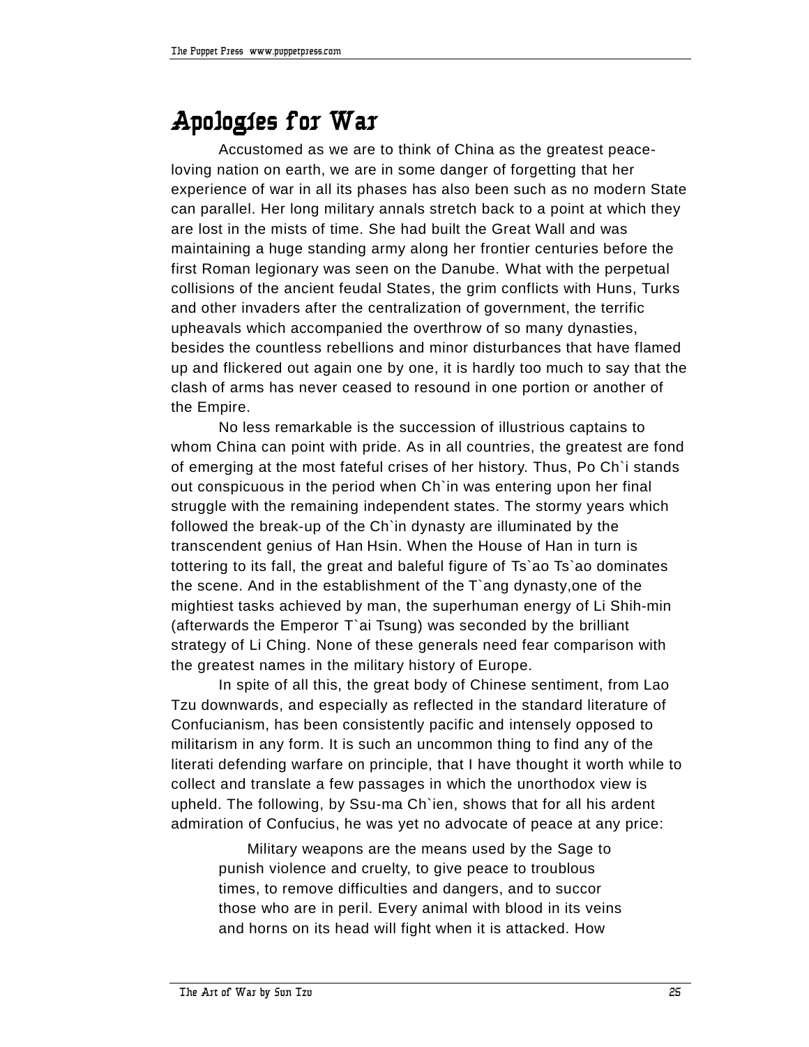# Apologies for War

Accustomed as we are to think of China as the greatest peace-loving nation on earth, we are in some danger of forgetting that her experience of war in all its phases has also been such as no modern State can parallel. Her long military annals stretch back to a point at which they are lost in the mists of time. She had built the Great Wall and was maintaining a huge standing army along her frontier centuries before the first Roman legionary was seen on the Danube. What with the perpetual collisions of the ancient feudal States, the grim conflicts with Huns, Turks and other invaders after the centralization of government, the terrific upheavals which accompanied the overthrow of so many dynasties, besides the countless rebellions and minor disturbances that have flamed up and flickered out again one by one, it is hardly too much to say that the clash of arms has never ceased to resound in one portion or another of the Empire.

No less remarkable is the succession of illustrious captains to whom China can point with pride. As in all countries, the greatest are fond of emerging at the most fateful crises of her history. Thus, Po Ch`i stands out conspicuous in the period when Ch`in was entering upon her final struggle with the remaining independent states. The stormy years which followed the break-up of the Ch`in dynasty are illuminated by the transcendent genius of Han Hsin. When the House of Han in turn is tottering to its fall, the great and baleful figure of Ts`ao Ts`ao dominates the scene. And in the establishment of the T`ang dynasty,one of the mightiest tasks achieved by man, the superhuman energy of Li Shih-min (afterwards the Emperor T`ai Tsung) was seconded by the brilliant strategy of Li Ching. None of these generals need fear comparison with the greatest names in the military history of Europe.

In spite of all this, the great body of Chinese sentiment, from Lao Tzu downwards, and especially as reflected in the standard literature of Confucianism, has been consistently pacific and intensely opposed to militarism in any form. It is such an uncommon thing to find any of the literati defending warfare on principle, that I have thought it worth while to collect and translate a few passages in which the unorthodox view is upheld. The following, by Ssu-ma Ch`ien, shows that for all his ardent admiration of Confucius, he was yet no advocate of peace at any price:

> Military weapons are the means used by the Sage to punish violence and cruelty, to give peace to troublous times, to remove difficulties and dangers, and to succor those who are in peril. Every animal with blood in its veins and horns on its head will fight when it is attacked. How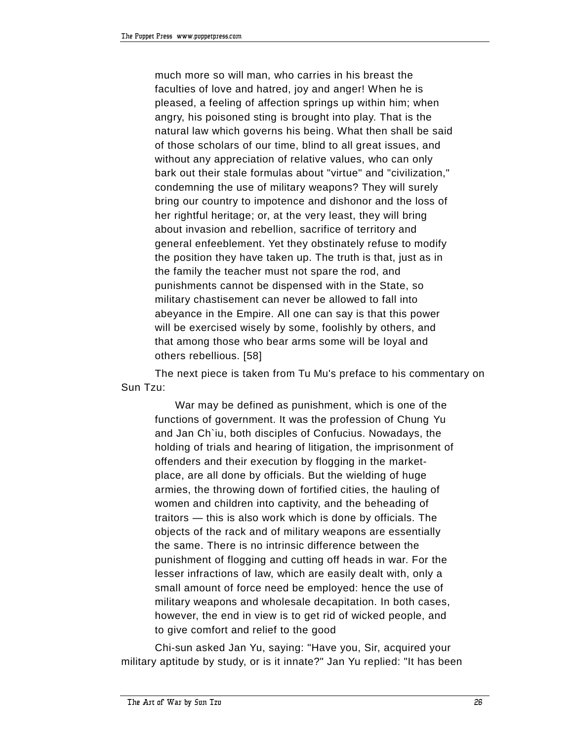> much more so will man, who carries in his breast the faculties of love and hatred, joy and anger! When he is pleased, a feeling of affection springs up within him; when angry, his poisoned sting is brought into play. That is the natural law which governs his being. What then shall be said of those scholars of our time, blind to all great issues, and without any appreciation of relative values, who can only bark out their stale formulas about "virtue" and "civilization," condemning the use of military weapons? They will surely bring our country to impotence and dishonor and the loss of her rightful heritage; or, at the very least, they will bring about invasion and rebellion, sacrifice of territory and general enfeeblement. Yet they obstinately refuse to modify the position they have taken up. The truth is that, just as in the family the teacher must not spare the rod, and punishments cannot be dispensed with in the State, so military chastisement can never be allowed to fall into abeyance in the Empire. All one can say is that this power will be exercised wisely by some, foolishly by others, and that among those who bear arms some will be loyal and others rebellious. [58]

The next piece is taken from Tu Mu's preface to his commentary on Sun Tzu:

> War may be defined as punishment, which is one of the functions of government. It was the profession of Chung Yu and Jan Ch`iu, both disciples of Confucius. Nowadays, the holding of trials and hearing of litigation, the imprisonment of offenders and their execution by flogging in the market-place, are all done by officials. But the wielding of huge armies, the throwing down of fortified cities, the hauling of women and children into captivity, and the beheading of traitors — this is also work which is done by officials. The objects of the rack and of military weapons are essentially the same. There is no intrinsic difference between the punishment of flogging and cutting off heads in war. For the lesser infractions of law, which are easily dealt with, only a small amount of force need be employed: hence the use of military weapons and wholesale decapitation. In both cases, however, the end in view is to get rid of wicked people, and to give comfort and relief to the good
>
> Chi-sun asked Jan Yu, saying: "Have you, Sir, acquired your military aptitude by study, or is it innate?" Jan Yu replied: "It has been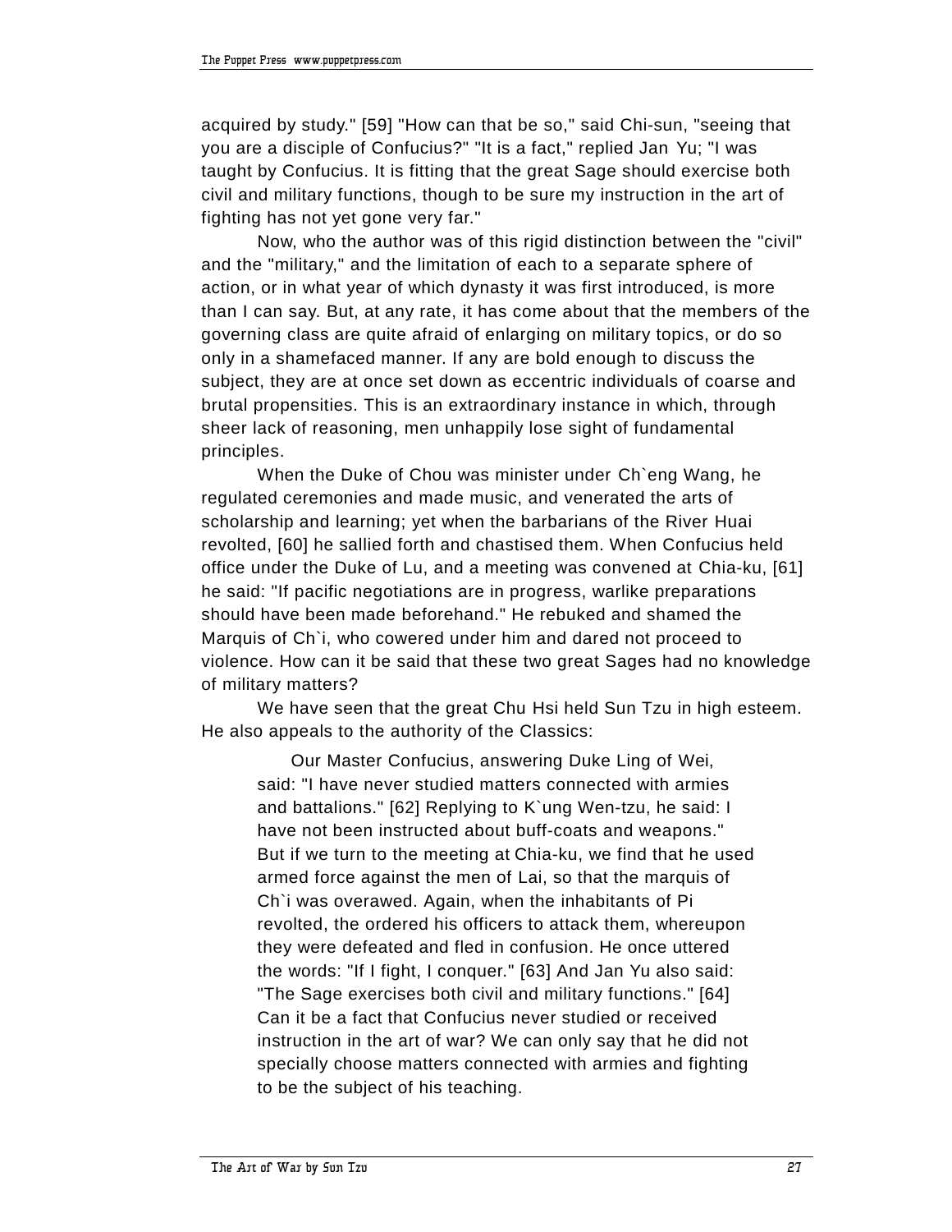acquired by study." [59] "How can that be so," said Chi-sun, "seeing that you are a disciple of Confucius?" "It is a fact," replied Jan Yu; "I was taught by Confucius. It is fitting that the great Sage should exercise both civil and military functions, though to be sure my instruction in the art of fighting has not yet gone very far."

Now, who the author was of this rigid distinction between the "civil" and the "military," and the limitation of each to a separate sphere of action, or in what year of which dynasty it was first introduced, is more than I can say. But, at any rate, it has come about that the members of the governing class are quite afraid of enlarging on military topics, or do so only in a shamefaced manner. If any are bold enough to discuss the subject, they are at once set down as eccentric individuals of coarse and brutal propensities. This is an extraordinary instance in which, through sheer lack of reasoning, men unhappily lose sight of fundamental principles.

When the Duke of Chou was minister under Ch`eng Wang, he regulated ceremonies and made music, and venerated the arts of scholarship and learning; yet when the barbarians of the River Huai revolted, [60] he sallied forth and chastised them. When Confucius held office under the Duke of Lu, and a meeting was convened at Chia-ku, [61] he said: "If pacific negotiations are in progress, warlike preparations should have been made beforehand." He rebuked and shamed the Marquis of Ch`i, who cowered under him and dared not proceed to violence. How can it be said that these two great Sages had no knowledge of military matters?

We have seen that the great Chu Hsi held Sun Tzu in high esteem. He also appeals to the authority of the Classics:

> Our Master Confucius, answering Duke Ling of Wei, said: "I have never studied matters connected with armies and battalions." [62] Replying to K`ung Wen-tzu, he said: I have not been instructed about buff-coats and weapons." But if we turn to the meeting at Chia-ku, we find that he used armed force against the men of Lai, so that the marquis of Ch`i was overawed. Again, when the inhabitants of Pi revolted, the ordered his officers to attack them, whereupon they were defeated and fled in confusion. He once uttered the words: "If I fight, I conquer." [63] And Jan Yu also said: "The Sage exercises both civil and military functions." [64] Can it be a fact that Confucius never studied or received instruction in the art of war? We can only say that he did not specially choose matters connected with armies and fighting to be the subject of his teaching.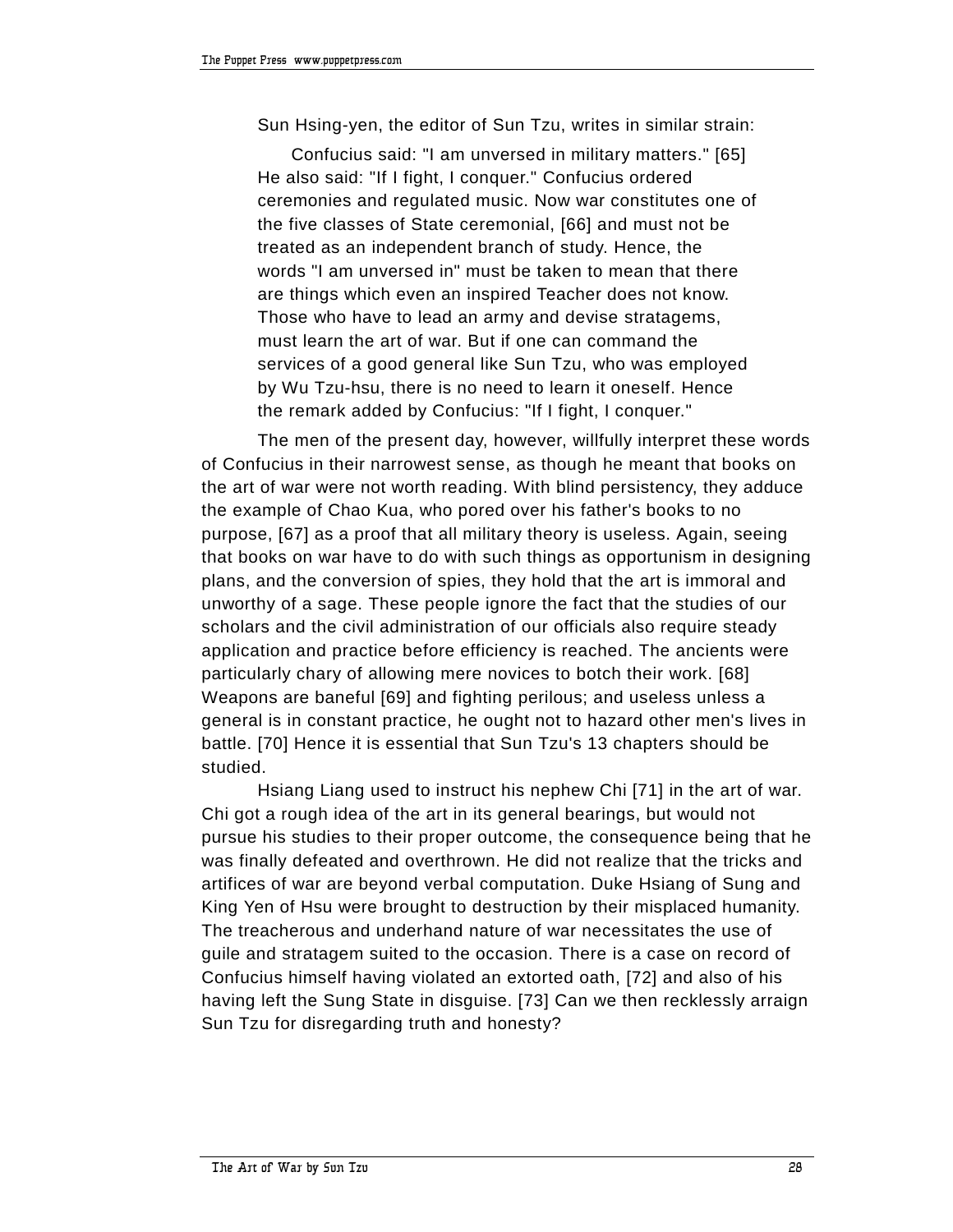Sun Hsing-yen, the editor of Sun Tzu, writes in similar strain:

> Confucius said: "I am unversed in military matters." [65] He also said: "If I fight, I conquer." Confucius ordered ceremonies and regulated music. Now war constitutes one of the five classes of State ceremonial, [66] and must not be treated as an independent branch of study. Hence, the words "I am unversed in" must be taken to mean that there are things which even an inspired Teacher does not know. Those who have to lead an army and devise stratagems, must learn the art of war. But if one can command the services of a good general like Sun Tzu, who was employed by Wu Tzu-hsu, there is no need to learn it oneself. Hence the remark added by Confucius: "If I fight, I conquer."

The men of the present day, however, willfully interpret these words of Confucius in their narrowest sense, as though he meant that books on the art of war were not worth reading. With blind persistency, they adduce the example of Chao Kua, who pored over his father's books to no purpose, [67] as a proof that all military theory is useless. Again, seeing that books on war have to do with such things as opportunism in designing plans, and the conversion of spies, they hold that the art is immoral and unworthy of a sage. These people ignore the fact that the studies of our scholars and the civil administration of our officials also require steady application and practice before efficiency is reached. The ancients were particularly chary of allowing mere novices to botch their work. [68] Weapons are baneful [69] and fighting perilous; and useless unless a general is in constant practice, he ought not to hazard other men's lives in battle. [70] Hence it is essential that Sun Tzu's 13 chapters should be studied.

Hsiang Liang used to instruct his nephew Chi [71] in the art of war. Chi got a rough idea of the art in its general bearings, but would not pursue his studies to their proper outcome, the consequence being that he was finally defeated and overthrown. He did not realize that the tricks and artifices of war are beyond verbal computation. Duke Hsiang of Sung and King Yen of Hsu were brought to destruction by their misplaced humanity. The treacherous and underhand nature of war necessitates the use of guile and stratagem suited to the occasion. There is a case on record of Confucius himself having violated an extorted oath, [72] and also of his having left the Sung State in disguise. [73] Can we then recklessly arraign Sun Tzu for disregarding truth and honesty?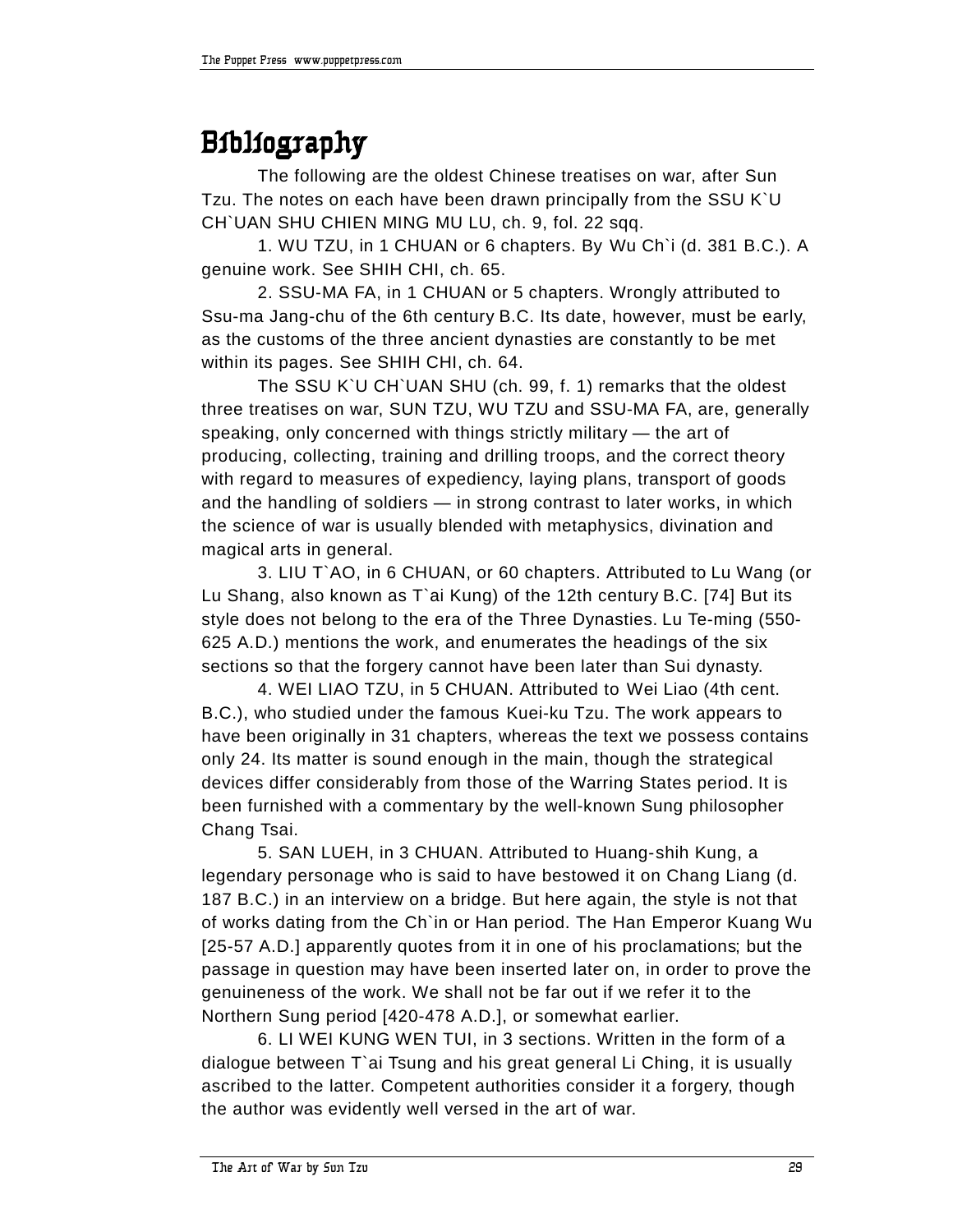# Bibliography

The following are the oldest Chinese treatises on war, after Sun Tzu. The notes on each have been drawn principally from the SSU K`U CH`UAN SHU CHIEN MING MU LU, ch. 9, fol. 22 sqq.

1. WU TZU, in 1 CHUAN or 6 chapters. By Wu Ch`i (d. 381 B.C.). A genuine work. See SHIH CHI, ch. 65.

2. SSU-MA FA, in 1 CHUAN or 5 chapters. Wrongly attributed to Ssu-ma Jang-chu of the 6th century B.C. Its date, however, must be early, as the customs of the three ancient dynasties are constantly to be met within its pages. See SHIH CHI, ch. 64.

The SSU K`U CH`UAN SHU (ch. 99, f. 1) remarks that the oldest three treatises on war, SUN TZU, WU TZU and SSU-MA FA, are, generally speaking, only concerned with things strictly military — the art of producing, collecting, training and drilling troops, and the correct theory with regard to measures of expediency, laying plans, transport of goods and the handling of soldiers — in strong contrast to later works, in which the science of war is usually blended with metaphysics, divination and magical arts in general.

3. LIU T`AO, in 6 CHUAN, or 60 chapters. Attributed to Lu Wang (or Lu Shang, also known as T`ai Kung) of the 12th century B.C. [74] But its style does not belong to the era of the Three Dynasties. Lu Te-ming (550-625 A.D.) mentions the work, and enumerates the headings of the six sections so that the forgery cannot have been later than Sui dynasty.

4. WEI LIAO TZU, in 5 CHUAN. Attributed to Wei Liao (4th cent. B.C.), who studied under the famous Kuei-ku Tzu. The work appears to have been originally in 31 chapters, whereas the text we possess contains only 24. Its matter is sound enough in the main, though the strategical devices differ considerably from those of the Warring States period. It is been furnished with a commentary by the well-known Sung philosopher Chang Tsai.

5. SAN LUEH, in 3 CHUAN. Attributed to Huang-shih Kung, a legendary personage who is said to have bestowed it on Chang Liang (d. 187 B.C.) in an interview on a bridge. But here again, the style is not that of works dating from the Ch`in or Han period. The Han Emperor Kuang Wu [25-57 A.D.] apparently quotes from it in one of his proclamations; but the passage in question may have been inserted later on, in order to prove the genuineness of the work. We shall not be far out if we refer it to the Northern Sung period [420-478 A.D.], or somewhat earlier.

6. LI WEI KUNG WEN TUI, in 3 sections. Written in the form of a dialogue between T`ai Tsung and his great general Li Ching, it is usually ascribed to the latter. Competent authorities consider it a forgery, though the author was evidently well versed in the art of war.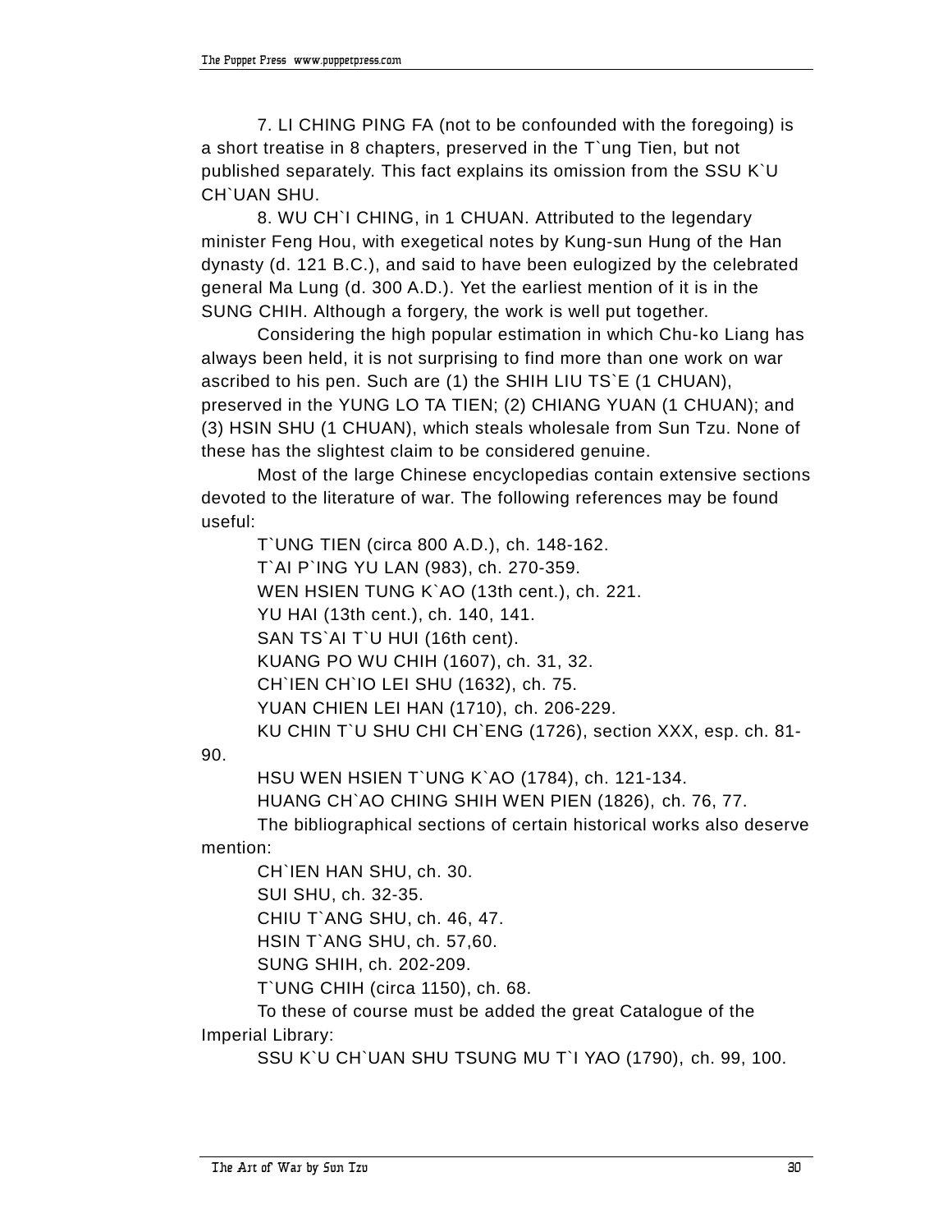7. LI CHING PING FA (not to be confounded with the foregoing) is a short treatise in 8 chapters, preserved in the T`ung Tien, but not published separately. This fact explains its omission from the SSU K`U CH`UAN SHU.

8. WU CH`I CHING, in 1 CHUAN. Attributed to the legendary minister Feng Hou, with exegetical notes by Kung-sun Hung of the Han dynasty (d. 121 B.C.), and said to have been eulogized by the celebrated general Ma Lung (d. 300 A.D.). Yet the earliest mention of it is in the SUNG CHIH. Although a forgery, the work is well put together.

Considering the high popular estimation in which Chu-ko Liang has always been held, it is not surprising to find more than one work on war ascribed to his pen. Such are (1) the SHIH LIU TS`E (1 CHUAN), preserved in the YUNG LO TA TIEN; (2) CHIANG YUAN (1 CHUAN); and (3) HSIN SHU (1 CHUAN), which steals wholesale from Sun Tzu. None of these has the slightest claim to be considered genuine.

Most of the large Chinese encyclopedias contain extensive sections devoted to the literature of war. The following references may be found useful:

T`UNG TIEN (circa 800 A.D.), ch. 148-162.
T`AI P`ING YU LAN (983), ch. 270-359.
WEN HSIEN TUNG K`AO (13th cent.), ch. 221.
YU HAI (13th cent.), ch. 140, 141.
SAN TS`AI T`U HUI (16th cent).
KUANG PO WU CHIH (1607), ch. 31, 32.
CH`IEN CH`IO LEI SHU (1632), ch. 75.
YUAN CHIEN LEI HAN (1710), ch. 206-229.
KU CHIN T`U SHU CHI CH`ENG (1726), section XXX, esp. ch. 81-90.
HSU WEN HSIEN T`UNG K`AO (1784), ch. 121-134.
HUANG CH`AO CHING SHIH WEN PIEN (1826), ch. 76, 77.

The bibliographical sections of certain historical works also deserve mention:

CH`IEN HAN SHU, ch. 30.
SUI SHU, ch. 32-35.
CHIU T`ANG SHU, ch. 46, 47.
HSIN T`ANG SHU, ch. 57,60.
SUNG SHIH, ch. 202-209.
T`UNG CHIH (circa 1150), ch. 68.

To these of course must be added the great Catalogue of the Imperial Library:

SSU K`U CH`UAN SHU TSUNG MU T`I YAO (1790), ch. 99, 100.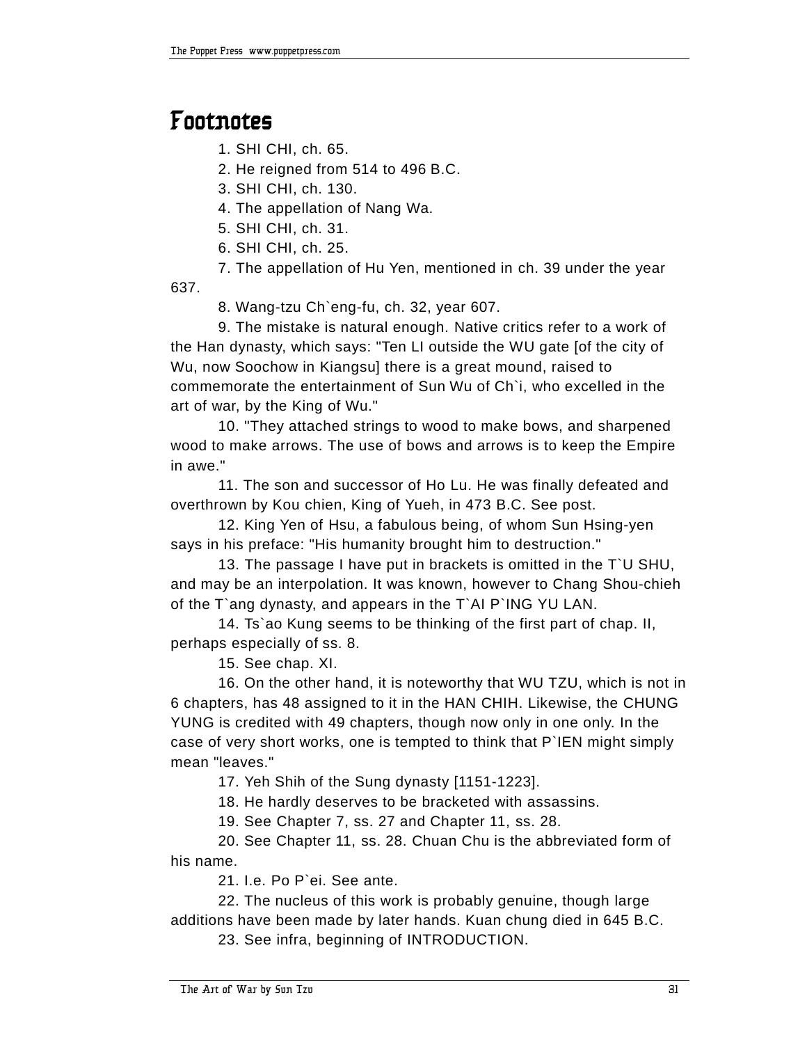# Footnotes

1. SHI CHI, ch. 65.

2. He reigned from 514 to 496 B.C.

3. SHI CHI, ch. 130.

4. The appellation of Nang Wa.

5. SHI CHI, ch. 31.

6. SHI CHI, ch. 25.

7. The appellation of Hu Yen, mentioned in ch. 39 under the year 637.

8. Wang-tzu Ch`eng-fu, ch. 32, year 607.

9. The mistake is natural enough. Native critics refer to a work of the Han dynasty, which says: "Ten LI outside the WU gate [of the city of Wu, now Soochow in Kiangsu] there is a great mound, raised to commemorate the entertainment of Sun Wu of Ch`i, who excelled in the art of war, by the King of Wu."

10. "They attached strings to wood to make bows, and sharpened wood to make arrows. The use of bows and arrows is to keep the Empire in awe."

11. The son and successor of Ho Lu. He was finally defeated and overthrown by Kou chien, King of Yueh, in 473 B.C. See post.

12. King Yen of Hsu, a fabulous being, of whom Sun Hsing-yen says in his preface: "His humanity brought him to destruction."

13. The passage I have put in brackets is omitted in the T`U SHU, and may be an interpolation. It was known, however to Chang Shou-chieh of the T`ang dynasty, and appears in the T`AI P`ING YU LAN.

14. Ts`ao Kung seems to be thinking of the first part of chap. II, perhaps especially of ss. 8.

15. See chap. XI.

16. On the other hand, it is noteworthy that WU TZU, which is not in 6 chapters, has 48 assigned to it in the HAN CHIH. Likewise, the CHUNG YUNG is credited with 49 chapters, though now only in one only. In the case of very short works, one is tempted to think that P`IEN might simply mean "leaves."

17. Yeh Shih of the Sung dynasty [1151-1223].

18. He hardly deserves to be bracketed with assassins.

19. See Chapter 7, ss. 27 and Chapter 11, ss. 28.

20. See Chapter 11, ss. 28. Chuan Chu is the abbreviated form of his name.

21. I.e. Po P`ei. See ante.

22. The nucleus of this work is probably genuine, though large additions have been made by later hands. Kuan chung died in 645 B.C.

23. See infra, beginning of INTRODUCTION.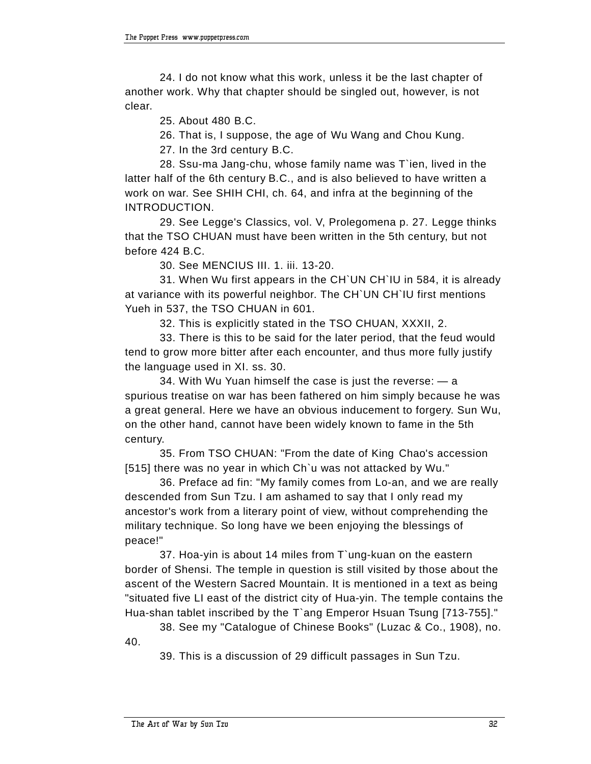24. I do not know what this work, unless it be the last chapter of another work. Why that chapter should be singled out, however, is not clear.

25. About 480 B.C.

26. That is, I suppose, the age of Wu Wang and Chou Kung.

27. In the 3rd century B.C.

28. Ssu-ma Jang-chu, whose family name was T`ien, lived in the latter half of the 6th century B.C., and is also believed to have written a work on war. See SHIH CHI, ch. 64, and infra at the beginning of the INTRODUCTION.

29. See Legge's Classics, vol. V, Prolegomena p. 27. Legge thinks that the TSO CHUAN must have been written in the 5th century, but not before 424 B.C.

30. See MENCIUS III. 1. iii. 13-20.

31. When Wu first appears in the CH`UN CH`IU in 584, it is already at variance with its powerful neighbor. The CH`UN CH`IU first mentions Yueh in 537, the TSO CHUAN in 601.

32. This is explicitly stated in the TSO CHUAN, XXXII, 2.

33. There is this to be said for the later period, that the feud would tend to grow more bitter after each encounter, and thus more fully justify the language used in XI. ss. 30.

34. With Wu Yuan himself the case is just the reverse: — a spurious treatise on war has been fathered on him simply because he was a great general. Here we have an obvious inducement to forgery. Sun Wu, on the other hand, cannot have been widely known to fame in the 5th century.

35. From TSO CHUAN: "From the date of King Chao's accession [515] there was no year in which Ch`u was not attacked by Wu."

36. Preface ad fin: "My family comes from Lo-an, and we are really descended from Sun Tzu. I am ashamed to say that I only read my ancestor's work from a literary point of view, without comprehending the military technique. So long have we been enjoying the blessings of peace!"

37. Hoa-yin is about 14 miles from T`ung-kuan on the eastern border of Shensi. The temple in question is still visited by those about the ascent of the Western Sacred Mountain. It is mentioned in a text as being "situated five LI east of the district city of Hua-yin. The temple contains the Hua-shan tablet inscribed by the T`ang Emperor Hsuan Tsung [713-755]."

38. See my "Catalogue of Chinese Books" (Luzac & Co., 1908), no. 40.

39. This is a discussion of 29 difficult passages in Sun Tzu.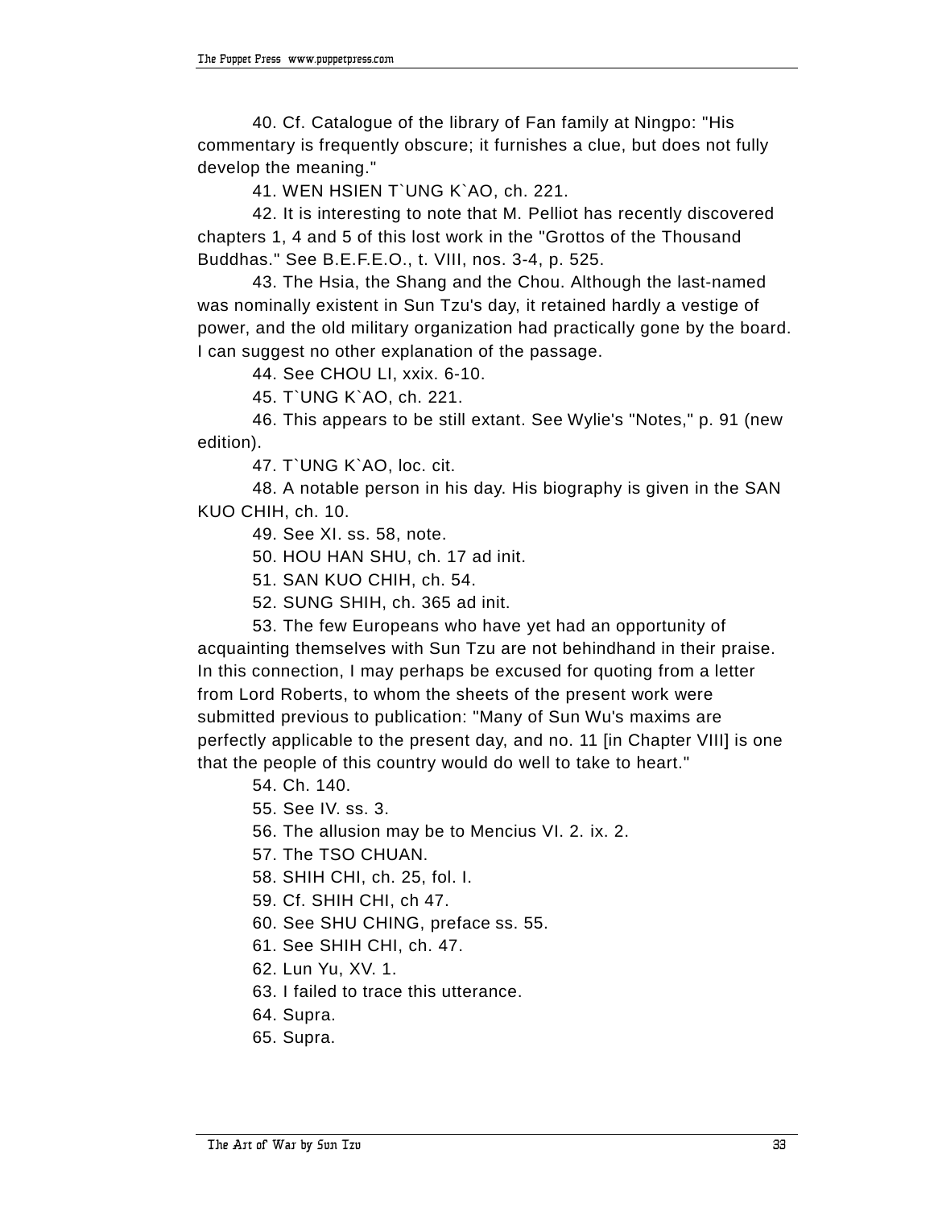40. Cf. Catalogue of the library of Fan family at Ningpo: "His commentary is frequently obscure; it furnishes a clue, but does not fully develop the meaning."

41. WEN HSIEN T`UNG K`AO, ch. 221.

42. It is interesting to note that M. Pelliot has recently discovered chapters 1, 4 and 5 of this lost work in the "Grottos of the Thousand Buddhas." See B.E.F.E.O., t. VIII, nos. 3-4, p. 525.

43. The Hsia, the Shang and the Chou. Although the last-named was nominally existent in Sun Tzu's day, it retained hardly a vestige of power, and the old military organization had practically gone by the board. I can suggest no other explanation of the passage.

44. See CHOU LI, xxix. 6-10.

45. T`UNG K`AO, ch. 221.

46. This appears to be still extant. See Wylie's "Notes," p. 91 (new edition).

47. T`UNG K`AO, loc. cit.

48. A notable person in his day. His biography is given in the SAN KUO CHIH, ch. 10.

49. See XI. ss. 58, note.

50. HOU HAN SHU, ch. 17 ad init.

51. SAN KUO CHIH, ch. 54.

52. SUNG SHIH, ch. 365 ad init.

53. The few Europeans who have yet had an opportunity of acquainting themselves with Sun Tzu are not behindhand in their praise. In this connection, I may perhaps be excused for quoting from a letter from Lord Roberts, to whom the sheets of the present work were submitted previous to publication: "Many of Sun Wu's maxims are perfectly applicable to the present day, and no. 11 [in Chapter VIII] is one that the people of this country would do well to take to heart."

54. Ch. 140.

55. See IV. ss. 3.

56. The allusion may be to Mencius VI. 2. ix. 2.

57. The TSO CHUAN.

58. SHIH CHI, ch. 25, fol. I.

59. Cf. SHIH CHI, ch 47.

60. See SHU CHING, preface ss. 55.

61. See SHIH CHI, ch. 47.

62. Lun Yu, XV. 1.

63. I failed to trace this utterance.

64. Supra.

65. Supra.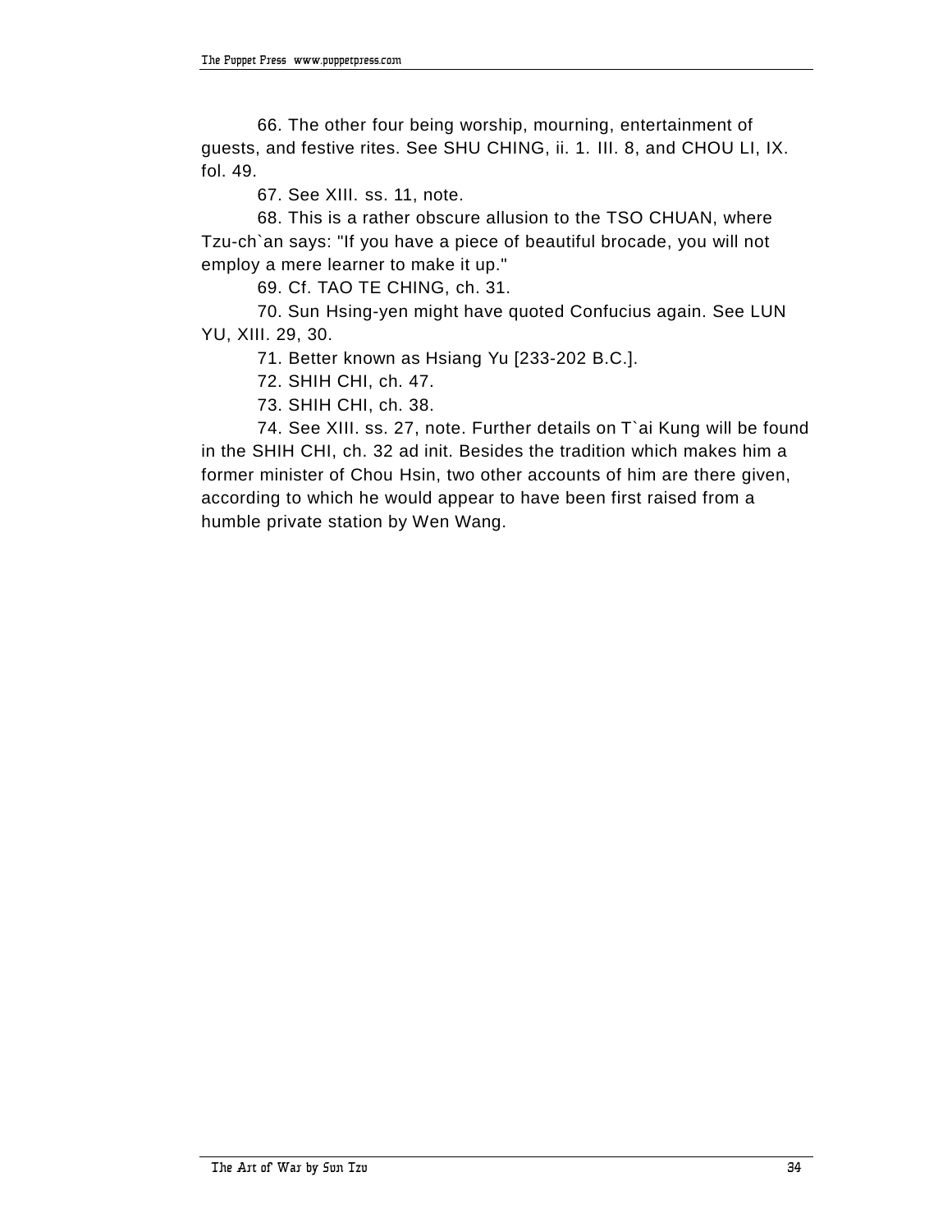66. The other four being worship, mourning, entertainment of guests, and festive rites. See SHU CHING, ii. 1. III. 8, and CHOU LI, IX. fol. 49.

67. See XIII. ss. 11, note.

68. This is a rather obscure allusion to the TSO CHUAN, where Tzu-ch`an says: "If you have a piece of beautiful brocade, you will not employ a mere learner to make it up."

69. Cf. TAO TE CHING, ch. 31.

70. Sun Hsing-yen might have quoted Confucius again. See LUN YU, XIII. 29, 30.

71. Better known as Hsiang Yu [233-202 B.C.].

72. SHIH CHI, ch. 47.

73. SHIH CHI, ch. 38.

74. See XIII. ss. 27, note. Further details on T`ai Kung will be found in the SHIH CHI, ch. 32 ad init. Besides the tradition which makes him a former minister of Chou Hsin, two other accounts of him are there given, according to which he would appear to have been first raised from a humble private station by Wen Wang.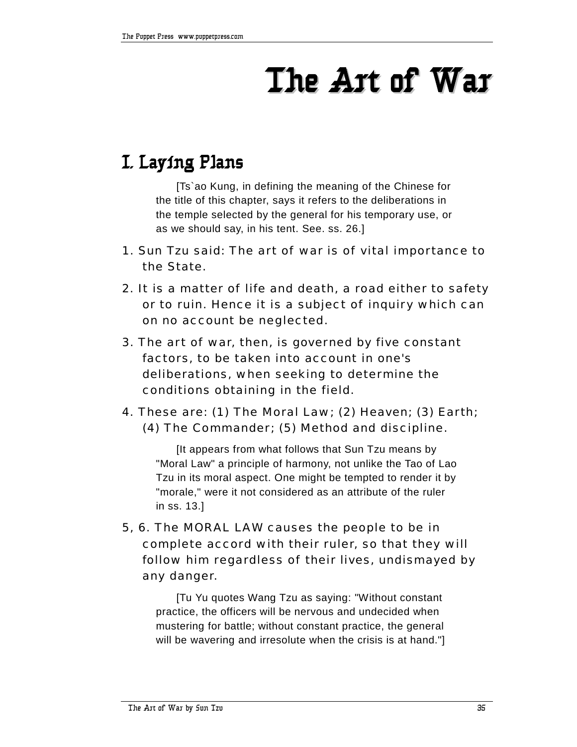# The Art of War

## I. Laying Plans

[Ts`ao Kung, in defining the meaning of the Chinese for the title of this chapter, says it refers to the deliberations in the temple selected by the general for his temporary use, or as we should say, in his tent. See. ss. 26.]

1. Sun Tzu said: The art of war is of vital importance to the State.

2. It is a matter of life and death, a road either to safety or to ruin. Hence it is a subject of inquiry which can on no account be neglected.

3. The art of war, then, is governed by five constant factors, to be taken into account in one's deliberations, when seeking to determine the conditions obtaining in the field.

4. These are: (1) The Moral Law; (2) Heaven; (3) Earth; (4) The Commander; (5) Method and discipline.

[It appears from what follows that Sun Tzu means by "Moral Law" a principle of harmony, not unlike the Tao of Lao Tzu in its moral aspect. One might be tempted to render it by "morale," were it not considered as an attribute of the ruler in ss. 13.]

5, 6. The MORAL LAW causes the people to be in complete accord with their ruler, so that they will follow him regardless of their lives, undismayed by any danger.

[Tu Yu quotes Wang Tzu as saying: "Without constant practice, the officers will be nervous and undecided when mustering for battle; without constant practice, the general will be wavering and irresolute when the crisis is at hand."]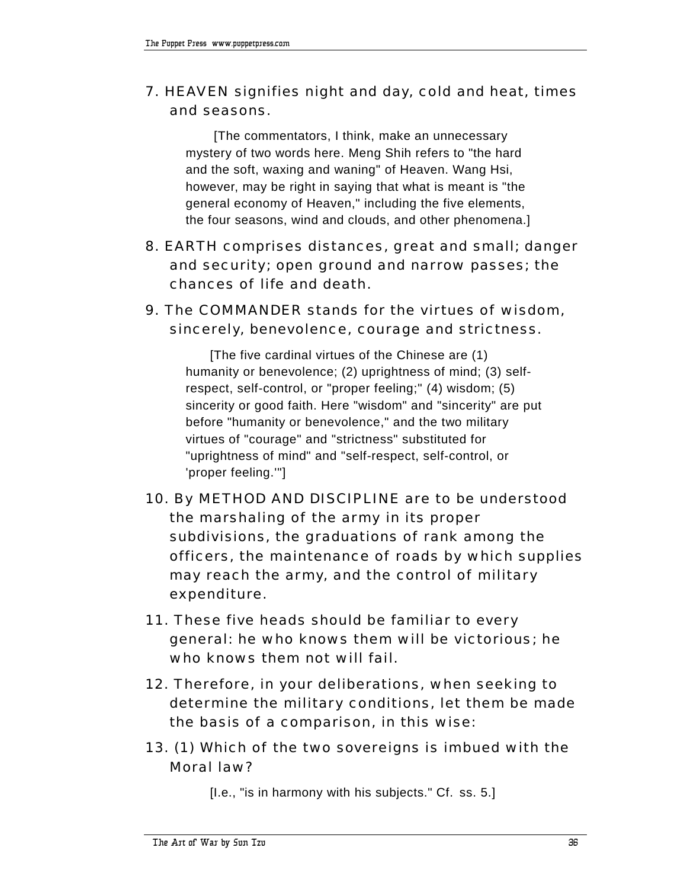7. HEAVEN signifies night and day, cold and heat, times and seasons.

> [The commentators, I think, make an unnecessary mystery of two words here. Meng Shih refers to "the hard and the soft, waxing and waning" of Heaven. Wang Hsi, however, may be right in saying that what is meant is "the general economy of Heaven," including the five elements, the four seasons, wind and clouds, and other phenomena.]

8. EARTH comprises distances, great and small; danger and security; open ground and narrow passes; the chances of life and death.

9. The COMMANDER stands for the virtues of wisdom, sincerely, benevolence, courage and strictness.

> [The five cardinal virtues of the Chinese are (1) humanity or benevolence; (2) uprightness of mind; (3) self-respect, self-control, or "proper feeling;" (4) wisdom; (5) sincerity or good faith. Here "wisdom" and "sincerity" are put before "humanity or benevolence," and the two military virtues of "courage" and "strictness" substituted for "uprightness of mind" and "self-respect, self-control, or 'proper feeling.'"]

10. By METHOD AND DISCIPLINE are to be understood the marshaling of the army in its proper subdivisions, the graduations of rank among the officers, the maintenance of roads by which supplies may reach the army, and the control of military expenditure.

11. These five heads should be familiar to every general: he who knows them will be victorious; he who knows them not will fail.

12. Therefore, in your deliberations, when seeking to determine the military conditions, let them be made the basis of a comparison, in this wise:

13. (1) Which of the two sovereigns is imbued with the Moral law?

> [I.e., "is in harmony with his subjects." Cf. ss. 5.]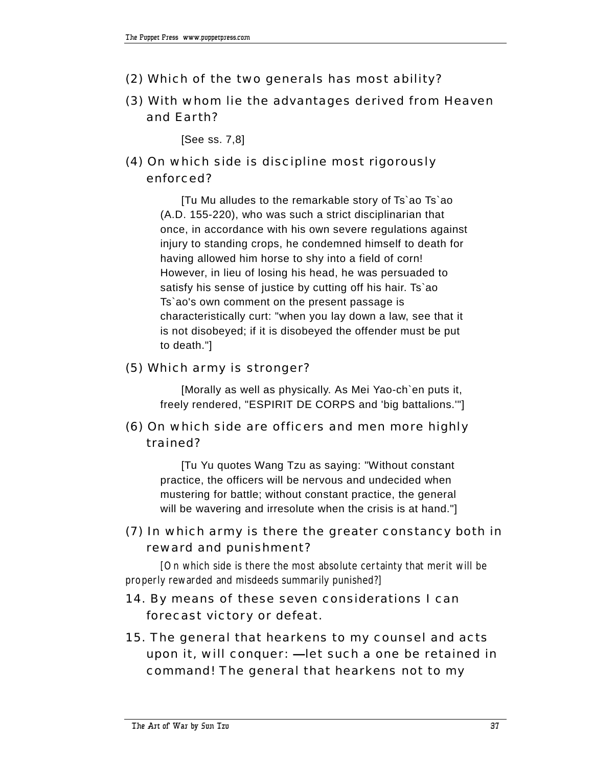(2) Which of the two generals has most ability?

(3) With whom lie the advantages derived from Heaven and Earth?

[See ss. 7,8]

(4) On which side is discipline most rigorously enforced?

[Tu Mu alludes to the remarkable story of Ts`ao Ts`ao (A.D. 155-220), who was such a strict disciplinarian that once, in accordance with his own severe regulations against injury to standing crops, he condemned himself to death for having allowed him horse to shy into a field of corn! However, in lieu of losing his head, he was persuaded to satisfy his sense of justice by cutting off his hair. Ts`ao Ts`ao's own comment on the present passage is characteristically curt: "when you lay down a law, see that it is not disobeyed; if it is disobeyed the offender must be put to death."]

(5) Which army is stronger?

[Morally as well as physically. As Mei Yao-ch`en puts it, freely rendered, "ESPIRIT DE CORPS and 'big battalions.'"]

(6) On which side are officers and men more highly trained?

[Tu Yu quotes Wang Tzu as saying: "Without constant practice, the officers will be nervous and undecided when mustering for battle; without constant practice, the general will be wavering and irresolute when the crisis is at hand."]

(7) In which army is there the greater constancy both in reward and punishment?

*[On which side is there the most absolute certainty that merit will be properly rewarded and misdeeds summarily punished?]*

14. By means of these seven considerations I can forecast victory or defeat.

15. The general that hearkens to my counsel and acts upon it, will conquer: —let such a one be retained in command! The general that hearkens not to my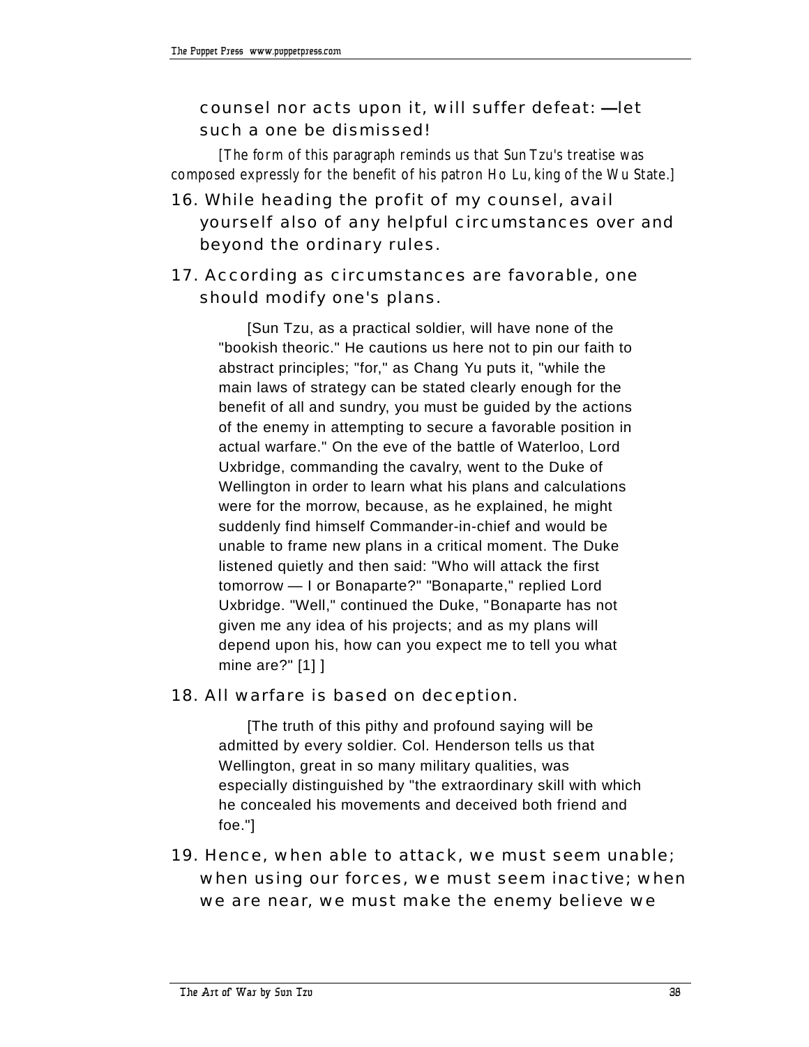counsel nor acts upon it, will suffer defeat: —let such a one be dismissed!

*[The form of this paragraph reminds us that Sun Tzu's treatise was composed expressly for the benefit of his patron Ho Lu, king of the Wu State.]*

16. While heading the profit of my counsel, avail yourself also of any helpful circumstances over and beyond the ordinary rules.

17. According as circumstances are favorable, one should modify one's plans.

[Sun Tzu, as a practical soldier, will have none of the "bookish theoric." He cautions us here not to pin our faith to abstract principles; "for," as Chang Yu puts it, "while the main laws of strategy can be stated clearly enough for the benefit of all and sundry, you must be guided by the actions of the enemy in attempting to secure a favorable position in actual warfare." On the eve of the battle of Waterloo, Lord Uxbridge, commanding the cavalry, went to the Duke of Wellington in order to learn what his plans and calculations were for the morrow, because, as he explained, he might suddenly find himself Commander-in-chief and would be unable to frame new plans in a critical moment. The Duke listened quietly and then said: "Who will attack the first tomorrow — I or Bonaparte?" "Bonaparte," replied Lord Uxbridge. "Well," continued the Duke, "Bonaparte has not given me any idea of his projects; and as my plans will depend upon his, how can you expect me to tell you what mine are?" [1] ]

18. All warfare is based on deception.

[The truth of this pithy and profound saying will be admitted by every soldier. Col. Henderson tells us that Wellington, great in so many military qualities, was especially distinguished by "the extraordinary skill with which he concealed his movements and deceived both friend and foe."]

19. Hence, when able to attack, we must seem unable; when using our forces, we must seem inactive; when we are near, we must make the enemy believe we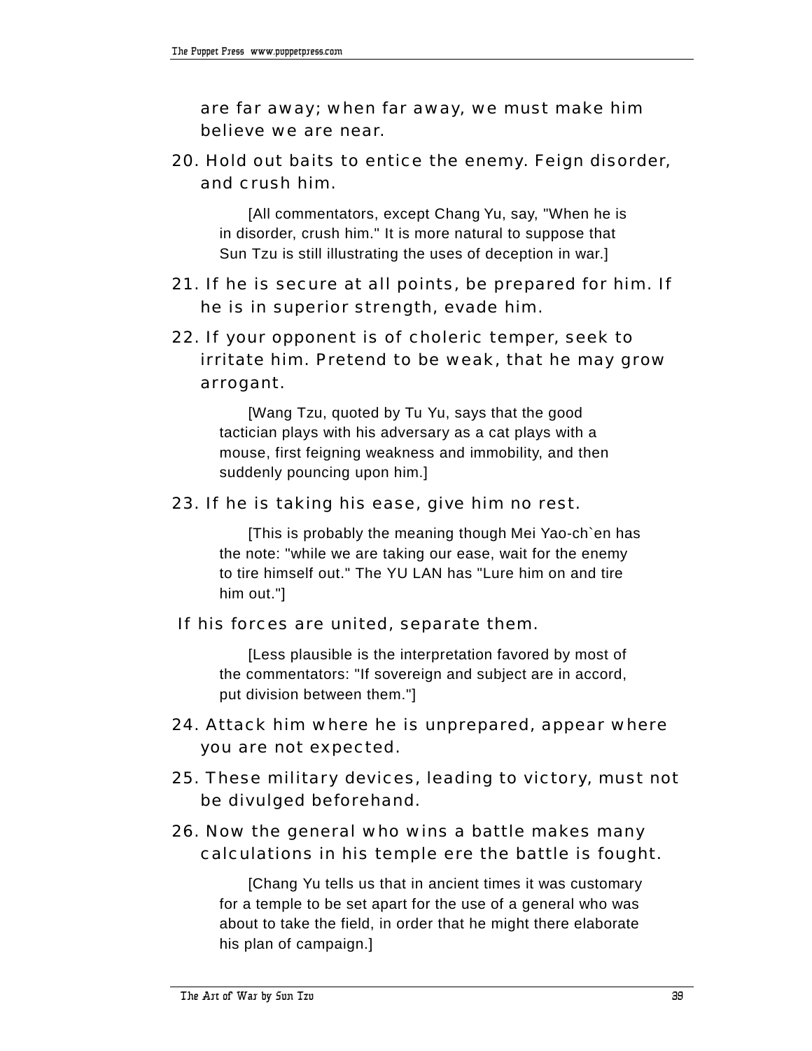are far away; when far away, we must make him believe we are near.

20. Hold out baits to entice the enemy. Feign disorder, and crush him.

   [All commentators, except Chang Yu, say, "When he is in disorder, crush him." It is more natural to suppose that Sun Tzu is still illustrating the uses of deception in war.]

21. If he is secure at all points, be prepared for him. If he is in superior strength, evade him.

22. If your opponent is of choleric temper, seek to irritate him. Pretend to be weak, that he may grow arrogant.

   [Wang Tzu, quoted by Tu Yu, says that the good tactician plays with his adversary as a cat plays with a mouse, first feigning weakness and immobility, and then suddenly pouncing upon him.]

23. If he is taking his ease, give him no rest.

   [This is probably the meaning though Mei Yao-ch`en has the note: "while we are taking our ease, wait for the enemy to tire himself out." The YU LAN has "Lure him on and tire him out."]

If his forces are united, separate them.

   [Less plausible is the interpretation favored by most of the commentators: "If sovereign and subject are in accord, put division between them."]

24. Attack him where he is unprepared, appear where you are not expected.

25. These military devices, leading to victory, must not be divulged beforehand.

26. Now the general who wins a battle makes many calculations in his temple ere the battle is fought.

   [Chang Yu tells us that in ancient times it was customary for a temple to be set apart for the use of a general who was about to take the field, in order that he might there elaborate his plan of campaign.]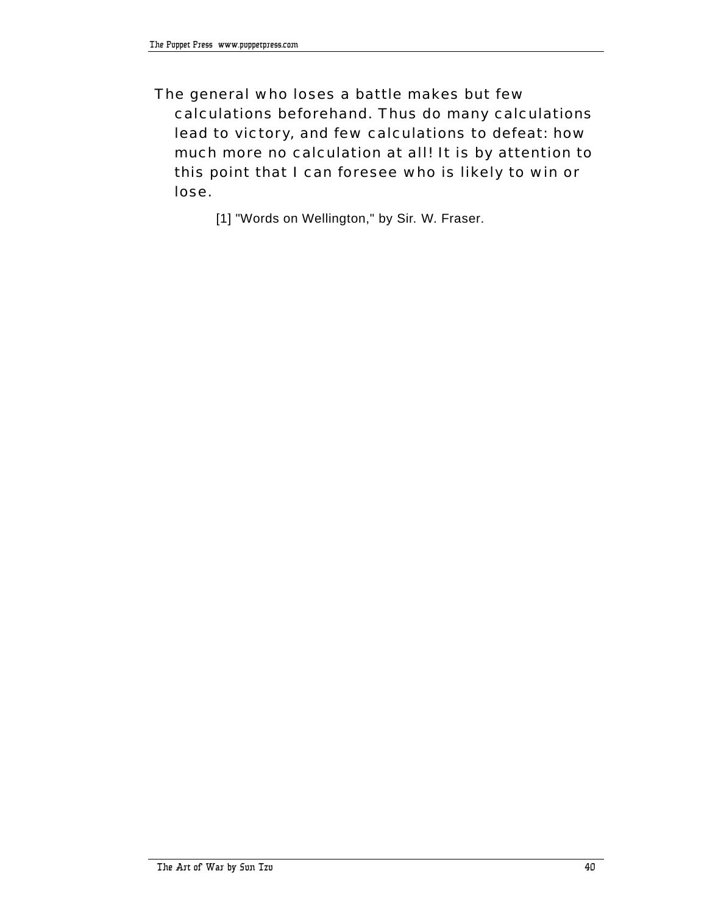The general who loses a battle makes but few calculations beforehand. Thus do many calculations lead to victory, and few calculations to defeat: how much more no calculation at all! It is by attention to this point that I can foresee who is likely to win or lose.

[1] "Words on Wellington," by Sir. W. Fraser.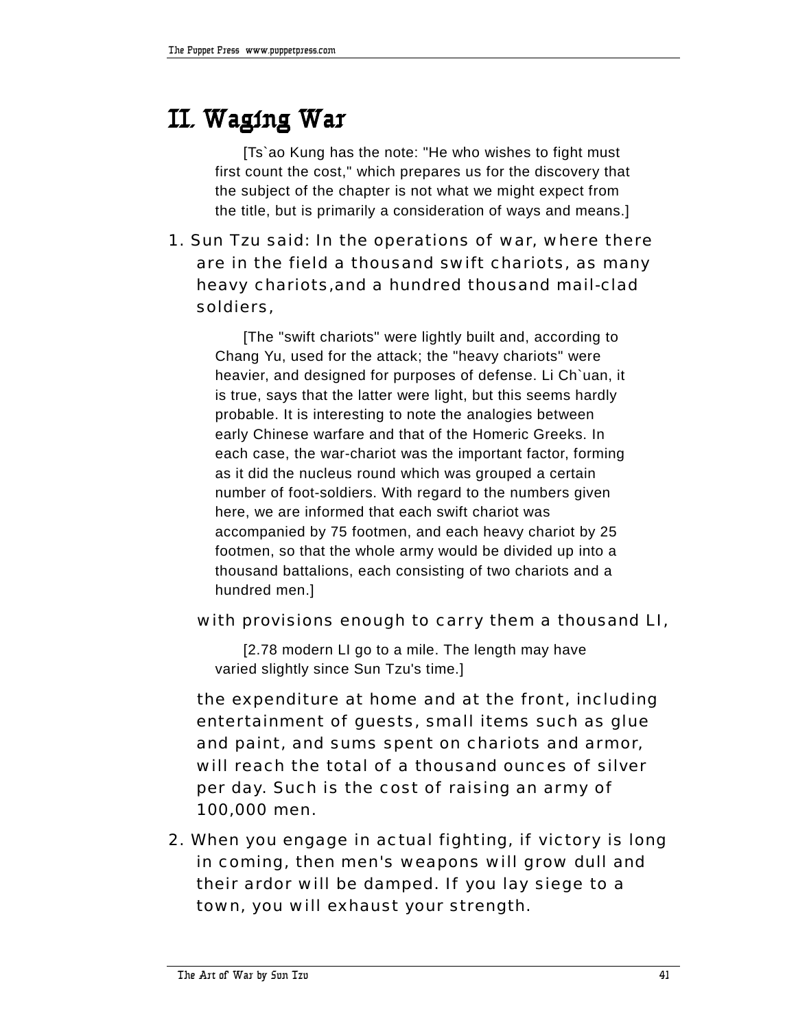# II. Waging War

[Ts`ao Kung has the note: "He who wishes to fight must first count the cost," which prepares us for the discovery that the subject of the chapter is not what we might expect from the title, but is primarily a consideration of ways and means.]

1. Sun Tzu said: In the operations of war, where there are in the field a thousand swift chariots, as many heavy chariots,and a hundred thousand mail-clad soldiers,

   [The "swift chariots" were lightly built and, according to Chang Yu, used for the attack; the "heavy chariots" were heavier, and designed for purposes of defense. Li Ch`uan, it is true, says that the latter were light, but this seems hardly probable. It is interesting to note the analogies between early Chinese warfare and that of the Homeric Greeks. In each case, the war-chariot was the important factor, forming as it did the nucleus round which was grouped a certain number of foot-soldiers. With regard to the numbers given here, we are informed that each swift chariot was accompanied by 75 footmen, and each heavy chariot by 25 footmen, so that the whole army would be divided up into a thousand battalions, each consisting of two chariots and a hundred men.]

   with provisions enough to carry them a thousand LI,

   [2.78 modern LI go to a mile. The length may have varied slightly since Sun Tzu's time.]

   the expenditure at home and at the front, including entertainment of guests, small items such as glue and paint, and sums spent on chariots and armor, will reach the total of a thousand ounces of silver per day. Such is the cost of raising an army of 100,000 men.

2. When you engage in actual fighting, if victory is long in coming, then men's weapons will grow dull and their ardor will be damped. If you lay siege to a town, you will exhaust your strength.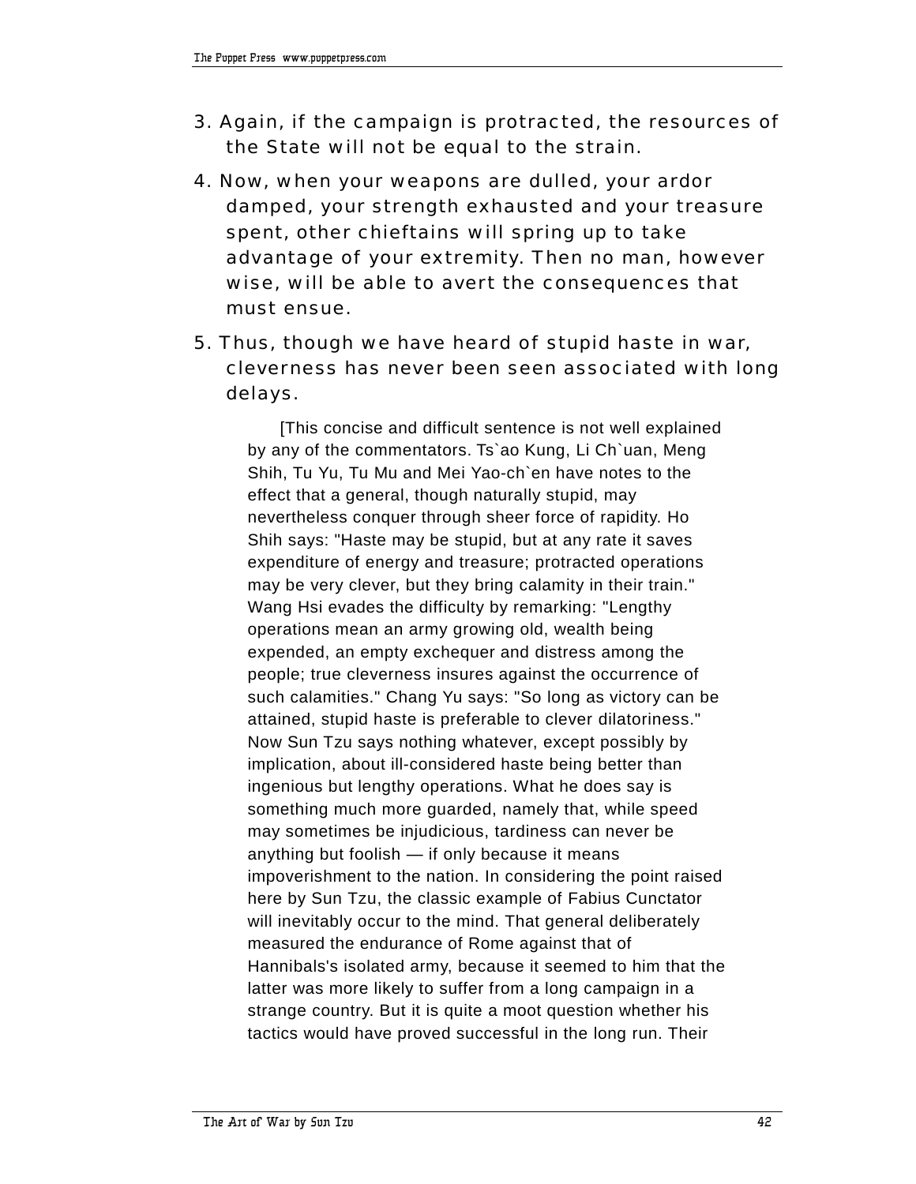3. Again, if the campaign is protracted, the resources of the State will not be equal to the strain.

4. Now, when your weapons are dulled, your ardor damped, your strength exhausted and your treasure spent, other chieftains will spring up to take advantage of your extremity. Then no man, however wise, will be able to avert the consequences that must ensue.

5. Thus, though we have heard of stupid haste in war, cleverness has never been seen associated with long delays.

> [This concise and difficult sentence is not well explained by any of the commentators. Ts`ao Kung, Li Ch`uan, Meng Shih, Tu Yu, Tu Mu and Mei Yao-ch`en have notes to the effect that a general, though naturally stupid, may nevertheless conquer through sheer force of rapidity. Ho Shih says: "Haste may be stupid, but at any rate it saves expenditure of energy and treasure; protracted operations may be very clever, but they bring calamity in their train." Wang Hsi evades the difficulty by remarking: "Lengthy operations mean an army growing old, wealth being expended, an empty exchequer and distress among the people; true cleverness insures against the occurrence of such calamities." Chang Yu says: "So long as victory can be attained, stupid haste is preferable to clever dilatoriness." Now Sun Tzu says nothing whatever, except possibly by implication, about ill-considered haste being better than ingenious but lengthy operations. What he does say is something much more guarded, namely that, while speed may sometimes be injudicious, tardiness can never be anything but foolish — if only because it means impoverishment to the nation. In considering the point raised here by Sun Tzu, the classic example of Fabius Cunctator will inevitably occur to the mind. That general deliberately measured the endurance of Rome against that of Hannibals's isolated army, because it seemed to him that the latter was more likely to suffer from a long campaign in a strange country. But it is quite a moot question whether his tactics would have proved successful in the long run. Their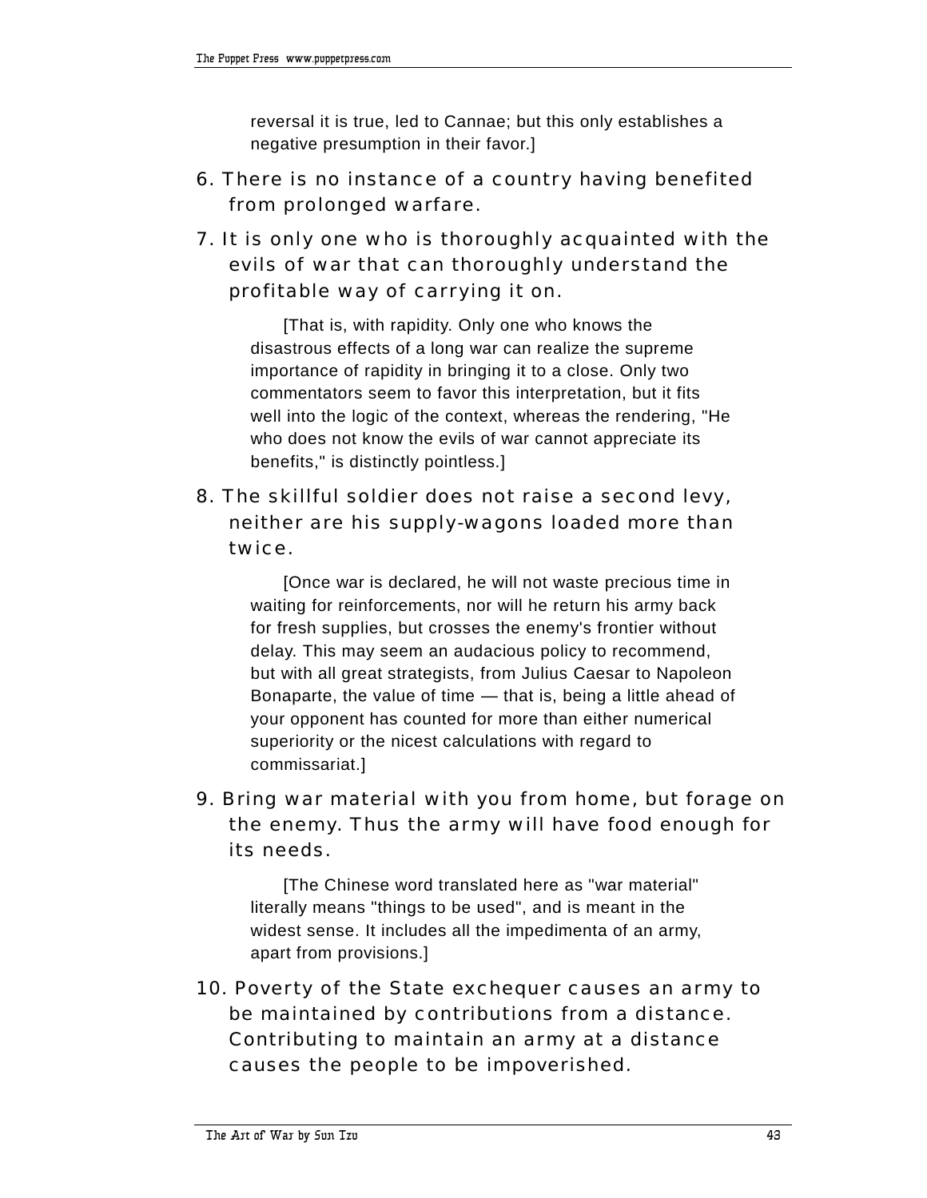reversal it is true, led to Cannae; but this only establishes a negative presumption in their favor.]

6. There is no instance of a country having benefited from prolonged warfare.

7. It is only one who is thoroughly acquainted with the evils of war that can thoroughly understand the profitable way of carrying it on.

   [That is, with rapidity. Only one who knows the disastrous effects of a long war can realize the supreme importance of rapidity in bringing it to a close. Only two commentators seem to favor this interpretation, but it fits well into the logic of the context, whereas the rendering, "He who does not know the evils of war cannot appreciate its benefits," is distinctly pointless.]

8. The skillful soldier does not raise a second levy, neither are his supply-wagons loaded more than twice.

   [Once war is declared, he will not waste precious time in waiting for reinforcements, nor will he return his army back for fresh supplies, but crosses the enemy's frontier without delay. This may seem an audacious policy to recommend, but with all great strategists, from Julius Caesar to Napoleon Bonaparte, the value of time — that is, being a little ahead of your opponent has counted for more than either numerical superiority or the nicest calculations with regard to commissariat.]

9. Bring war material with you from home, but forage on the enemy. Thus the army will have food enough for its needs.

   [The Chinese word translated here as "war material" literally means "things to be used", and is meant in the widest sense. It includes all the impedimenta of an army, apart from provisions.]

10. Poverty of the State exchequer causes an army to be maintained by contributions from a distance. Contributing to maintain an army at a distance causes the people to be impoverished.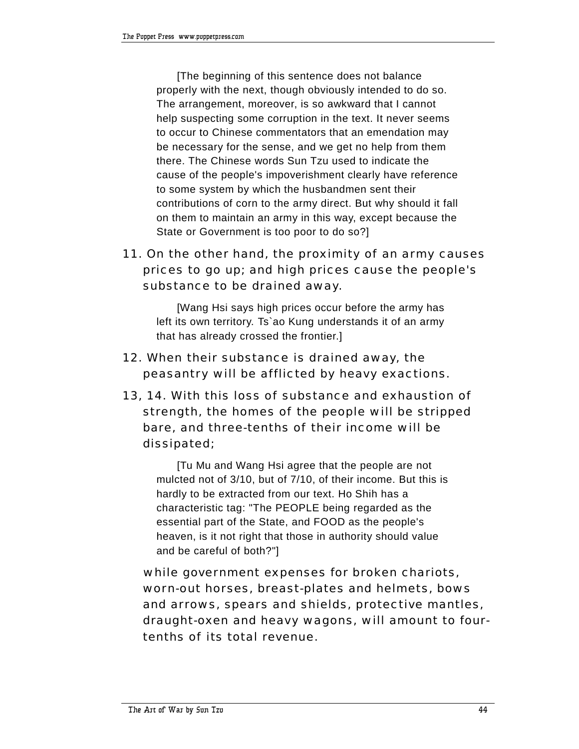[The beginning of this sentence does not balance properly with the next, though obviously intended to do so. The arrangement, moreover, is so awkward that I cannot help suspecting some corruption in the text. It never seems to occur to Chinese commentators that an emendation may be necessary for the sense, and we get no help from them there. The Chinese words Sun Tzu used to indicate the cause of the people's impoverishment clearly have reference to some system by which the husbandmen sent their contributions of corn to the army direct. But why should it fall on them to maintain an army in this way, except because the State or Government is too poor to do so?]

11. On the other hand, the proximity of an army causes prices to go up; and high prices cause the people's substance to be drained away.

[Wang Hsi says high prices occur before the army has left its own territory. Ts`ao Kung understands it of an army that has already crossed the frontier.]

12. When their substance is drained away, the peasantry will be afflicted by heavy exactions.

13, 14. With this loss of substance and exhaustion of strength, the homes of the people will be stripped bare, and three-tenths of their income will be dissipated;

[Tu Mu and Wang Hsi agree that the people are not mulcted not of 3/10, but of 7/10, of their income. But this is hardly to be extracted from our text. Ho Shih has a characteristic tag: "The PEOPLE being regarded as the essential part of the State, and FOOD as the people's heaven, is it not right that those in authority should value and be careful of both?"]

while government expenses for broken chariots, worn-out horses, breast-plates and helmets, bows and arrows, spears and shields, protective mantles, draught-oxen and heavy wagons, will amount to four-tenths of its total revenue.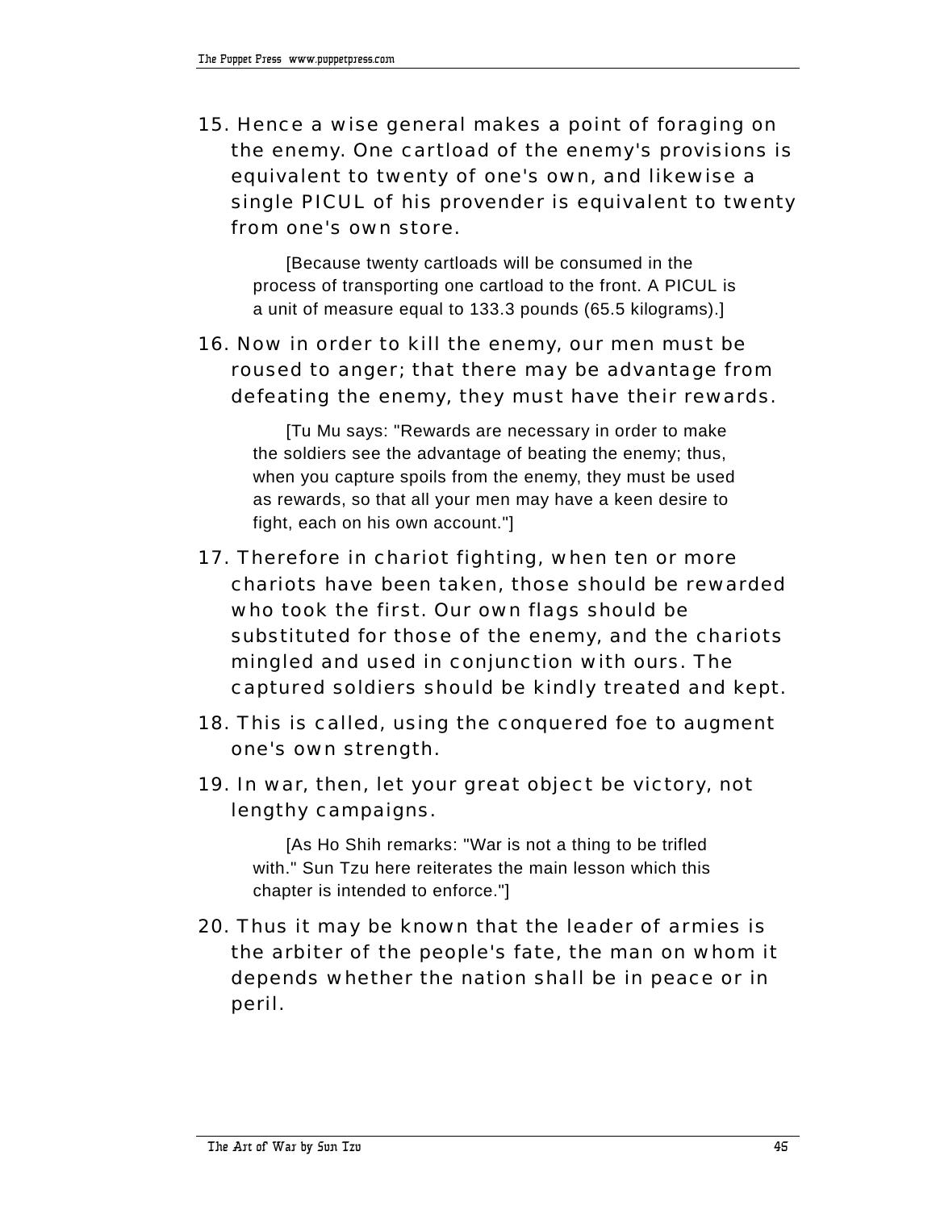15. Hence a wise general makes a point of foraging on the enemy. One cartload of the enemy's provisions is equivalent to twenty of one's own, and likewise a single PICUL of his provender is equivalent to twenty from one's own store.

> [Because twenty cartloads will be consumed in the process of transporting one cartload to the front. A PICUL is a unit of measure equal to 133.3 pounds (65.5 kilograms).]

16. Now in order to kill the enemy, our men must be roused to anger; that there may be advantage from defeating the enemy, they must have their rewards.

> [Tu Mu says: "Rewards are necessary in order to make the soldiers see the advantage of beating the enemy; thus, when you capture spoils from the enemy, they must be used as rewards, so that all your men may have a keen desire to fight, each on his own account."]

17. Therefore in chariot fighting, when ten or more chariots have been taken, those should be rewarded who took the first. Our own flags should be substituted for those of the enemy, and the chariots mingled and used in conjunction with ours. The captured soldiers should be kindly treated and kept.

18. This is called, using the conquered foe to augment one's own strength.

19. In war, then, let your great object be victory, not lengthy campaigns.

> [As Ho Shih remarks: "War is not a thing to be trifled with." Sun Tzu here reiterates the main lesson which this chapter is intended to enforce."]

20. Thus it may be known that the leader of armies is the arbiter of the people's fate, the man on whom it depends whether the nation shall be in peace or in peril.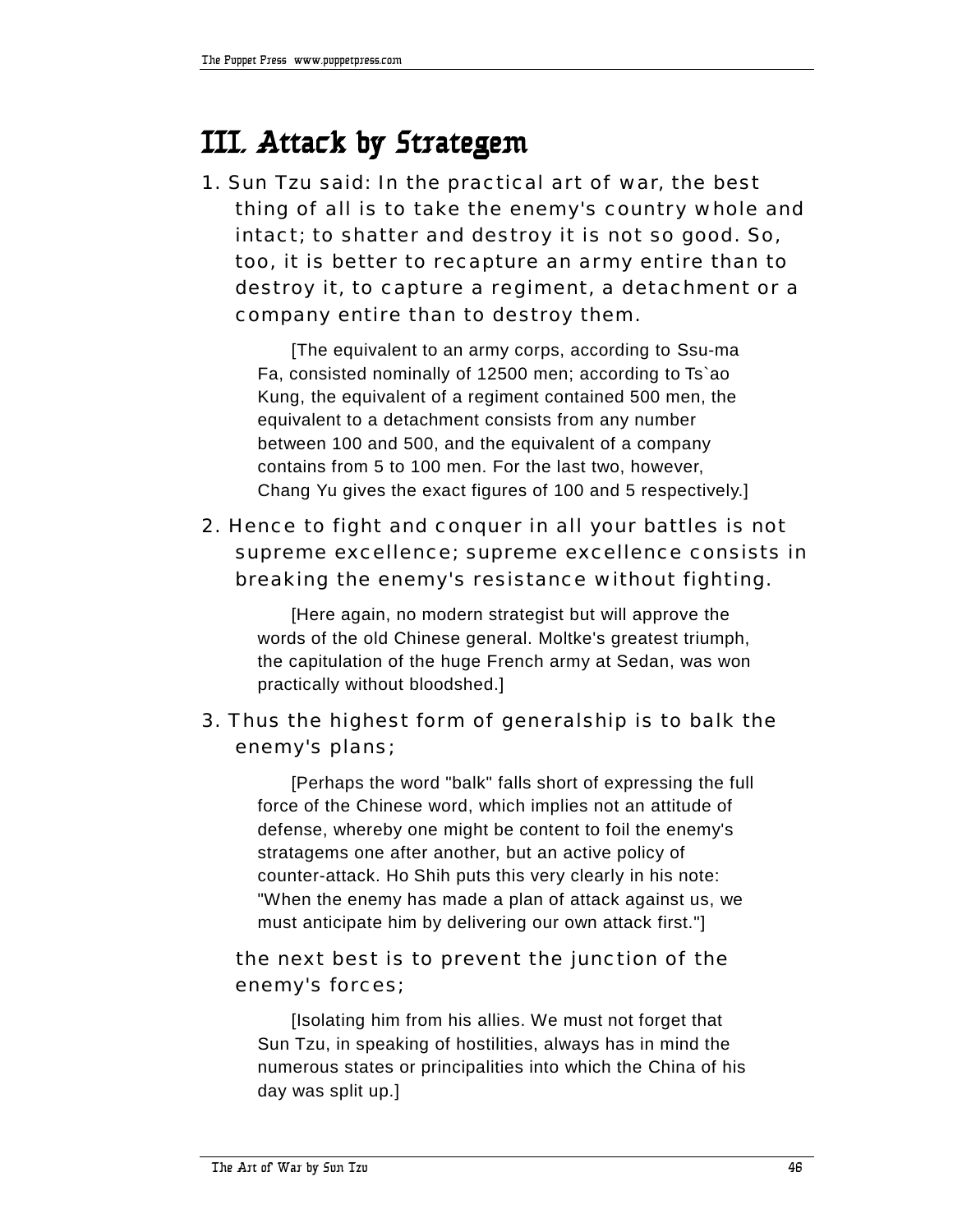# III. Attack by Strategem

1. Sun Tzu said: In the practical art of war, the best thing of all is to take the enemy's country whole and intact; to shatter and destroy it is not so good. So, too, it is better to recapture an army entire than to destroy it, to capture a regiment, a detachment or a company entire than to destroy them.

   [The equivalent to an army corps, according to Ssu-ma Fa, consisted nominally of 12500 men; according to Ts`ao Kung, the equivalent of a regiment contained 500 men, the equivalent to a detachment consists from any number between 100 and 500, and the equivalent of a company contains from 5 to 100 men. For the last two, however, Chang Yu gives the exact figures of 100 and 5 respectively.]

2. Hence to fight and conquer in all your battles is not supreme excellence; supreme excellence consists in breaking the enemy's resistance without fighting.

   [Here again, no modern strategist but will approve the words of the old Chinese general. Moltke's greatest triumph, the capitulation of the huge French army at Sedan, was won practically without bloodshed.]

3. Thus the highest form of generalship is to balk the enemy's plans;

   [Perhaps the word "balk" falls short of expressing the full force of the Chinese word, which implies not an attitude of defense, whereby one might be content to foil the enemy's stratagems one after another, but an active policy of counter-attack. Ho Shih puts this very clearly in his note: "When the enemy has made a plan of attack against us, we must anticipate him by delivering our own attack first."]

   the next best is to prevent the junction of the enemy's forces;

   [Isolating him from his allies. We must not forget that Sun Tzu, in speaking of hostilities, always has in mind the numerous states or principalities into which the China of his day was split up.]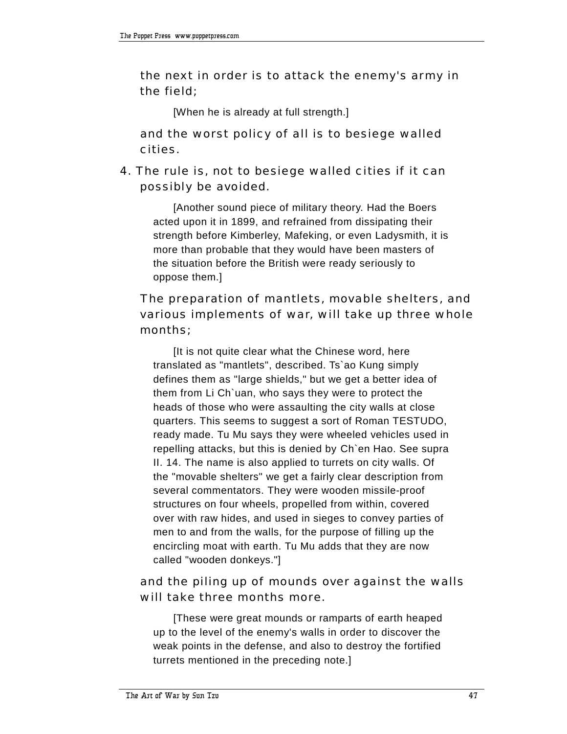the next in order is to attack the enemy's army in the field;

> [When he is already at full strength.]

and the worst policy of all is to besiege walled cities.

4. The rule is, not to besiege walled cities if it can possibly be avoided.

> [Another sound piece of military theory. Had the Boers acted upon it in 1899, and refrained from dissipating their strength before Kimberley, Mafeking, or even Ladysmith, it is more than probable that they would have been masters of the situation before the British were ready seriously to oppose them.]

The preparation of mantlets, movable shelters, and various implements of war, will take up three whole months;

> [It is not quite clear what the Chinese word, here translated as "mantlets", described. Ts`ao Kung simply defines them as "large shields," but we get a better idea of them from Li Ch`uan, who says they were to protect the heads of those who were assaulting the city walls at close quarters. This seems to suggest a sort of Roman TESTUDO, ready made. Tu Mu says they were wheeled vehicles used in repelling attacks, but this is denied by Ch`en Hao. See supra II. 14. The name is also applied to turrets on city walls. Of the "movable shelters" we get a fairly clear description from several commentators. They were wooden missile-proof structures on four wheels, propelled from within, covered over with raw hides, and used in sieges to convey parties of men to and from the walls, for the purpose of filling up the encircling moat with earth. Tu Mu adds that they are now called "wooden donkeys."]

and the piling up of mounds over against the walls will take three months more.

> [These were great mounds or ramparts of earth heaped up to the level of the enemy's walls in order to discover the weak points in the defense, and also to destroy the fortified turrets mentioned in the preceding note.]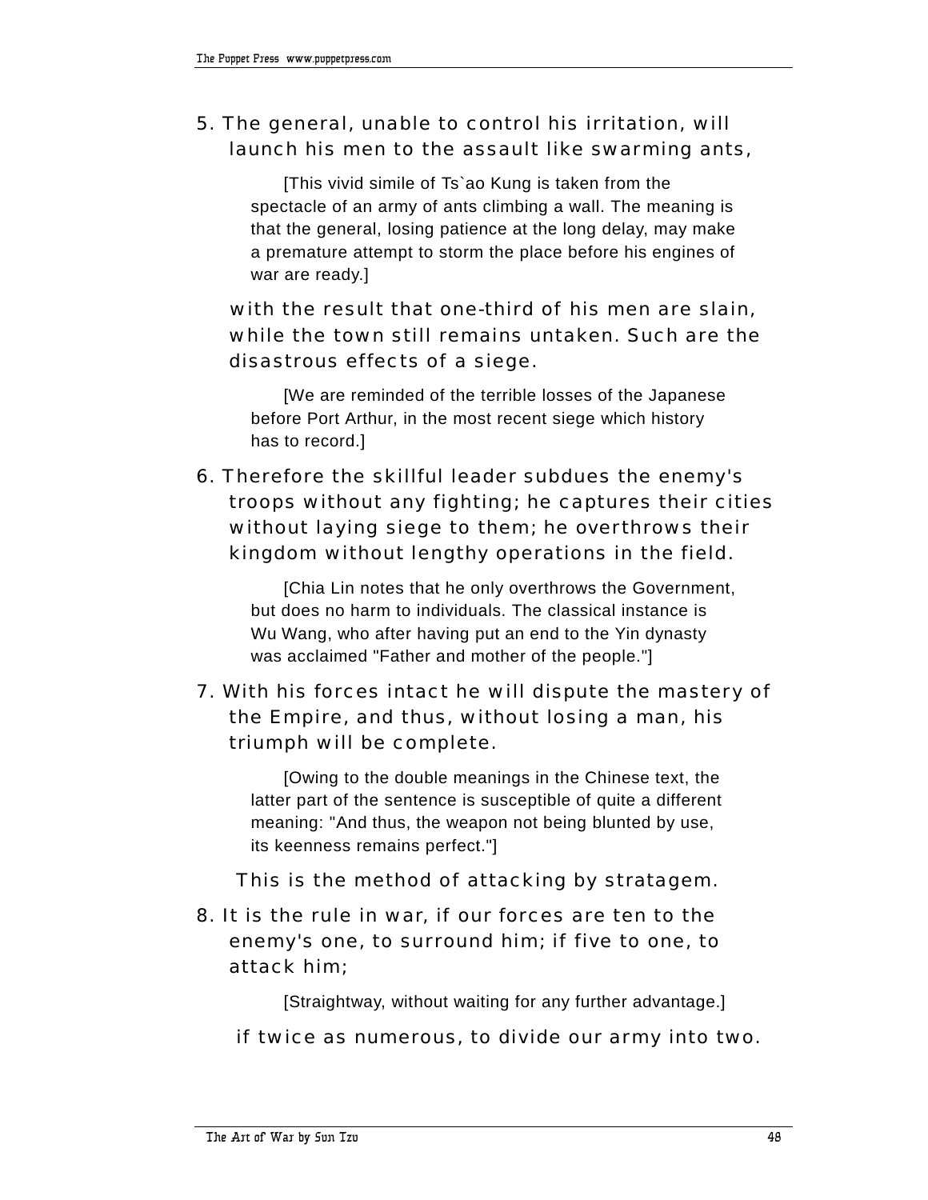5. The general, unable to control his irritation, will launch his men to the assault like swarming ants,

   [This vivid simile of Ts`ao Kung is taken from the spectacle of an army of ants climbing a wall. The meaning is that the general, losing patience at the long delay, may make a premature attempt to storm the place before his engines of war are ready.]

   with the result that one-third of his men are slain, while the town still remains untaken. Such are the disastrous effects of a siege.

   [We are reminded of the terrible losses of the Japanese before Port Arthur, in the most recent siege which history has to record.]

6. Therefore the skillful leader subdues the enemy's troops without any fighting; he captures their cities without laying siege to them; he overthrows their kingdom without lengthy operations in the field.

   [Chia Lin notes that he only overthrows the Government, but does no harm to individuals. The classical instance is Wu Wang, who after having put an end to the Yin dynasty was acclaimed "Father and mother of the people."]

7. With his forces intact he will dispute the mastery of the Empire, and thus, without losing a man, his triumph will be complete.

   [Owing to the double meanings in the Chinese text, the latter part of the sentence is susceptible of quite a different meaning: "And thus, the weapon not being blunted by use, its keenness remains perfect."]

   This is the method of attacking by stratagem.

8. It is the rule in war, if our forces are ten to the enemy's one, to surround him; if five to one, to attack him;

   [Straightway, without waiting for any further advantage.]

   if twice as numerous, to divide our army into two.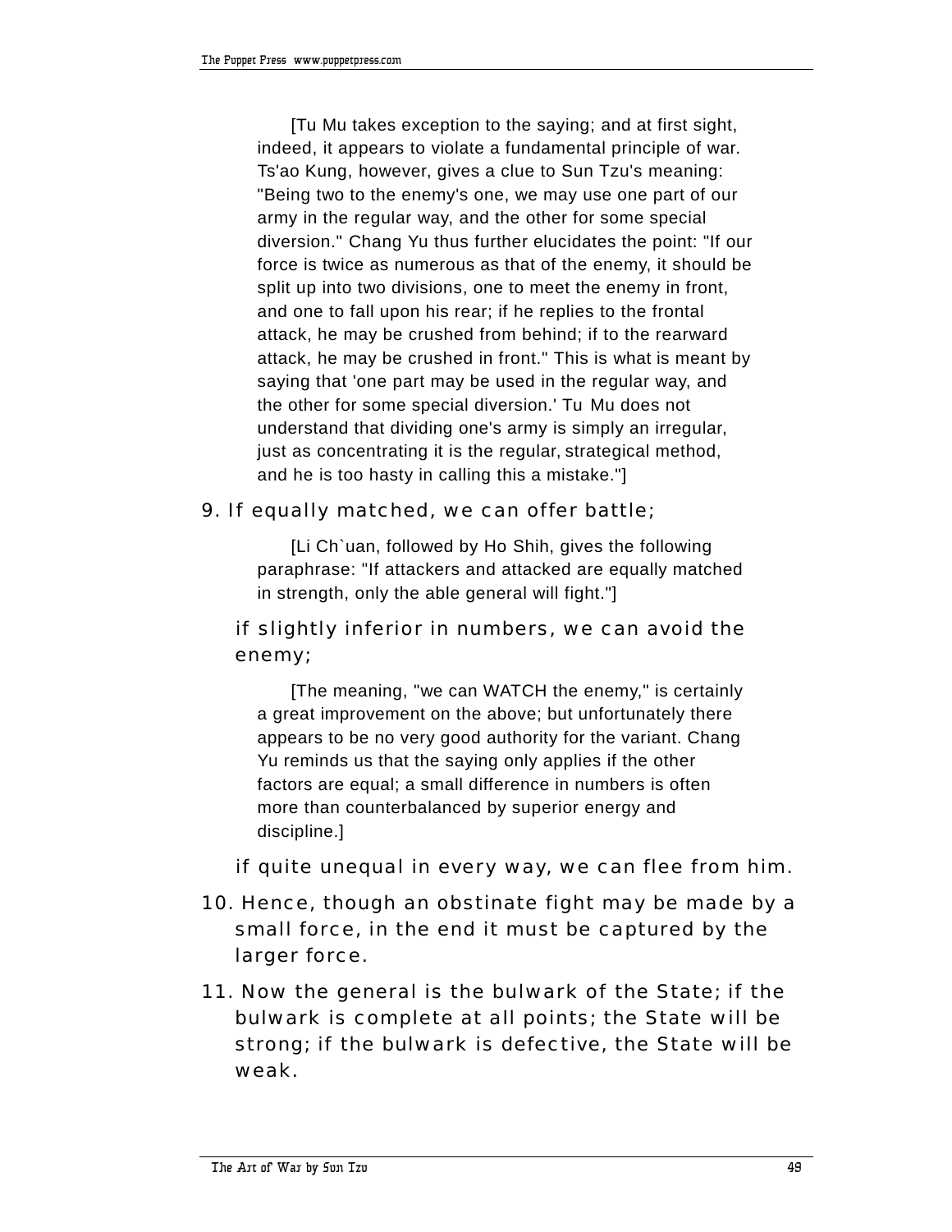[Tu Mu takes exception to the saying; and at first sight, indeed, it appears to violate a fundamental principle of war. Ts'ao Kung, however, gives a clue to Sun Tzu's meaning: "Being two to the enemy's one, we may use one part of our army in the regular way, and the other for some special diversion." Chang Yu thus further elucidates the point: "If our force is twice as numerous as that of the enemy, it should be split up into two divisions, one to meet the enemy in front, and one to fall upon his rear; if he replies to the frontal attack, he may be crushed from behind; if to the rearward attack, he may be crushed in front." This is what is meant by saying that 'one part may be used in the regular way, and the other for some special diversion.' Tu Mu does not understand that dividing one's army is simply an irregular, just as concentrating it is the regular, strategical method, and he is too hasty in calling this a mistake."]

9. If equally matched, we can offer battle;

[Li Ch`uan, followed by Ho Shih, gives the following paraphrase: "If attackers and attacked are equally matched in strength, only the able general will fight."]

if slightly inferior in numbers, we can avoid the enemy;

[The meaning, "we can WATCH the enemy," is certainly a great improvement on the above; but unfortunately there appears to be no very good authority for the variant. Chang Yu reminds us that the saying only applies if the other factors are equal; a small difference in numbers is often more than counterbalanced by superior energy and discipline.]

if quite unequal in every way, we can flee from him.

10. Hence, though an obstinate fight may be made by a small force, in the end it must be captured by the larger force.

11. Now the general is the bulwark of the State; if the bulwark is complete at all points; the State will be strong; if the bulwark is defective, the State will be weak.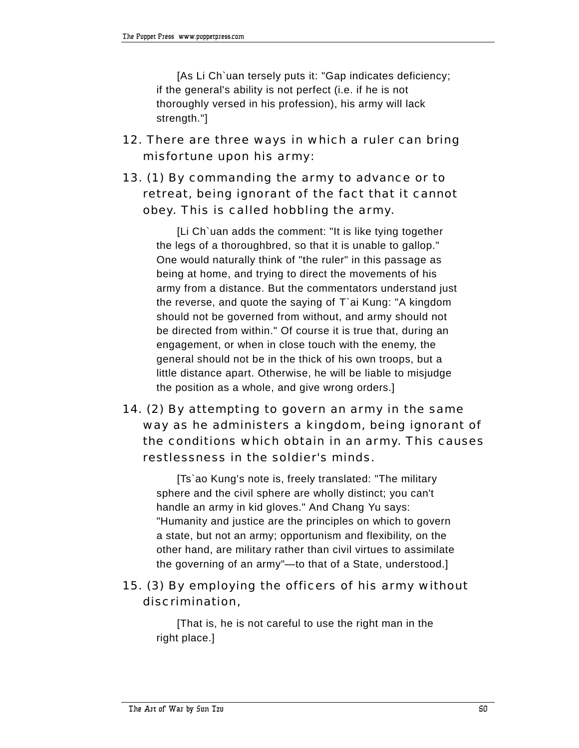[As Li Ch`uan tersely puts it: "Gap indicates deficiency; if the general's ability is not perfect (i.e. if he is not thoroughly versed in his profession), his army will lack strength."]

12. There are three ways in which a ruler can bring misfortune upon his army:

13. (1) By commanding the army to advance or to retreat, being ignorant of the fact that it cannot obey. This is called hobbling the army.

[Li Ch`uan adds the comment: "It is like tying together the legs of a thoroughbred, so that it is unable to gallop." One would naturally think of "the ruler" in this passage as being at home, and trying to direct the movements of his army from a distance. But the commentators understand just the reverse, and quote the saying of T`ai Kung: "A kingdom should not be governed from without, and army should not be directed from within." Of course it is true that, during an engagement, or when in close touch with the enemy, the general should not be in the thick of his own troops, but a little distance apart. Otherwise, he will be liable to misjudge the position as a whole, and give wrong orders.]

14. (2) By attempting to govern an army in the same way as he administers a kingdom, being ignorant of the conditions which obtain in an army. This causes restlessness in the soldier's minds.

[Ts`ao Kung's note is, freely translated: "The military sphere and the civil sphere are wholly distinct; you can't handle an army in kid gloves." And Chang Yu says: "Humanity and justice are the principles on which to govern a state, but not an army; opportunism and flexibility, on the other hand, are military rather than civil virtues to assimilate the governing of an army"—to that of a State, understood.]

15. (3) By employing the officers of his army without discrimination,

[That is, he is not careful to use the right man in the right place.]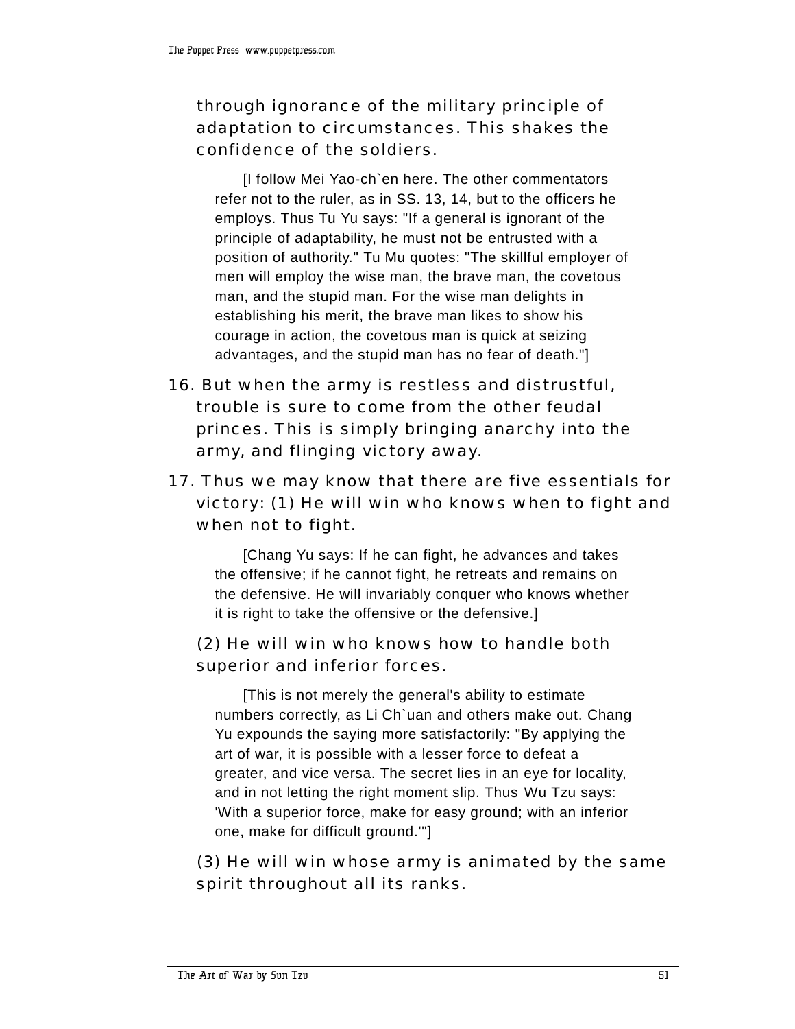through ignorance of the military principle of adaptation to circumstances. This shakes the confidence of the soldiers.

> [I follow Mei Yao-ch`en here. The other commentators refer not to the ruler, as in SS. 13, 14, but to the officers he employs. Thus Tu Yu says: "If a general is ignorant of the principle of adaptability, he must not be entrusted with a position of authority." Tu Mu quotes: "The skillful employer of men will employ the wise man, the brave man, the covetous man, and the stupid man. For the wise man delights in establishing his merit, the brave man likes to show his courage in action, the covetous man is quick at seizing advantages, and the stupid man has no fear of death."]

16. But when the army is restless and distrustful, trouble is sure to come from the other feudal princes. This is simply bringing anarchy into the army, and flinging victory away.

17. Thus we may know that there are five essentials for victory: (1) He will win who knows when to fight and when not to fight.

> [Chang Yu says: If he can fight, he advances and takes the offensive; if he cannot fight, he retreats and remains on the defensive. He will invariably conquer who knows whether it is right to take the offensive or the defensive.]

(2) He will win who knows how to handle both superior and inferior forces.

> [This is not merely the general's ability to estimate numbers correctly, as Li Ch`uan and others make out. Chang Yu expounds the saying more satisfactorily: "By applying the art of war, it is possible with a lesser force to defeat a greater, and vice versa. The secret lies in an eye for locality, and in not letting the right moment slip. Thus Wu Tzu says: 'With a superior force, make for easy ground; with an inferior one, make for difficult ground.'"]

(3) He will win whose army is animated by the same spirit throughout all its ranks.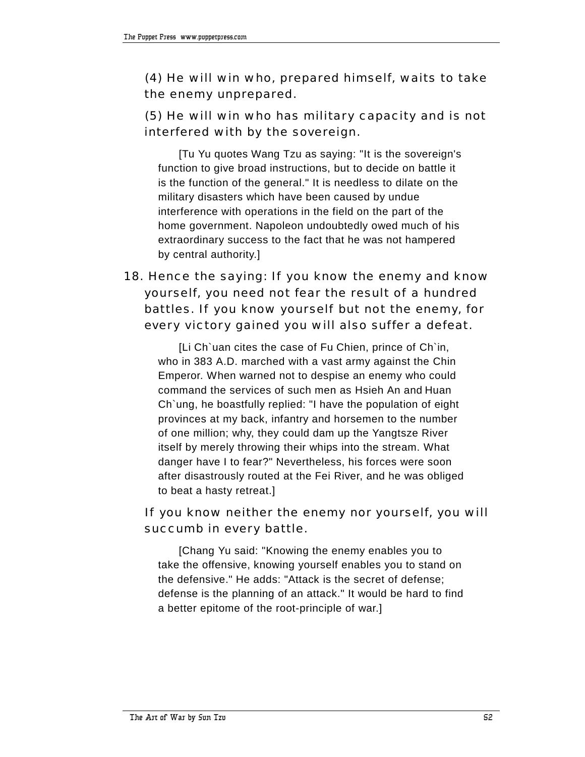(4) He will win who, prepared himself, waits to take the enemy unprepared.

(5) He will win who has military capacity and is not interfered with by the sovereign.

[Tu Yu quotes Wang Tzu as saying: "It is the sovereign's function to give broad instructions, but to decide on battle it is the function of the general." It is needless to dilate on the military disasters which have been caused by undue interference with operations in the field on the part of the home government. Napoleon undoubtedly owed much of his extraordinary success to the fact that he was not hampered by central authority.]

18. Hence the saying: If you know the enemy and know yourself, you need not fear the result of a hundred battles. If you know yourself but not the enemy, for every victory gained you will also suffer a defeat.

[Li Ch`uan cites the case of Fu Chien, prince of Ch`in, who in 383 A.D. marched with a vast army against the Chin Emperor. When warned not to despise an enemy who could command the services of such men as Hsieh An and Huan Ch`ung, he boastfully replied: "I have the population of eight provinces at my back, infantry and horsemen to the number of one million; why, they could dam up the Yangtsze River itself by merely throwing their whips into the stream. What danger have I to fear?" Nevertheless, his forces were soon after disastrously routed at the Fei River, and he was obliged to beat a hasty retreat.]

If you know neither the enemy nor yourself, you will succumb in every battle.

[Chang Yu said: "Knowing the enemy enables you to take the offensive, knowing yourself enables you to stand on the defensive." He adds: "Attack is the secret of defense; defense is the planning of an attack." It would be hard to find a better epitome of the root-principle of war.]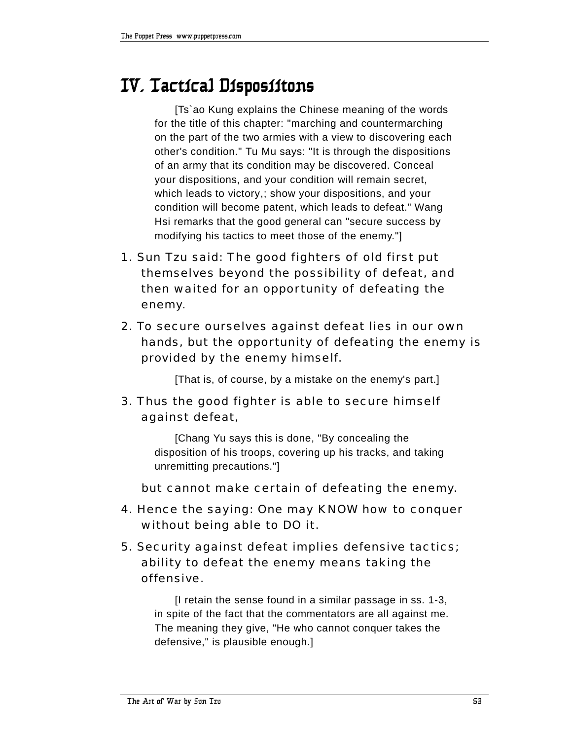# IV. Tactical Dispositions

[Ts`ao Kung explains the Chinese meaning of the words for the title of this chapter: "marching and countermarching on the part of the two armies with a view to discovering each other's condition." Tu Mu says: "It is through the dispositions of an army that its condition may be discovered. Conceal your dispositions, and your condition will remain secret, which leads to victory,; show your dispositions, and your condition will become patent, which leads to defeat." Wang Hsi remarks that the good general can "secure success by modifying his tactics to meet those of the enemy."]

1. Sun Tzu said: The good fighters of old first put themselves beyond the possibility of defeat, and then waited for an opportunity of defeating the enemy.

2. To secure ourselves against defeat lies in our own hands, but the opportunity of defeating the enemy is provided by the enemy himself.

   [That is, of course, by a mistake on the enemy's part.]

3. Thus the good fighter is able to secure himself against defeat,

   [Chang Yu says this is done, "By concealing the disposition of his troops, covering up his tracks, and taking unremitting precautions."]

   but cannot make certain of defeating the enemy.

4. Hence the saying: One may KNOW how to conquer without being able to DO it.

5. Security against defeat implies defensive tactics; ability to defeat the enemy means taking the offensive.

   [I retain the sense found in a similar passage in ss. 1-3, in spite of the fact that the commentators are all against me. The meaning they give, "He who cannot conquer takes the defensive," is plausible enough.]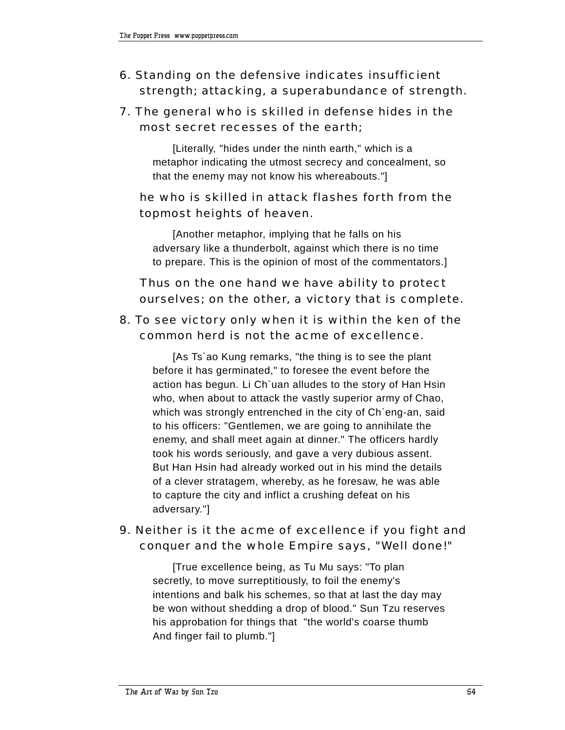6. Standing on the defensive indicates insufficient strength; attacking, a superabundance of strength.

7. The general who is skilled in defense hides in the most secret recesses of the earth;

   [Literally, "hides under the ninth earth," which is a metaphor indicating the utmost secrecy and concealment, so that the enemy may not know his whereabouts."]

   he who is skilled in attack flashes forth from the topmost heights of heaven.

   [Another metaphor, implying that he falls on his adversary like a thunderbolt, against which there is no time to prepare. This is the opinion of most of the commentators.]

   Thus on the one hand we have ability to protect ourselves; on the other, a victory that is complete.

8. To see victory only when it is within the ken of the common herd is not the acme of excellence.

   [As Ts`ao Kung remarks, "the thing is to see the plant before it has germinated," to foresee the event before the action has begun. Li Ch`uan alludes to the story of Han Hsin who, when about to attack the vastly superior army of Chao, which was strongly entrenched in the city of Ch`eng-an, said to his officers: "Gentlemen, we are going to annihilate the enemy, and shall meet again at dinner." The officers hardly took his words seriously, and gave a very dubious assent. But Han Hsin had already worked out in his mind the details of a clever stratagem, whereby, as he foresaw, he was able to capture the city and inflict a crushing defeat on his adversary."]

9. Neither is it the acme of excellence if you fight and conquer and the whole Empire says, "Well done!"

   [True excellence being, as Tu Mu says: "To plan secretly, to move surreptitiously, to foil the enemy's intentions and balk his schemes, so that at last the day may be won without shedding a drop of blood." Sun Tzu reserves his approbation for things that "the world's coarse thumb And finger fail to plumb."]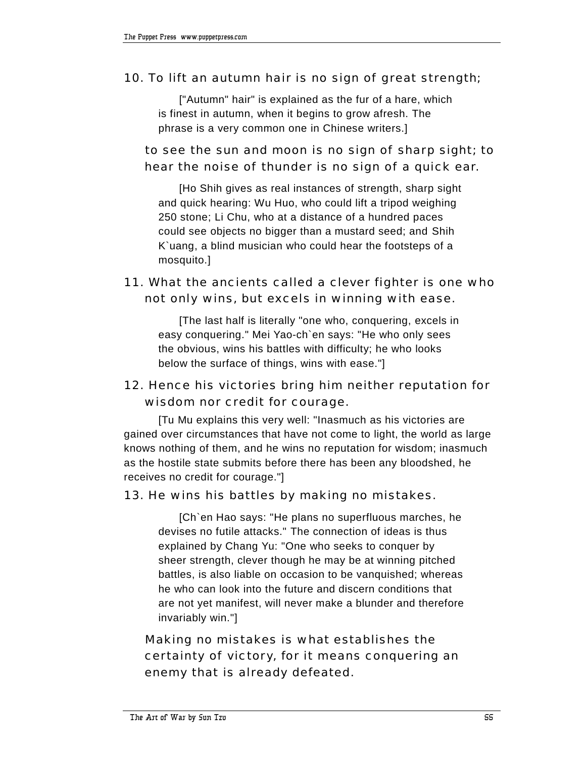10. To lift an autumn hair is no sign of great strength;

["Autumn" hair" is explained as the fur of a hare, which is finest in autumn, when it begins to grow afresh. The phrase is a very common one in Chinese writers.]

to see the sun and moon is no sign of sharp sight; to hear the noise of thunder is no sign of a quick ear.

[Ho Shih gives as real instances of strength, sharp sight and quick hearing: Wu Huo, who could lift a tripod weighing 250 stone; Li Chu, who at a distance of a hundred paces could see objects no bigger than a mustard seed; and Shih K`uang, a blind musician who could hear the footsteps of a mosquito.]

11. What the ancients called a clever fighter is one who not only wins, but excels in winning with ease.

[The last half is literally "one who, conquering, excels in easy conquering." Mei Yao-ch`en says: "He who only sees the obvious, wins his battles with difficulty; he who looks below the surface of things, wins with ease."]

12. Hence his victories bring him neither reputation for wisdom nor credit for courage.

[Tu Mu explains this very well: "Inasmuch as his victories are gained over circumstances that have not come to light, the world as large knows nothing of them, and he wins no reputation for wisdom; inasmuch as the hostile state submits before there has been any bloodshed, he receives no credit for courage."]

13. He wins his battles by making no mistakes.

[Ch`en Hao says: "He plans no superfluous marches, he devises no futile attacks." The connection of ideas is thus explained by Chang Yu: "One who seeks to conquer by sheer strength, clever though he may be at winning pitched battles, is also liable on occasion to be vanquished; whereas he who can look into the future and discern conditions that are not yet manifest, will never make a blunder and therefore invariably win."]

Making no mistakes is what establishes the certainty of victory, for it means conquering an enemy that is already defeated.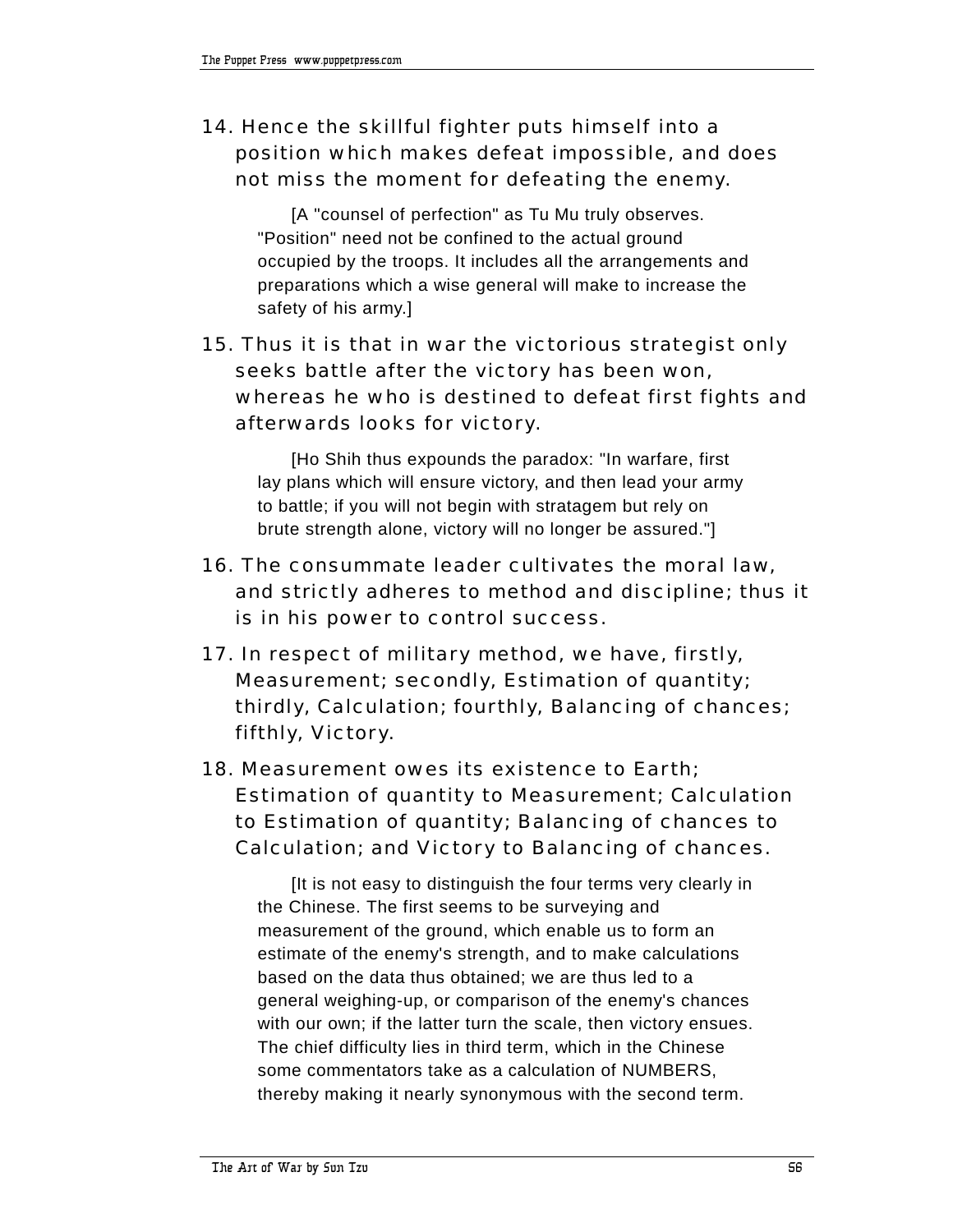14. Hence the skillful fighter puts himself into a position which makes defeat impossible, and does not miss the moment for defeating the enemy.

[A "counsel of perfection" as Tu Mu truly observes. "Position" need not be confined to the actual ground occupied by the troops. It includes all the arrangements and preparations which a wise general will make to increase the safety of his army.]

15. Thus it is that in war the victorious strategist only seeks battle after the victory has been won, whereas he who is destined to defeat first fights and afterwards looks for victory.

[Ho Shih thus expounds the paradox: "In warfare, first lay plans which will ensure victory, and then lead your army to battle; if you will not begin with stratagem but rely on brute strength alone, victory will no longer be assured."]

16. The consummate leader cultivates the moral law, and strictly adheres to method and discipline; thus it is in his power to control success.

17. In respect of military method, we have, firstly, Measurement; secondly, Estimation of quantity; thirdly, Calculation; fourthly, Balancing of chances; fifthly, Victory.

18. Measurement owes its existence to Earth; Estimation of quantity to Measurement; Calculation to Estimation of quantity; Balancing of chances to Calculation; and Victory to Balancing of chances.

[It is not easy to distinguish the four terms very clearly in the Chinese. The first seems to be surveying and measurement of the ground, which enable us to form an estimate of the enemy's strength, and to make calculations based on the data thus obtained; we are thus led to a general weighing-up, or comparison of the enemy's chances with our own; if the latter turn the scale, then victory ensues. The chief difficulty lies in third term, which in the Chinese some commentators take as a calculation of NUMBERS, thereby making it nearly synonymous with the second term.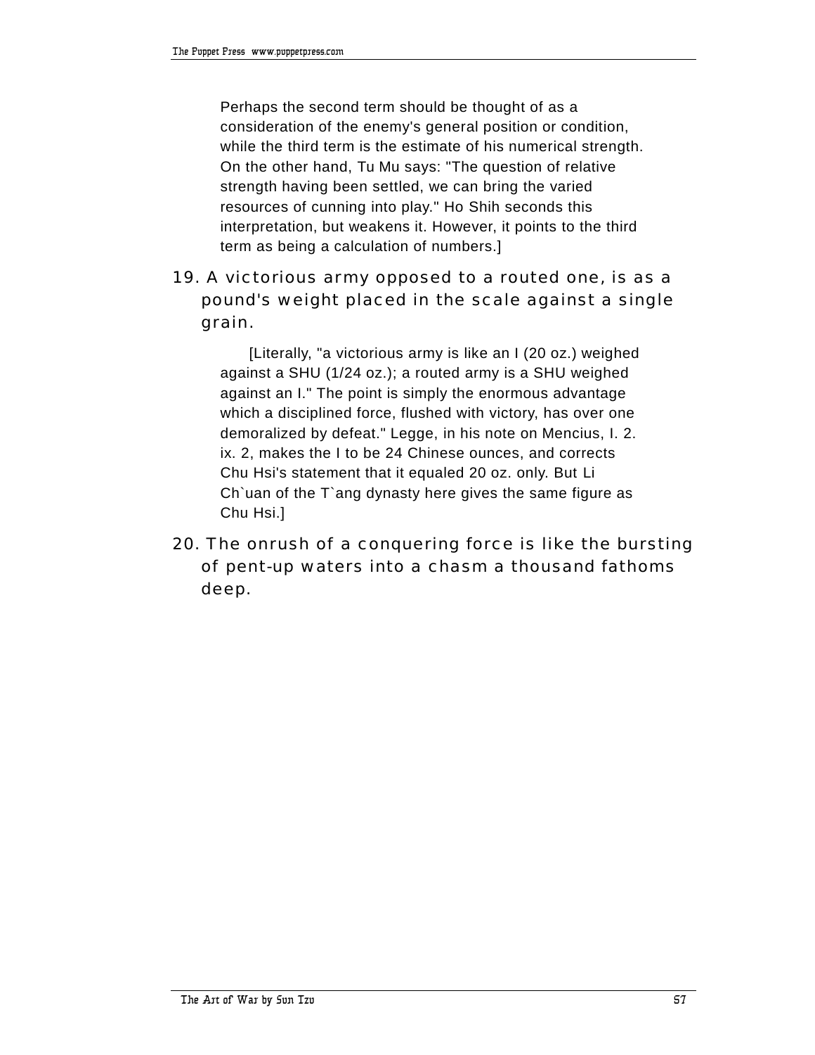Perhaps the second term should be thought of as a consideration of the enemy's general position or condition, while the third term is the estimate of his numerical strength. On the other hand, Tu Mu says: "The question of relative strength having been settled, we can bring the varied resources of cunning into play." Ho Shih seconds this interpretation, but weakens it. However, it points to the third term as being a calculation of numbers.]

19. A victorious army opposed to a routed one, is as a pound's weight placed in the scale against a single grain.

[Literally, "a victorious army is like an I (20 oz.) weighed against a SHU (1/24 oz.); a routed army is a SHU weighed against an I." The point is simply the enormous advantage which a disciplined force, flushed with victory, has over one demoralized by defeat." Legge, in his note on Mencius, I. 2. ix. 2, makes the I to be 24 Chinese ounces, and corrects Chu Hsi's statement that it equaled 20 oz. only. But Li Ch`uan of the T`ang dynasty here gives the same figure as Chu Hsi.]

20. The onrush of a conquering force is like the bursting of pent-up waters into a chasm a thousand fathoms deep.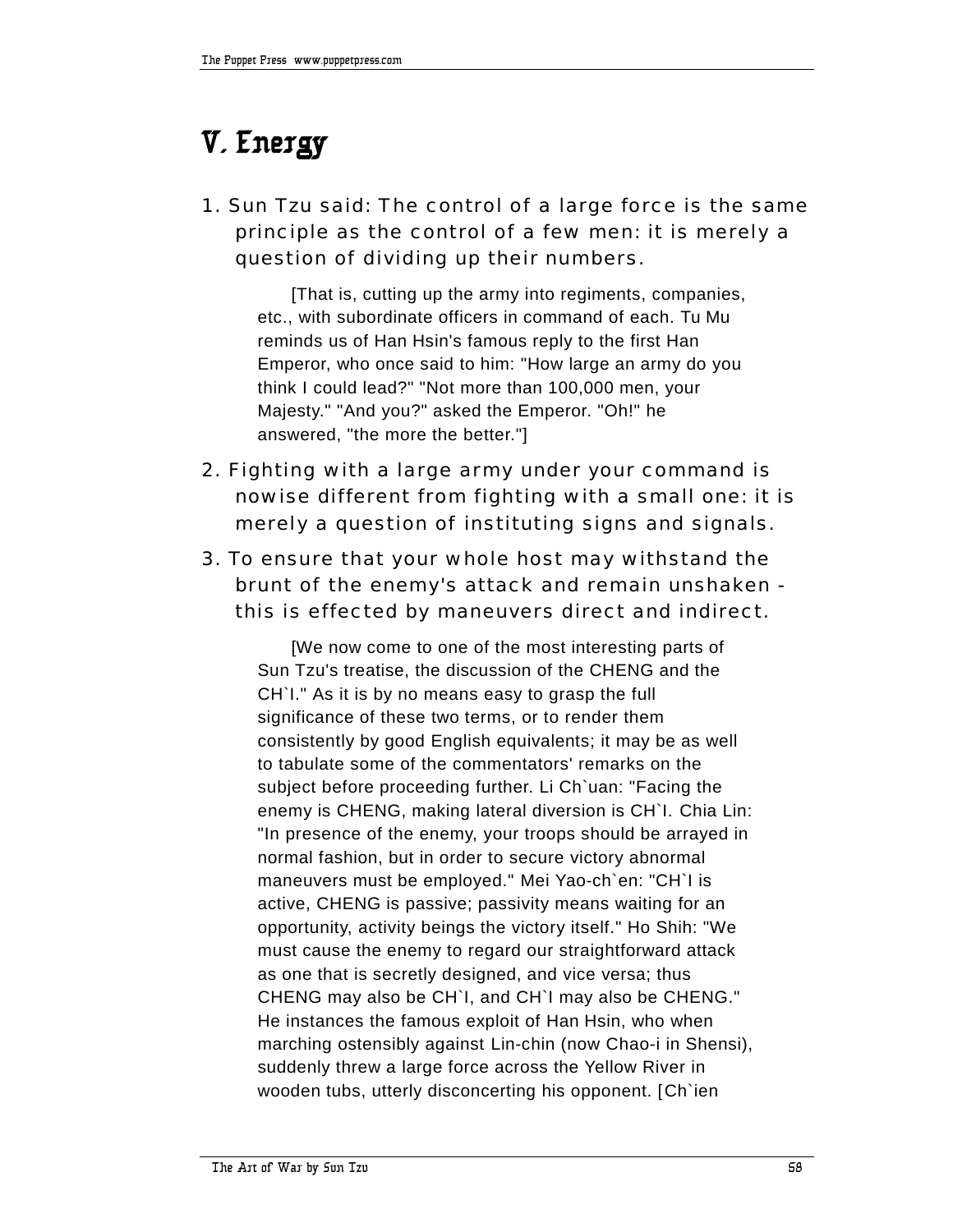# V. Energy

1. Sun Tzu said: The control of a large force is the same principle as the control of a few men: it is merely a question of dividing up their numbers.

   [That is, cutting up the army into regiments, companies, etc., with subordinate officers in command of each. Tu Mu reminds us of Han Hsin's famous reply to the first Han Emperor, who once said to him: "How large an army do you think I could lead?" "Not more than 100,000 men, your Majesty." "And you?" asked the Emperor. "Oh!" he answered, "the more the better."]

2. Fighting with a large army under your command is nowise different from fighting with a small one: it is merely a question of instituting signs and signals.

3. To ensure that your whole host may withstand the brunt of the enemy's attack and remain unshaken - this is effected by maneuvers direct and indirect.

   [We now come to one of the most interesting parts of Sun Tzu's treatise, the discussion of the CHENG and the CH`I." As it is by no means easy to grasp the full significance of these two terms, or to render them consistently by good English equivalents; it may be as well to tabulate some of the commentators' remarks on the subject before proceeding further. Li Ch`uan: "Facing the enemy is CHENG, making lateral diversion is CH`I. Chia Lin: "In presence of the enemy, your troops should be arrayed in normal fashion, but in order to secure victory abnormal maneuvers must be employed." Mei Yao-ch`en: "CH`I is active, CHENG is passive; passivity means waiting for an opportunity, activity beings the victory itself." Ho Shih: "We must cause the enemy to regard our straightforward attack as one that is secretly designed, and vice versa; thus CHENG may also be CH`I, and CH`I may also be CHENG." He instances the famous exploit of Han Hsin, who when marching ostensibly against Lin-chin (now Chao-i in Shensi), suddenly threw a large force across the Yellow River in wooden tubs, utterly disconcerting his opponent. [Ch`ien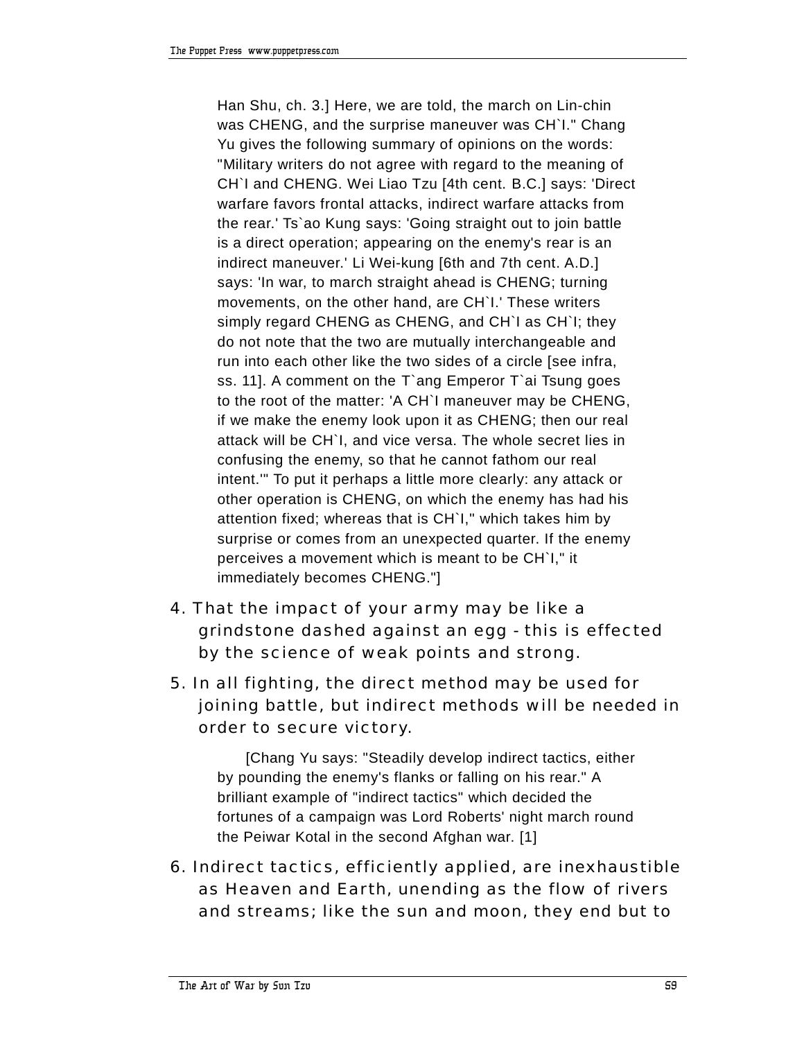Han Shu, ch. 3.] Here, we are told, the march on Lin-chin was CHENG, and the surprise maneuver was CH`I." Chang Yu gives the following summary of opinions on the words: "Military writers do not agree with regard to the meaning of CH`I and CHENG. Wei Liao Tzu [4th cent. B.C.] says: 'Direct warfare favors frontal attacks, indirect warfare attacks from the rear.' Ts`ao Kung says: 'Going straight out to join battle is a direct operation; appearing on the enemy's rear is an indirect maneuver.' Li Wei-kung [6th and 7th cent. A.D.] says: 'In war, to march straight ahead is CHENG; turning movements, on the other hand, are CH`I.' These writers simply regard CHENG as CHENG, and CH`I as CH`I; they do not note that the two are mutually interchangeable and run into each other like the two sides of a circle [see infra, ss. 11]. A comment on the T`ang Emperor T`ai Tsung goes to the root of the matter: 'A CH`I maneuver may be CHENG, if we make the enemy look upon it as CHENG; then our real attack will be CH`I, and vice versa. The whole secret lies in confusing the enemy, so that he cannot fathom our real intent.'" To put it perhaps a little more clearly: any attack or other operation is CHENG, on which the enemy has had his attention fixed; whereas that is CH`I," which takes him by surprise or comes from an unexpected quarter. If the enemy perceives a movement which is meant to be CH`I," it immediately becomes CHENG."]

4. That the impact of your army may be like a grindstone dashed against an egg - this is effected by the science of weak points and strong.

5. In all fighting, the direct method may be used for joining battle, but indirect methods will be needed in order to secure victory.

[Chang Yu says: "Steadily develop indirect tactics, either by pounding the enemy's flanks or falling on his rear." A brilliant example of "indirect tactics" which decided the fortunes of a campaign was Lord Roberts' night march round the Peiwar Kotal in the second Afghan war. [1]

6. Indirect tactics, efficiently applied, are inexhaustible as Heaven and Earth, unending as the flow of rivers and streams; like the sun and moon, they end but to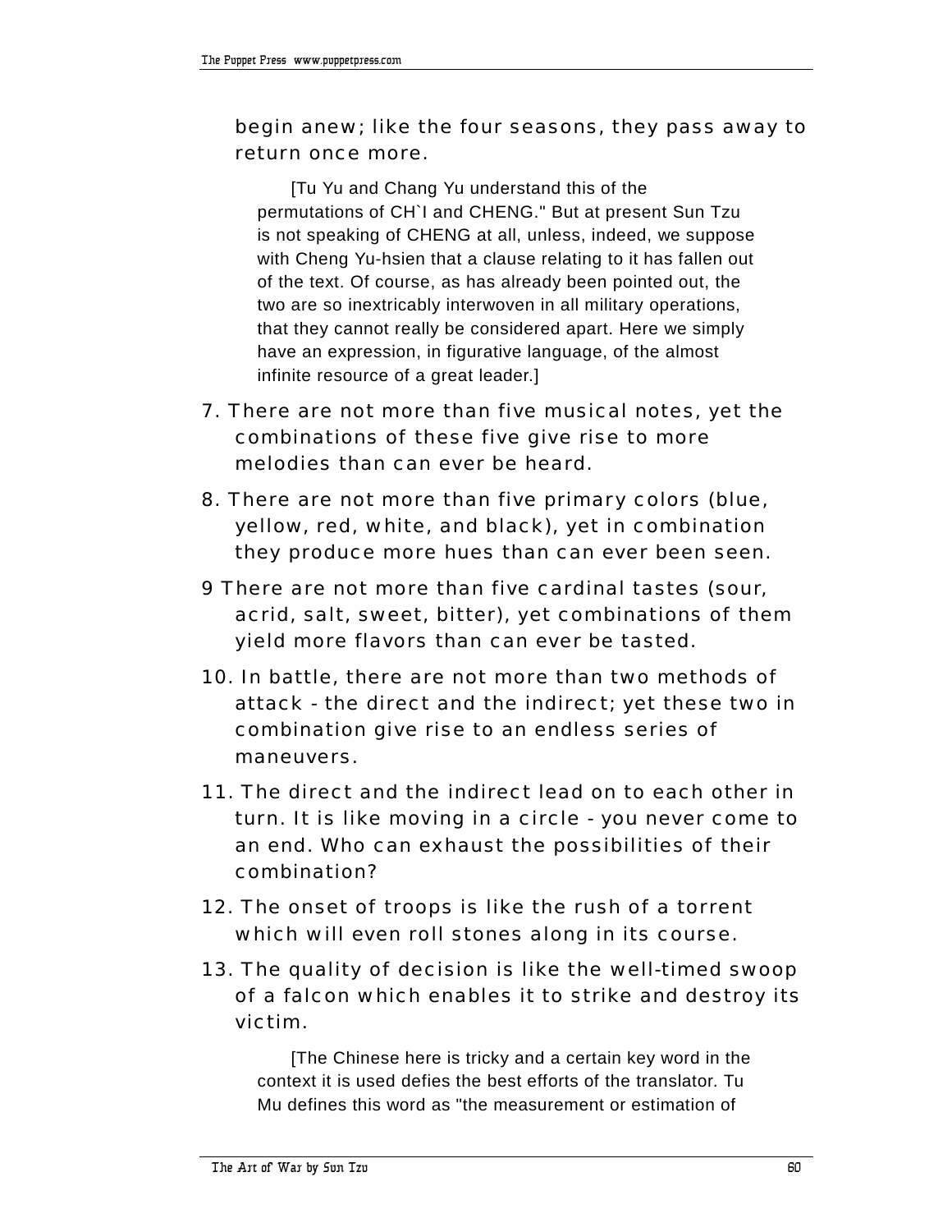begin anew; like the four seasons, they pass away to return once more.

> [Tu Yu and Chang Yu understand this of the permutations of CH`I and CHENG." But at present Sun Tzu is not speaking of CHENG at all, unless, indeed, we suppose with Cheng Yu-hsien that a clause relating to it has fallen out of the text. Of course, as has already been pointed out, the two are so inextricably interwoven in all military operations, that they cannot really be considered apart. Here we simply have an expression, in figurative language, of the almost infinite resource of a great leader.]

7. There are not more than five musical notes, yet the combinations of these five give rise to more melodies than can ever be heard.

8. There are not more than five primary colors (blue, yellow, red, white, and black), yet in combination they produce more hues than can ever been seen.

9 There are not more than five cardinal tastes (sour, acrid, salt, sweet, bitter), yet combinations of them yield more flavors than can ever be tasted.

10. In battle, there are not more than two methods of attack - the direct and the indirect; yet these two in combination give rise to an endless series of maneuvers.

11. The direct and the indirect lead on to each other in turn. It is like moving in a circle - you never come to an end. Who can exhaust the possibilities of their combination?

12. The onset of troops is like the rush of a torrent which will even roll stones along in its course.

13. The quality of decision is like the well-timed swoop of a falcon which enables it to strike and destroy its victim.

> [The Chinese here is tricky and a certain key word in the context it is used defies the best efforts of the translator. Tu Mu defines this word as "the measurement or estimation of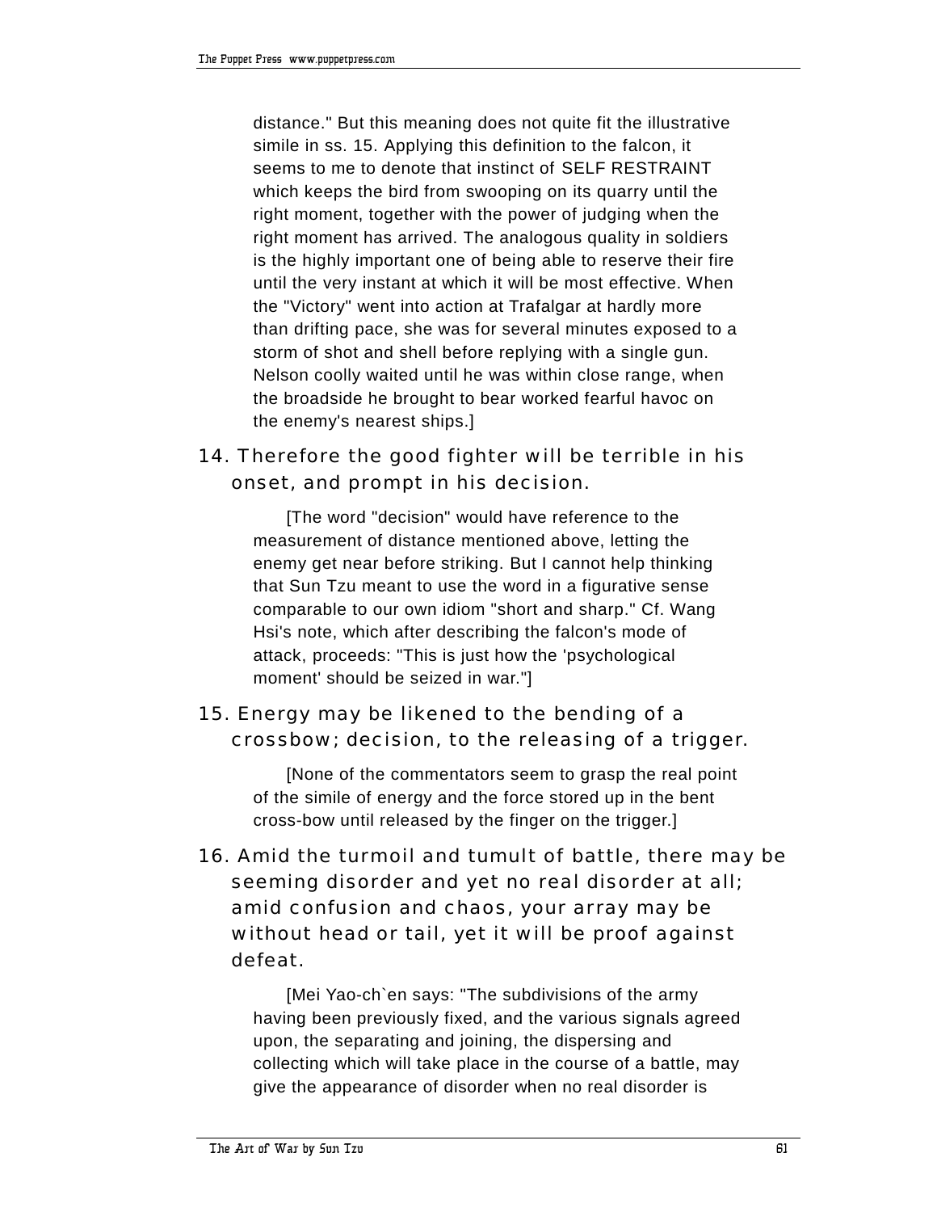distance." But this meaning does not quite fit the illustrative simile in ss. 15. Applying this definition to the falcon, it seems to me to denote that instinct of SELF RESTRAINT which keeps the bird from swooping on its quarry until the right moment, together with the power of judging when the right moment has arrived. The analogous quality in soldiers is the highly important one of being able to reserve their fire until the very instant at which it will be most effective. When the "Victory" went into action at Trafalgar at hardly more than drifting pace, she was for several minutes exposed to a storm of shot and shell before replying with a single gun. Nelson coolly waited until he was within close range, when the broadside he brought to bear worked fearful havoc on the enemy's nearest ships.]

14. Therefore the good fighter will be terrible in his onset, and prompt in his decision.

[The word "decision" would have reference to the measurement of distance mentioned above, letting the enemy get near before striking. But I cannot help thinking that Sun Tzu meant to use the word in a figurative sense comparable to our own idiom "short and sharp." Cf. Wang Hsi's note, which after describing the falcon's mode of attack, proceeds: "This is just how the 'psychological moment' should be seized in war."]

15. Energy may be likened to the bending of a crossbow; decision, to the releasing of a trigger.

[None of the commentators seem to grasp the real point of the simile of energy and the force stored up in the bent cross-bow until released by the finger on the trigger.]

16. Amid the turmoil and tumult of battle, there may be seeming disorder and yet no real disorder at all; amid confusion and chaos, your array may be without head or tail, yet it will be proof against defeat.

[Mei Yao-ch`en says: "The subdivisions of the army having been previously fixed, and the various signals agreed upon, the separating and joining, the dispersing and collecting which will take place in the course of a battle, may give the appearance of disorder when no real disorder is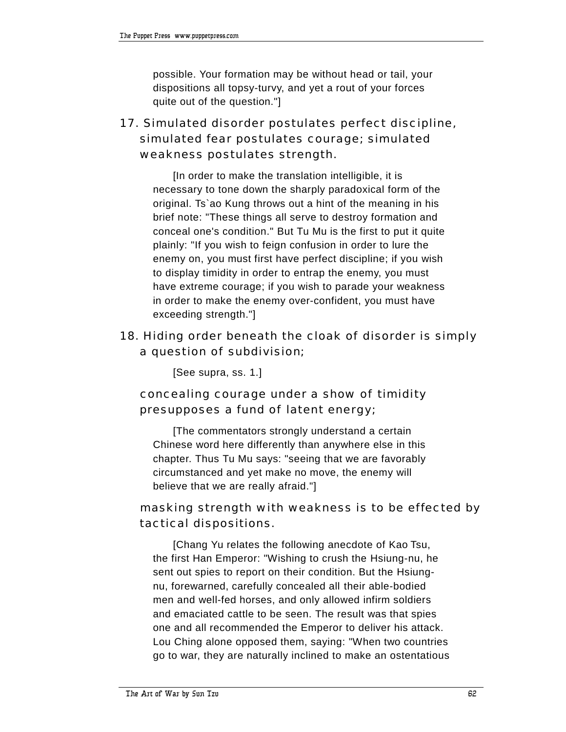possible. Your formation may be without head or tail, your dispositions all topsy-turvy, and yet a rout of your forces quite out of the question."]

17. Simulated disorder postulates perfect discipline, simulated fear postulates courage; simulated weakness postulates strength.

[In order to make the translation intelligible, it is necessary to tone down the sharply paradoxical form of the original. Ts`ao Kung throws out a hint of the meaning in his brief note: "These things all serve to destroy formation and conceal one's condition." But Tu Mu is the first to put it quite plainly: "If you wish to feign confusion in order to lure the enemy on, you must first have perfect discipline; if you wish to display timidity in order to entrap the enemy, you must have extreme courage; if you wish to parade your weakness in order to make the enemy over-confident, you must have exceeding strength."]

18. Hiding order beneath the cloak of disorder is simply a question of subdivision;

[See supra, ss. 1.]

concealing courage under a show of timidity presupposes a fund of latent energy;

[The commentators strongly understand a certain Chinese word here differently than anywhere else in this chapter. Thus Tu Mu says: "seeing that we are favorably circumstanced and yet make no move, the enemy will believe that we are really afraid."]

masking strength with weakness is to be effected by tactical dispositions.

[Chang Yu relates the following anecdote of Kao Tsu, the first Han Emperor: "Wishing to crush the Hsiung-nu, he sent out spies to report on their condition. But the Hsiung-nu, forewarned, carefully concealed all their able-bodied men and well-fed horses, and only allowed infirm soldiers and emaciated cattle to be seen. The result was that spies one and all recommended the Emperor to deliver his attack. Lou Ching alone opposed them, saying: "When two countries go to war, they are naturally inclined to make an ostentatious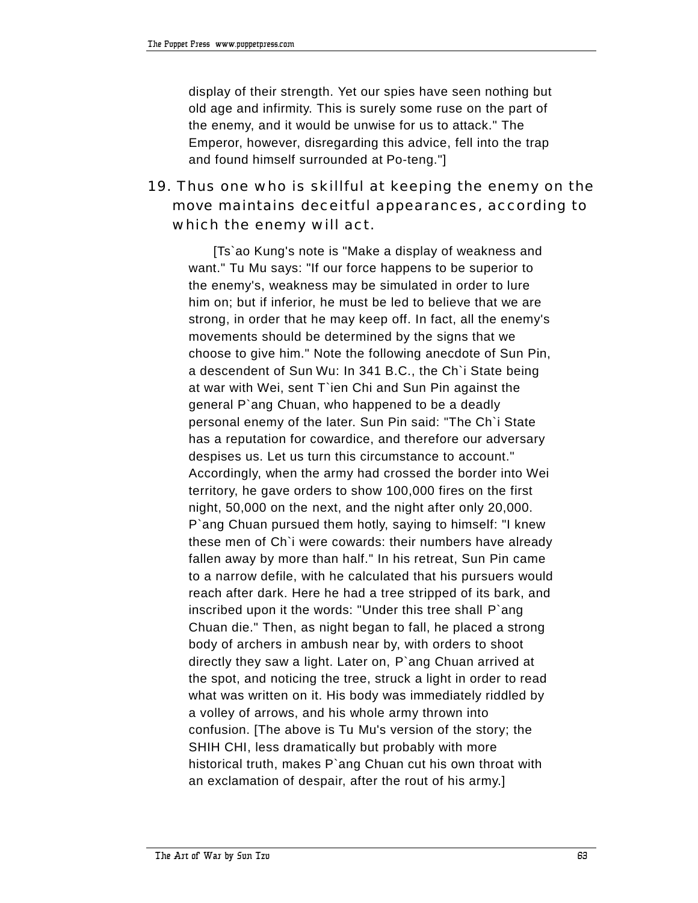display of their strength. Yet our spies have seen nothing but old age and infirmity. This is surely some ruse on the part of the enemy, and it would be unwise for us to attack." The Emperor, however, disregarding this advice, fell into the trap and found himself surrounded at Po-teng."]

19. Thus one who is skillful at keeping the enemy on the move maintains deceitful appearances, according to which the enemy will act.

[Ts`ao Kung's note is "Make a display of weakness and want." Tu Mu says: "If our force happens to be superior to the enemy's, weakness may be simulated in order to lure him on; but if inferior, he must be led to believe that we are strong, in order that he may keep off. In fact, all the enemy's movements should be determined by the signs that we choose to give him." Note the following anecdote of Sun Pin, a descendent of Sun Wu: In 341 B.C., the Ch`i State being at war with Wei, sent T`ien Chi and Sun Pin against the general P`ang Chuan, who happened to be a deadly personal enemy of the later. Sun Pin said: "The Ch`i State has a reputation for cowardice, and therefore our adversary despises us. Let us turn this circumstance to account." Accordingly, when the army had crossed the border into Wei territory, he gave orders to show 100,000 fires on the first night, 50,000 on the next, and the night after only 20,000. P`ang Chuan pursued them hotly, saying to himself: "I knew these men of Ch`i were cowards: their numbers have already fallen away by more than half." In his retreat, Sun Pin came to a narrow defile, with he calculated that his pursuers would reach after dark. Here he had a tree stripped of its bark, and inscribed upon it the words: "Under this tree shall P`ang Chuan die." Then, as night began to fall, he placed a strong body of archers in ambush near by, with orders to shoot directly they saw a light. Later on, P`ang Chuan arrived at the spot, and noticing the tree, struck a light in order to read what was written on it. His body was immediately riddled by a volley of arrows, and his whole army thrown into confusion. [The above is Tu Mu's version of the story; the SHIH CHI, less dramatically but probably with more historical truth, makes P`ang Chuan cut his own throat with an exclamation of despair, after the rout of his army.]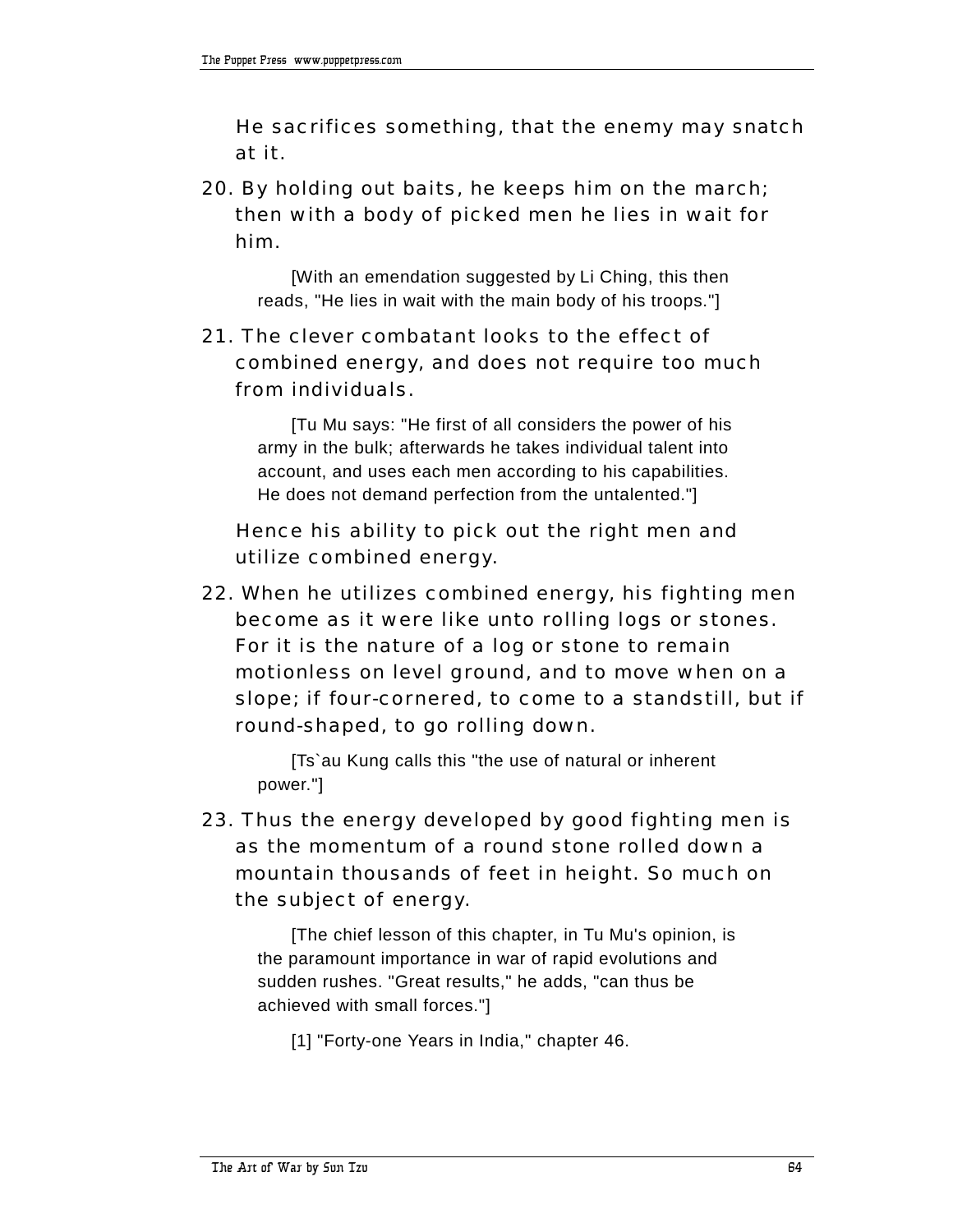He sacrifices something, that the enemy may snatch at it.

20. By holding out baits, he keeps him on the march; then with a body of picked men he lies in wait for him.

   [With an emendation suggested by Li Ching, this then reads, "He lies in wait with the main body of his troops."]

21. The clever combatant looks to the effect of combined energy, and does not require too much from individuals.

   [Tu Mu says: "He first of all considers the power of his army in the bulk; afterwards he takes individual talent into account, and uses each men according to his capabilities. He does not demand perfection from the untalented."]

   Hence his ability to pick out the right men and utilize combined energy.

22. When he utilizes combined energy, his fighting men become as it were like unto rolling logs or stones. For it is the nature of a log or stone to remain motionless on level ground, and to move when on a slope; if four-cornered, to come to a standstill, but if round-shaped, to go rolling down.

   [Ts`au Kung calls this "the use of natural or inherent power."]

23. Thus the energy developed by good fighting men is as the momentum of a round stone rolled down a mountain thousands of feet in height. So much on the subject of energy.

   [The chief lesson of this chapter, in Tu Mu's opinion, is the paramount importance in war of rapid evolutions and sudden rushes. "Great results," he adds, "can thus be achieved with small forces."]

   [1] "Forty-one Years in India," chapter 46.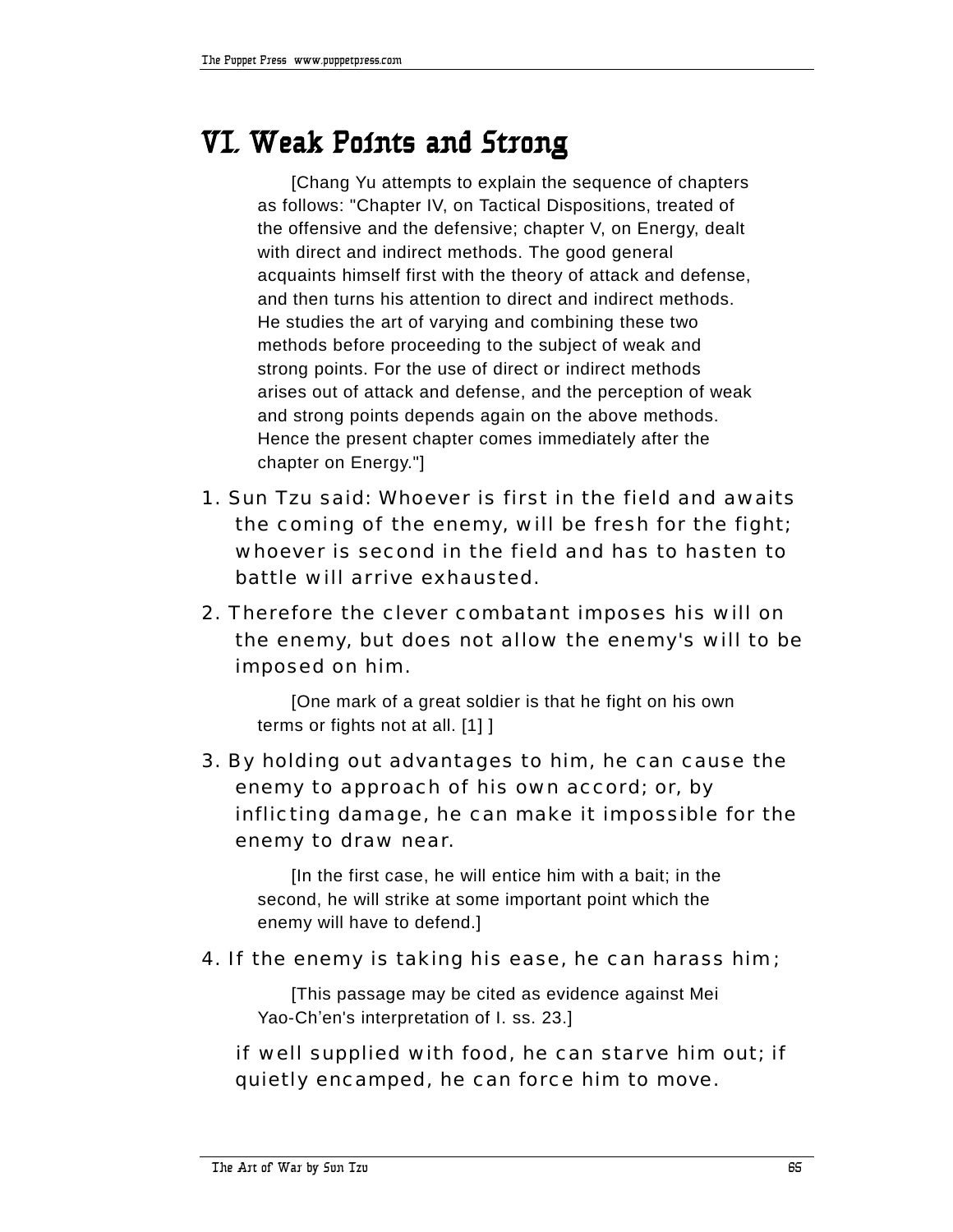# VI. Weak Points and Strong

[Chang Yu attempts to explain the sequence of chapters as follows: "Chapter IV, on Tactical Dispositions, treated of the offensive and the defensive; chapter V, on Energy, dealt with direct and indirect methods. The good general acquaints himself first with the theory of attack and defense, and then turns his attention to direct and indirect methods. He studies the art of varying and combining these two methods before proceeding to the subject of weak and strong points. For the use of direct or indirect methods arises out of attack and defense, and the perception of weak and strong points depends again on the above methods. Hence the present chapter comes immediately after the chapter on Energy."]

1. Sun Tzu said: Whoever is first in the field and awaits the coming of the enemy, will be fresh for the fight; whoever is second in the field and has to hasten to battle will arrive exhausted.

2. Therefore the clever combatant imposes his will on the enemy, but does not allow the enemy's will to be imposed on him.

   [One mark of a great soldier is that he fight on his own terms or fights not at all. [1] ]

3. By holding out advantages to him, he can cause the enemy to approach of his own accord; or, by inflicting damage, he can make it impossible for the enemy to draw near.

   [In the first case, he will entice him with a bait; in the second, he will strike at some important point which the enemy will have to defend.]

4. If the enemy is taking his ease, he can harass him;

   [This passage may be cited as evidence against Mei Yao-Ch'en's interpretation of I. ss. 23.]

   if well supplied with food, he can starve him out; if quietly encamped, he can force him to move.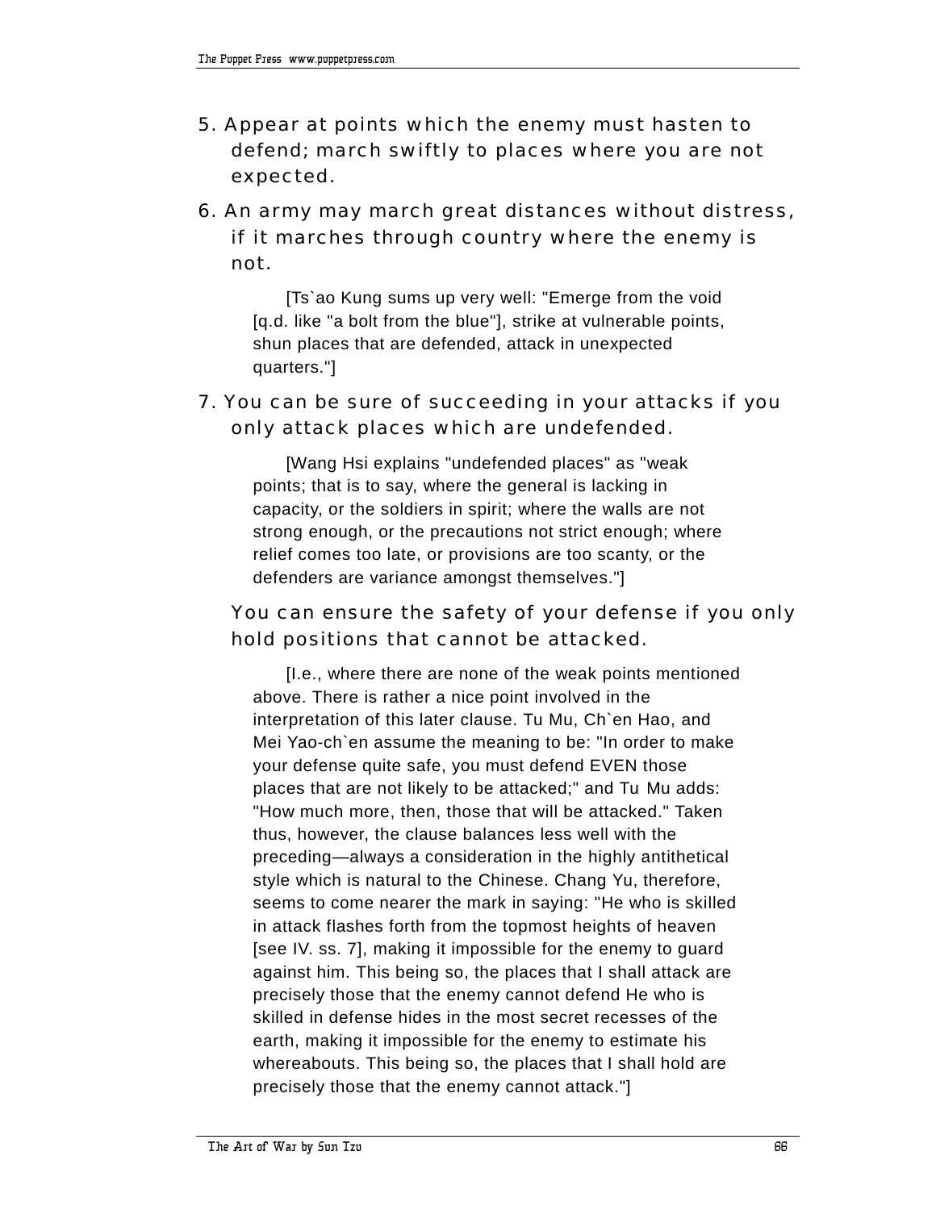5. Appear at points which the enemy must hasten to defend; march swiftly to places where you are not expected.

6. An army may march great distances without distress, if it marches through country where the enemy is not.

> [Ts`ao Kung sums up very well: "Emerge from the void [q.d. like "a bolt from the blue"], strike at vulnerable points, shun places that are defended, attack in unexpected quarters."]

7. You can be sure of succeeding in your attacks if you only attack places which are undefended.

> [Wang Hsi explains "undefended places" as "weak points; that is to say, where the general is lacking in capacity, or the soldiers in spirit; where the walls are not strong enough, or the precautions not strict enough; where relief comes too late, or provisions are too scanty, or the defenders are variance amongst themselves."]

You can ensure the safety of your defense if you only hold positions that cannot be attacked.

> [I.e., where there are none of the weak points mentioned above. There is rather a nice point involved in the interpretation of this later clause. Tu Mu, Ch`en Hao, and Mei Yao-ch`en assume the meaning to be: "In order to make your defense quite safe, you must defend EVEN those places that are not likely to be attacked;" and Tu Mu adds: "How much more, then, those that will be attacked." Taken thus, however, the clause balances less well with the preceding—always a consideration in the highly antithetical style which is natural to the Chinese. Chang Yu, therefore, seems to come nearer the mark in saying: "He who is skilled in attack flashes forth from the topmost heights of heaven [see IV. ss. 7], making it impossible for the enemy to guard against him. This being so, the places that I shall attack are precisely those that the enemy cannot defend He who is skilled in defense hides in the most secret recesses of the earth, making it impossible for the enemy to estimate his whereabouts. This being so, the places that I shall hold are precisely those that the enemy cannot attack."]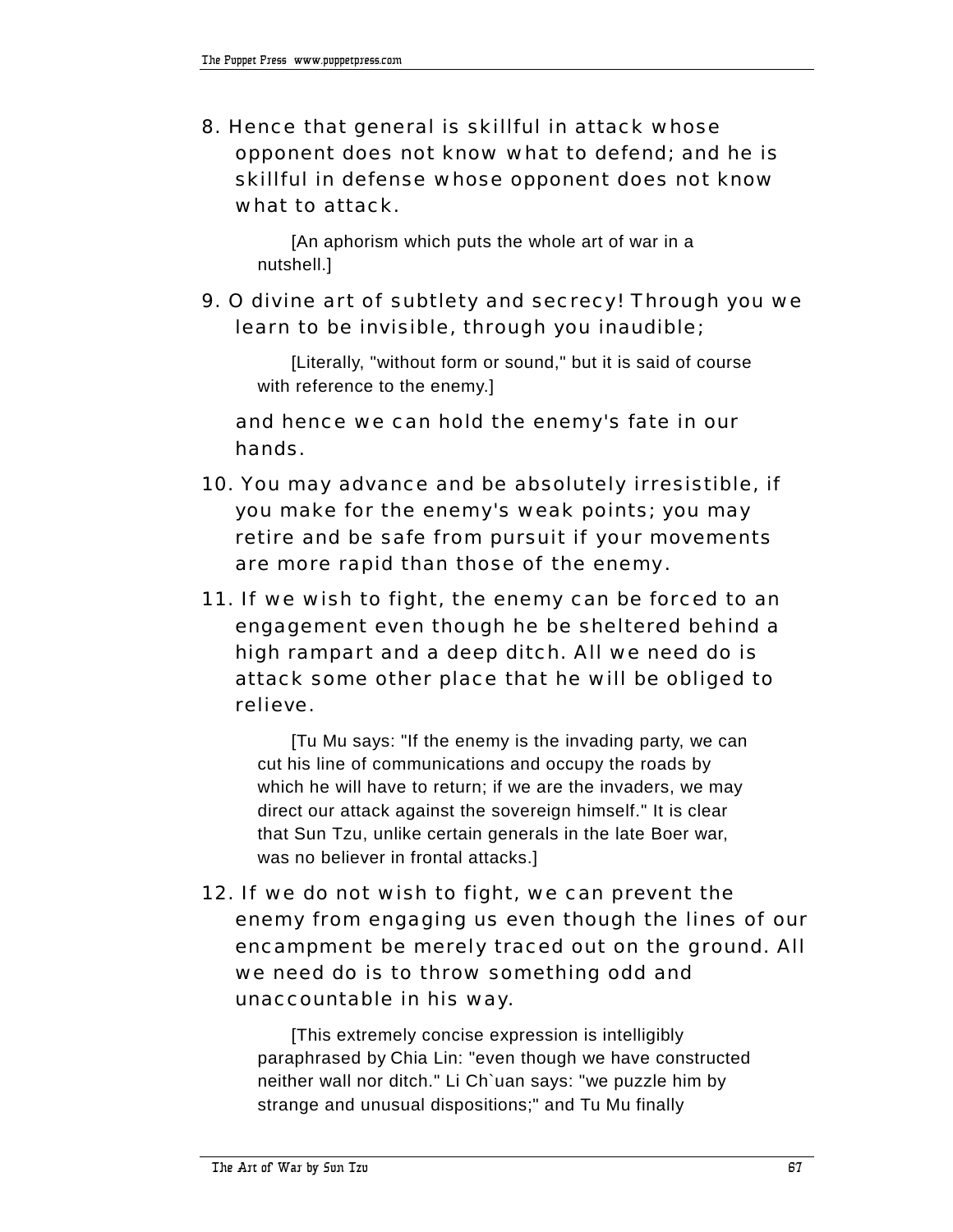8. Hence that general is skillful in attack whose opponent does not know what to defend; and he is skillful in defense whose opponent does not know what to attack.

   [An aphorism which puts the whole art of war in a nutshell.]

9. O divine art of subtlety and secrecy! Through you we learn to be invisible, through you inaudible;

   [Literally, "without form or sound," but it is said of course with reference to the enemy.]

   and hence we can hold the enemy's fate in our hands.

10. You may advance and be absolutely irresistible, if you make for the enemy's weak points; you may retire and be safe from pursuit if your movements are more rapid than those of the enemy.

11. If we wish to fight, the enemy can be forced to an engagement even though he be sheltered behind a high rampart and a deep ditch. All we need do is attack some other place that he will be obliged to relieve.

    [Tu Mu says: "If the enemy is the invading party, we can cut his line of communications and occupy the roads by which he will have to return; if we are the invaders, we may direct our attack against the sovereign himself." It is clear that Sun Tzu, unlike certain generals in the late Boer war, was no believer in frontal attacks.]

12. If we do not wish to fight, we can prevent the enemy from engaging us even though the lines of our encampment be merely traced out on the ground. All we need do is to throw something odd and unaccountable in his way.

    [This extremely concise expression is intelligibly paraphrased by Chia Lin: "even though we have constructed neither wall nor ditch." Li Ch`uan says: "we puzzle him by strange and unusual dispositions;" and Tu Mu finally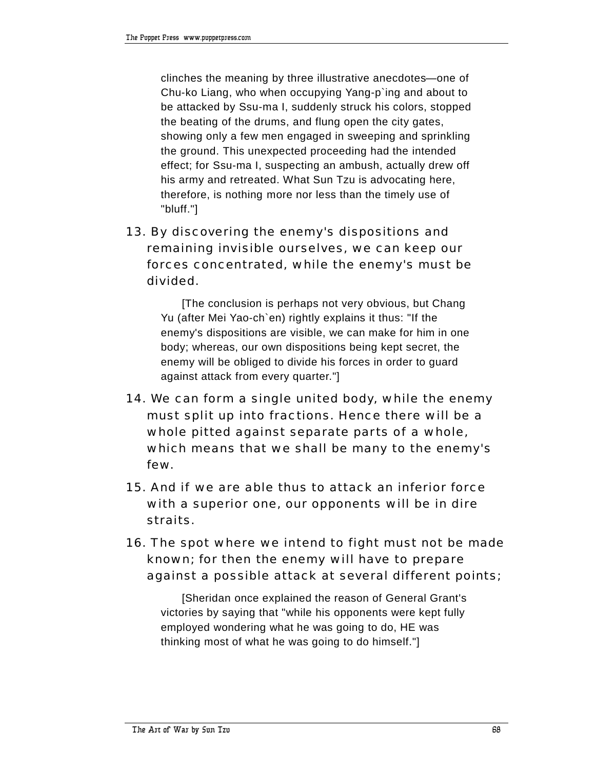clinches the meaning by three illustrative anecdotes—one of Chu-ko Liang, who when occupying Yang-p`ing and about to be attacked by Ssu-ma I, suddenly struck his colors, stopped the beating of the drums, and flung open the city gates, showing only a few men engaged in sweeping and sprinkling the ground. This unexpected proceeding had the intended effect; for Ssu-ma I, suspecting an ambush, actually drew off his army and retreated. What Sun Tzu is advocating here, therefore, is nothing more nor less than the timely use of "bluff."]

13. By discovering the enemy's dispositions and remaining invisible ourselves, we can keep our forces concentrated, while the enemy's must be divided.

    [The conclusion is perhaps not very obvious, but Chang Yu (after Mei Yao-ch`en) rightly explains it thus: "If the enemy's dispositions are visible, we can make for him in one body; whereas, our own dispositions being kept secret, the enemy will be obliged to divide his forces in order to guard against attack from every quarter."]

14. We can form a single united body, while the enemy must split up into fractions. Hence there will be a whole pitted against separate parts of a whole, which means that we shall be many to the enemy's few.

15. And if we are able thus to attack an inferior force with a superior one, our opponents will be in dire straits.

16. The spot where we intend to fight must not be made known; for then the enemy will have to prepare against a possible attack at several different points;

    [Sheridan once explained the reason of General Grant's victories by saying that "while his opponents were kept fully employed wondering what he was going to do, HE was thinking most of what he was going to do himself."]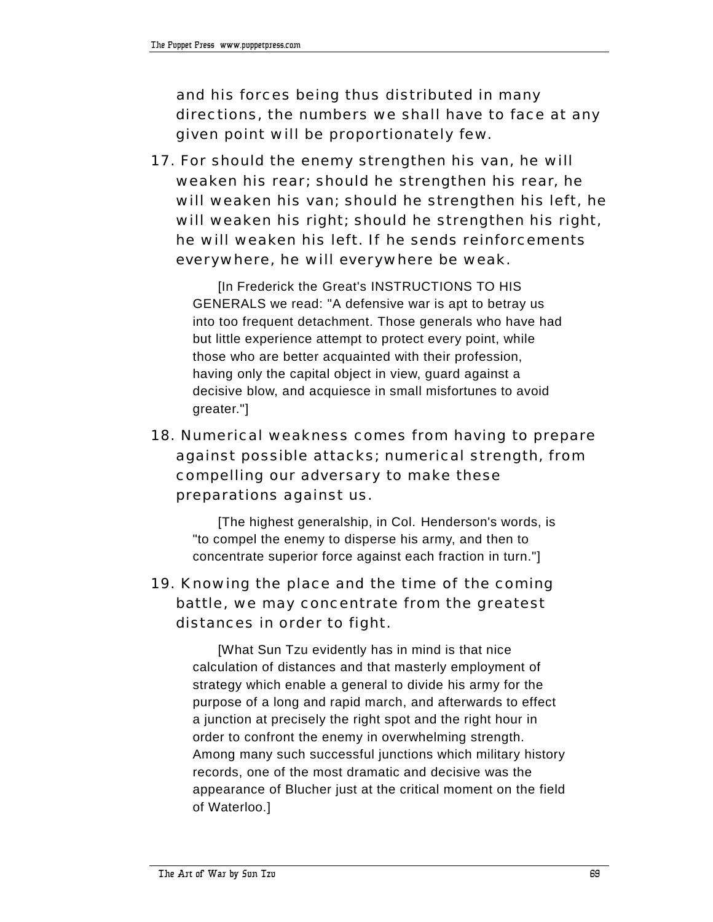and his forces being thus distributed in many directions, the numbers we shall have to face at any given point will be proportionately few.

17. For should the enemy strengthen his van, he will weaken his rear; should he strengthen his rear, he will weaken his van; should he strengthen his left, he will weaken his right; should he strengthen his right, he will weaken his left. If he sends reinforcements everywhere, he will everywhere be weak.

   [In Frederick the Great's INSTRUCTIONS TO HIS GENERALS we read: "A defensive war is apt to betray us into too frequent detachment. Those generals who have had but little experience attempt to protect every point, while those who are better acquainted with their profession, having only the capital object in view, guard against a decisive blow, and acquiesce in small misfortunes to avoid greater."]

18. Numerical weakness comes from having to prepare against possible attacks; numerical strength, from compelling our adversary to make these preparations against us.

   [The highest generalship, in Col. Henderson's words, is "to compel the enemy to disperse his army, and then to concentrate superior force against each fraction in turn."]

19. Knowing the place and the time of the coming battle, we may concentrate from the greatest distances in order to fight.

   [What Sun Tzu evidently has in mind is that nice calculation of distances and that masterly employment of strategy which enable a general to divide his army for the purpose of a long and rapid march, and afterwards to effect a junction at precisely the right spot and the right hour in order to confront the enemy in overwhelming strength. Among many such successful junctions which military history records, one of the most dramatic and decisive was the appearance of Blucher just at the critical moment on the field of Waterloo.]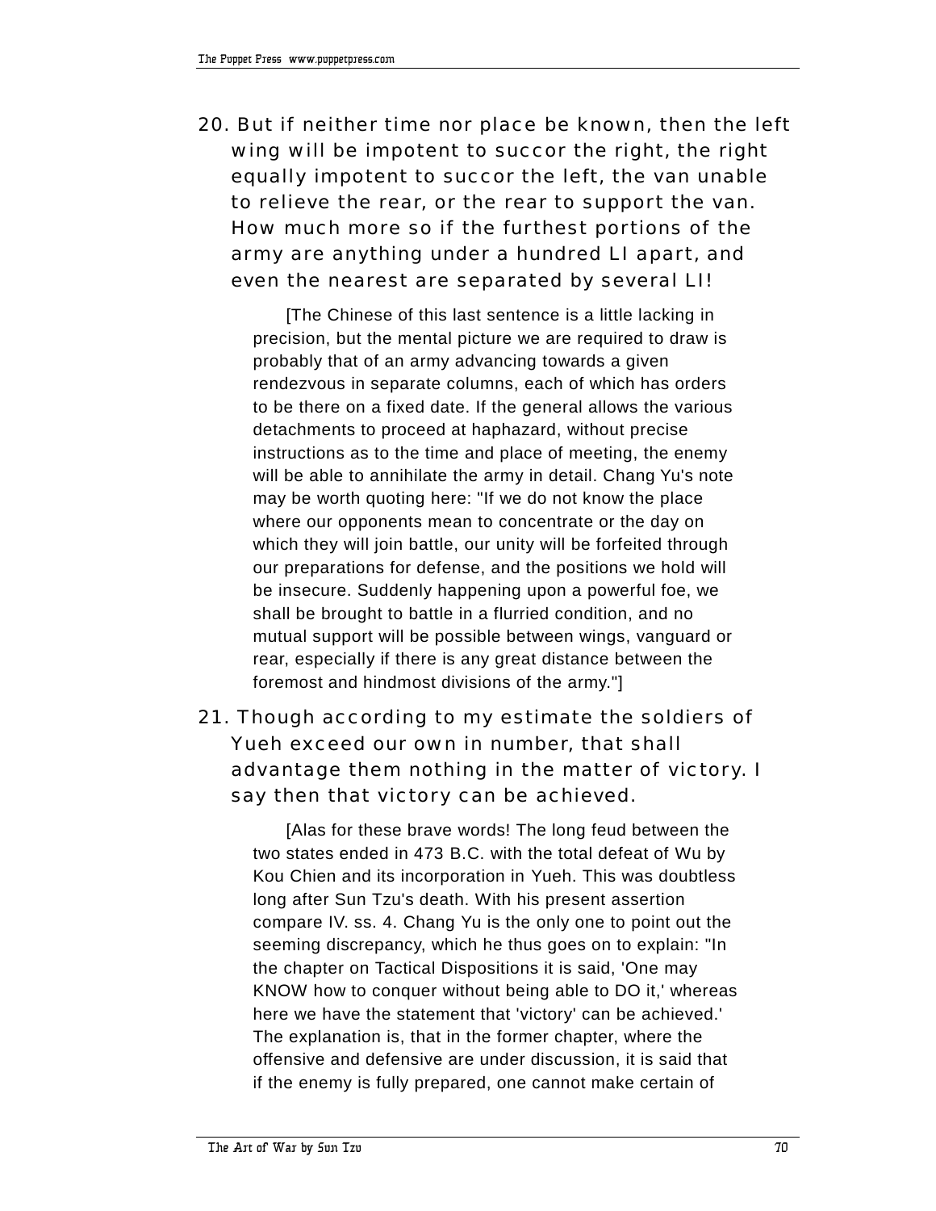20. But if neither time nor place be known, then the left wing will be impotent to succor the right, the right equally impotent to succor the left, the van unable to relieve the rear, or the rear to support the van. How much more so if the furthest portions of the army are anything under a hundred LI apart, and even the nearest are separated by several LI!

> [The Chinese of this last sentence is a little lacking in precision, but the mental picture we are required to draw is probably that of an army advancing towards a given rendezvous in separate columns, each of which has orders to be there on a fixed date. If the general allows the various detachments to proceed at haphazard, without precise instructions as to the time and place of meeting, the enemy will be able to annihilate the army in detail. Chang Yu's note may be worth quoting here: "If we do not know the place where our opponents mean to concentrate or the day on which they will join battle, our unity will be forfeited through our preparations for defense, and the positions we hold will be insecure. Suddenly happening upon a powerful foe, we shall be brought to battle in a flurried condition, and no mutual support will be possible between wings, vanguard or rear, especially if there is any great distance between the foremost and hindmost divisions of the army."]

21. Though according to my estimate the soldiers of Yueh exceed our own in number, that shall advantage them nothing in the matter of victory. I say then that victory can be achieved.

> [Alas for these brave words! The long feud between the two states ended in 473 B.C. with the total defeat of Wu by Kou Chien and its incorporation in Yueh. This was doubtless long after Sun Tzu's death. With his present assertion compare IV. ss. 4. Chang Yu is the only one to point out the seeming discrepancy, which he thus goes on to explain: "In the chapter on Tactical Dispositions it is said, 'One may KNOW how to conquer without being able to DO it,' whereas here we have the statement that 'victory' can be achieved.' The explanation is, that in the former chapter, where the offensive and defensive are under discussion, it is said that if the enemy is fully prepared, one cannot make certain of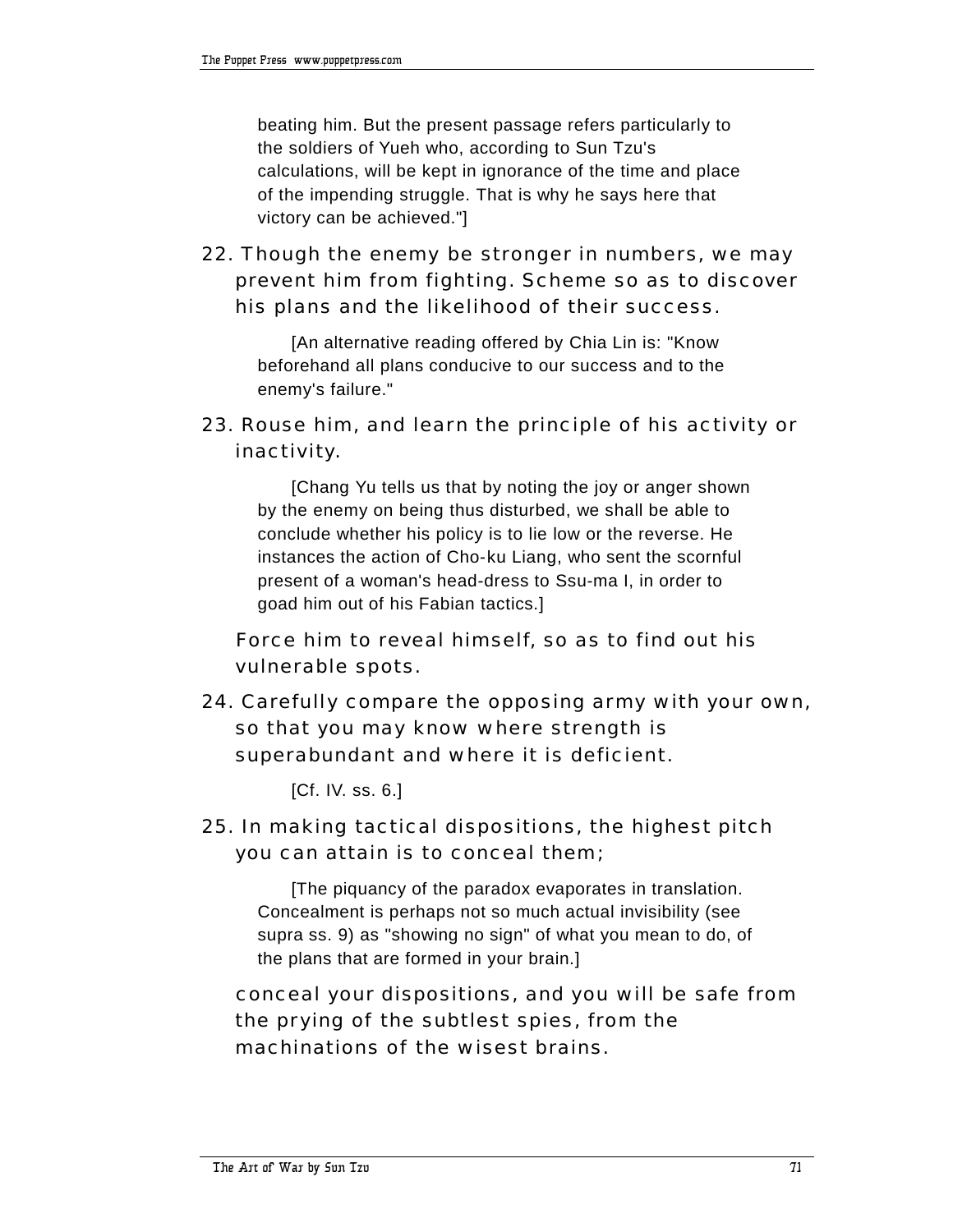beating him. But the present passage refers particularly to the soldiers of Yueh who, according to Sun Tzu's calculations, will be kept in ignorance of the time and place of the impending struggle. That is why he says here that victory can be achieved."]

22. Though the enemy be stronger in numbers, we may prevent him from fighting. Scheme so as to discover his plans and the likelihood of their success.

[An alternative reading offered by Chia Lin is: "Know beforehand all plans conducive to our success and to the enemy's failure."

23. Rouse him, and learn the principle of his activity or inactivity.

[Chang Yu tells us that by noting the joy or anger shown by the enemy on being thus disturbed, we shall be able to conclude whether his policy is to lie low or the reverse. He instances the action of Cho-ku Liang, who sent the scornful present of a woman's head-dress to Ssu-ma I, in order to goad him out of his Fabian tactics.]

Force him to reveal himself, so as to find out his vulnerable spots.

24. Carefully compare the opposing army with your own, so that you may know where strength is superabundant and where it is deficient.

[Cf. IV. ss. 6.]

25. In making tactical dispositions, the highest pitch you can attain is to conceal them;

[The piquancy of the paradox evaporates in translation. Concealment is perhaps not so much actual invisibility (see supra ss. 9) as "showing no sign" of what you mean to do, of the plans that are formed in your brain.]

conceal your dispositions, and you will be safe from the prying of the subtlest spies, from the machinations of the wisest brains.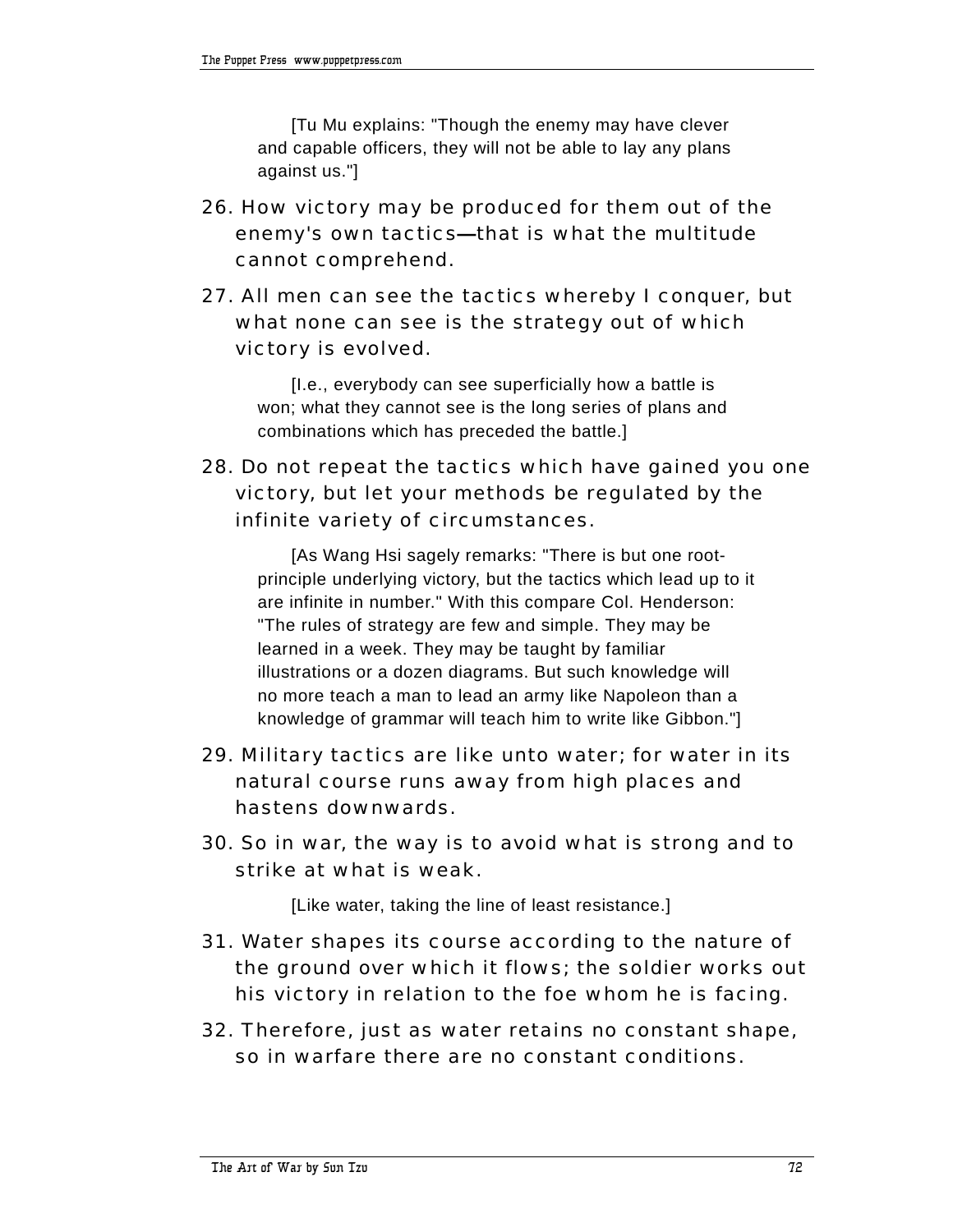[Tu Mu explains: "Though the enemy may have clever and capable officers, they will not be able to lay any plans against us."]

26. How victory may be produced for them out of the enemy's own tactics—that is what the multitude cannot comprehend.

27. All men can see the tactics whereby I conquer, but what none can see is the strategy out of which victory is evolved.

[I.e., everybody can see superficially how a battle is won; what they cannot see is the long series of plans and combinations which has preceded the battle.]

28. Do not repeat the tactics which have gained you one victory, but let your methods be regulated by the infinite variety of circumstances.

[As Wang Hsi sagely remarks: "There is but one root-principle underlying victory, but the tactics which lead up to it are infinite in number." With this compare Col. Henderson: "The rules of strategy are few and simple. They may be learned in a week. They may be taught by familiar illustrations or a dozen diagrams. But such knowledge will no more teach a man to lead an army like Napoleon than a knowledge of grammar will teach him to write like Gibbon."]

29. Military tactics are like unto water; for water in its natural course runs away from high places and hastens downwards.

30. So in war, the way is to avoid what is strong and to strike at what is weak.

[Like water, taking the line of least resistance.]

31. Water shapes its course according to the nature of the ground over which it flows; the soldier works out his victory in relation to the foe whom he is facing.

32. Therefore, just as water retains no constant shape, so in warfare there are no constant conditions.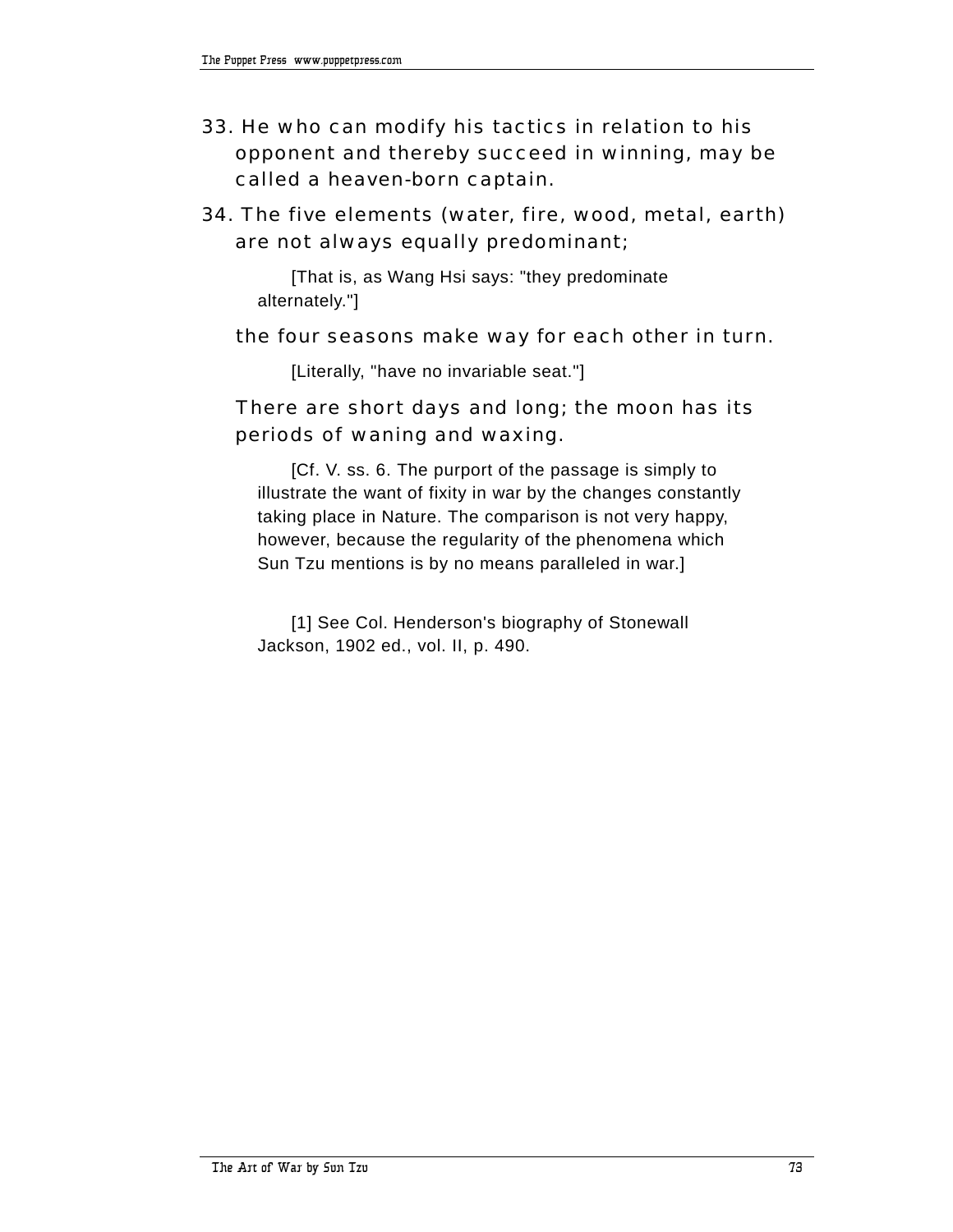33. He who can modify his tactics in relation to his opponent and thereby succeed in winning, may be called a heaven-born captain.

34. The five elements (water, fire, wood, metal, earth) are not always equally predominant;

    [That is, as Wang Hsi says: "they predominate alternately."]

    the four seasons make way for each other in turn.

    [Literally, "have no invariable seat."]

    There are short days and long; the moon has its periods of waning and waxing.

    [Cf. V. ss. 6. The purport of the passage is simply to illustrate the want of fixity in war by the changes constantly taking place in Nature. The comparison is not very happy, however, because the regularity of the phenomena which Sun Tzu mentions is by no means paralleled in war.]

[1] See Col. Henderson's biography of Stonewall Jackson, 1902 ed., vol. II, p. 490.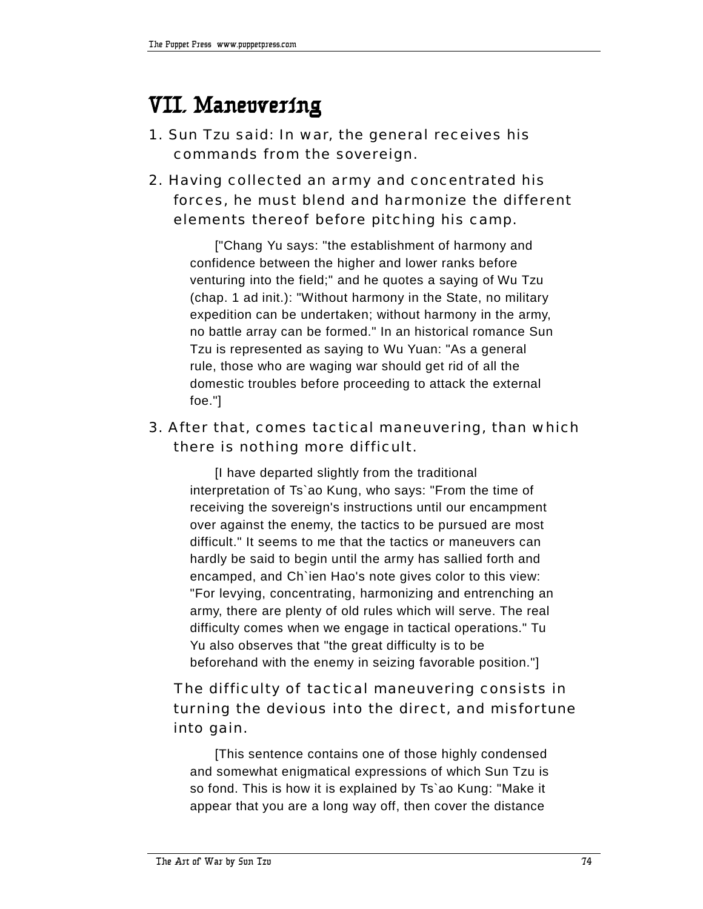# VII. Maneuvering

1. Sun Tzu said: In war, the general receives his commands from the sovereign.

2. Having collected an army and concentrated his forces, he must blend and harmonize the different elements thereof before pitching his camp.

   ["Chang Yu says: "the establishment of harmony and confidence between the higher and lower ranks before venturing into the field;" and he quotes a saying of Wu Tzu (chap. 1 ad init.): "Without harmony in the State, no military expedition can be undertaken; without harmony in the army, no battle array can be formed." In an historical romance Sun Tzu is represented as saying to Wu Yuan: "As a general rule, those who are waging war should get rid of all the domestic troubles before proceeding to attack the external foe."]

3. After that, comes tactical maneuvering, than which there is nothing more difficult.

   [I have departed slightly from the traditional interpretation of Ts`ao Kung, who says: "From the time of receiving the sovereign's instructions until our encampment over against the enemy, the tactics to be pursued are most difficult." It seems to me that the tactics or maneuvers can hardly be said to begin until the army has sallied forth and encamped, and Ch`ien Hao's note gives color to this view: "For levying, concentrating, harmonizing and entrenching an army, there are plenty of old rules which will serve. The real difficulty comes when we engage in tactical operations." Tu Yu also observes that "the great difficulty is to be beforehand with the enemy in seizing favorable position."]

   The difficulty of tactical maneuvering consists in turning the devious into the direct, and misfortune into gain.

   [This sentence contains one of those highly condensed and somewhat enigmatical expressions of which Sun Tzu is so fond. This is how it is explained by Ts`ao Kung: "Make it appear that you are a long way off, then cover the distance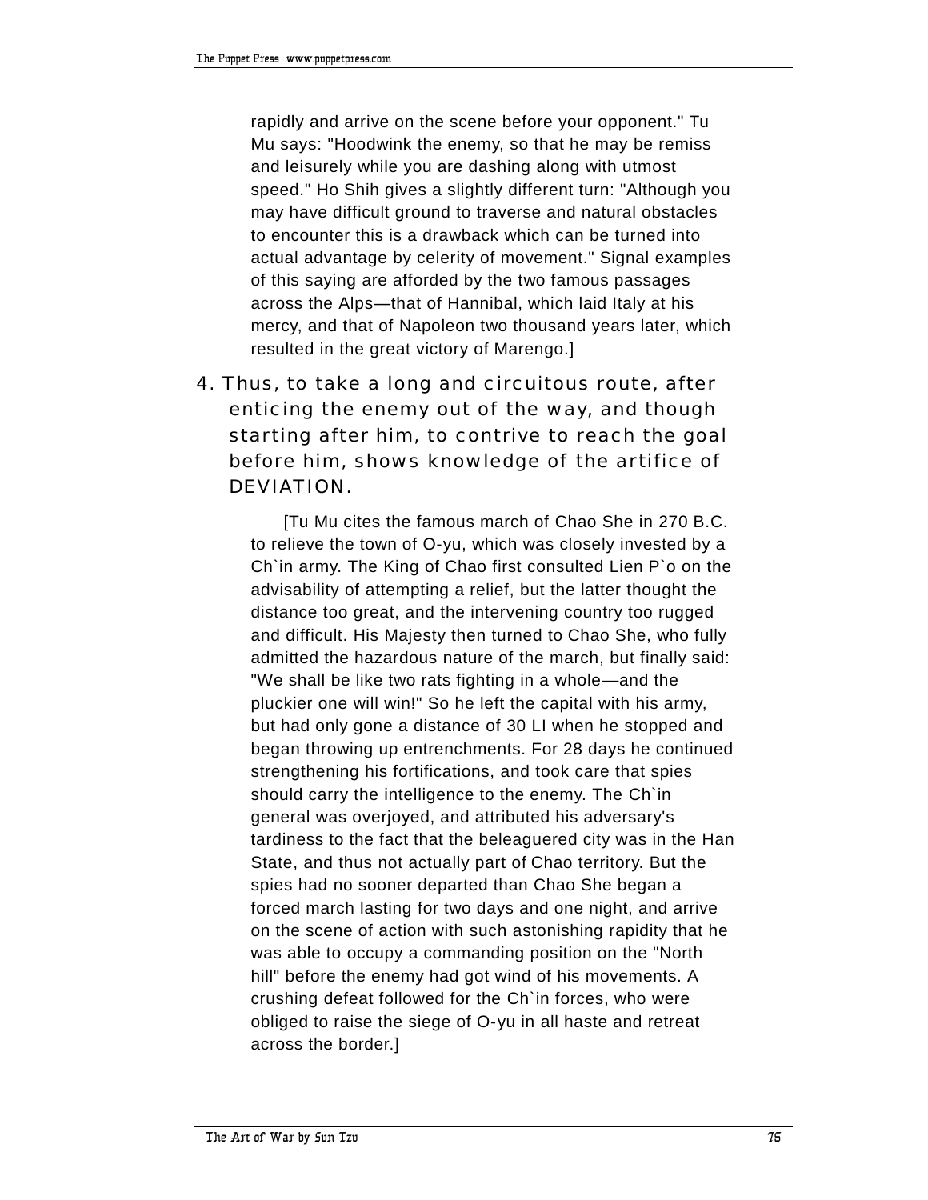rapidly and arrive on the scene before your opponent." Tu Mu says: "Hoodwink the enemy, so that he may be remiss and leisurely while you are dashing along with utmost speed." Ho Shih gives a slightly different turn: "Although you may have difficult ground to traverse and natural obstacles to encounter this is a drawback which can be turned into actual advantage by celerity of movement." Signal examples of this saying are afforded by the two famous passages across the Alps—that of Hannibal, which laid Italy at his mercy, and that of Napoleon two thousand years later, which resulted in the great victory of Marengo.]

4. Thus, to take a long and circuitous route, after enticing the enemy out of the way, and though starting after him, to contrive to reach the goal before him, shows knowledge of the artifice of DEVIATION.

[Tu Mu cites the famous march of Chao She in 270 B.C. to relieve the town of O-yu, which was closely invested by a Ch`in army. The King of Chao first consulted Lien P`o on the advisability of attempting a relief, but the latter thought the distance too great, and the intervening country too rugged and difficult. His Majesty then turned to Chao She, who fully admitted the hazardous nature of the march, but finally said: "We shall be like two rats fighting in a whole—and the pluckier one will win!" So he left the capital with his army, but had only gone a distance of 30 LI when he stopped and began throwing up entrenchments. For 28 days he continued strengthening his fortifications, and took care that spies should carry the intelligence to the enemy. The Ch`in general was overjoyed, and attributed his adversary's tardiness to the fact that the beleaguered city was in the Han State, and thus not actually part of Chao territory. But the spies had no sooner departed than Chao She began a forced march lasting for two days and one night, and arrive on the scene of action with such astonishing rapidity that he was able to occupy a commanding position on the "North hill" before the enemy had got wind of his movements. A crushing defeat followed for the Ch`in forces, who were obliged to raise the siege of O-yu in all haste and retreat across the border.]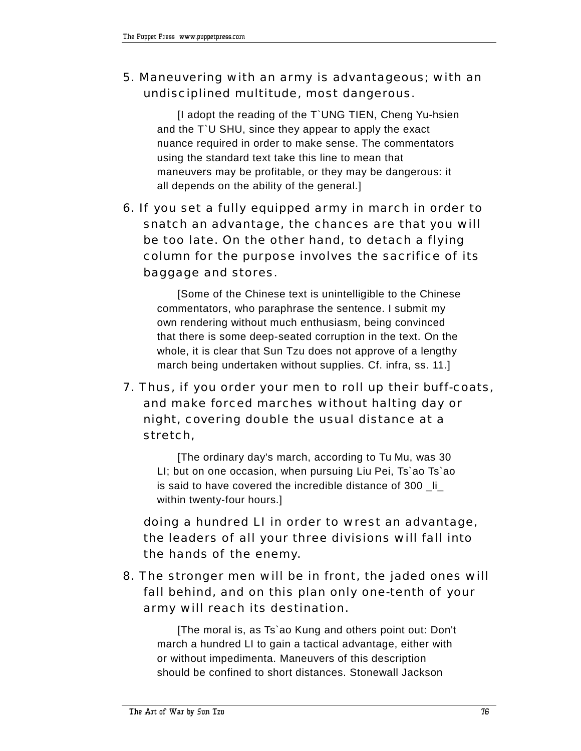5. Maneuvering with an army is advantageous; with an undisciplined multitude, most dangerous.

   [I adopt the reading of the T`UNG TIEN, Cheng Yu-hsien and the T`U SHU, since they appear to apply the exact nuance required in order to make sense. The commentators using the standard text take this line to mean that maneuvers may be profitable, or they may be dangerous: it all depends on the ability of the general.]

6. If you set a fully equipped army in march in order to snatch an advantage, the chances are that you will be too late. On the other hand, to detach a flying column for the purpose involves the sacrifice of its baggage and stores.

   [Some of the Chinese text is unintelligible to the Chinese commentators, who paraphrase the sentence. I submit my own rendering without much enthusiasm, being convinced that there is some deep-seated corruption in the text. On the whole, it is clear that Sun Tzu does not approve of a lengthy march being undertaken without supplies. Cf. infra, ss. 11.]

7. Thus, if you order your men to roll up their buff-coats, and make forced marches without halting day or night, covering double the usual distance at a stretch,

   [The ordinary day's march, according to Tu Mu, was 30 LI; but on one occasion, when pursuing Liu Pei, Ts`ao Ts`ao is said to have covered the incredible distance of 300 _li_ within twenty-four hours.]

   doing a hundred LI in order to wrest an advantage, the leaders of all your three divisions will fall into the hands of the enemy.

8. The stronger men will be in front, the jaded ones will fall behind, and on this plan only one-tenth of your army will reach its destination.

   [The moral is, as Ts`ao Kung and others point out: Don't march a hundred LI to gain a tactical advantage, either with or without impedimenta. Maneuvers of this description should be confined to short distances. Stonewall Jackson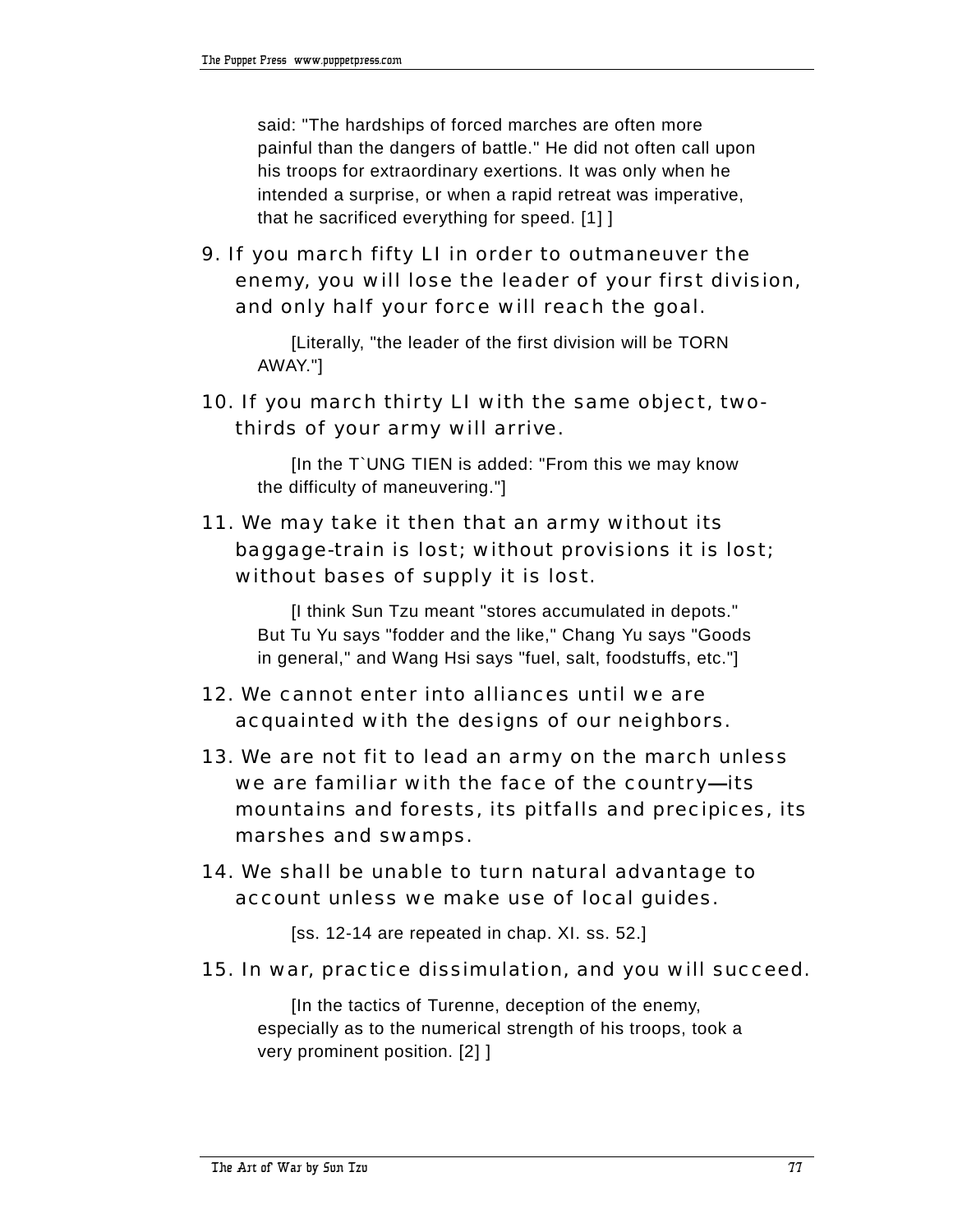said: "The hardships of forced marches are often more painful than the dangers of battle." He did not often call upon his troops for extraordinary exertions. It was only when he intended a surprise, or when a rapid retreat was imperative, that he sacrificed everything for speed. [1] ]

9. If you march fifty LI in order to outmaneuver the enemy, you will lose the leader of your first division, and only half your force will reach the goal.

   [Literally, "the leader of the first division will be TORN AWAY."]

10. If you march thirty LI with the same object, two-thirds of your army will arrive.

   [In the T`UNG TIEN is added: "From this we may know the difficulty of maneuvering."]

11. We may take it then that an army without its baggage-train is lost; without provisions it is lost; without bases of supply it is lost.

   [I think Sun Tzu meant "stores accumulated in depots." But Tu Yu says "fodder and the like," Chang Yu says "Goods in general," and Wang Hsi says "fuel, salt, foodstuffs, etc."]

12. We cannot enter into alliances until we are acquainted with the designs of our neighbors.

13. We are not fit to lead an army on the march unless we are familiar with the face of the country—its mountains and forests, its pitfalls and precipices, its marshes and swamps.

14. We shall be unable to turn natural advantage to account unless we make use of local guides.

   [ss. 12-14 are repeated in chap. XI. ss. 52.]

15. In war, practice dissimulation, and you will succeed.

   [In the tactics of Turenne, deception of the enemy, especially as to the numerical strength of his troops, took a very prominent position. [2] ]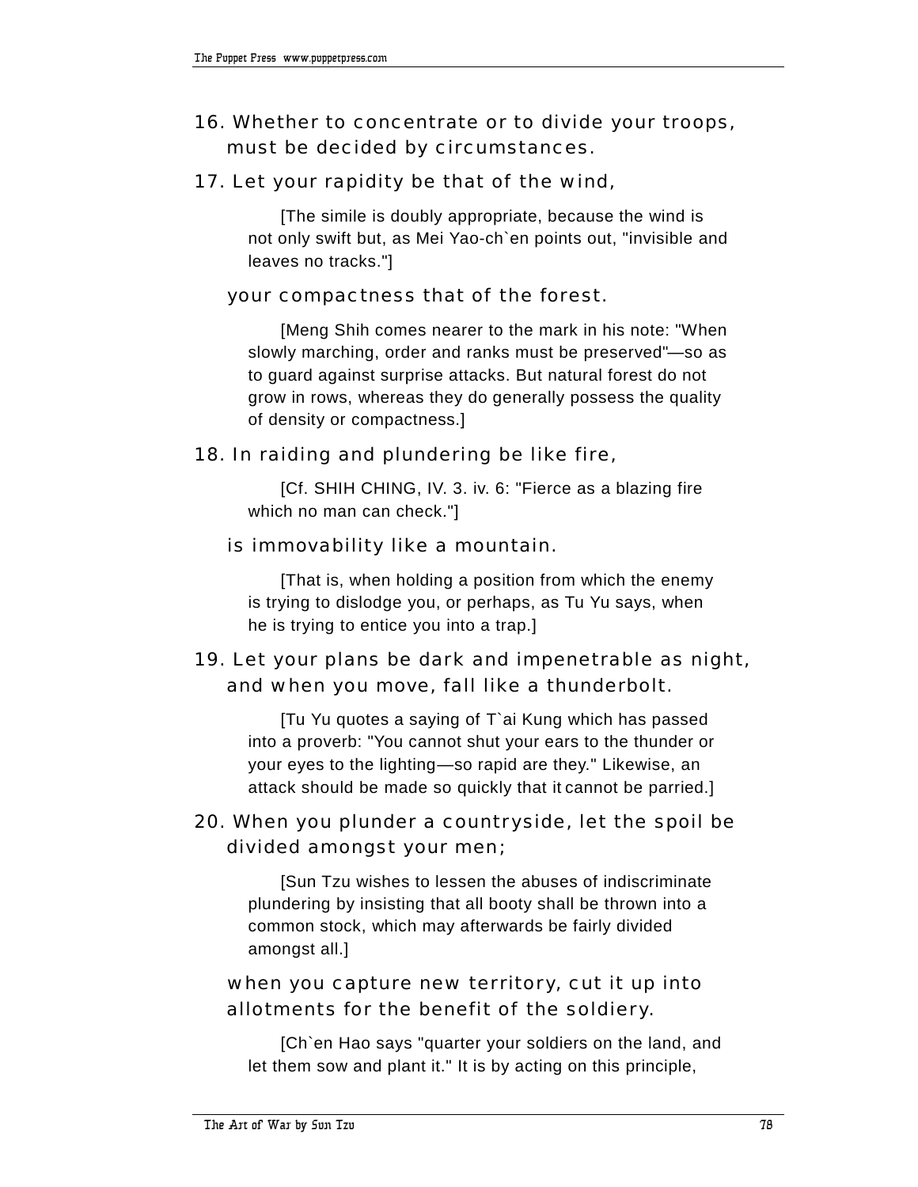16. Whether to concentrate or to divide your troops, must be decided by circumstances.

17. Let your rapidity be that of the wind,

> [The simile is doubly appropriate, because the wind is not only swift but, as Mei Yao-ch`en points out, "invisible and leaves no tracks."]

your compactness that of the forest.

> [Meng Shih comes nearer to the mark in his note: "When slowly marching, order and ranks must be preserved"—so as to guard against surprise attacks. But natural forest do not grow in rows, whereas they do generally possess the quality of density or compactness.]

18. In raiding and plundering be like fire,

> [Cf. SHIH CHING, IV. 3. iv. 6: "Fierce as a blazing fire which no man can check."]

is immovability like a mountain.

> [That is, when holding a position from which the enemy is trying to dislodge you, or perhaps, as Tu Yu says, when he is trying to entice you into a trap.]

19. Let your plans be dark and impenetrable as night, and when you move, fall like a thunderbolt.

> [Tu Yu quotes a saying of T`ai Kung which has passed into a proverb: "You cannot shut your ears to the thunder or your eyes to the lighting—so rapid are they." Likewise, an attack should be made so quickly that it cannot be parried.]

20. When you plunder a countryside, let the spoil be divided amongst your men;

> [Sun Tzu wishes to lessen the abuses of indiscriminate plundering by insisting that all booty shall be thrown into a common stock, which may afterwards be fairly divided amongst all.]

when you capture new territory, cut it up into allotments for the benefit of the soldiery.

> [Ch`en Hao says "quarter your soldiers on the land, and let them sow and plant it." It is by acting on this principle,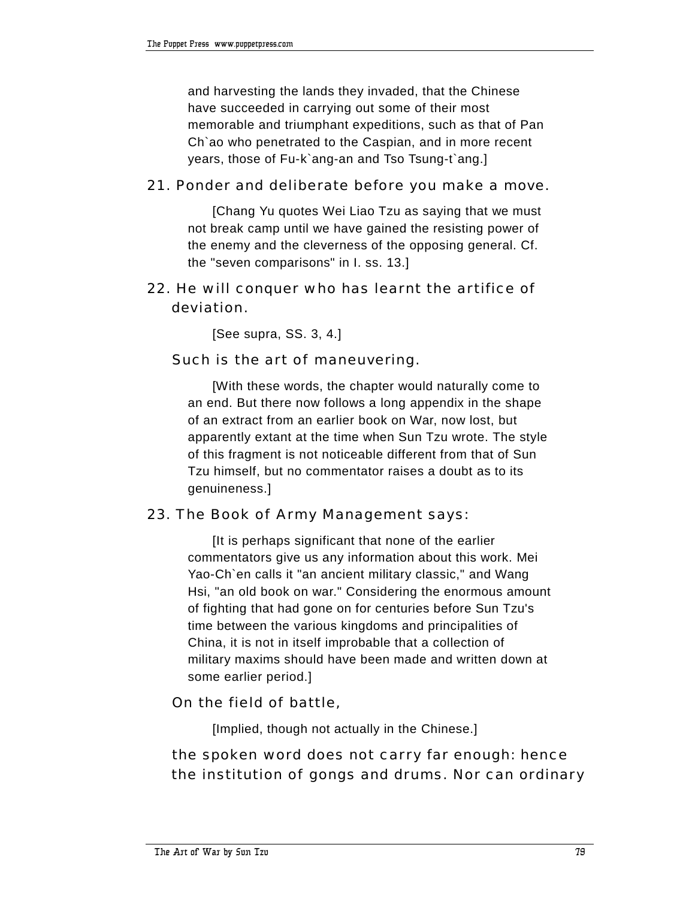and harvesting the lands they invaded, that the Chinese have succeeded in carrying out some of their most memorable and triumphant expeditions, such as that of Pan Ch`ao who penetrated to the Caspian, and in more recent years, those of Fu-k`ang-an and Tso Tsung-t`ang.]

21. Ponder and deliberate before you make a move.

[Chang Yu quotes Wei Liao Tzu as saying that we must not break camp until we have gained the resisting power of the enemy and the cleverness of the opposing general. Cf. the "seven comparisons" in I. ss. 13.]

22. He will conquer who has learnt the artifice of deviation.

[See supra, SS. 3, 4.]

Such is the art of maneuvering.

[With these words, the chapter would naturally come to an end. But there now follows a long appendix in the shape of an extract from an earlier book on War, now lost, but apparently extant at the time when Sun Tzu wrote. The style of this fragment is not noticeable different from that of Sun Tzu himself, but no commentator raises a doubt as to its genuineness.]

23. The Book of Army Management says:

[It is perhaps significant that none of the earlier commentators give us any information about this work. Mei Yao-Ch`en calls it "an ancient military classic," and Wang Hsi, "an old book on war." Considering the enormous amount of fighting that had gone on for centuries before Sun Tzu's time between the various kingdoms and principalities of China, it is not in itself improbable that a collection of military maxims should have been made and written down at some earlier period.]

On the field of battle,

[Implied, though not actually in the Chinese.]

the spoken word does not carry far enough: hence the institution of gongs and drums. Nor can ordinary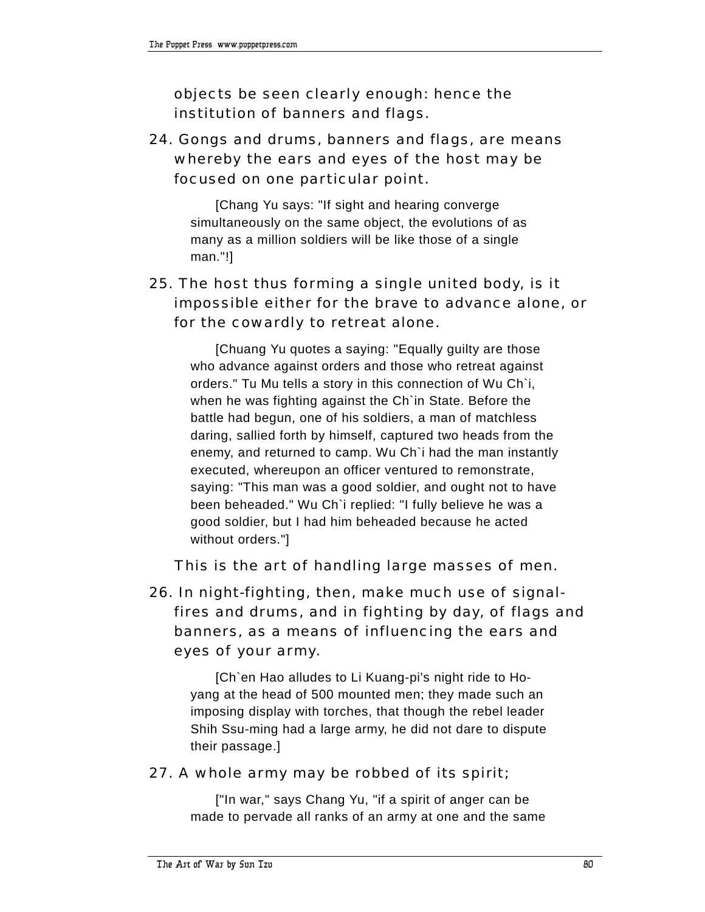objects be seen clearly enough: hence the institution of banners and flags.

24. Gongs and drums, banners and flags, are means whereby the ears and eyes of the host may be focused on one particular point.

> [Chang Yu says: "If sight and hearing converge simultaneously on the same object, the evolutions of as many as a million soldiers will be like those of a single man."!]

25. The host thus forming a single united body, is it impossible either for the brave to advance alone, or for the cowardly to retreat alone.

> [Chuang Yu quotes a saying: "Equally guilty are those who advance against orders and those who retreat against orders." Tu Mu tells a story in this connection of Wu Ch`i, when he was fighting against the Ch`in State. Before the battle had begun, one of his soldiers, a man of matchless daring, sallied forth by himself, captured two heads from the enemy, and returned to camp. Wu Ch`i had the man instantly executed, whereupon an officer ventured to remonstrate, saying: "This man was a good soldier, and ought not to have been beheaded." Wu Ch`i replied: "I fully believe he was a good soldier, but I had him beheaded because he acted without orders."]

This is the art of handling large masses of men.

26. In night-fighting, then, make much use of signal-fires and drums, and in fighting by day, of flags and banners, as a means of influencing the ears and eyes of your army.

> [Ch`en Hao alludes to Li Kuang-pi's night ride to Ho-yang at the head of 500 mounted men; they made such an imposing display with torches, that though the rebel leader Shih Ssu-ming had a large army, he did not dare to dispute their passage.]

27. A whole army may be robbed of its spirit;

> ["In war," says Chang Yu, "if a spirit of anger can be made to pervade all ranks of an army at one and the same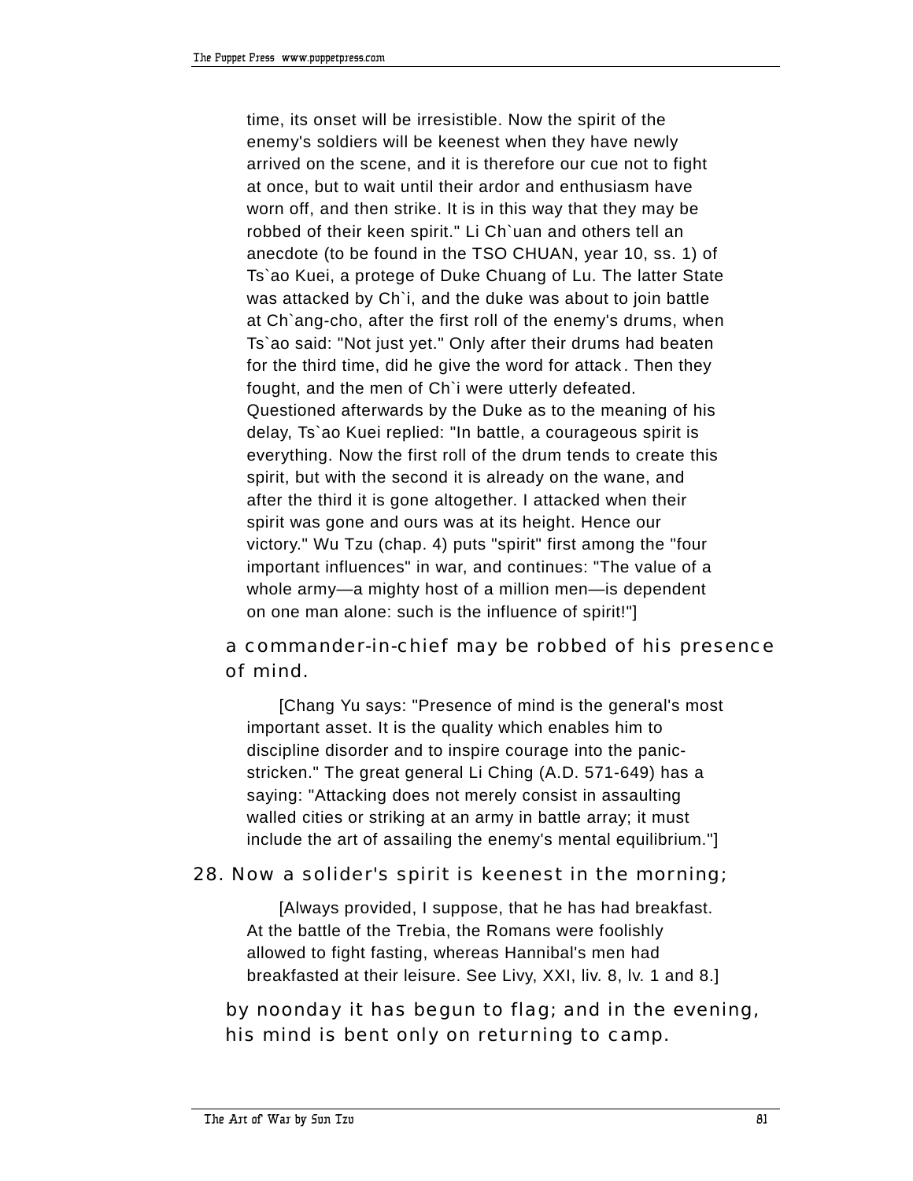time, its onset will be irresistible. Now the spirit of the enemy's soldiers will be keenest when they have newly arrived on the scene, and it is therefore our cue not to fight at once, but to wait until their ardor and enthusiasm have worn off, and then strike. It is in this way that they may be robbed of their keen spirit." Li Ch`uan and others tell an anecdote (to be found in the TSO CHUAN, year 10, ss. 1) of Ts`ao Kuei, a protege of Duke Chuang of Lu. The latter State was attacked by Ch`i, and the duke was about to join battle at Ch`ang-cho, after the first roll of the enemy's drums, when Ts`ao said: "Not just yet." Only after their drums had beaten for the third time, did he give the word for attack. Then they fought, and the men of Ch`i were utterly defeated. Questioned afterwards by the Duke as to the meaning of his delay, Ts`ao Kuei replied: "In battle, a courageous spirit is everything. Now the first roll of the drum tends to create this spirit, but with the second it is already on the wane, and after the third it is gone altogether. I attacked when their spirit was gone and ours was at its height. Hence our victory." Wu Tzu (chap. 4) puts "spirit" first among the "four important influences" in war, and continues: "The value of a whole army—a mighty host of a million men—is dependent on one man alone: such is the influence of spirit!"]

a commander-in-chief may be robbed of his presence of mind.

[Chang Yu says: "Presence of mind is the general's most important asset. It is the quality which enables him to discipline disorder and to inspire courage into the panic-stricken." The great general Li Ching (A.D. 571-649) has a saying: "Attacking does not merely consist in assaulting walled cities or striking at an army in battle array; it must include the art of assailing the enemy's mental equilibrium."]

28. Now a solider's spirit is keenest in the morning;

[Always provided, I suppose, that he has had breakfast. At the battle of the Trebia, the Romans were foolishly allowed to fight fasting, whereas Hannibal's men had breakfasted at their leisure. See Livy, XXI, liv. 8, lv. 1 and 8.]

by noonday it has begun to flag; and in the evening, his mind is bent only on returning to camp.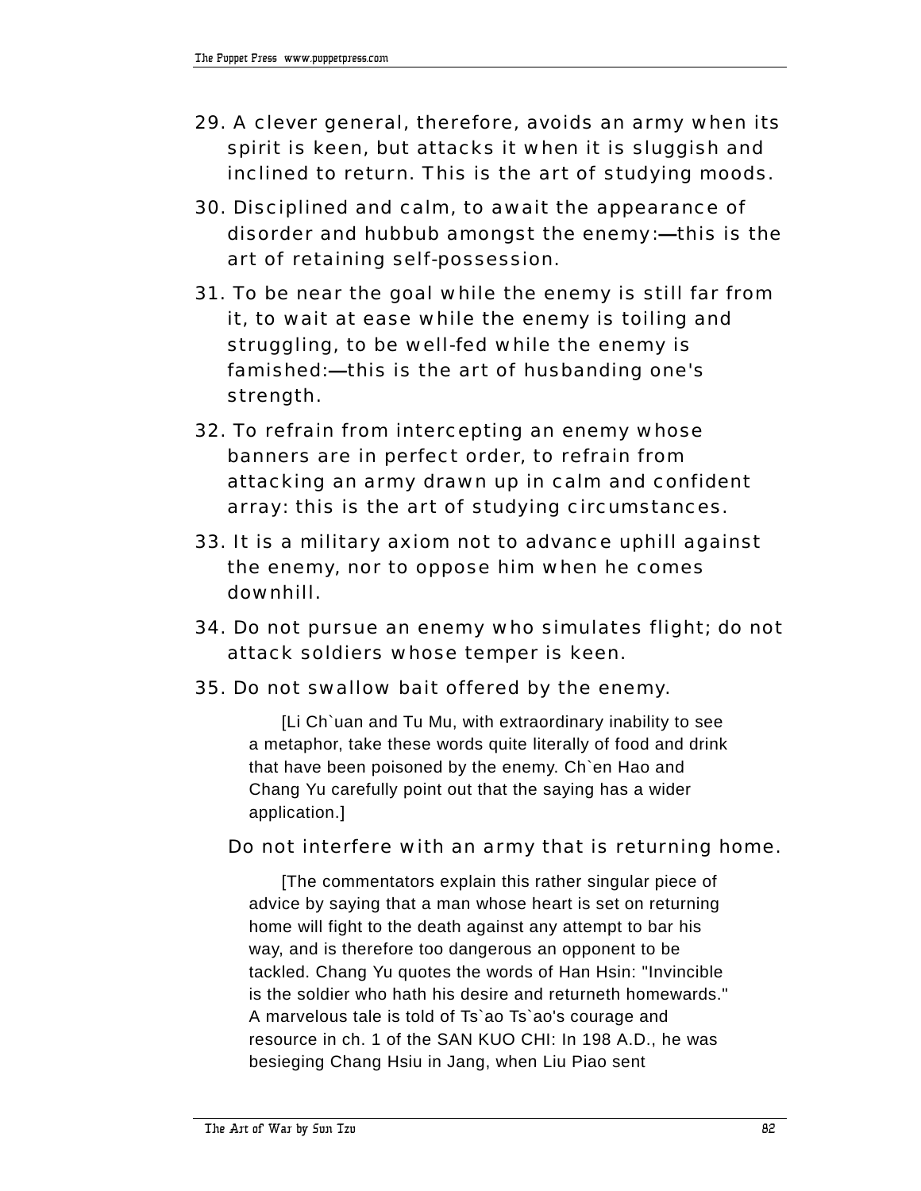29. A clever general, therefore, avoids an army when its spirit is keen, but attacks it when it is sluggish and inclined to return. This is the art of studying moods.

30. Disciplined and calm, to await the appearance of disorder and hubbub amongst the enemy:—this is the art of retaining self-possession.

31. To be near the goal while the enemy is still far from it, to wait at ease while the enemy is toiling and struggling, to be well-fed while the enemy is famished:—this is the art of husbanding one's strength.

32. To refrain from intercepting an enemy whose banners are in perfect order, to refrain from attacking an army drawn up in calm and confident array: this is the art of studying circumstances.

33. It is a military axiom not to advance uphill against the enemy, nor to oppose him when he comes downhill.

34. Do not pursue an enemy who simulates flight; do not attack soldiers whose temper is keen.

35. Do not swallow bait offered by the enemy.

> [Li Ch`uan and Tu Mu, with extraordinary inability to see a metaphor, take these words quite literally of food and drink that have been poisoned by the enemy. Ch`en Hao and Chang Yu carefully point out that the saying has a wider application.]

Do not interfere with an army that is returning home.

> [The commentators explain this rather singular piece of advice by saying that a man whose heart is set on returning home will fight to the death against any attempt to bar his way, and is therefore too dangerous an opponent to be tackled. Chang Yu quotes the words of Han Hsin: "Invincible is the soldier who hath his desire and returneth homewards." A marvelous tale is told of Ts`ao Ts`ao's courage and resource in ch. 1 of the SAN KUO CHI: In 198 A.D., he was besieging Chang Hsiu in Jang, when Liu Piao sent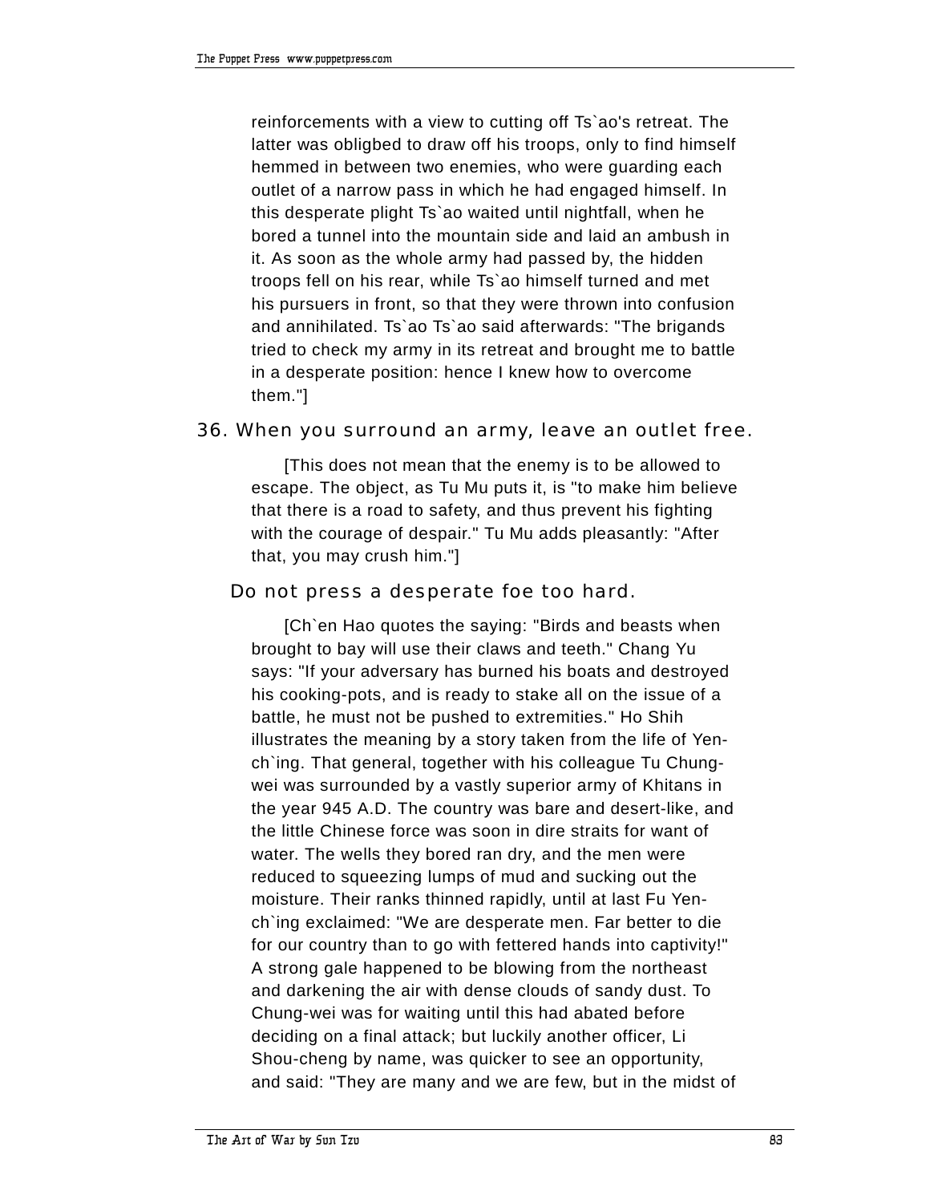reinforcements with a view to cutting off Ts`ao's retreat. The latter was obligbed to draw off his troops, only to find himself hemmed in between two enemies, who were guarding each outlet of a narrow pass in which he had engaged himself. In this desperate plight Ts`ao waited until nightfall, when he bored a tunnel into the mountain side and laid an ambush in it. As soon as the whole army had passed by, the hidden troops fell on his rear, while Ts`ao himself turned and met his pursuers in front, so that they were thrown into confusion and annihilated. Ts`ao Ts`ao said afterwards: "The brigands tried to check my army in its retreat and brought me to battle in a desperate position: hence I knew how to overcome them."]

36. When you surround an army, leave an outlet free.

[This does not mean that the enemy is to be allowed to escape. The object, as Tu Mu puts it, is "to make him believe that there is a road to safety, and thus prevent his fighting with the courage of despair." Tu Mu adds pleasantly: "After that, you may crush him."]

Do not press a desperate foe too hard.

[Ch`en Hao quotes the saying: "Birds and beasts when brought to bay will use their claws and teeth." Chang Yu says: "If your adversary has burned his boats and destroyed his cooking-pots, and is ready to stake all on the issue of a battle, he must not be pushed to extremities." Ho Shih illustrates the meaning by a story taken from the life of Yen-ch`ing. That general, together with his colleague Tu Chung-wei was surrounded by a vastly superior army of Khitans in the year 945 A.D. The country was bare and desert-like, and the little Chinese force was soon in dire straits for want of water. The wells they bored ran dry, and the men were reduced to squeezing lumps of mud and sucking out the moisture. Their ranks thinned rapidly, until at last Fu Yen-ch`ing exclaimed: "We are desperate men. Far better to die for our country than to go with fettered hands into captivity!" A strong gale happened to be blowing from the northeast and darkening the air with dense clouds of sandy dust. To Chung-wei was for waiting until this had abated before deciding on a final attack; but luckily another officer, Li Shou-cheng by name, was quicker to see an opportunity, and said: "They are many and we are few, but in the midst of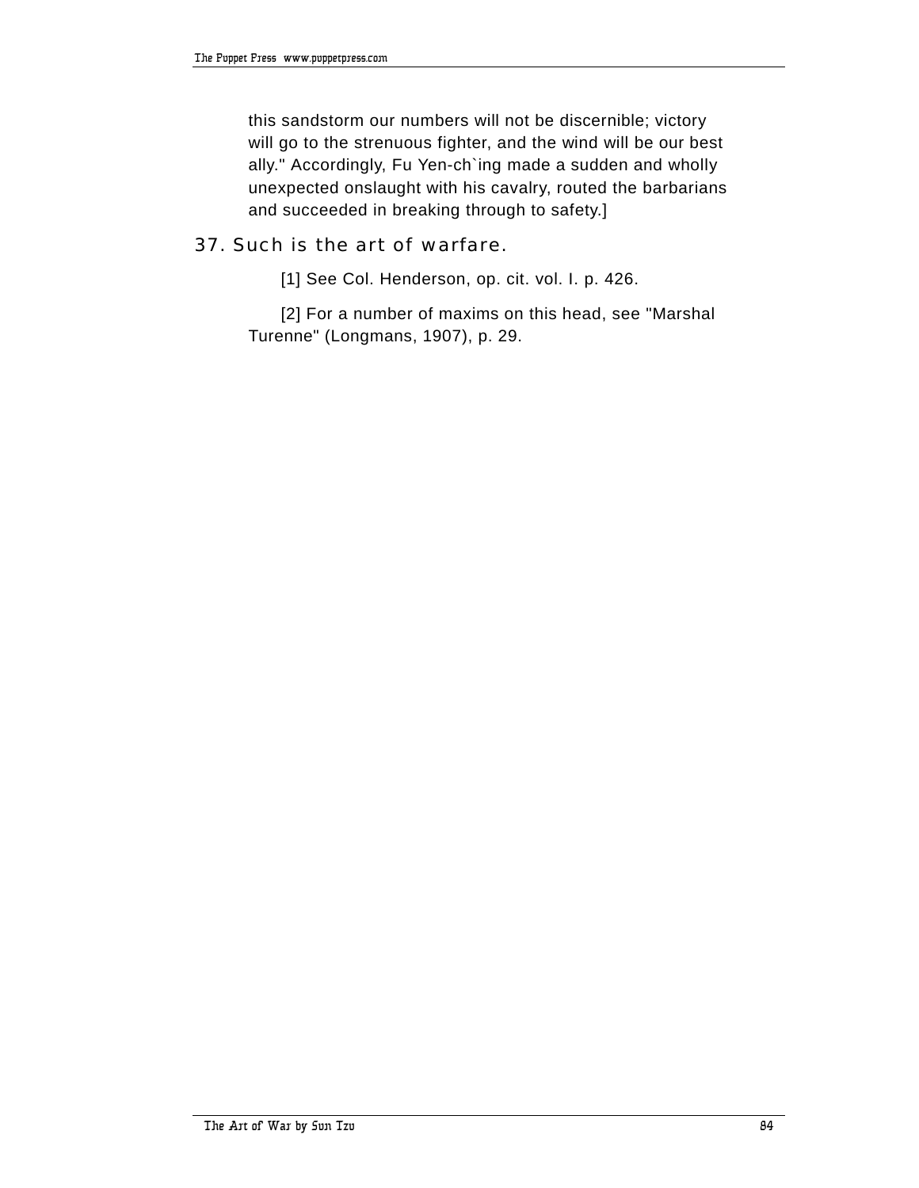this sandstorm our numbers will not be discernible; victory will go to the strenuous fighter, and the wind will be our best ally." Accordingly, Fu Yen-ch`ing made a sudden and wholly unexpected onslaught with his cavalry, routed the barbarians and succeeded in breaking through to safety.]

37. Such is the art of warfare.

[1] See Col. Henderson, op. cit. vol. I. p. 426.

[2] For a number of maxims on this head, see "Marshal Turenne" (Longmans, 1907), p. 29.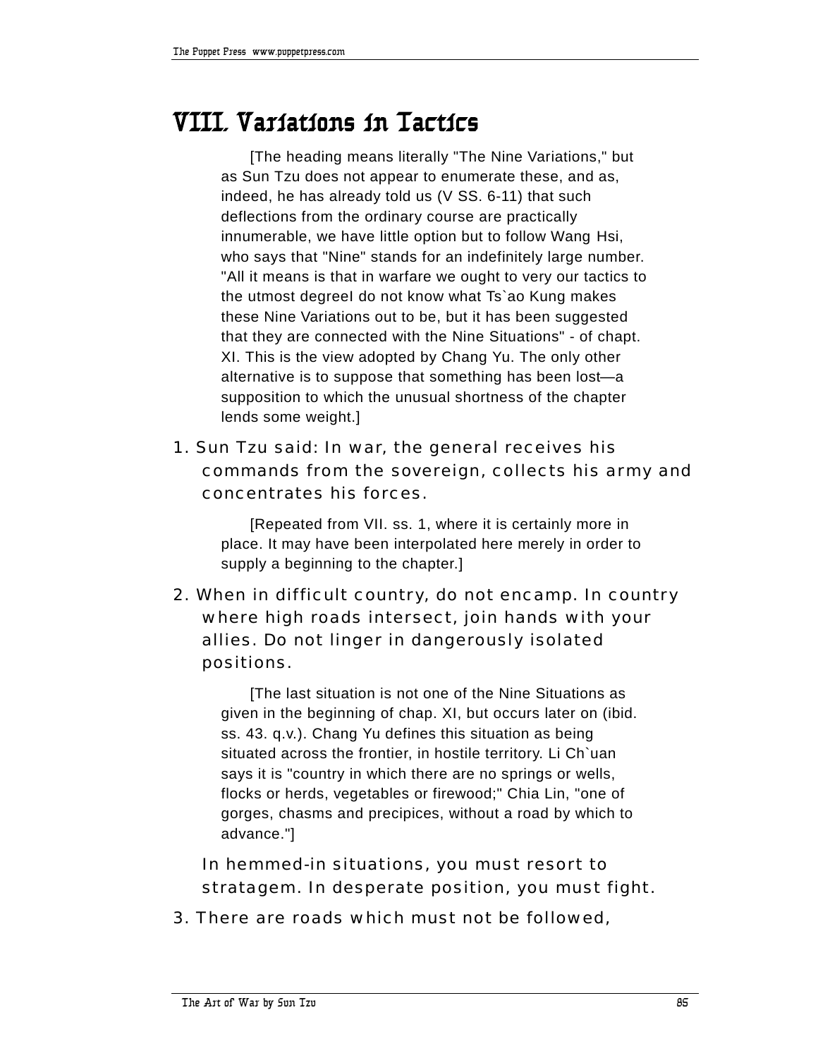# VIII. Variations in Tactics

[The heading means literally "The Nine Variations," but as Sun Tzu does not appear to enumerate these, and as, indeed, he has already told us (V SS. 6-11) that such deflections from the ordinary course are practically innumerable, we have little option but to follow Wang Hsi, who says that "Nine" stands for an indefinitely large number. "All it means is that in warfare we ought to very our tactics to the utmost degreeI do not know what Ts`ao Kung makes these Nine Variations out to be, but it has been suggested that they are connected with the Nine Situations" - of chapt. XI. This is the view adopted by Chang Yu. The only other alternative is to suppose that something has been lost—a supposition to which the unusual shortness of the chapter lends some weight.]

1. Sun Tzu said: In war, the general receives his commands from the sovereign, collects his army and concentrates his forces.

   [Repeated from VII. ss. 1, where it is certainly more in place. It may have been interpolated here merely in order to supply a beginning to the chapter.]

2. When in difficult country, do not encamp. In country where high roads intersect, join hands with your allies. Do not linger in dangerously isolated positions.

   [The last situation is not one of the Nine Situations as given in the beginning of chap. XI, but occurs later on (ibid. ss. 43. q.v.). Chang Yu defines this situation as being situated across the frontier, in hostile territory. Li Ch`uan says it is "country in which there are no springs or wells, flocks or herds, vegetables or firewood;" Chia Lin, "one of gorges, chasms and precipices, without a road by which to advance."]

   In hemmed-in situations, you must resort to stratagem. In desperate position, you must fight.

3. There are roads which must not be followed,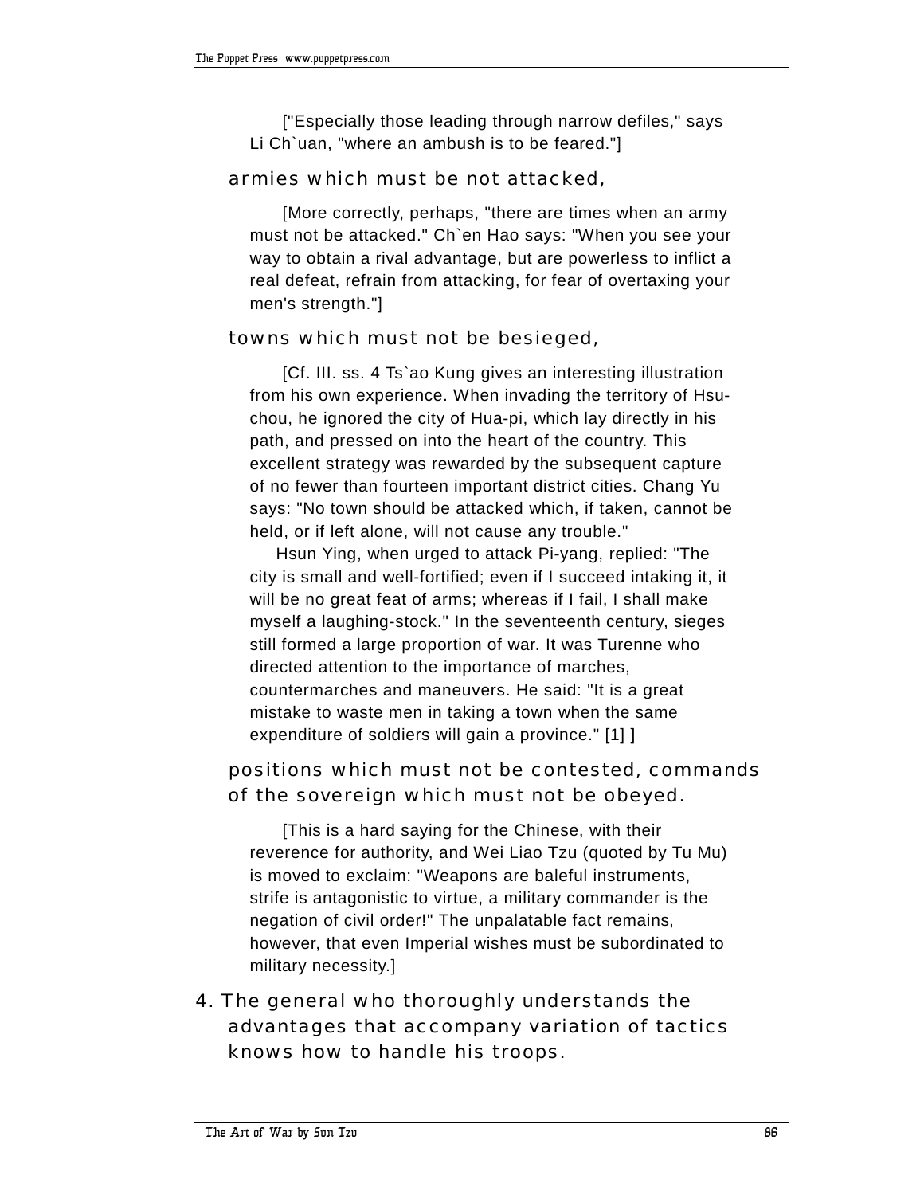["Especially those leading through narrow defiles," says Li Ch`uan, "where an ambush is to be feared."]

armies which must be not attacked,

[More correctly, perhaps, "there are times when an army must not be attacked." Ch`en Hao says: "When you see your way to obtain a rival advantage, but are powerless to inflict a real defeat, refrain from attacking, for fear of overtaxing your men's strength."]

towns which must not be besieged,

[Cf. III. ss. 4 Ts`ao Kung gives an interesting illustration from his own experience. When invading the territory of Hsu-chou, he ignored the city of Hua-pi, which lay directly in his path, and pressed on into the heart of the country. This excellent strategy was rewarded by the subsequent capture of no fewer than fourteen important district cities. Chang Yu says: "No town should be attacked which, if taken, cannot be held, or if left alone, will not cause any trouble."

Hsun Ying, when urged to attack Pi-yang, replied: "The city is small and well-fortified; even if I succeed intaking it, it will be no great feat of arms; whereas if I fail, I shall make myself a laughing-stock." In the seventeenth century, sieges still formed a large proportion of war. It was Turenne who directed attention to the importance of marches, countermarches and maneuvers. He said: "It is a great mistake to waste men in taking a town when the same expenditure of soldiers will gain a province." [1] ]

positions which must not be contested, commands of the sovereign which must not be obeyed.

[This is a hard saying for the Chinese, with their reverence for authority, and Wei Liao Tzu (quoted by Tu Mu) is moved to exclaim: "Weapons are baleful instruments, strife is antagonistic to virtue, a military commander is the negation of civil order!" The unpalatable fact remains, however, that even Imperial wishes must be subordinated to military necessity.]

4. The general who thoroughly understands the advantages that accompany variation of tactics knows how to handle his troops.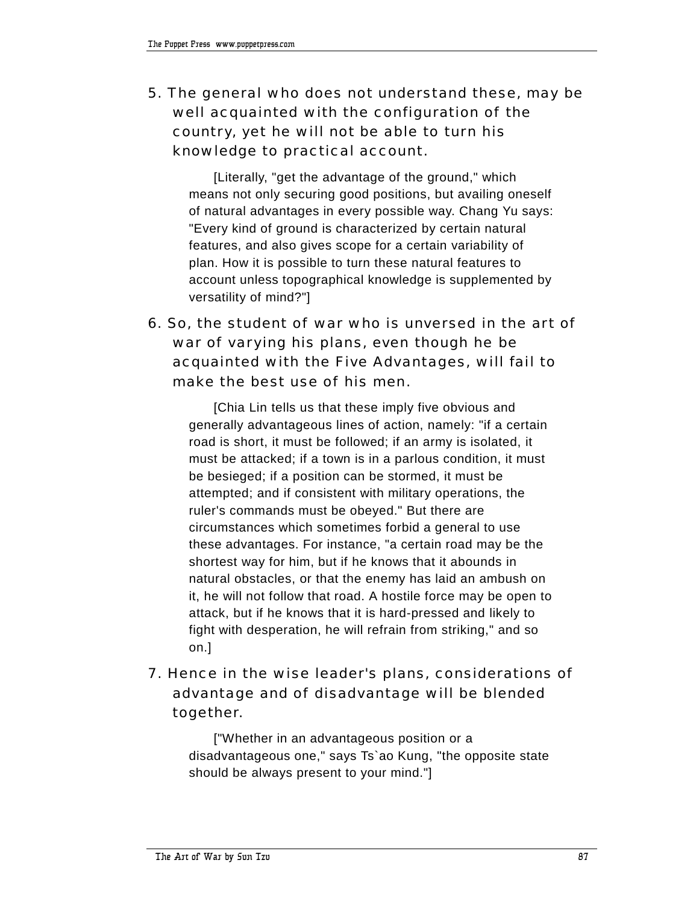5. The general who does not understand these, may be well acquainted with the configuration of the country, yet he will not be able to turn his knowledge to practical account.

   [Literally, "get the advantage of the ground," which means not only securing good positions, but availing oneself of natural advantages in every possible way. Chang Yu says: "Every kind of ground is characterized by certain natural features, and also gives scope for a certain variability of plan. How it is possible to turn these natural features to account unless topographical knowledge is supplemented by versatility of mind?"]

6. So, the student of war who is unversed in the art of war of varying his plans, even though he be acquainted with the Five Advantages, will fail to make the best use of his men.

   [Chia Lin tells us that these imply five obvious and generally advantageous lines of action, namely: "if a certain road is short, it must be followed; if an army is isolated, it must be attacked; if a town is in a parlous condition, it must be besieged; if a position can be stormed, it must be attempted; and if consistent with military operations, the ruler's commands must be obeyed." But there are circumstances which sometimes forbid a general to use these advantages. For instance, "a certain road may be the shortest way for him, but if he knows that it abounds in natural obstacles, or that the enemy has laid an ambush on it, he will not follow that road. A hostile force may be open to attack, but if he knows that it is hard-pressed and likely to fight with desperation, he will refrain from striking," and so on.]

7. Hence in the wise leader's plans, considerations of advantage and of disadvantage will be blended together.

   ["Whether in an advantageous position or a disadvantageous one," says Ts`ao Kung, "the opposite state should be always present to your mind."]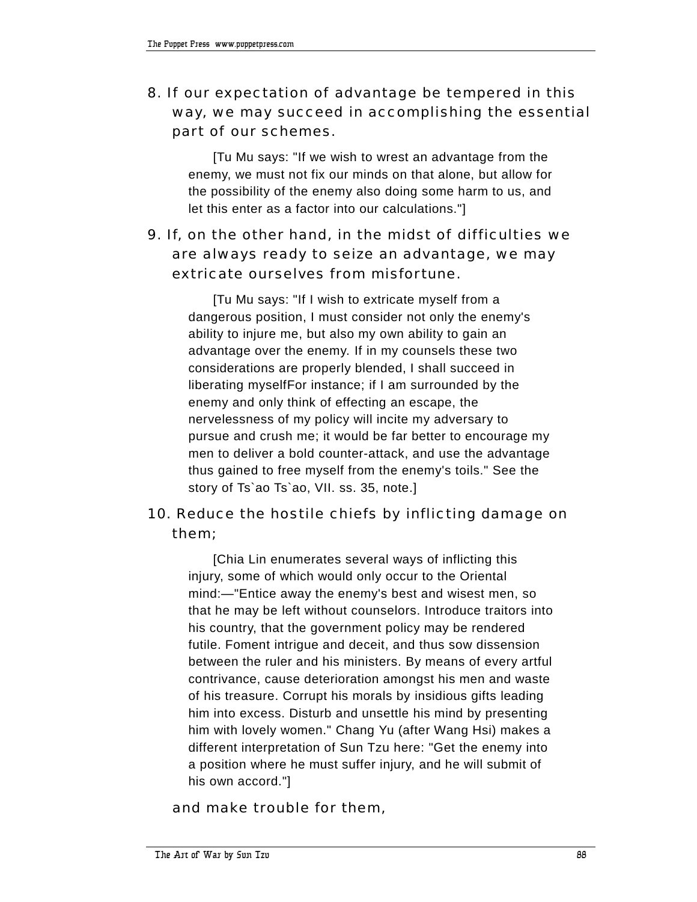8. If our expectation of advantage be tempered in this way, we may succeed in accomplishing the essential part of our schemes.

> [Tu Mu says: "If we wish to wrest an advantage from the enemy, we must not fix our minds on that alone, but allow for the possibility of the enemy also doing some harm to us, and let this enter as a factor into our calculations."]

9. If, on the other hand, in the midst of difficulties we are always ready to seize an advantage, we may extricate ourselves from misfortune.

> [Tu Mu says: "If I wish to extricate myself from a dangerous position, I must consider not only the enemy's ability to injure me, but also my own ability to gain an advantage over the enemy. If in my counsels these two considerations are properly blended, I shall succeed in liberating myselfFor instance; if I am surrounded by the enemy and only think of effecting an escape, the nervelessness of my policy will incite my adversary to pursue and crush me; it would be far better to encourage my men to deliver a bold counter-attack, and use the advantage thus gained to free myself from the enemy's toils." See the story of Ts`ao Ts`ao, VII. ss. 35, note.]

10. Reduce the hostile chiefs by inflicting damage on them;

> [Chia Lin enumerates several ways of inflicting this injury, some of which would only occur to the Oriental mind:—"Entice away the enemy's best and wisest men, so that he may be left without counselors. Introduce traitors into his country, that the government policy may be rendered futile. Foment intrigue and deceit, and thus sow dissension between the ruler and his ministers. By means of every artful contrivance, cause deterioration amongst his men and waste of his treasure. Corrupt his morals by insidious gifts leading him into excess. Disturb and unsettle his mind by presenting him with lovely women." Chang Yu (after Wang Hsi) makes a different interpretation of Sun Tzu here: "Get the enemy into a position where he must suffer injury, and he will submit of his own accord."]

and make trouble for them,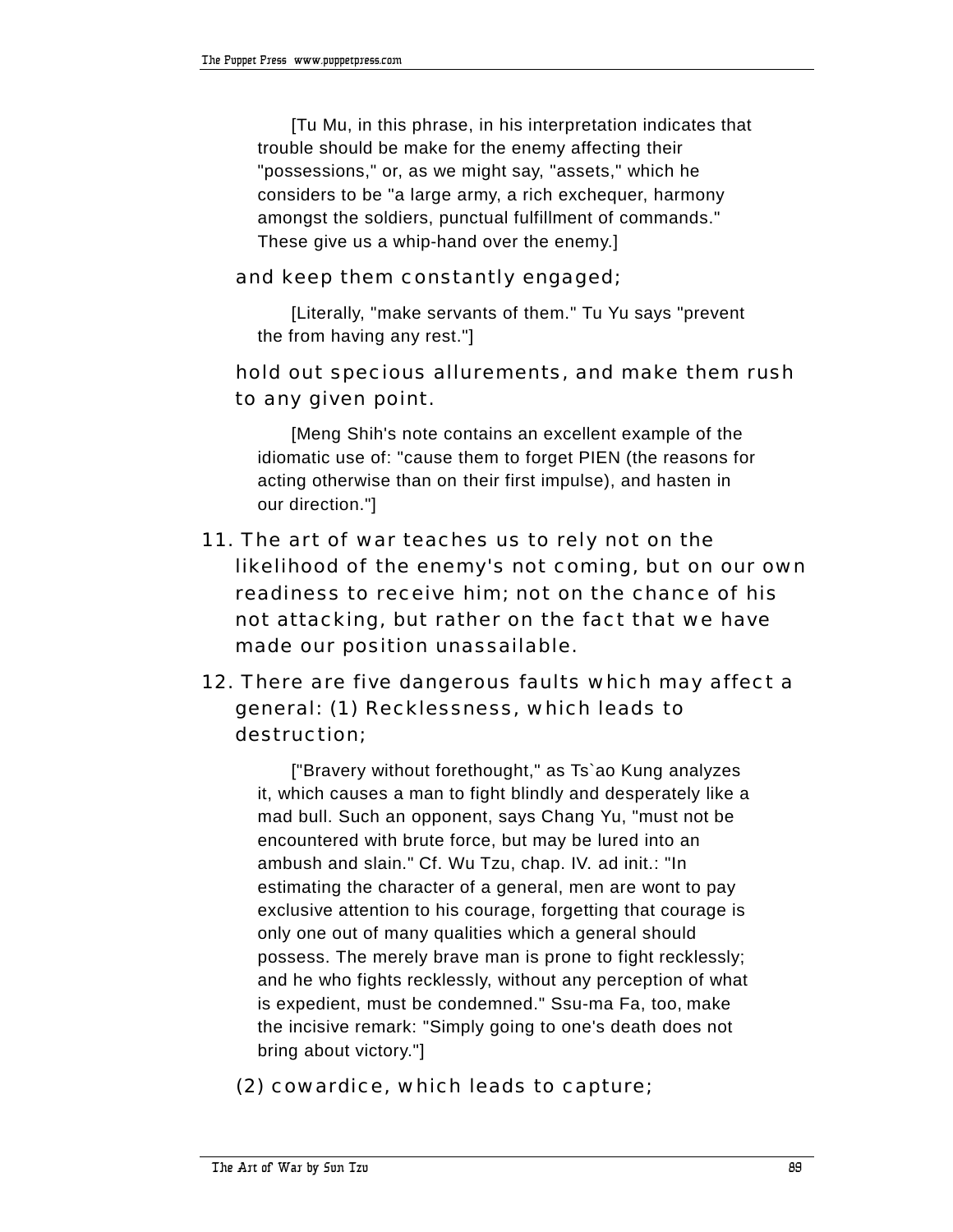[Tu Mu, in this phrase, in his interpretation indicates that trouble should be make for the enemy affecting their "possessions," or, as we might say, "assets," which he considers to be "a large army, a rich exchequer, harmony amongst the soldiers, punctual fulfillment of commands." These give us a whip-hand over the enemy.]

and keep them constantly engaged;

[Literally, "make servants of them." Tu Yu says "prevent the from having any rest."]

hold out specious allurements, and make them rush to any given point.

[Meng Shih's note contains an excellent example of the idiomatic use of: "cause them to forget PIEN (the reasons for acting otherwise than on their first impulse), and hasten in our direction."]

11. The art of war teaches us to rely not on the likelihood of the enemy's not coming, but on our own readiness to receive him; not on the chance of his not attacking, but rather on the fact that we have made our position unassailable.

12. There are five dangerous faults which may affect a general: (1) Recklessness, which leads to destruction;

["Bravery without forethought," as Ts`ao Kung analyzes it, which causes a man to fight blindly and desperately like a mad bull. Such an opponent, says Chang Yu, "must not be encountered with brute force, but may be lured into an ambush and slain." Cf. Wu Tzu, chap. IV. ad init.: "In estimating the character of a general, men are wont to pay exclusive attention to his courage, forgetting that courage is only one out of many qualities which a general should possess. The merely brave man is prone to fight recklessly; and he who fights recklessly, without any perception of what is expedient, must be condemned." Ssu-ma Fa, too, make the incisive remark: "Simply going to one's death does not bring about victory."]

(2) cowardice, which leads to capture;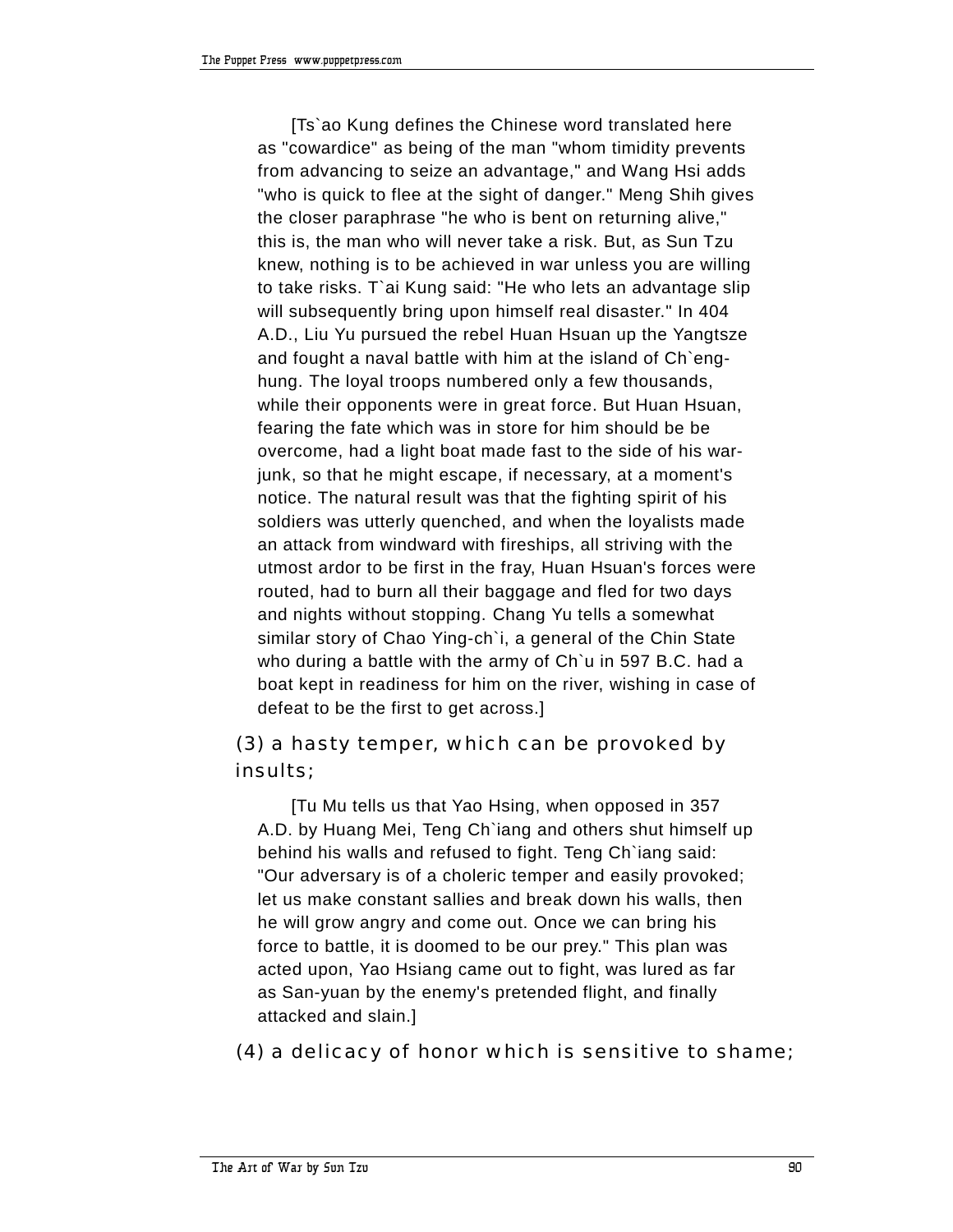[Ts`ao Kung defines the Chinese word translated here as "cowardice" as being of the man "whom timidity prevents from advancing to seize an advantage," and Wang Hsi adds "who is quick to flee at the sight of danger." Meng Shih gives the closer paraphrase "he who is bent on returning alive," this is, the man who will never take a risk. But, as Sun Tzu knew, nothing is to be achieved in war unless you are willing to take risks. T`ai Kung said: "He who lets an advantage slip will subsequently bring upon himself real disaster." In 404 A.D., Liu Yu pursued the rebel Huan Hsuan up the Yangtsze and fought a naval battle with him at the island of Ch`eng-hung. The loyal troops numbered only a few thousands, while their opponents were in great force. But Huan Hsuan, fearing the fate which was in store for him should be be overcome, had a light boat made fast to the side of his war-junk, so that he might escape, if necessary, at a moment's notice. The natural result was that the fighting spirit of his soldiers was utterly quenched, and when the loyalists made an attack from windward with fireships, all striving with the utmost ardor to be first in the fray, Huan Hsuan's forces were routed, had to burn all their baggage and fled for two days and nights without stopping. Chang Yu tells a somewhat similar story of Chao Ying-ch`i, a general of the Chin State who during a battle with the army of Ch`u in 597 B.C. had a boat kept in readiness for him on the river, wishing in case of defeat to be the first to get across.]

(3) a hasty temper, which can be provoked by insults;

[Tu Mu tells us that Yao Hsing, when opposed in 357 A.D. by Huang Mei, Teng Ch`iang and others shut himself up behind his walls and refused to fight. Teng Ch`iang said: "Our adversary is of a choleric temper and easily provoked; let us make constant sallies and break down his walls, then he will grow angry and come out. Once we can bring his force to battle, it is doomed to be our prey." This plan was acted upon, Yao Hsiang came out to fight, was lured as far as San-yuan by the enemy's pretended flight, and finally attacked and slain.]

(4) a delicacy of honor which is sensitive to shame;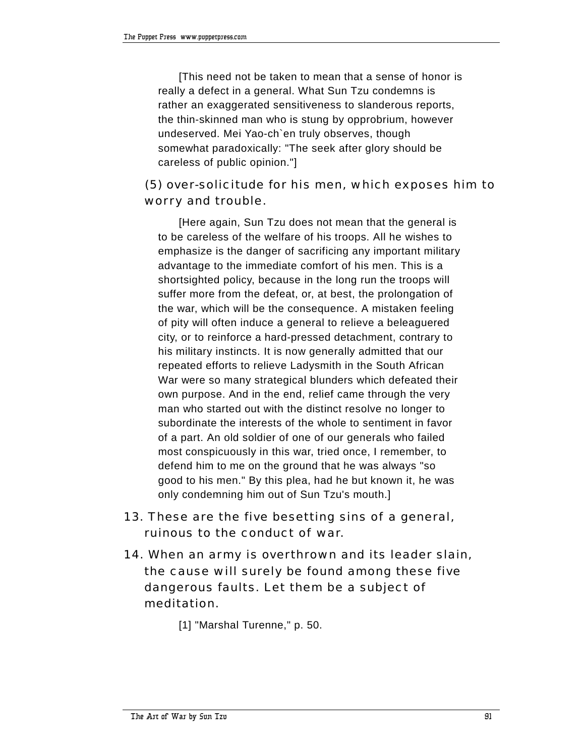[This need not be taken to mean that a sense of honor is really a defect in a general. What Sun Tzu condemns is rather an exaggerated sensitiveness to slanderous reports, the thin-skinned man who is stung by opprobrium, however undeserved. Mei Yao-ch`en truly observes, though somewhat paradoxically: "The seek after glory should be careless of public opinion."]

(5) over-solicitude for his men, which exposes him to worry and trouble.

[Here again, Sun Tzu does not mean that the general is to be careless of the welfare of his troops. All he wishes to emphasize is the danger of sacrificing any important military advantage to the immediate comfort of his men. This is a shortsighted policy, because in the long run the troops will suffer more from the defeat, or, at best, the prolongation of the war, which will be the consequence. A mistaken feeling of pity will often induce a general to relieve a beleaguered city, or to reinforce a hard-pressed detachment, contrary to his military instincts. It is now generally admitted that our repeated efforts to relieve Ladysmith in the South African War were so many strategical blunders which defeated their own purpose. And in the end, relief came through the very man who started out with the distinct resolve no longer to subordinate the interests of the whole to sentiment in favor of a part. An old soldier of one of our generals who failed most conspicuously in this war, tried once, I remember, to defend him to me on the ground that he was always "so good to his men." By this plea, had he but known it, he was only condemning him out of Sun Tzu's mouth.]

13. These are the five besetting sins of a general, ruinous to the conduct of war.

14. When an army is overthrown and its leader slain, the cause will surely be found among these five dangerous faults. Let them be a subject of meditation.

[1] "Marshal Turenne," p. 50.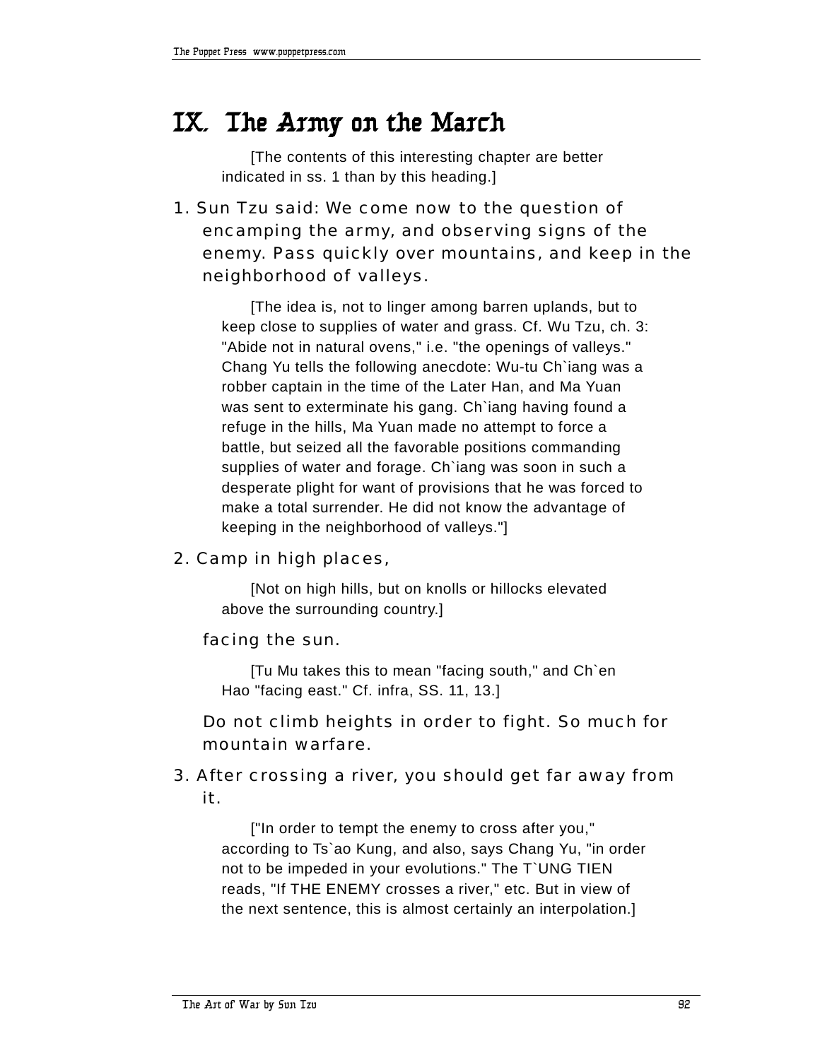# IX. The Army on the March

[The contents of this interesting chapter are better indicated in ss. 1 than by this heading.]

1. Sun Tzu said: We come now to the question of encamping the army, and observing signs of the enemy. Pass quickly over mountains, and keep in the neighborhood of valleys.

    [The idea is, not to linger among barren uplands, but to keep close to supplies of water and grass. Cf. Wu Tzu, ch. 3: "Abide not in natural ovens," i.e. "the openings of valleys." Chang Yu tells the following anecdote: Wu-tu Ch`iang was a robber captain in the time of the Later Han, and Ma Yuan was sent to exterminate his gang. Ch`iang having found a refuge in the hills, Ma Yuan made no attempt to force a battle, but seized all the favorable positions commanding supplies of water and forage. Ch`iang was soon in such a desperate plight for want of provisions that he was forced to make a total surrender. He did not know the advantage of keeping in the neighborhood of valleys."]

2. Camp in high places,

    [Not on high hills, but on knolls or hillocks elevated above the surrounding country.]

    facing the sun.

    [Tu Mu takes this to mean "facing south," and Ch`en Hao "facing east." Cf. infra, SS. 11, 13.]

    Do not climb heights in order to fight. So much for mountain warfare.

3. After crossing a river, you should get far away from it.

    ["In order to tempt the enemy to cross after you," according to Ts`ao Kung, and also, says Chang Yu, "in order not to be impeded in your evolutions." The T`UNG TIEN reads, "If THE ENEMY crosses a river," etc. But in view of the next sentence, this is almost certainly an interpolation.]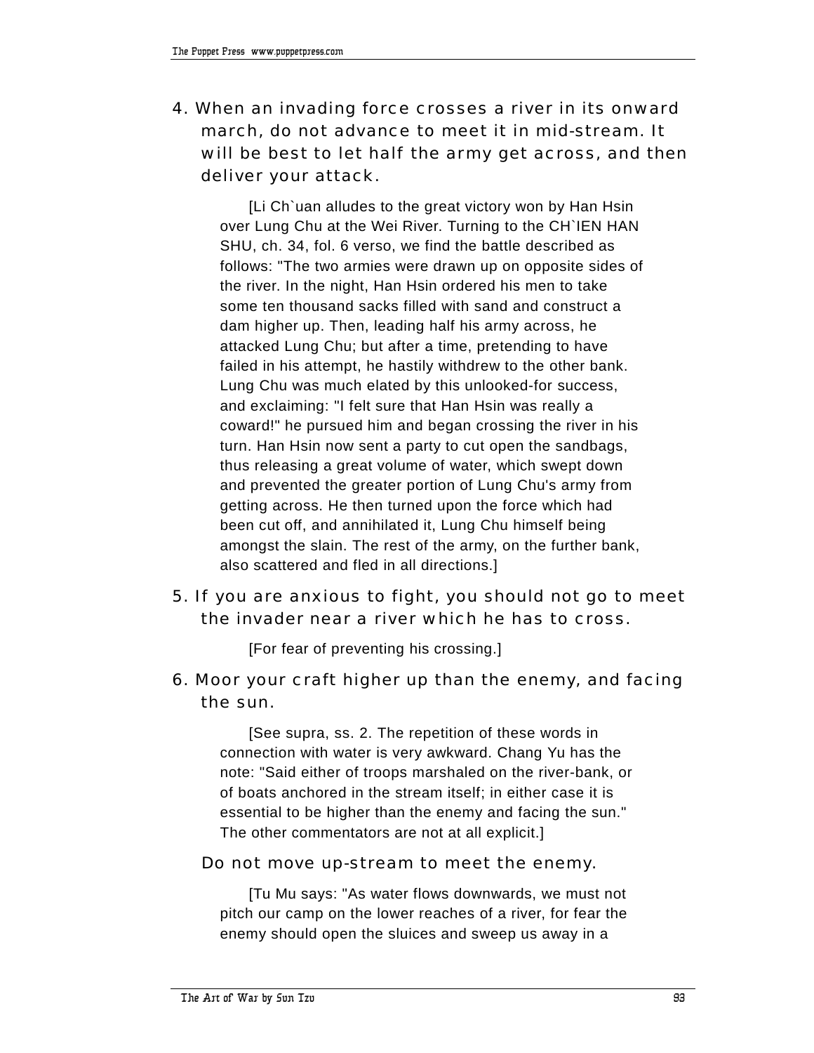4. When an invading force crosses a river in its onward march, do not advance to meet it in mid-stream. It will be best to let half the army get across, and then deliver your attack.

    [Li Ch`uan alludes to the great victory won by Han Hsin over Lung Chu at the Wei River. Turning to the CH`IEN HAN SHU, ch. 34, fol. 6 verso, we find the battle described as follows: "The two armies were drawn up on opposite sides of the river. In the night, Han Hsin ordered his men to take some ten thousand sacks filled with sand and construct a dam higher up. Then, leading half his army across, he attacked Lung Chu; but after a time, pretending to have failed in his attempt, he hastily withdrew to the other bank. Lung Chu was much elated by this unlooked-for success, and exclaiming: "I felt sure that Han Hsin was really a coward!" he pursued him and began crossing the river in his turn. Han Hsin now sent a party to cut open the sandbags, thus releasing a great volume of water, which swept down and prevented the greater portion of Lung Chu's army from getting across. He then turned upon the force which had been cut off, and annihilated it, Lung Chu himself being amongst the slain. The rest of the army, on the further bank, also scattered and fled in all directions.]

5. If you are anxious to fight, you should not go to meet the invader near a river which he has to cross.

    [For fear of preventing his crossing.]

6. Moor your craft higher up than the enemy, and facing the sun.

    [See supra, ss. 2. The repetition of these words in connection with water is very awkward. Chang Yu has the note: "Said either of troops marshaled on the river-bank, or of boats anchored in the stream itself; in either case it is essential to be higher than the enemy and facing the sun." The other commentators are not at all explicit.]

    Do not move up-stream to meet the enemy.

    [Tu Mu says: "As water flows downwards, we must not pitch our camp on the lower reaches of a river, for fear the enemy should open the sluices and sweep us away in a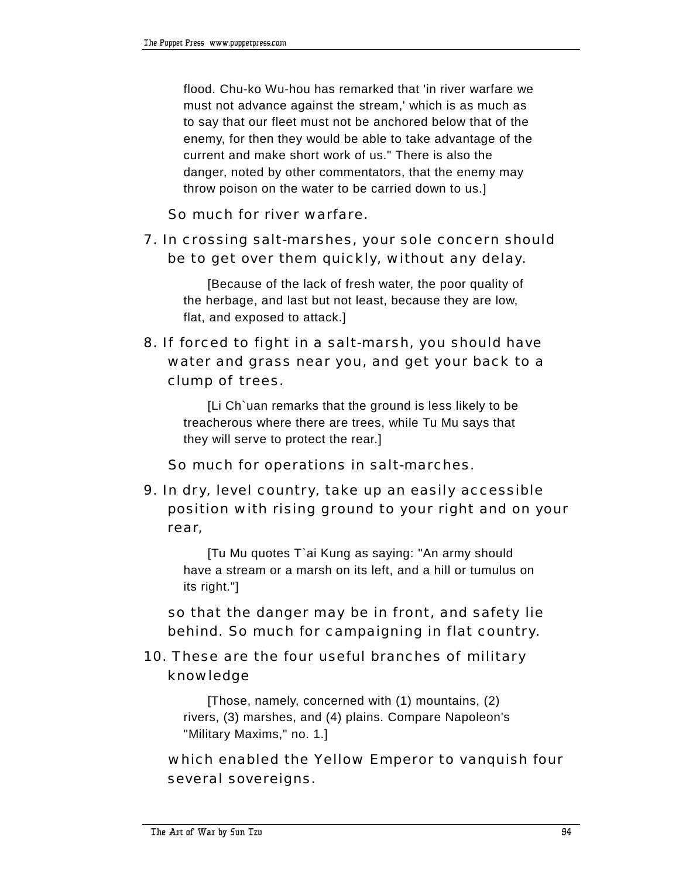flood. Chu-ko Wu-hou has remarked that 'in river warfare we must not advance against the stream,' which is as much as to say that our fleet must not be anchored below that of the enemy, for then they would be able to take advantage of the current and make short work of us." There is also the danger, noted by other commentators, that the enemy may throw poison on the water to be carried down to us.]

So much for river warfare.

7. In crossing salt-marshes, your sole concern should be to get over them quickly, without any delay.

   [Because of the lack of fresh water, the poor quality of the herbage, and last but not least, because they are low, flat, and exposed to attack.]

8. If forced to fight in a salt-marsh, you should have water and grass near you, and get your back to a clump of trees.

   [Li Ch`uan remarks that the ground is less likely to be treacherous where there are trees, while Tu Mu says that they will serve to protect the rear.]

So much for operations in salt-marches.

9. In dry, level country, take up an easily accessible position with rising ground to your right and on your rear,

   [Tu Mu quotes T`ai Kung as saying: "An army should have a stream or a marsh on its left, and a hill or tumulus on its right."]

so that the danger may be in front, and safety lie behind. So much for campaigning in flat country.

10. These are the four useful branches of military knowledge

   [Those, namely, concerned with (1) mountains, (2) rivers, (3) marshes, and (4) plains. Compare Napoleon's "Military Maxims," no. 1.]

which enabled the Yellow Emperor to vanquish four several sovereigns.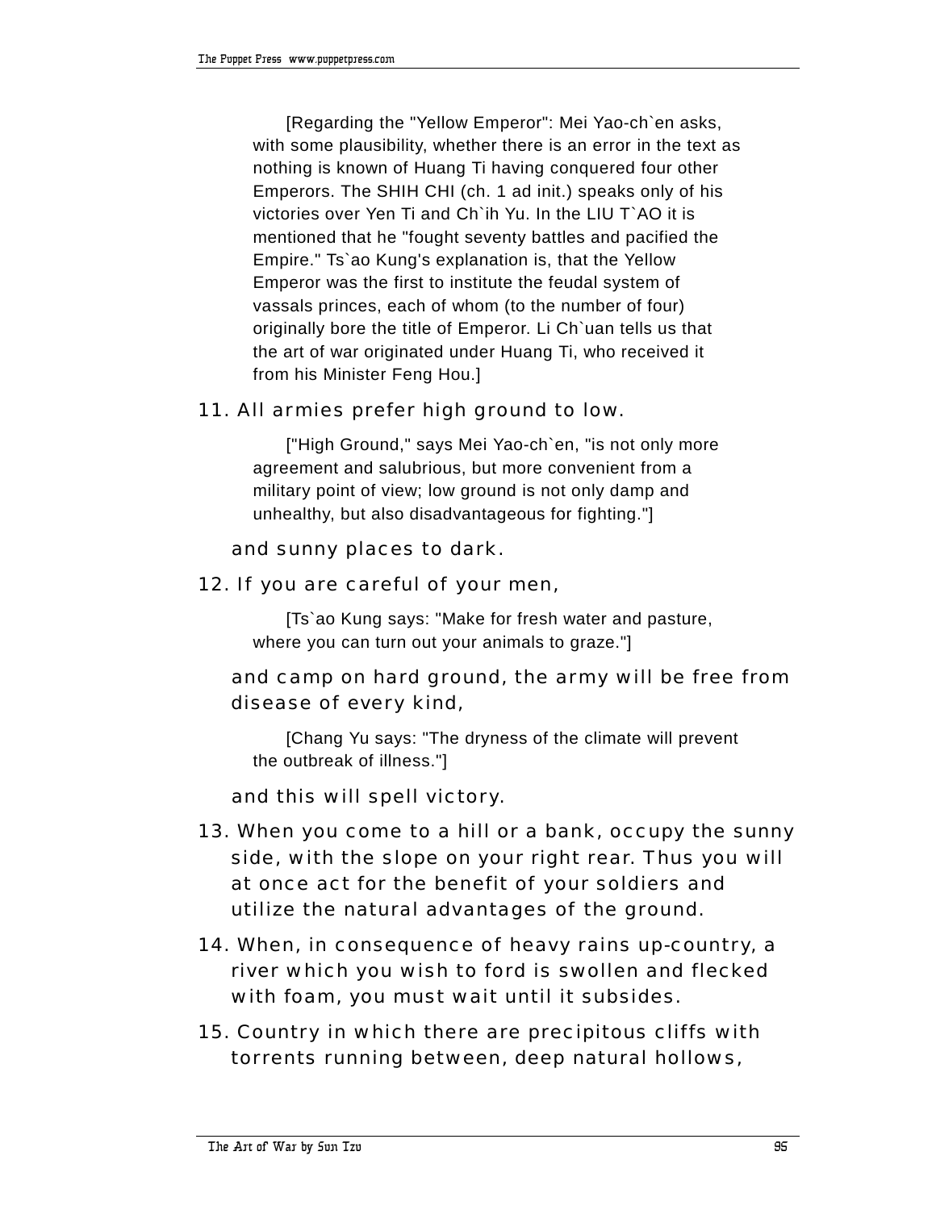[Regarding the "Yellow Emperor": Mei Yao-ch`en asks, with some plausibility, whether there is an error in the text as nothing is known of Huang Ti having conquered four other Emperors. The SHIH CHI (ch. 1 ad init.) speaks only of his victories over Yen Ti and Ch`ih Yu. In the LIU T`AO it is mentioned that he "fought seventy battles and pacified the Empire." Ts`ao Kung's explanation is, that the Yellow Emperor was the first to institute the feudal system of vassals princes, each of whom (to the number of four) originally bore the title of Emperor. Li Ch`uan tells us that the art of war originated under Huang Ti, who received it from his Minister Feng Hou.]

11. All armies prefer high ground to low.

> ["High Ground," says Mei Yao-ch`en, "is not only more agreement and salubrious, but more convenient from a military point of view; low ground is not only damp and unhealthy, but also disadvantageous for fighting."]

and sunny places to dark.

12. If you are careful of your men,

> [Ts`ao Kung says: "Make for fresh water and pasture, where you can turn out your animals to graze."]

and camp on hard ground, the army will be free from disease of every kind,

> [Chang Yu says: "The dryness of the climate will prevent the outbreak of illness."]

and this will spell victory.

13. When you come to a hill or a bank, occupy the sunny side, with the slope on your right rear. Thus you will at once act for the benefit of your soldiers and utilize the natural advantages of the ground.

14. When, in consequence of heavy rains up-country, a river which you wish to ford is swollen and flecked with foam, you must wait until it subsides.

15. Country in which there are precipitous cliffs with torrents running between, deep natural hollows,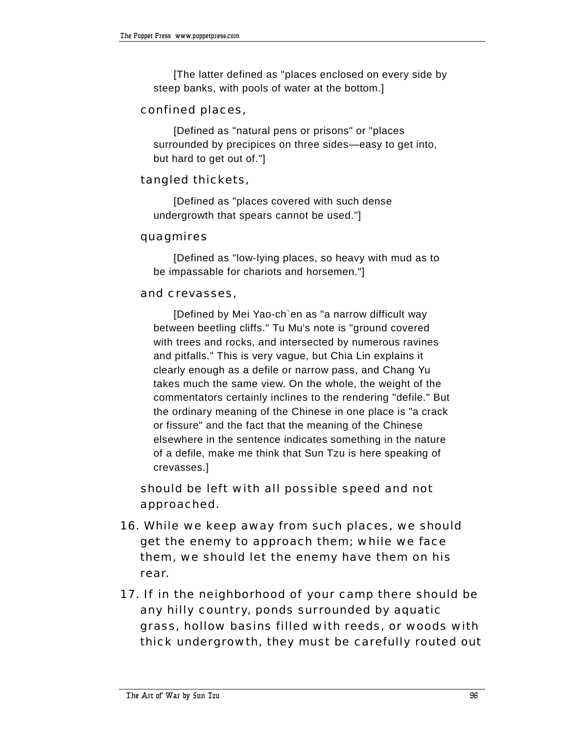[The latter defined as "places enclosed on every side by steep banks, with pools of water at the bottom.]

confined places,

[Defined as "natural pens or prisons" or "places surrounded by precipices on three sides—easy to get into, but hard to get out of."]

tangled thickets,

[Defined as "places covered with such dense undergrowth that spears cannot be used."]

quagmires

[Defined as "low-lying places, so heavy with mud as to be impassable for chariots and horsemen."]

and crevasses,

[Defined by Mei Yao-ch`en as "a narrow difficult way between beetling cliffs." Tu Mu's note is "ground covered with trees and rocks, and intersected by numerous ravines and pitfalls." This is very vague, but Chia Lin explains it clearly enough as a defile or narrow pass, and Chang Yu takes much the same view. On the whole, the weight of the commentators certainly inclines to the rendering "defile." But the ordinary meaning of the Chinese in one place is "a crack or fissure" and the fact that the meaning of the Chinese elsewhere in the sentence indicates something in the nature of a defile, make me think that Sun Tzu is here speaking of crevasses.]

should be left with all possible speed and not approached.

16. While we keep away from such places, we should get the enemy to approach them; while we face them, we should let the enemy have them on his rear.

17. If in the neighborhood of your camp there should be any hilly country, ponds surrounded by aquatic grass, hollow basins filled with reeds, or woods with thick undergrowth, they must be carefully routed out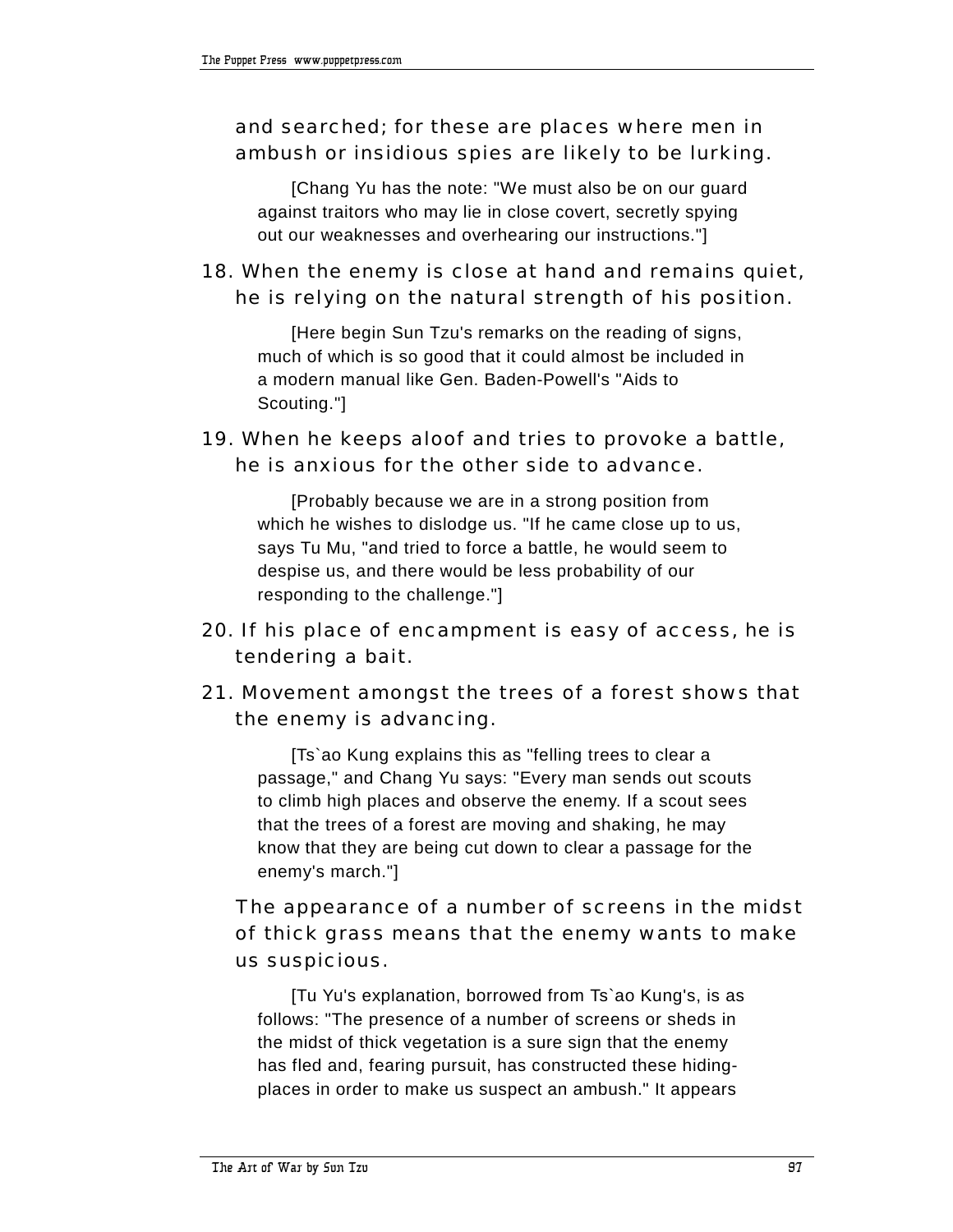and searched; for these are places where men in ambush or insidious spies are likely to be lurking.

[Chang Yu has the note: "We must also be on our guard against traitors who may lie in close covert, secretly spying out our weaknesses and overhearing our instructions."]

18. When the enemy is close at hand and remains quiet, he is relying on the natural strength of his position.

[Here begin Sun Tzu's remarks on the reading of signs, much of which is so good that it could almost be included in a modern manual like Gen. Baden-Powell's "Aids to Scouting."]

19. When he keeps aloof and tries to provoke a battle, he is anxious for the other side to advance.

[Probably because we are in a strong position from which he wishes to dislodge us. "If he came close up to us, says Tu Mu, "and tried to force a battle, he would seem to despise us, and there would be less probability of our responding to the challenge."]

20. If his place of encampment is easy of access, he is tendering a bait.

21. Movement amongst the trees of a forest shows that the enemy is advancing.

[Ts`ao Kung explains this as "felling trees to clear a passage," and Chang Yu says: "Every man sends out scouts to climb high places and observe the enemy. If a scout sees that the trees of a forest are moving and shaking, he may know that they are being cut down to clear a passage for the enemy's march."]

The appearance of a number of screens in the midst of thick grass means that the enemy wants to make us suspicious.

[Tu Yu's explanation, borrowed from Ts`ao Kung's, is as follows: "The presence of a number of screens or sheds in the midst of thick vegetation is a sure sign that the enemy has fled and, fearing pursuit, has constructed these hiding-places in order to make us suspect an ambush." It appears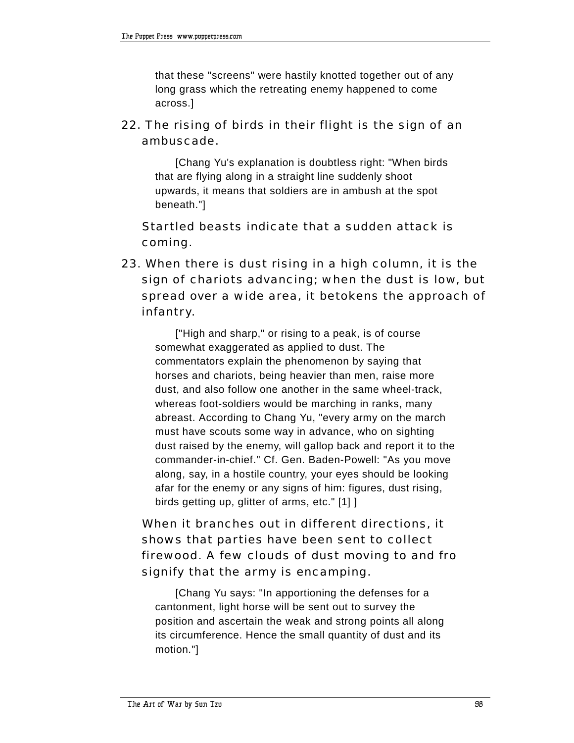that these "screens" were hastily knotted together out of any long grass which the retreating enemy happened to come across.]

22. The rising of birds in their flight is the sign of an ambuscade.

[Chang Yu's explanation is doubtless right: "When birds that are flying along in a straight line suddenly shoot upwards, it means that soldiers are in ambush at the spot beneath."]

Startled beasts indicate that a sudden attack is coming.

23. When there is dust rising in a high column, it is the sign of chariots advancing; when the dust is low, but spread over a wide area, it betokens the approach of infantry.

["High and sharp," or rising to a peak, is of course somewhat exaggerated as applied to dust. The commentators explain the phenomenon by saying that horses and chariots, being heavier than men, raise more dust, and also follow one another in the same wheel-track, whereas foot-soldiers would be marching in ranks, many abreast. According to Chang Yu, "every army on the march must have scouts some way in advance, who on sighting dust raised by the enemy, will gallop back and report it to the commander-in-chief." Cf. Gen. Baden-Powell: "As you move along, say, in a hostile country, your eyes should be looking afar for the enemy or any signs of him: figures, dust rising, birds getting up, glitter of arms, etc." [1] ]

When it branches out in different directions, it shows that parties have been sent to collect firewood. A few clouds of dust moving to and fro signify that the army is encamping.

[Chang Yu says: "In apportioning the defenses for a cantonment, light horse will be sent out to survey the position and ascertain the weak and strong points all along its circumference. Hence the small quantity of dust and its motion."]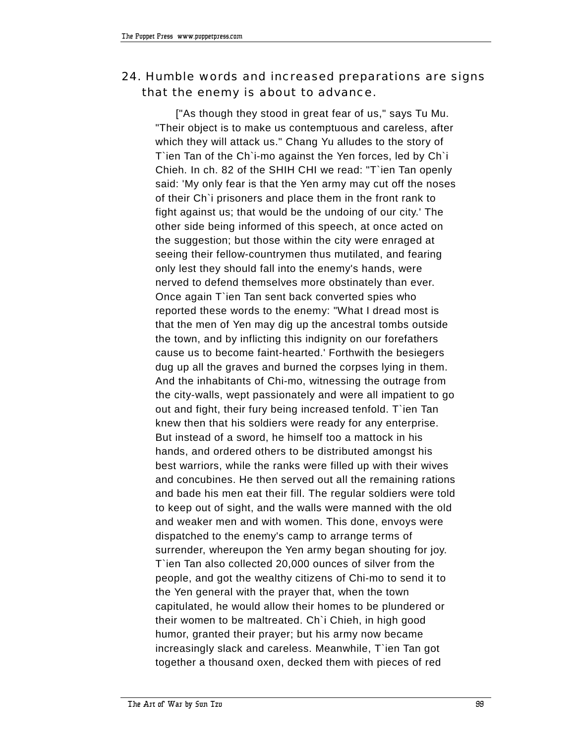24. Humble words and increased preparations are signs that the enemy is about to advance.

["As though they stood in great fear of us," says Tu Mu. "Their object is to make us contemptuous and careless, after which they will attack us." Chang Yu alludes to the story of T`ien Tan of the Ch`i-mo against the Yen forces, led by Ch`i Chieh. In ch. 82 of the SHIH CHI we read: "T`ien Tan openly said: 'My only fear is that the Yen army may cut off the noses of their Ch`i prisoners and place them in the front rank to fight against us; that would be the undoing of our city.' The other side being informed of this speech, at once acted on the suggestion; but those within the city were enraged at seeing their fellow-countrymen thus mutilated, and fearing only lest they should fall into the enemy's hands, were nerved to defend themselves more obstinately than ever. Once again T`ien Tan sent back converted spies who reported these words to the enemy: "What I dread most is that the men of Yen may dig up the ancestral tombs outside the town, and by inflicting this indignity on our forefathers cause us to become faint-hearted.' Forthwith the besiegers dug up all the graves and burned the corpses lying in them. And the inhabitants of Chi-mo, witnessing the outrage from the city-walls, wept passionately and were all impatient to go out and fight, their fury being increased tenfold. T`ien Tan knew then that his soldiers were ready for any enterprise. But instead of a sword, he himself too a mattock in his hands, and ordered others to be distributed amongst his best warriors, while the ranks were filled up with their wives and concubines. He then served out all the remaining rations and bade his men eat their fill. The regular soldiers were told to keep out of sight, and the walls were manned with the old and weaker men and with women. This done, envoys were dispatched to the enemy's camp to arrange terms of surrender, whereupon the Yen army began shouting for joy. T`ien Tan also collected 20,000 ounces of silver from the people, and got the wealthy citizens of Chi-mo to send it to the Yen general with the prayer that, when the town capitulated, he would allow their homes to be plundered or their women to be maltreated. Ch`i Chieh, in high good humor, granted their prayer; but his army now became increasingly slack and careless. Meanwhile, T`ien Tan got together a thousand oxen, decked them with pieces of red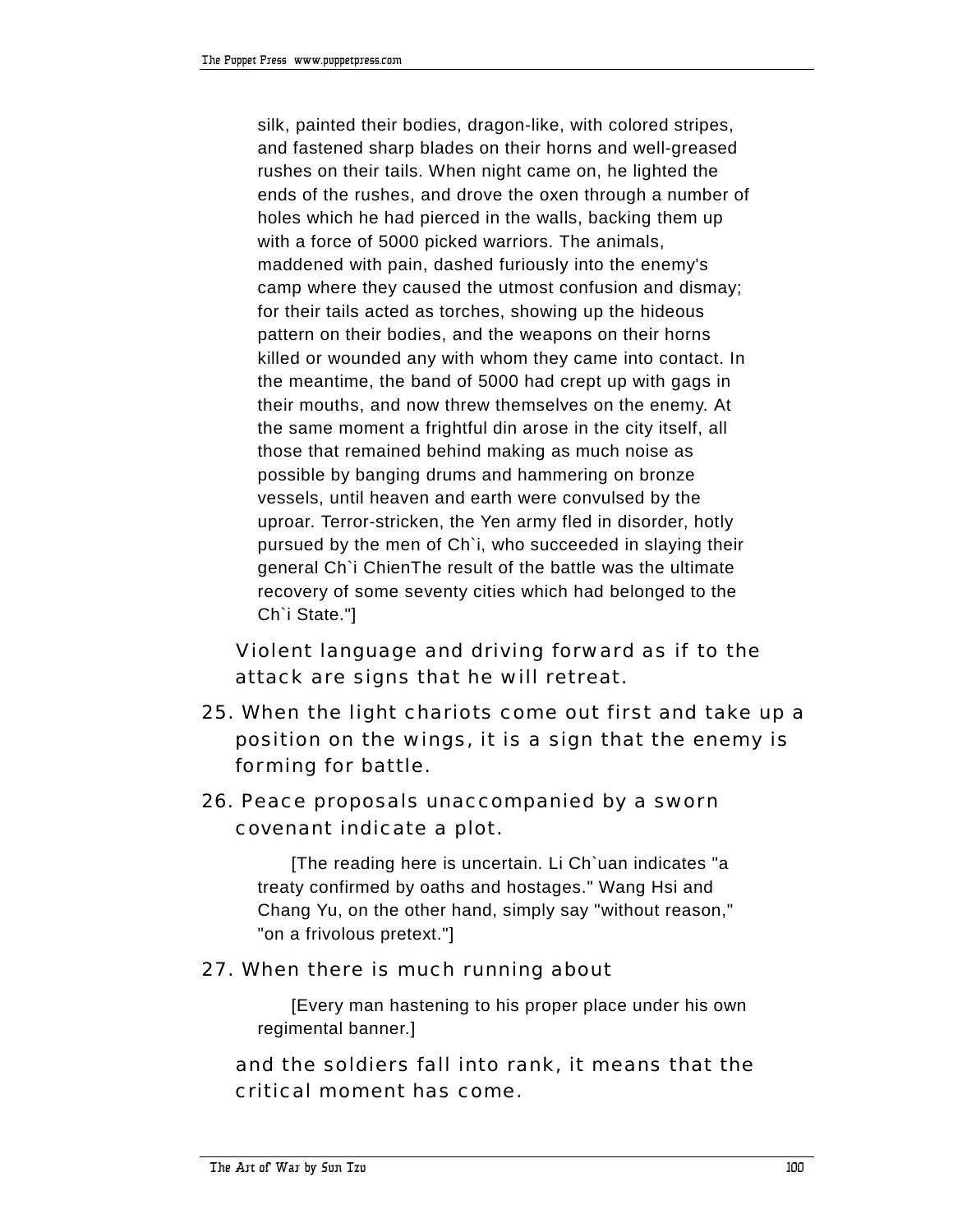silk, painted their bodies, dragon-like, with colored stripes, and fastened sharp blades on their horns and well-greased rushes on their tails. When night came on, he lighted the ends of the rushes, and drove the oxen through a number of holes which he had pierced in the walls, backing them up with a force of 5000 picked warriors. The animals, maddened with pain, dashed furiously into the enemy's camp where they caused the utmost confusion and dismay; for their tails acted as torches, showing up the hideous pattern on their bodies, and the weapons on their horns killed or wounded any with whom they came into contact. In the meantime, the band of 5000 had crept up with gags in their mouths, and now threw themselves on the enemy. At the same moment a frightful din arose in the city itself, all those that remained behind making as much noise as possible by banging drums and hammering on bronze vessels, until heaven and earth were convulsed by the uproar. Terror-stricken, the Yen army fled in disorder, hotly pursued by the men of Ch`i, who succeeded in slaying their general Ch`i ChienThe result of the battle was the ultimate recovery of some seventy cities which had belonged to the Ch`i State."]

Violent language and driving forward as if to the attack are signs that he will retreat.

25. When the light chariots come out first and take up a position on the wings, it is a sign that the enemy is forming for battle.

26. Peace proposals unaccompanied by a sworn covenant indicate a plot.

[The reading here is uncertain. Li Ch`uan indicates "a treaty confirmed by oaths and hostages." Wang Hsi and Chang Yu, on the other hand, simply say "without reason," "on a frivolous pretext."]

27. When there is much running about

[Every man hastening to his proper place under his own regimental banner.]

and the soldiers fall into rank, it means that the critical moment has come.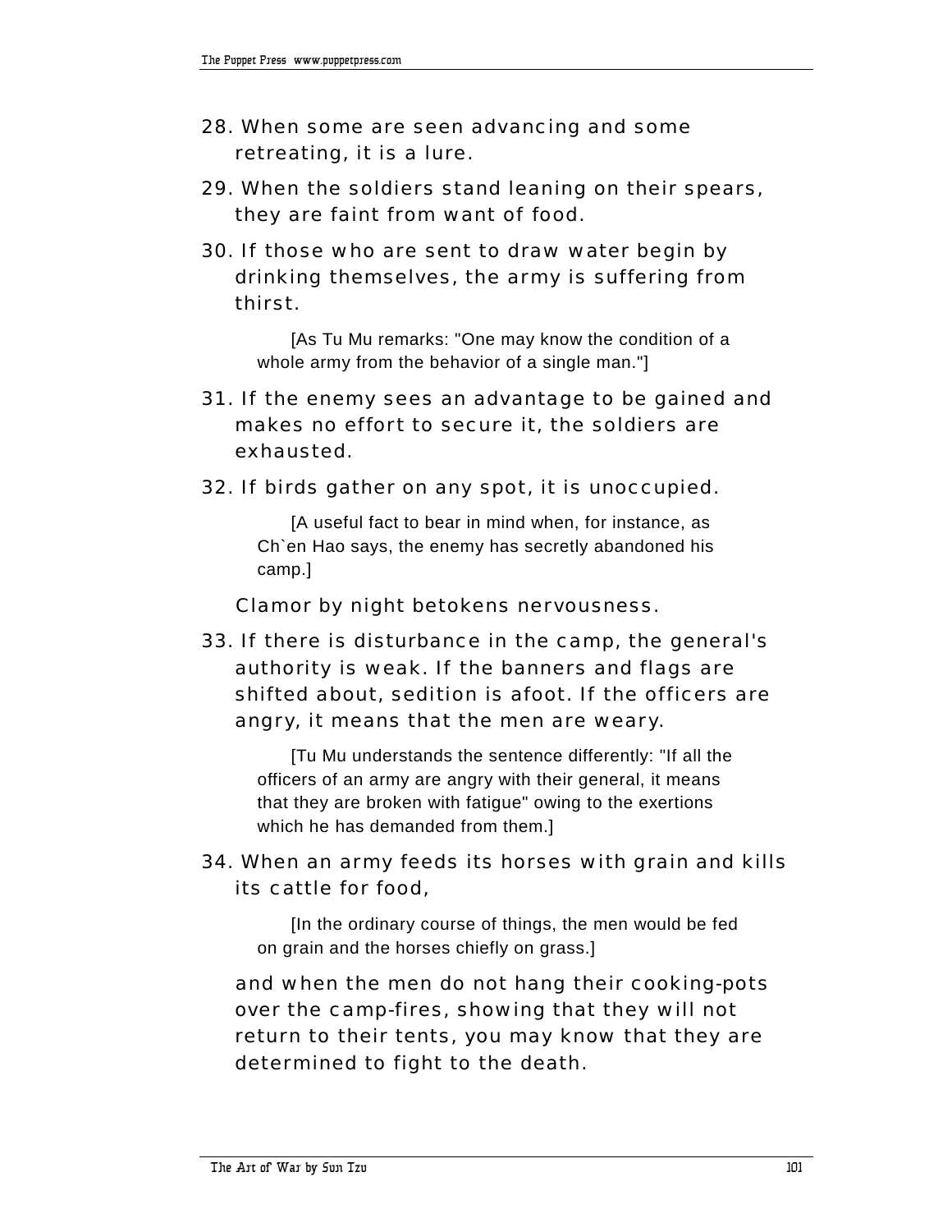28. When some are seen advancing and some retreating, it is a lure.

29. When the soldiers stand leaning on their spears, they are faint from want of food.

30. If those who are sent to draw water begin by drinking themselves, the army is suffering from thirst.

   [As Tu Mu remarks: "One may know the condition of a whole army from the behavior of a single man."]

31. If the enemy sees an advantage to be gained and makes no effort to secure it, the soldiers are exhausted.

32. If birds gather on any spot, it is unoccupied.

   [A useful fact to bear in mind when, for instance, as Ch`en Hao says, the enemy has secretly abandoned his camp.]

   Clamor by night betokens nervousness.

33. If there is disturbance in the camp, the general's authority is weak. If the banners and flags are shifted about, sedition is afoot. If the officers are angry, it means that the men are weary.

   [Tu Mu understands the sentence differently: "If all the officers of an army are angry with their general, it means that they are broken with fatigue" owing to the exertions which he has demanded from them.]

34. When an army feeds its horses with grain and kills its cattle for food,

   [In the ordinary course of things, the men would be fed on grain and the horses chiefly on grass.]

   and when the men do not hang their cooking-pots over the camp-fires, showing that they will not return to their tents, you may know that they are determined to fight to the death.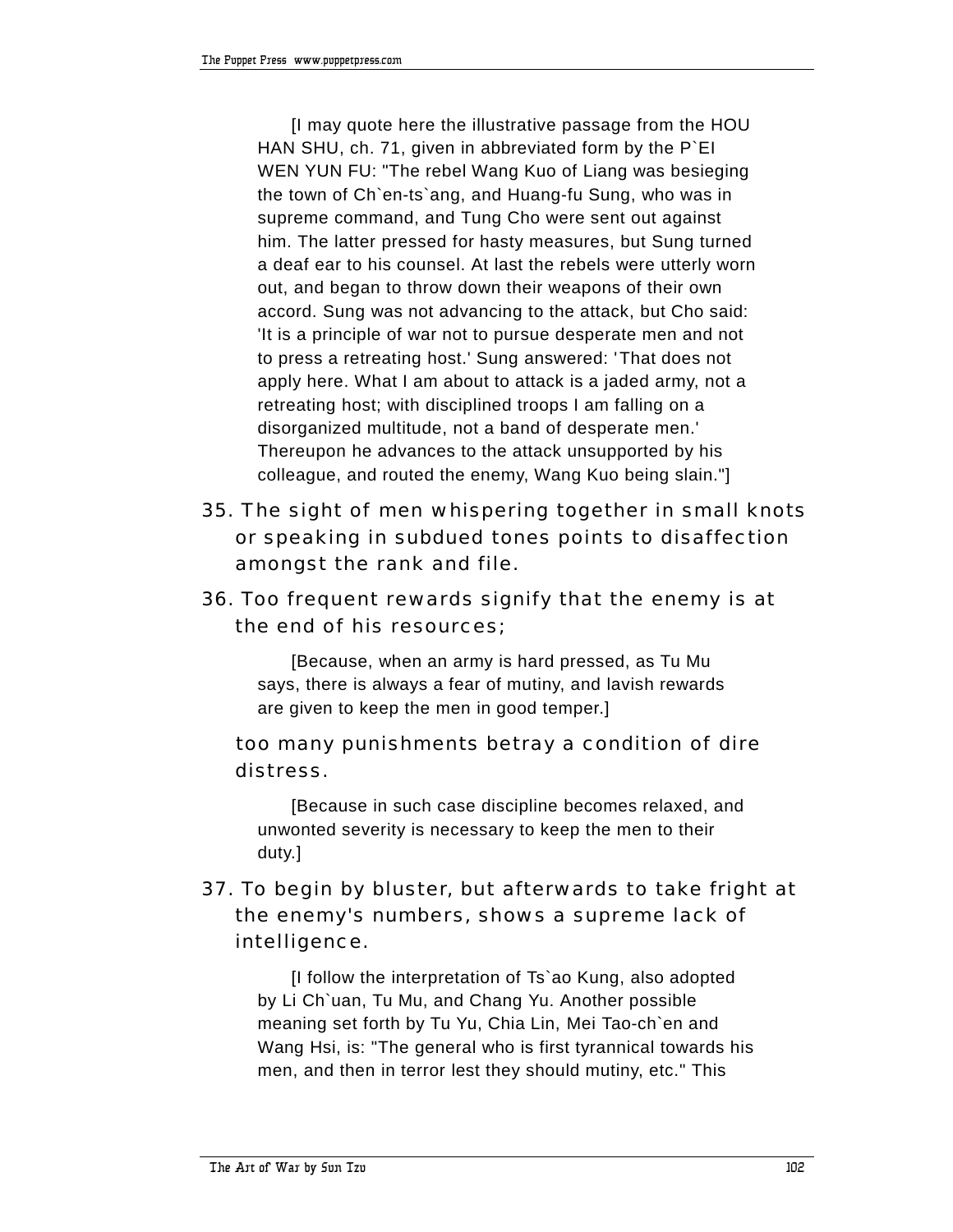[I may quote here the illustrative passage from the HOU HAN SHU, ch. 71, given in abbreviated form by the P`EI WEN YUN FU: "The rebel Wang Kuo of Liang was besieging the town of Ch`en-ts`ang, and Huang-fu Sung, who was in supreme command, and Tung Cho were sent out against him. The latter pressed for hasty measures, but Sung turned a deaf ear to his counsel. At last the rebels were utterly worn out, and began to throw down their weapons of their own accord. Sung was not advancing to the attack, but Cho said: 'It is a principle of war not to pursue desperate men and not to press a retreating host.' Sung answered: 'That does not apply here. What I am about to attack is a jaded army, not a retreating host; with disciplined troops I am falling on a disorganized multitude, not a band of desperate men.' Thereupon he advances to the attack unsupported by his colleague, and routed the enemy, Wang Kuo being slain."]

35. The sight of men whispering together in small knots or speaking in subdued tones points to disaffection amongst the rank and file.

36. Too frequent rewards signify that the enemy is at the end of his resources;

[Because, when an army is hard pressed, as Tu Mu says, there is always a fear of mutiny, and lavish rewards are given to keep the men in good temper.]

too many punishments betray a condition of dire distress.

[Because in such case discipline becomes relaxed, and unwonted severity is necessary to keep the men to their duty.]

37. To begin by bluster, but afterwards to take fright at the enemy's numbers, shows a supreme lack of intelligence.

[I follow the interpretation of Ts`ao Kung, also adopted by Li Ch`uan, Tu Mu, and Chang Yu. Another possible meaning set forth by Tu Yu, Chia Lin, Mei Tao-ch`en and Wang Hsi, is: "The general who is first tyrannical towards his men, and then in terror lest they should mutiny, etc." This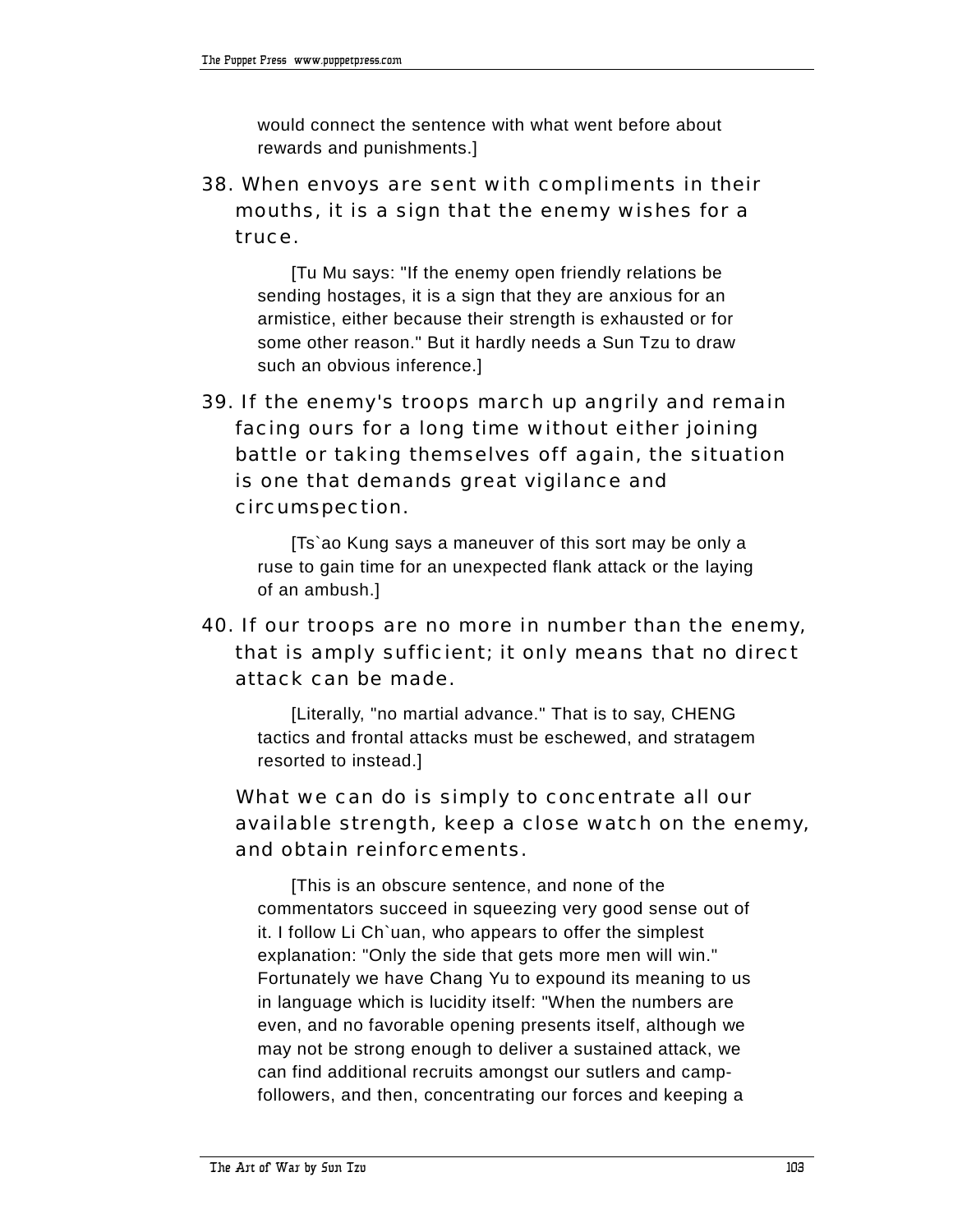would connect the sentence with what went before about rewards and punishments.]

38. When envoys are sent with compliments in their mouths, it is a sign that the enemy wishes for a truce.

[Tu Mu says: "If the enemy open friendly relations be sending hostages, it is a sign that they are anxious for an armistice, either because their strength is exhausted or for some other reason." But it hardly needs a Sun Tzu to draw such an obvious inference.]

39. If the enemy's troops march up angrily and remain facing ours for a long time without either joining battle or taking themselves off again, the situation is one that demands great vigilance and circumspection.

[Ts`ao Kung says a maneuver of this sort may be only a ruse to gain time for an unexpected flank attack or the laying of an ambush.]

40. If our troops are no more in number than the enemy, that is amply sufficient; it only means that no direct attack can be made.

[Literally, "no martial advance." That is to say, CHENG tactics and frontal attacks must be eschewed, and stratagem resorted to instead.]

What we can do is simply to concentrate all our available strength, keep a close watch on the enemy, and obtain reinforcements.

[This is an obscure sentence, and none of the commentators succeed in squeezing very good sense out of it. I follow Li Ch`uan, who appears to offer the simplest explanation: "Only the side that gets more men will win." Fortunately we have Chang Yu to expound its meaning to us in language which is lucidity itself: "When the numbers are even, and no favorable opening presents itself, although we may not be strong enough to deliver a sustained attack, we can find additional recruits amongst our sutlers and camp-followers, and then, concentrating our forces and keeping a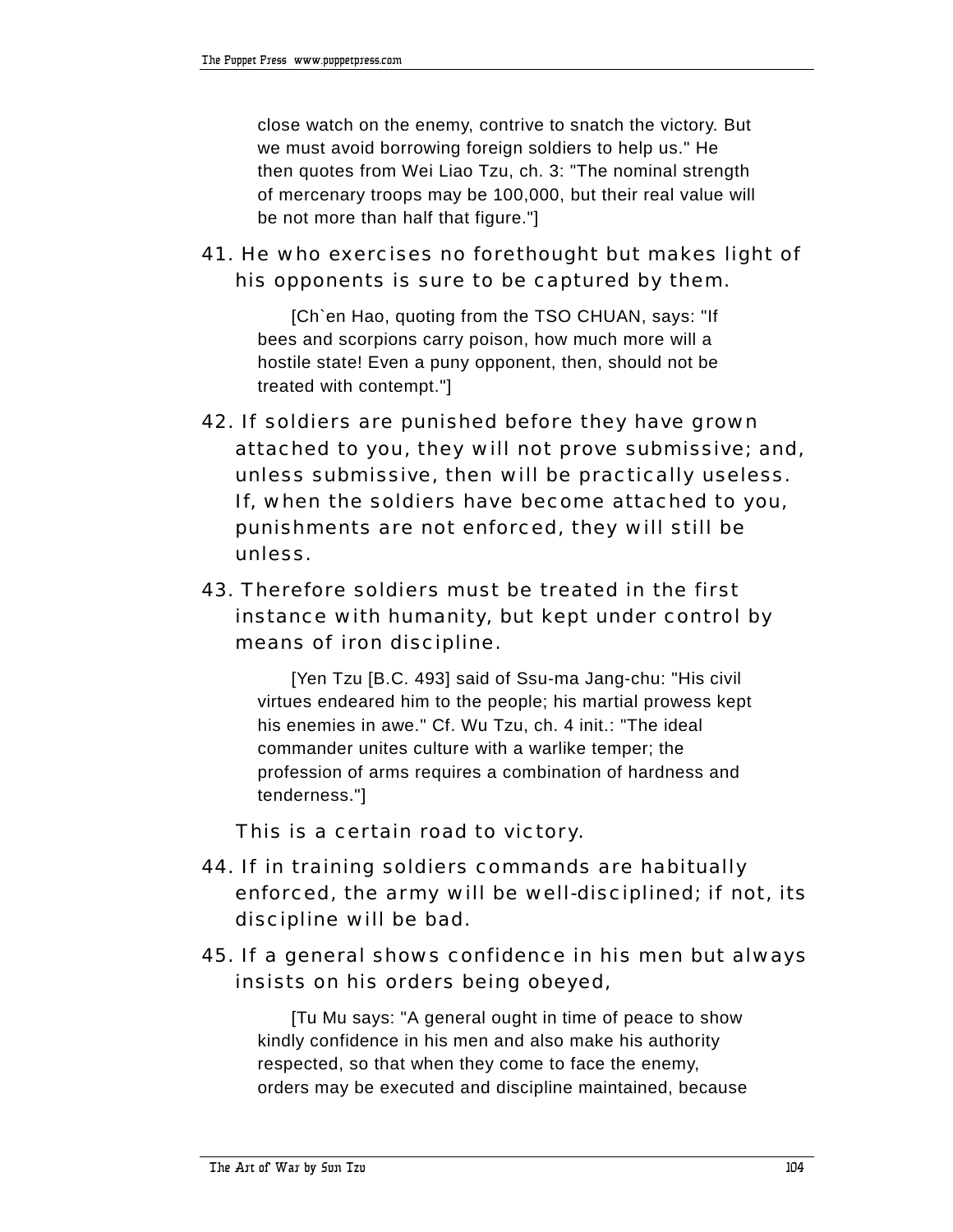close watch on the enemy, contrive to snatch the victory. But we must avoid borrowing foreign soldiers to help us." He then quotes from Wei Liao Tzu, ch. 3: "The nominal strength of mercenary troops may be 100,000, but their real value will be not more than half that figure."]

41. He who exercises no forethought but makes light of his opponents is sure to be captured by them.

[Ch`en Hao, quoting from the TSO CHUAN, says: "If bees and scorpions carry poison, how much more will a hostile state! Even a puny opponent, then, should not be treated with contempt."]

42. If soldiers are punished before they have grown attached to you, they will not prove submissive; and, unless submissive, then will be practically useless. If, when the soldiers have become attached to you, punishments are not enforced, they will still be unless.

43. Therefore soldiers must be treated in the first instance with humanity, but kept under control by means of iron discipline.

[Yen Tzu [B.C. 493] said of Ssu-ma Jang-chu: "His civil virtues endeared him to the people; his martial prowess kept his enemies in awe." Cf. Wu Tzu, ch. 4 init.: "The ideal commander unites culture with a warlike temper; the profession of arms requires a combination of hardness and tenderness."]

This is a certain road to victory.

44. If in training soldiers commands are habitually enforced, the army will be well-disciplined; if not, its discipline will be bad.

45. If a general shows confidence in his men but always insists on his orders being obeyed,

[Tu Mu says: "A general ought in time of peace to show kindly confidence in his men and also make his authority respected, so that when they come to face the enemy, orders may be executed and discipline maintained, because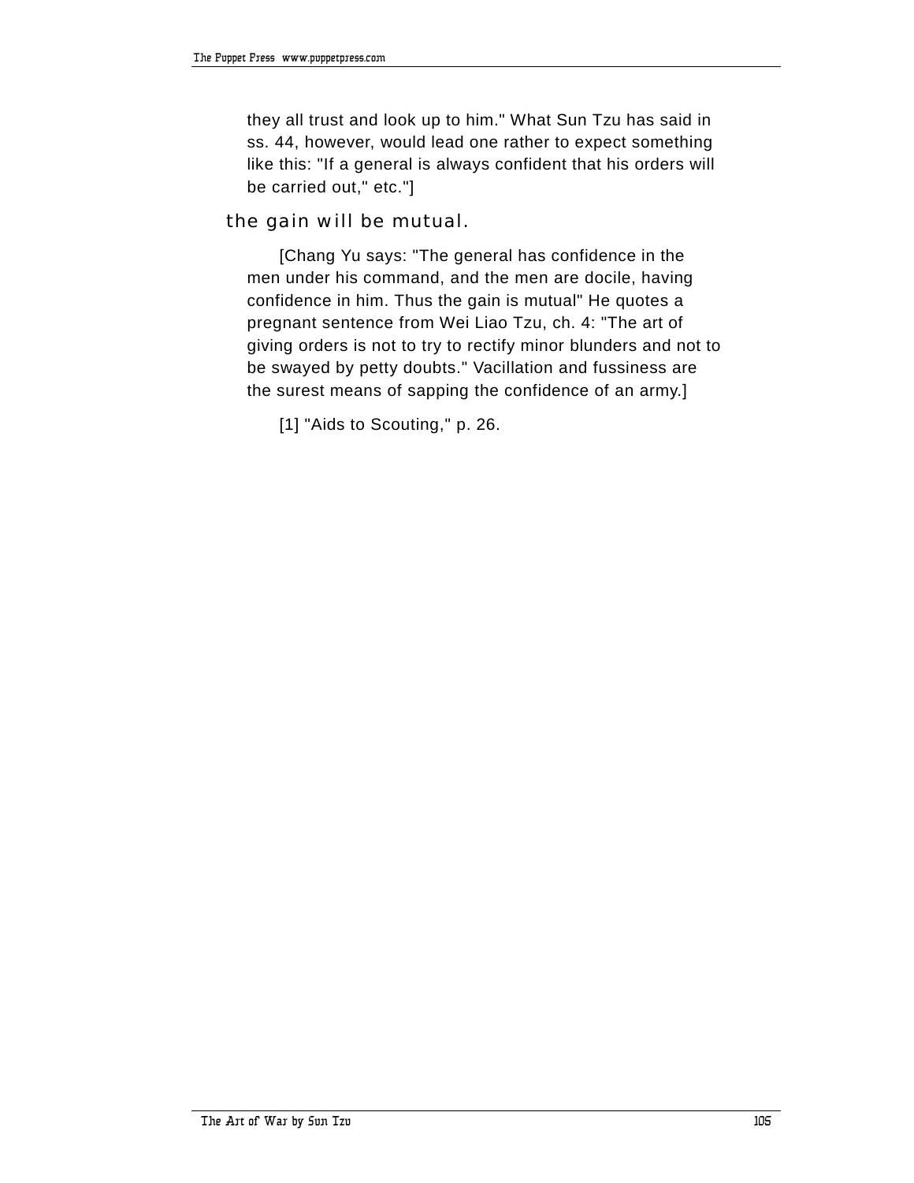they all trust and look up to him." What Sun Tzu has said in ss. 44, however, would lead one rather to expect something like this: "If a general is always confident that his orders will be carried out," etc."]

the gain will be mutual.

[Chang Yu says: "The general has confidence in the men under his command, and the men are docile, having confidence in him. Thus the gain is mutual" He quotes a pregnant sentence from Wei Liao Tzu, ch. 4: "The art of giving orders is not to try to rectify minor blunders and not to be swayed by petty doubts." Vacillation and fussiness are the surest means of sapping the confidence of an army.]

[1] "Aids to Scouting," p. 26.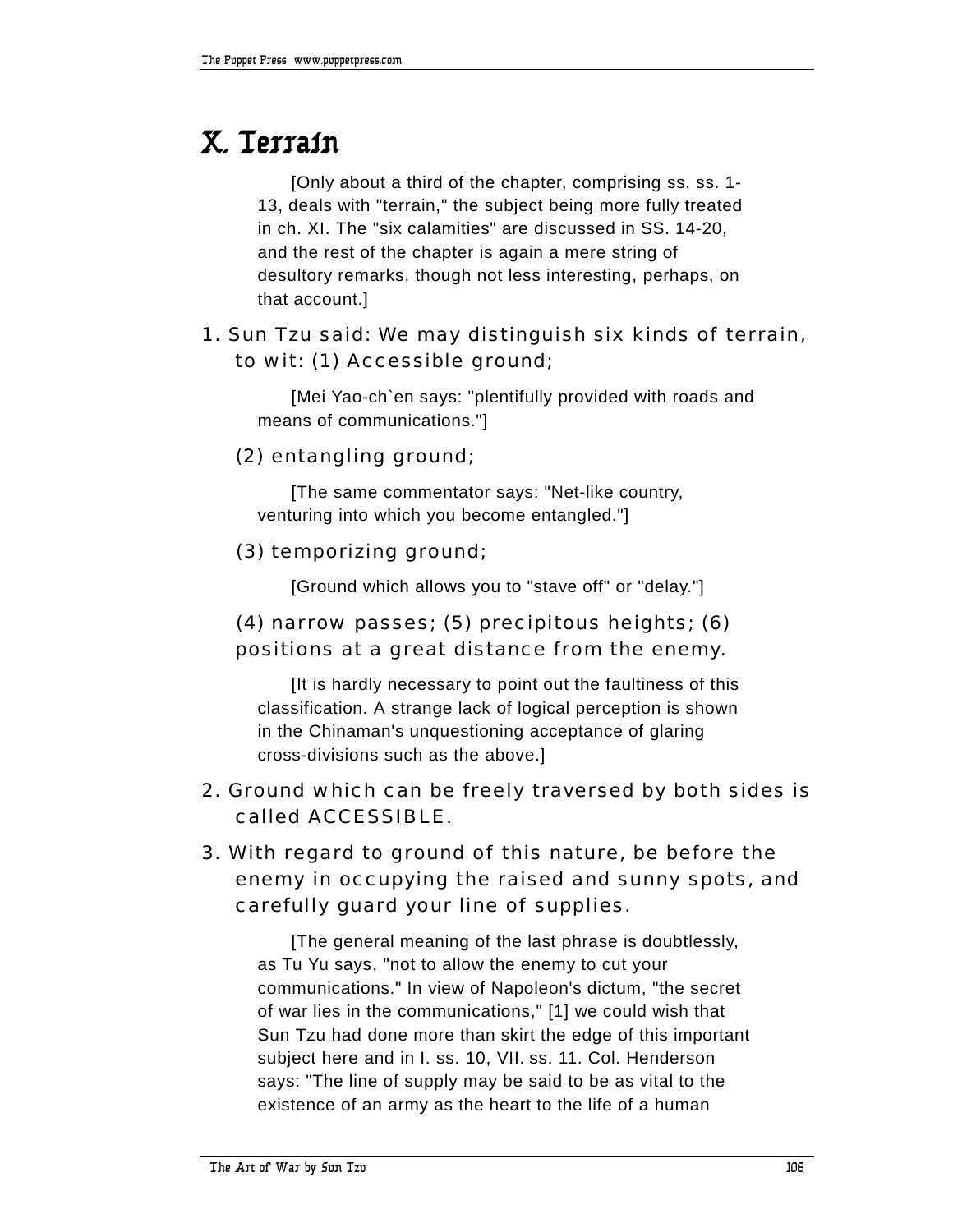# X. Terrain

[Only about a third of the chapter, comprising ss. ss. 1-13, deals with "terrain," the subject being more fully treated in ch. XI. The "six calamities" are discussed in SS. 14-20, and the rest of the chapter is again a mere string of desultory remarks, though not less interesting, perhaps, on that account.]

1. Sun Tzu said: We may distinguish six kinds of terrain, to wit: (1) Accessible ground;

   [Mei Yao-ch`en says: "plentifully provided with roads and means of communications."]

   (2) entangling ground;

   [The same commentator says: "Net-like country, venturing into which you become entangled."]

   (3) temporizing ground;

   [Ground which allows you to "stave off" or "delay."]

   (4) narrow passes; (5) precipitous heights; (6) positions at a great distance from the enemy.

   [It is hardly necessary to point out the faultiness of this classification. A strange lack of logical perception is shown in the Chinaman's unquestioning acceptance of glaring cross-divisions such as the above.]

2. Ground which can be freely traversed by both sides is called ACCESSIBLE.

3. With regard to ground of this nature, be before the enemy in occupying the raised and sunny spots, and carefully guard your line of supplies.

   [The general meaning of the last phrase is doubtlessly, as Tu Yu says, "not to allow the enemy to cut your communications." In view of Napoleon's dictum, "the secret of war lies in the communications," [1] we could wish that Sun Tzu had done more than skirt the edge of this important subject here and in I. ss. 10, VII. ss. 11. Col. Henderson says: "The line of supply may be said to be as vital to the existence of an army as the heart to the life of a human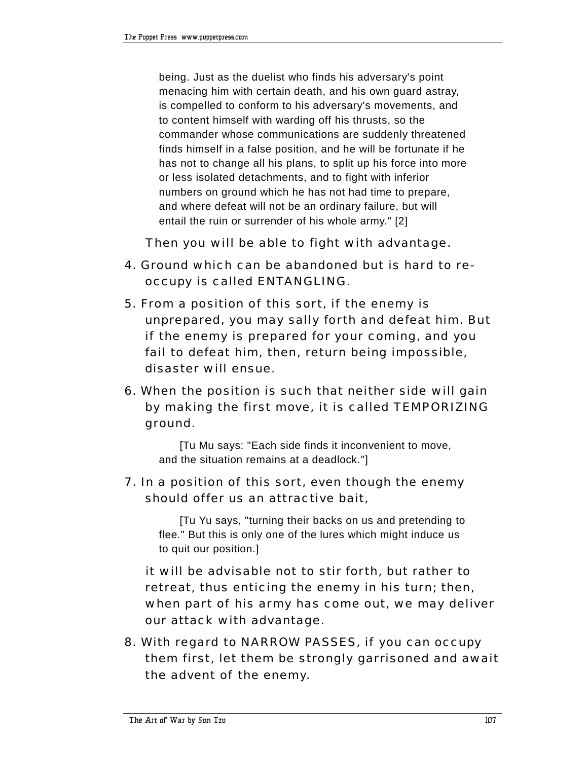being. Just as the duelist who finds his adversary's point menacing him with certain death, and his own guard astray, is compelled to conform to his adversary's movements, and to content himself with warding off his thrusts, so the commander whose communications are suddenly threatened finds himself in a false position, and he will be fortunate if he has not to change all his plans, to split up his force into more or less isolated detachments, and to fight with inferior numbers on ground which he has not had time to prepare, and where defeat will not be an ordinary failure, but will entail the ruin or surrender of his whole army." [2]

Then you will be able to fight with advantage.

4. Ground which can be abandoned but is hard to re-occupy is called ENTANGLING.

5. From a position of this sort, if the enemy is unprepared, you may sally forth and defeat him. But if the enemy is prepared for your coming, and you fail to defeat him, then, return being impossible, disaster will ensue.

6. When the position is such that neither side will gain by making the first move, it is called TEMPORIZING ground.

   [Tu Mu says: "Each side finds it inconvenient to move, and the situation remains at a deadlock."]

7. In a position of this sort, even though the enemy should offer us an attractive bait,

   [Tu Yu says, "turning their backs on us and pretending to flee." But this is only one of the lures which might induce us to quit our position.]

   it will be advisable not to stir forth, but rather to retreat, thus enticing the enemy in his turn; then, when part of his army has come out, we may deliver our attack with advantage.

8. With regard to NARROW PASSES, if you can occupy them first, let them be strongly garrisoned and await the advent of the enemy.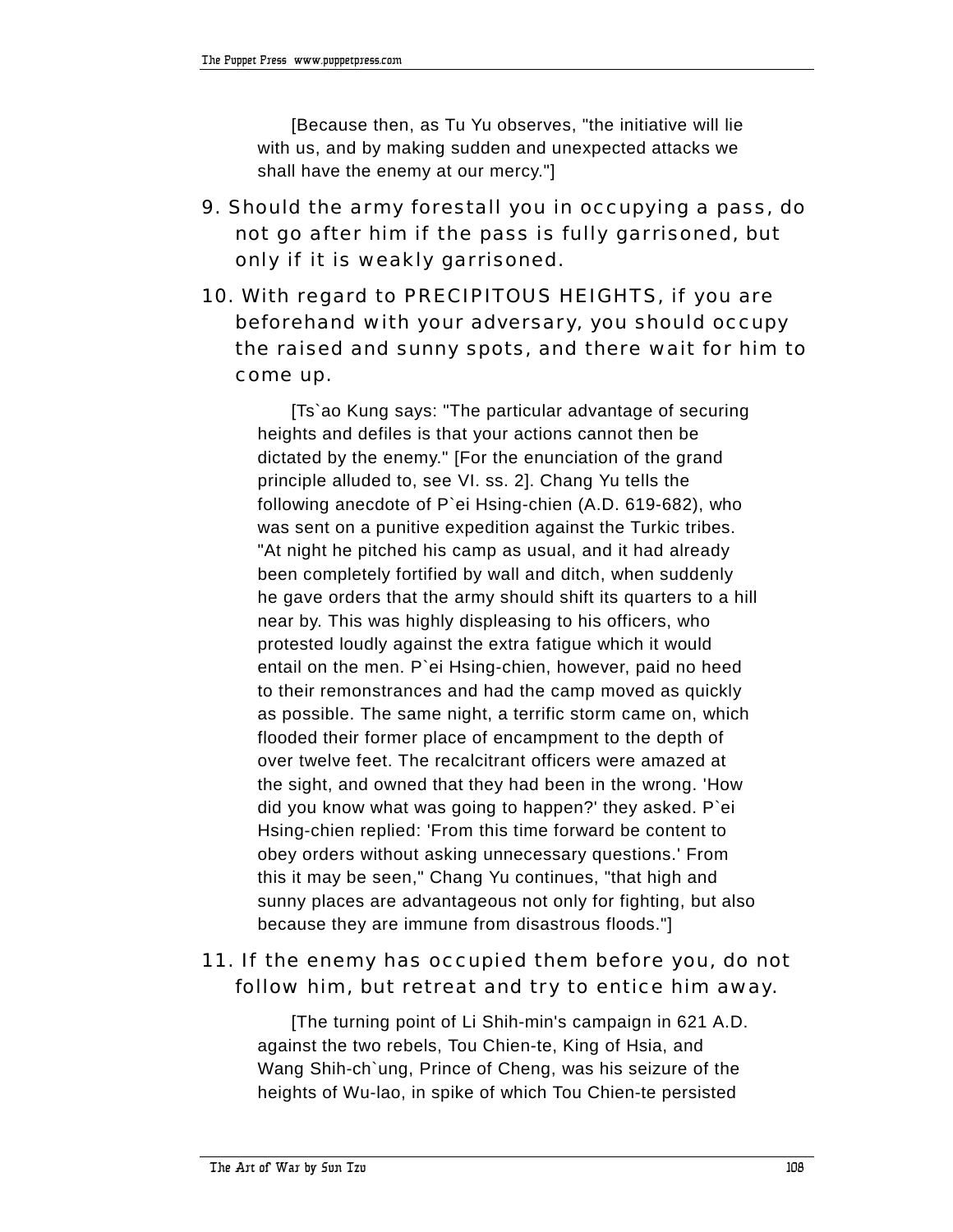[Because then, as Tu Yu observes, "the initiative will lie with us, and by making sudden and unexpected attacks we shall have the enemy at our mercy."]

9. Should the army forestall you in occupying a pass, do not go after him if the pass is fully garrisoned, but only if it is weakly garrisoned.

10. With regard to PRECIPITOUS HEIGHTS, if you are beforehand with your adversary, you should occupy the raised and sunny spots, and there wait for him to come up.

[Ts`ao Kung says: "The particular advantage of securing heights and defiles is that your actions cannot then be dictated by the enemy." [For the enunciation of the grand principle alluded to, see VI. ss. 2]. Chang Yu tells the following anecdote of P`ei Hsing-chien (A.D. 619-682), who was sent on a punitive expedition against the Turkic tribes. "At night he pitched his camp as usual, and it had already been completely fortified by wall and ditch, when suddenly he gave orders that the army should shift its quarters to a hill near by. This was highly displeasing to his officers, who protested loudly against the extra fatigue which it would entail on the men. P`ei Hsing-chien, however, paid no heed to their remonstrances and had the camp moved as quickly as possible. The same night, a terrific storm came on, which flooded their former place of encampment to the depth of over twelve feet. The recalcitrant officers were amazed at the sight, and owned that they had been in the wrong. 'How did you know what was going to happen?' they asked. P`ei Hsing-chien replied: 'From this time forward be content to obey orders without asking unnecessary questions.' From this it may be seen," Chang Yu continues, "that high and sunny places are advantageous not only for fighting, but also because they are immune from disastrous floods."]

11. If the enemy has occupied them before you, do not follow him, but retreat and try to entice him away.

[The turning point of Li Shih-min's campaign in 621 A.D. against the two rebels, Tou Chien-te, King of Hsia, and Wang Shih-ch`ung, Prince of Cheng, was his seizure of the heights of Wu-lao, in spike of which Tou Chien-te persisted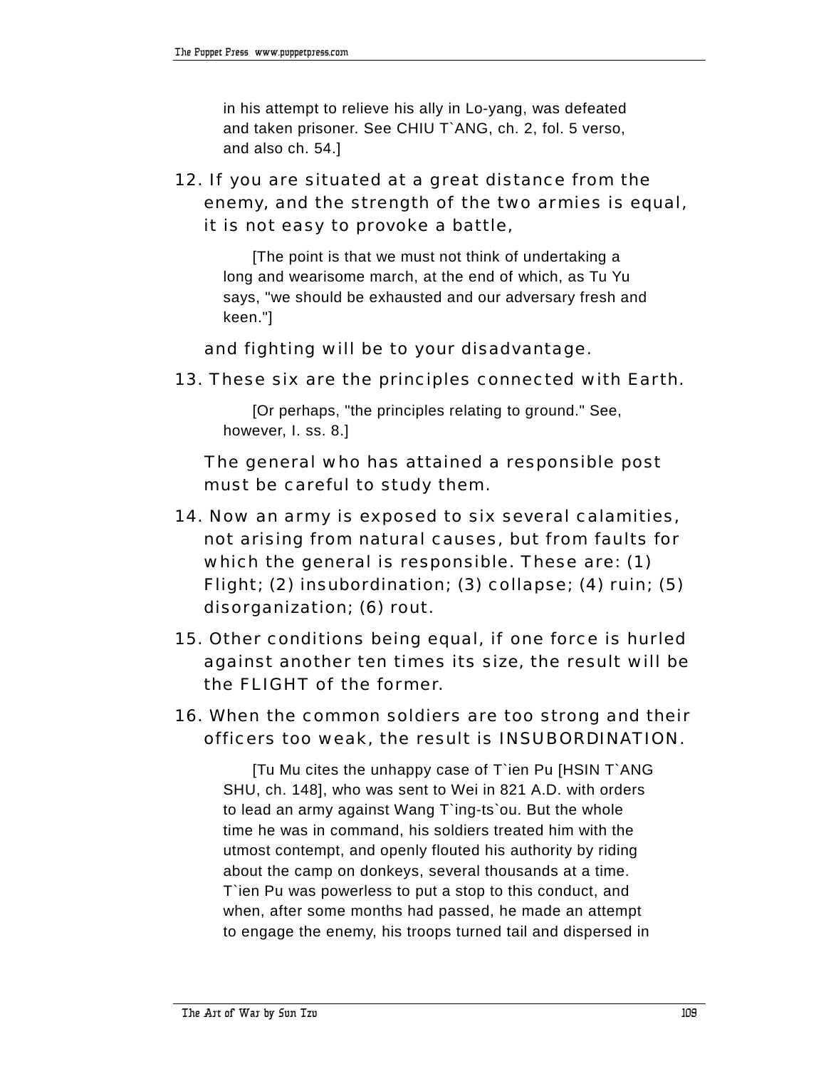in his attempt to relieve his ally in Lo-yang, was defeated and taken prisoner. See CHIU T`ANG, ch. 2, fol. 5 verso, and also ch. 54.]

12. If you are situated at a great distance from the enemy, and the strength of the two armies is equal, it is not easy to provoke a battle,

    [The point is that we must not think of undertaking a long and wearisome march, at the end of which, as Tu Yu says, "we should be exhausted and our adversary fresh and keen."]

    and fighting will be to your disadvantage.

13. These six are the principles connected with Earth.

    [Or perhaps, "the principles relating to ground." See, however, I. ss. 8.]

    The general who has attained a responsible post must be careful to study them.

14. Now an army is exposed to six several calamities, not arising from natural causes, but from faults for which the general is responsible. These are: (1) Flight; (2) insubordination; (3) collapse; (4) ruin; (5) disorganization; (6) rout.

15. Other conditions being equal, if one force is hurled against another ten times its size, the result will be the FLIGHT of the former.

16. When the common soldiers are too strong and their officers too weak, the result is INSUBORDINATION.

    [Tu Mu cites the unhappy case of T`ien Pu [HSIN T`ANG SHU, ch. 148], who was sent to Wei in 821 A.D. with orders to lead an army against Wang T`ing-ts`ou. But the whole time he was in command, his soldiers treated him with the utmost contempt, and openly flouted his authority by riding about the camp on donkeys, several thousands at a time. T`ien Pu was powerless to put a stop to this conduct, and when, after some months had passed, he made an attempt to engage the enemy, his troops turned tail and dispersed in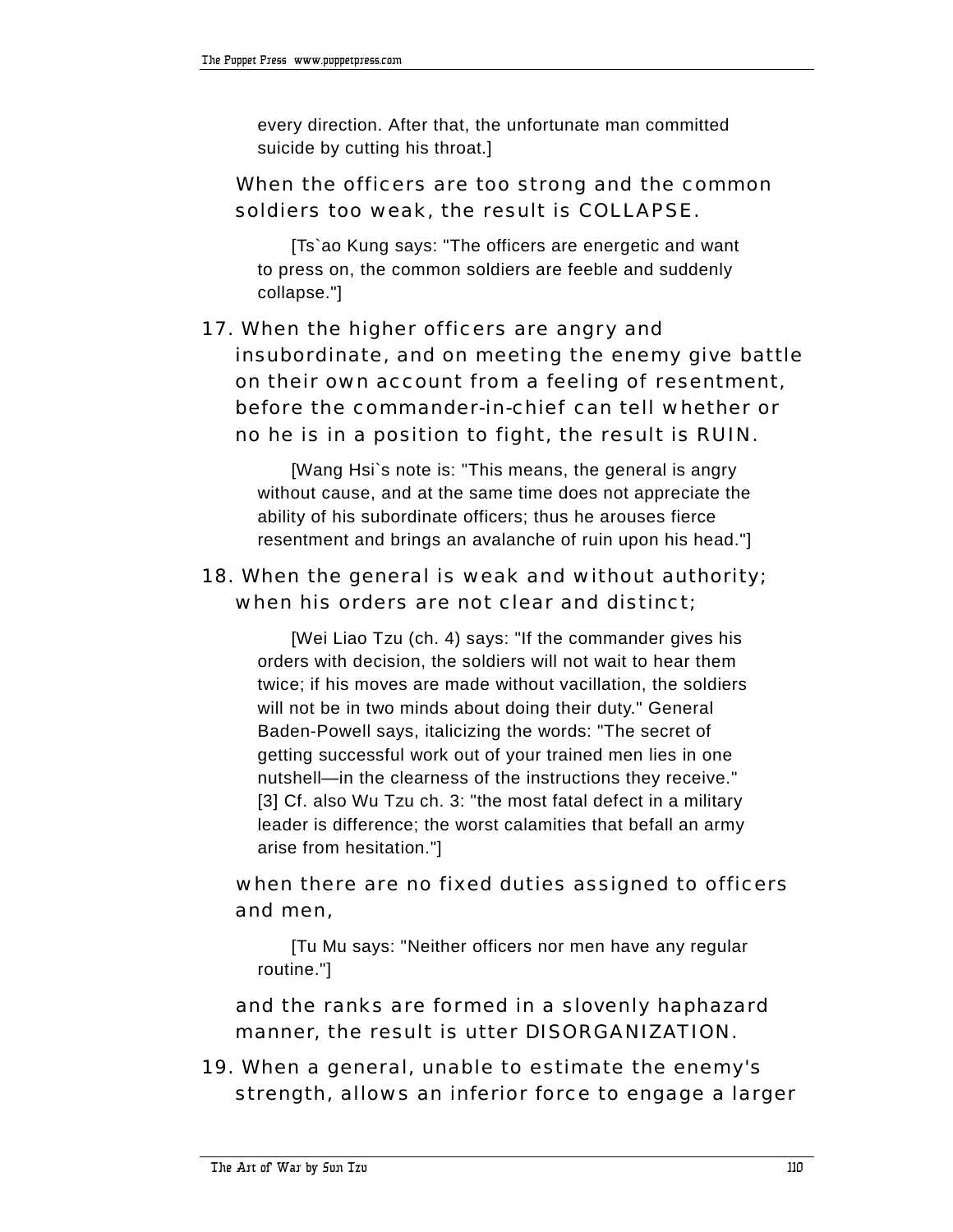every direction. After that, the unfortunate man committed suicide by cutting his throat.]

When the officers are too strong and the common soldiers too weak, the result is COLLAPSE.

[Ts`ao Kung says: "The officers are energetic and want to press on, the common soldiers are feeble and suddenly collapse."]

17. When the higher officers are angry and insubordinate, and on meeting the enemy give battle on their own account from a feeling of resentment, before the commander-in-chief can tell whether or no he is in a position to fight, the result is RUIN.

[Wang Hsi`s note is: "This means, the general is angry without cause, and at the same time does not appreciate the ability of his subordinate officers; thus he arouses fierce resentment and brings an avalanche of ruin upon his head."]

18. When the general is weak and without authority; when his orders are not clear and distinct;

[Wei Liao Tzu (ch. 4) says: "If the commander gives his orders with decision, the soldiers will not wait to hear them twice; if his moves are made without vacillation, the soldiers will not be in two minds about doing their duty." General Baden-Powell says, italicizing the words: "The secret of getting successful work out of your trained men lies in one nutshell—in the clearness of the instructions they receive." [3] Cf. also Wu Tzu ch. 3: "the most fatal defect in a military leader is difference; the worst calamities that befall an army arise from hesitation."]

when there are no fixed duties assigned to officers and men,

[Tu Mu says: "Neither officers nor men have any regular routine."]

and the ranks are formed in a slovenly haphazard manner, the result is utter DISORGANIZATION.

19. When a general, unable to estimate the enemy's strength, allows an inferior force to engage a larger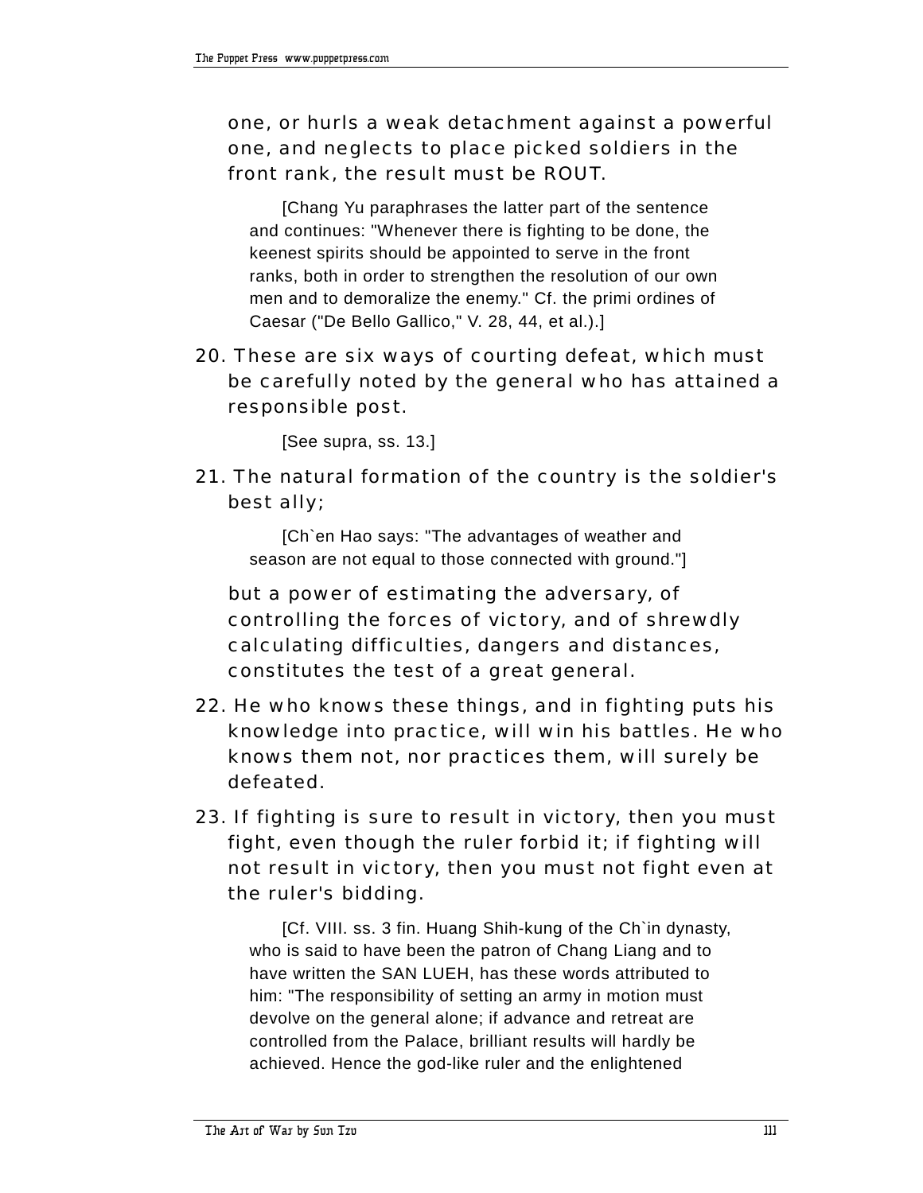one, or hurls a weak detachment against a powerful one, and neglects to place picked soldiers in the front rank, the result must be ROUT.

[Chang Yu paraphrases the latter part of the sentence and continues: "Whenever there is fighting to be done, the keenest spirits should be appointed to serve in the front ranks, both in order to strengthen the resolution of our own men and to demoralize the enemy." Cf. the primi ordines of Caesar ("De Bello Gallico," V. 28, 44, et al.).]

20. These are six ways of courting defeat, which must be carefully noted by the general who has attained a responsible post.

[See supra, ss. 13.]

21. The natural formation of the country is the soldier's best ally;

[Ch`en Hao says: "The advantages of weather and season are not equal to those connected with ground."]

but a power of estimating the adversary, of controlling the forces of victory, and of shrewdly calculating difficulties, dangers and distances, constitutes the test of a great general.

22. He who knows these things, and in fighting puts his knowledge into practice, will win his battles. He who knows them not, nor practices them, will surely be defeated.

23. If fighting is sure to result in victory, then you must fight, even though the ruler forbid it; if fighting will not result in victory, then you must not fight even at the ruler's bidding.

[Cf. VIII. ss. 3 fin. Huang Shih-kung of the Ch`in dynasty, who is said to have been the patron of Chang Liang and to have written the SAN LUEH, has these words attributed to him: "The responsibility of setting an army in motion must devolve on the general alone; if advance and retreat are controlled from the Palace, brilliant results will hardly be achieved. Hence the god-like ruler and the enlightened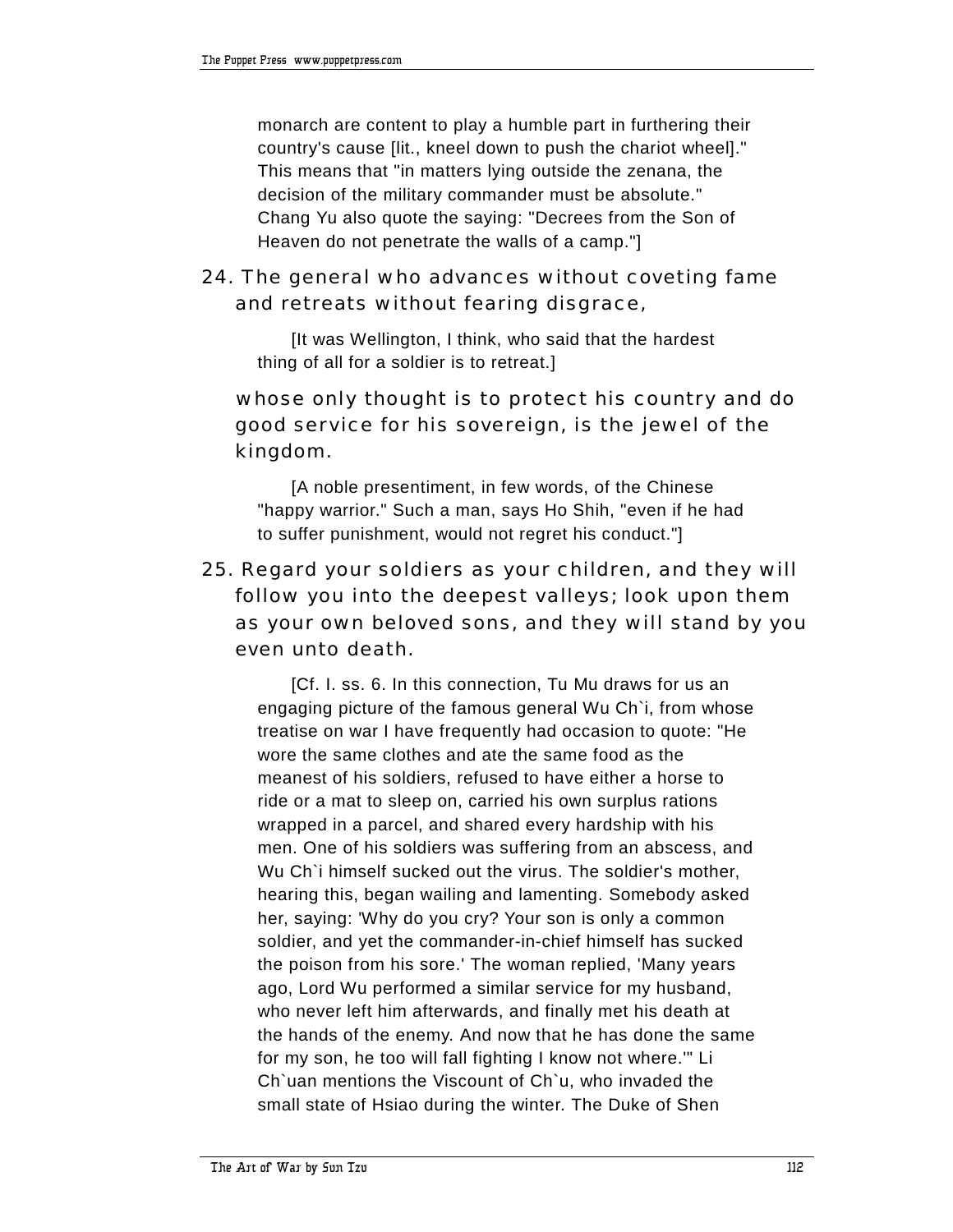monarch are content to play a humble part in furthering their country's cause [lit., kneel down to push the chariot wheel]." This means that "in matters lying outside the zenana, the decision of the military commander must be absolute." Chang Yu also quote the saying: "Decrees from the Son of Heaven do not penetrate the walls of a camp."]

24. The general who advances without coveting fame and retreats without fearing disgrace,

[It was Wellington, I think, who said that the hardest thing of all for a soldier is to retreat.]

whose only thought is to protect his country and do good service for his sovereign, is the jewel of the kingdom.

[A noble presentiment, in few words, of the Chinese "happy warrior." Such a man, says Ho Shih, "even if he had to suffer punishment, would not regret his conduct."]

25. Regard your soldiers as your children, and they will follow you into the deepest valleys; look upon them as your own beloved sons, and they will stand by you even unto death.

[Cf. I. ss. 6. In this connection, Tu Mu draws for us an engaging picture of the famous general Wu Ch`i, from whose treatise on war I have frequently had occasion to quote: "He wore the same clothes and ate the same food as the meanest of his soldiers, refused to have either a horse to ride or a mat to sleep on, carried his own surplus rations wrapped in a parcel, and shared every hardship with his men. One of his soldiers was suffering from an abscess, and Wu Ch`i himself sucked out the virus. The soldier's mother, hearing this, began wailing and lamenting. Somebody asked her, saying: 'Why do you cry? Your son is only a common soldier, and yet the commander-in-chief himself has sucked the poison from his sore.' The woman replied, 'Many years ago, Lord Wu performed a similar service for my husband, who never left him afterwards, and finally met his death at the hands of the enemy. And now that he has done the same for my son, he too will fall fighting I know not where.'" Li Ch`uan mentions the Viscount of Ch`u, who invaded the small state of Hsiao during the winter. The Duke of Shen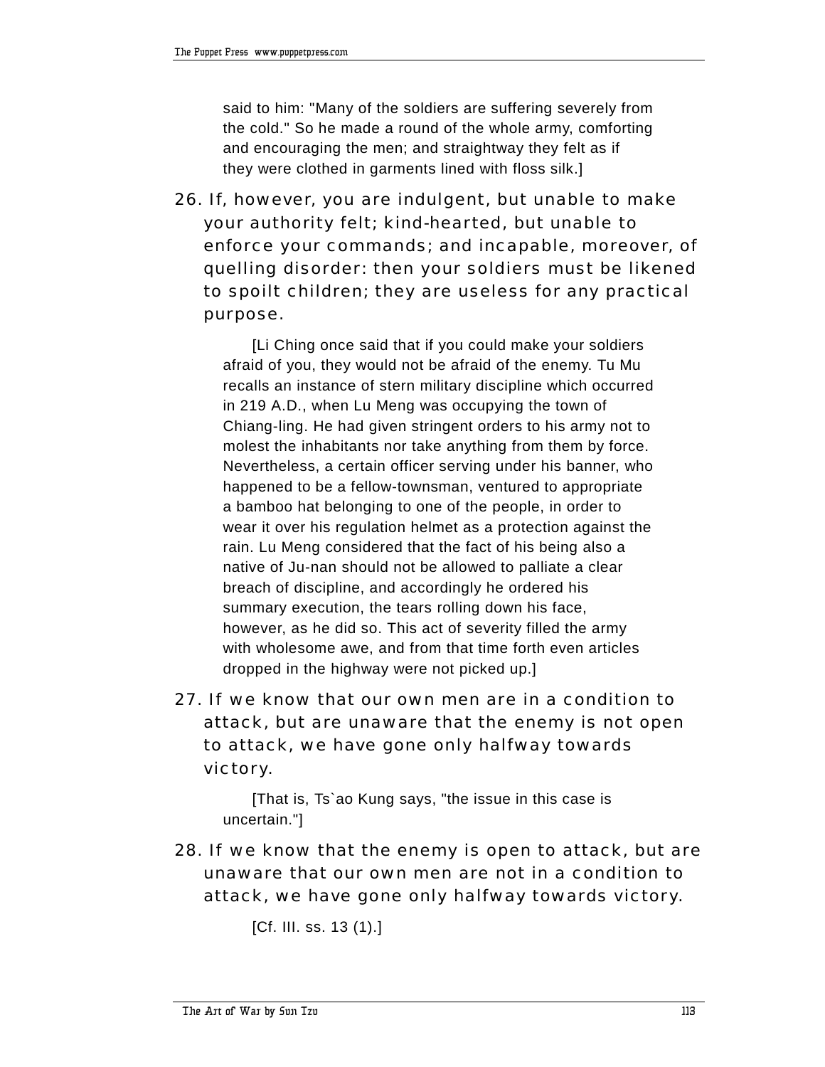said to him: "Many of the soldiers are suffering severely from the cold." So he made a round of the whole army, comforting and encouraging the men; and straightway they felt as if they were clothed in garments lined with floss silk.]

26. If, however, you are indulgent, but unable to make your authority felt; kind-hearted, but unable to enforce your commands; and incapable, moreover, of quelling disorder: then your soldiers must be likened to spoilt children; they are useless for any practical purpose.

[Li Ching once said that if you could make your soldiers afraid of you, they would not be afraid of the enemy. Tu Mu recalls an instance of stern military discipline which occurred in 219 A.D., when Lu Meng was occupying the town of Chiang-ling. He had given stringent orders to his army not to molest the inhabitants nor take anything from them by force. Nevertheless, a certain officer serving under his banner, who happened to be a fellow-townsman, ventured to appropriate a bamboo hat belonging to one of the people, in order to wear it over his regulation helmet as a protection against the rain. Lu Meng considered that the fact of his being also a native of Ju-nan should not be allowed to palliate a clear breach of discipline, and accordingly he ordered his summary execution, the tears rolling down his face, however, as he did so. This act of severity filled the army with wholesome awe, and from that time forth even articles dropped in the highway were not picked up.]

27. If we know that our own men are in a condition to attack, but are unaware that the enemy is not open to attack, we have gone only halfway towards victory.

[That is, Ts`ao Kung says, "the issue in this case is uncertain."]

28. If we know that the enemy is open to attack, but are unaware that our own men are not in a condition to attack, we have gone only halfway towards victory.

[Cf. III. ss. 13 (1).]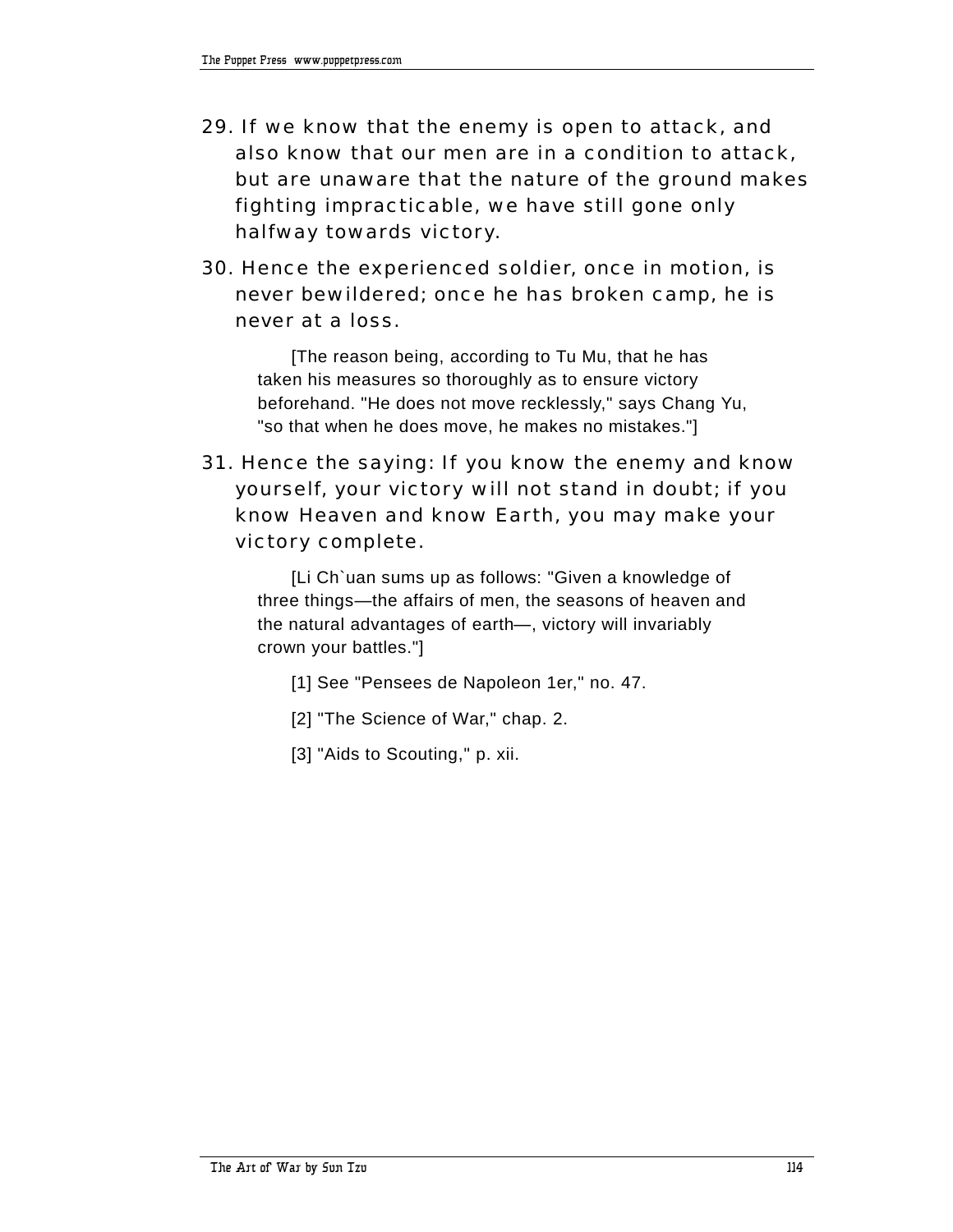29. If we know that the enemy is open to attack, and also know that our men are in a condition to attack, but are unaware that the nature of the ground makes fighting impracticable, we have still gone only halfway towards victory.

30. Hence the experienced soldier, once in motion, is never bewildered; once he has broken camp, he is never at a loss.

   [The reason being, according to Tu Mu, that he has taken his measures so thoroughly as to ensure victory beforehand. "He does not move recklessly," says Chang Yu, "so that when he does move, he makes no mistakes."]

31. Hence the saying: If you know the enemy and know yourself, your victory will not stand in doubt; if you know Heaven and know Earth, you may make your victory complete.

   [Li Ch`uan sums up as follows: "Given a knowledge of three things—the affairs of men, the seasons of heaven and the natural advantages of earth—, victory will invariably crown your battles."]

   [1] See "Pensees de Napoleon 1er," no. 47.

   [2] "The Science of War," chap. 2.

   [3] "Aids to Scouting," p. xii.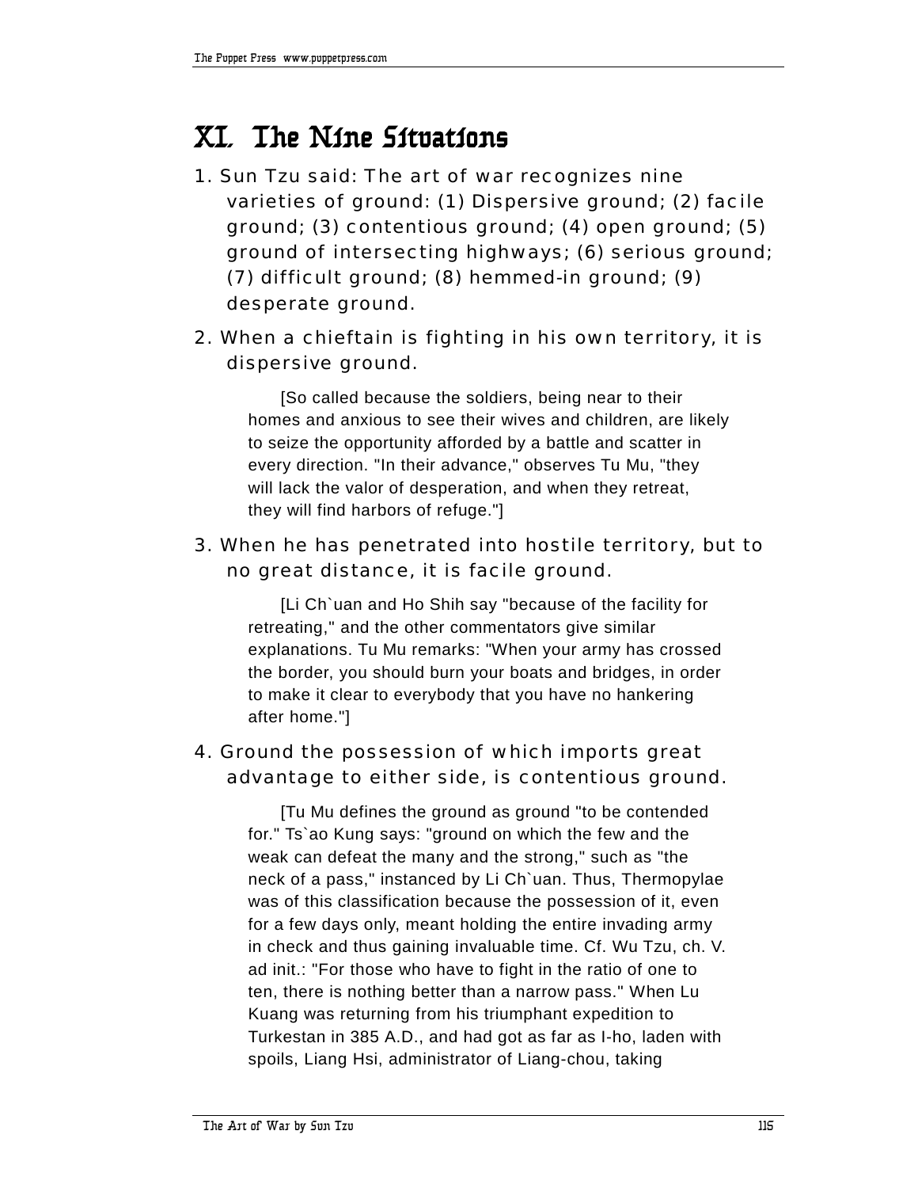# XI. The Nine Situations

1. Sun Tzu said: The art of war recognizes nine varieties of ground: (1) Dispersive ground; (2) facile ground; (3) contentious ground; (4) open ground; (5) ground of intersecting highways; (6) serious ground; (7) difficult ground; (8) hemmed-in ground; (9) desperate ground.

2. When a chieftain is fighting in his own territory, it is dispersive ground.

   [So called because the soldiers, being near to their homes and anxious to see their wives and children, are likely to seize the opportunity afforded by a battle and scatter in every direction. "In their advance," observes Tu Mu, "they will lack the valor of desperation, and when they retreat, they will find harbors of refuge."]

3. When he has penetrated into hostile territory, but to no great distance, it is facile ground.

   [Li Ch`uan and Ho Shih say "because of the facility for retreating," and the other commentators give similar explanations. Tu Mu remarks: "When your army has crossed the border, you should burn your boats and bridges, in order to make it clear to everybody that you have no hankering after home."]

4. Ground the possession of which imports great advantage to either side, is contentious ground.

   [Tu Mu defines the ground as ground "to be contended for." Ts`ao Kung says: "ground on which the few and the weak can defeat the many and the strong," such as "the neck of a pass," instanced by Li Ch`uan. Thus, Thermopylae was of this classification because the possession of it, even for a few days only, meant holding the entire invading army in check and thus gaining invaluable time. Cf. Wu Tzu, ch. V. ad init.: "For those who have to fight in the ratio of one to ten, there is nothing better than a narrow pass." When Lu Kuang was returning from his triumphant expedition to Turkestan in 385 A.D., and had got as far as I-ho, laden with spoils, Liang Hsi, administrator of Liang-chou, taking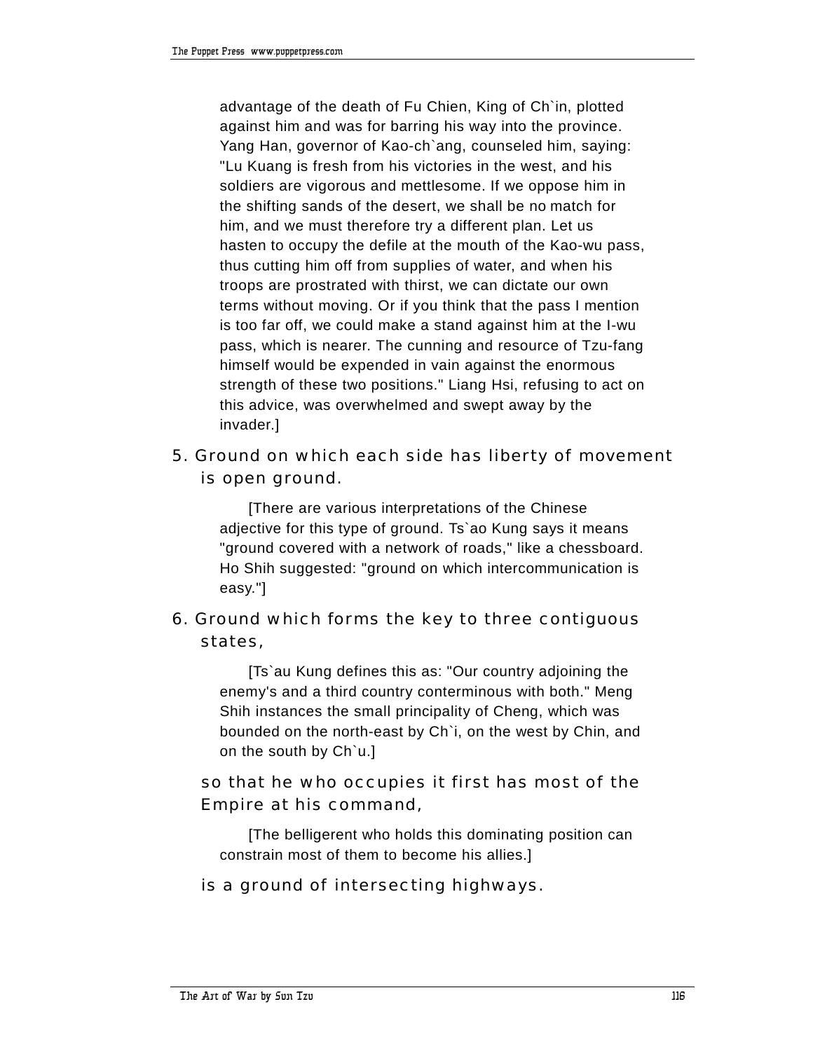advantage of the death of Fu Chien, King of Ch`in, plotted against him and was for barring his way into the province. Yang Han, governor of Kao-ch`ang, counseled him, saying: "Lu Kuang is fresh from his victories in the west, and his soldiers are vigorous and mettlesome. If we oppose him in the shifting sands of the desert, we shall be no match for him, and we must therefore try a different plan. Let us hasten to occupy the defile at the mouth of the Kao-wu pass, thus cutting him off from supplies of water, and when his troops are prostrated with thirst, we can dictate our own terms without moving. Or if you think that the pass I mention is too far off, we could make a stand against him at the I-wu pass, which is nearer. The cunning and resource of Tzu-fang himself would be expended in vain against the enormous strength of these two positions." Liang Hsi, refusing to act on this advice, was overwhelmed and swept away by the invader.]

5. Ground on which each side has liberty of movement is open ground.

[There are various interpretations of the Chinese adjective for this type of ground. Ts`ao Kung says it means "ground covered with a network of roads," like a chessboard. Ho Shih suggested: "ground on which intercommunication is easy."]

6. Ground which forms the key to three contiguous states,

[Ts`au Kung defines this as: "Our country adjoining the enemy's and a third country conterminous with both." Meng Shih instances the small principality of Cheng, which was bounded on the north-east by Ch`i, on the west by Chin, and on the south by Ch`u.]

so that he who occupies it first has most of the Empire at his command,

[The belligerent who holds this dominating position can constrain most of them to become his allies.]

is a ground of intersecting highways.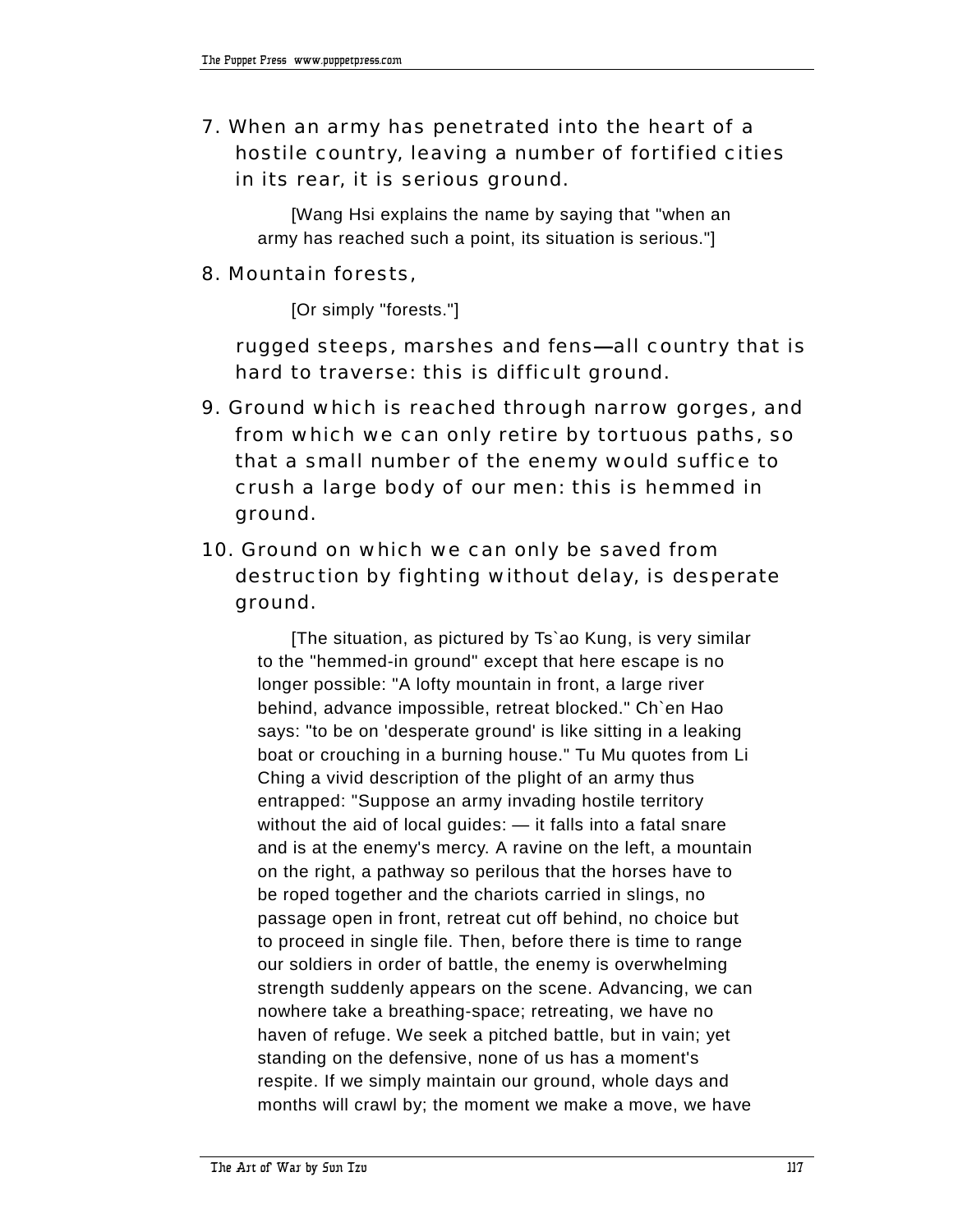7. When an army has penetrated into the heart of a hostile country, leaving a number of fortified cities in its rear, it is serious ground.

   [Wang Hsi explains the name by saying that "when an army has reached such a point, its situation is serious."]

8. Mountain forests,

   [Or simply "forests."]

   rugged steeps, marshes and fens—all country that is hard to traverse: this is difficult ground.

9. Ground which is reached through narrow gorges, and from which we can only retire by tortuous paths, so that a small number of the enemy would suffice to crush a large body of our men: this is hemmed in ground.

10. Ground on which we can only be saved from destruction by fighting without delay, is desperate ground.

    [The situation, as pictured by Ts`ao Kung, is very similar to the "hemmed-in ground" except that here escape is no longer possible: "A lofty mountain in front, a large river behind, advance impossible, retreat blocked." Ch`en Hao says: "to be on 'desperate ground' is like sitting in a leaking boat or crouching in a burning house." Tu Mu quotes from Li Ching a vivid description of the plight of an army thus entrapped: "Suppose an army invading hostile territory without the aid of local guides: — it falls into a fatal snare and is at the enemy's mercy. A ravine on the left, a mountain on the right, a pathway so perilous that the horses have to be roped together and the chariots carried in slings, no passage open in front, retreat cut off behind, no choice but to proceed in single file. Then, before there is time to range our soldiers in order of battle, the enemy is overwhelming strength suddenly appears on the scene. Advancing, we can nowhere take a breathing-space; retreating, we have no haven of refuge. We seek a pitched battle, but in vain; yet standing on the defensive, none of us has a moment's respite. If we simply maintain our ground, whole days and months will crawl by; the moment we make a move, we have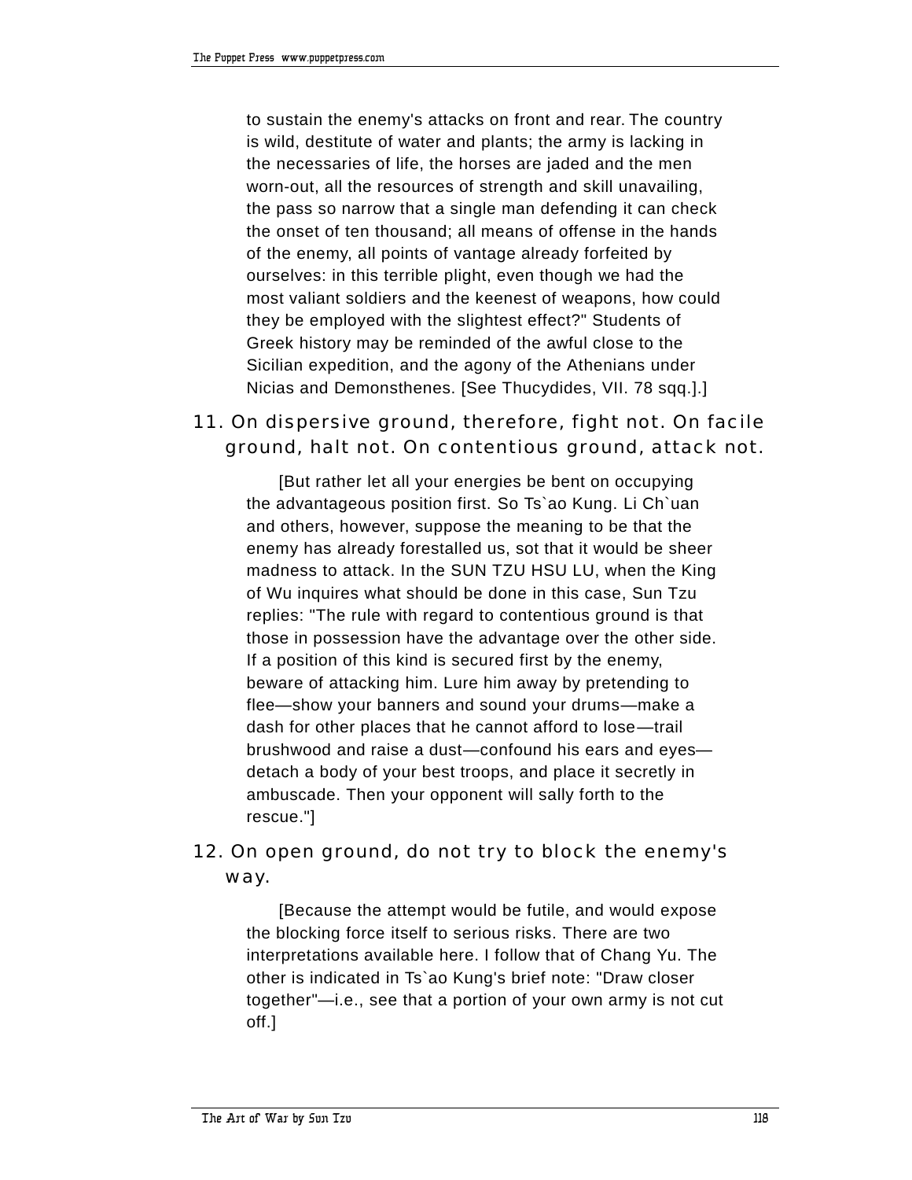to sustain the enemy's attacks on front and rear. The country is wild, destitute of water and plants; the army is lacking in the necessaries of life, the horses are jaded and the men worn-out, all the resources of strength and skill unavailing, the pass so narrow that a single man defending it can check the onset of ten thousand; all means of offense in the hands of the enemy, all points of vantage already forfeited by ourselves: in this terrible plight, even though we had the most valiant soldiers and the keenest of weapons, how could they be employed with the slightest effect?" Students of Greek history may be reminded of the awful close to the Sicilian expedition, and the agony of the Athenians under Nicias and Demonsthenes. [See Thucydides, VII. 78 sqq.].]

11. On dispersive ground, therefore, fight not. On facile ground, halt not. On contentious ground, attack not.

[But rather let all your energies be bent on occupying the advantageous position first. So Ts`ao Kung. Li Ch`uan and others, however, suppose the meaning to be that the enemy has already forestalled us, sot that it would be sheer madness to attack. In the SUN TZU HSU LU, when the King of Wu inquires what should be done in this case, Sun Tzu replies: "The rule with regard to contentious ground is that those in possession have the advantage over the other side. If a position of this kind is secured first by the enemy, beware of attacking him. Lure him away by pretending to flee—show your banners and sound your drums—make a dash for other places that he cannot afford to lose—trail brushwood and raise a dust—confound his ears and eyes—detach a body of your best troops, and place it secretly in ambuscade. Then your opponent will sally forth to the rescue."]

12. On open ground, do not try to block the enemy's way.

[Because the attempt would be futile, and would expose the blocking force itself to serious risks. There are two interpretations available here. I follow that of Chang Yu. The other is indicated in Ts`ao Kung's brief note: "Draw closer together"—i.e., see that a portion of your own army is not cut off.]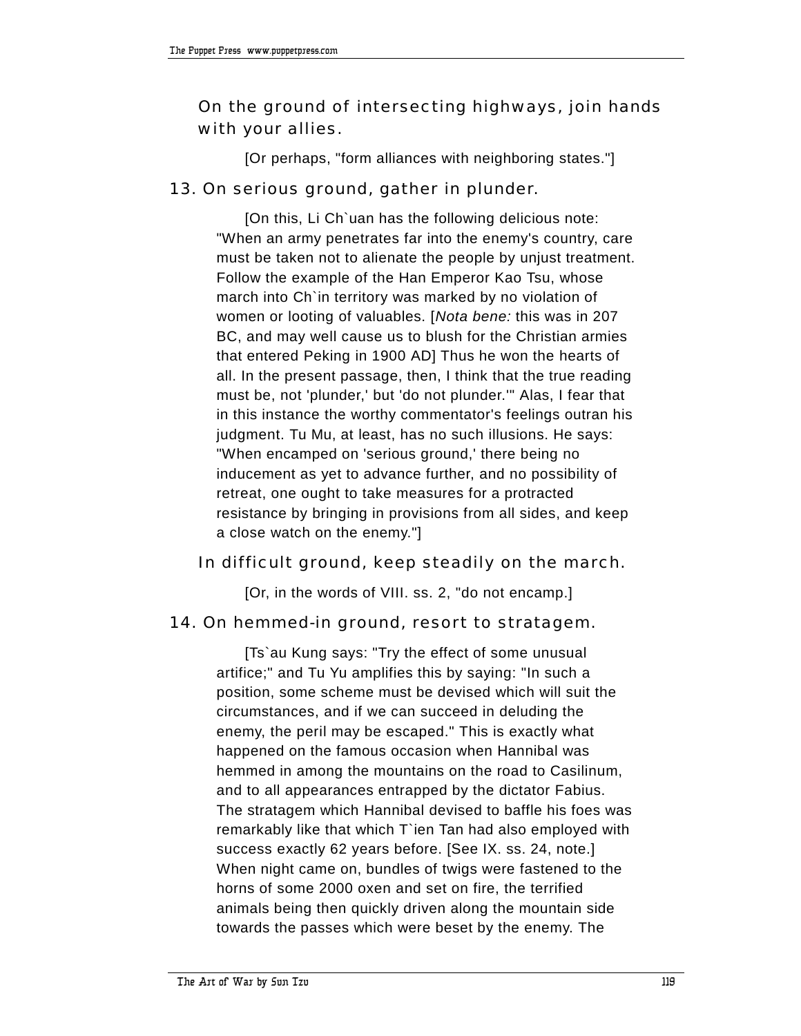On the ground of intersecting highways, join hands with your allies.

[Or perhaps, "form alliances with neighboring states."]

13. On serious ground, gather in plunder.

[On this, Li Ch`uan has the following delicious note: "When an army penetrates far into the enemy's country, care must be taken not to alienate the people by unjust treatment. Follow the example of the Han Emperor Kao Tsu, whose march into Ch`in territory was marked by no violation of women or looting of valuables. [*Nota bene:* this was in 207 BC, and may well cause us to blush for the Christian armies that entered Peking in 1900 AD] Thus he won the hearts of all. In the present passage, then, I think that the true reading must be, not 'plunder,' but 'do not plunder.'" Alas, I fear that in this instance the worthy commentator's feelings outran his judgment. Tu Mu, at least, has no such illusions. He says: "When encamped on 'serious ground,' there being no inducement as yet to advance further, and no possibility of retreat, one ought to take measures for a protracted resistance by bringing in provisions from all sides, and keep a close watch on the enemy."]

In difficult ground, keep steadily on the march.

[Or, in the words of VIII. ss. 2, "do not encamp.]

14. On hemmed-in ground, resort to stratagem.

[Ts`au Kung says: "Try the effect of some unusual artifice;" and Tu Yu amplifies this by saying: "In such a position, some scheme must be devised which will suit the circumstances, and if we can succeed in deluding the enemy, the peril may be escaped." This is exactly what happened on the famous occasion when Hannibal was hemmed in among the mountains on the road to Casilinum, and to all appearances entrapped by the dictator Fabius. The stratagem which Hannibal devised to baffle his foes was remarkably like that which T`ien Tan had also employed with success exactly 62 years before. [See IX. ss. 24, note.] When night came on, bundles of twigs were fastened to the horns of some 2000 oxen and set on fire, the terrified animals being then quickly driven along the mountain side towards the passes which were beset by the enemy. The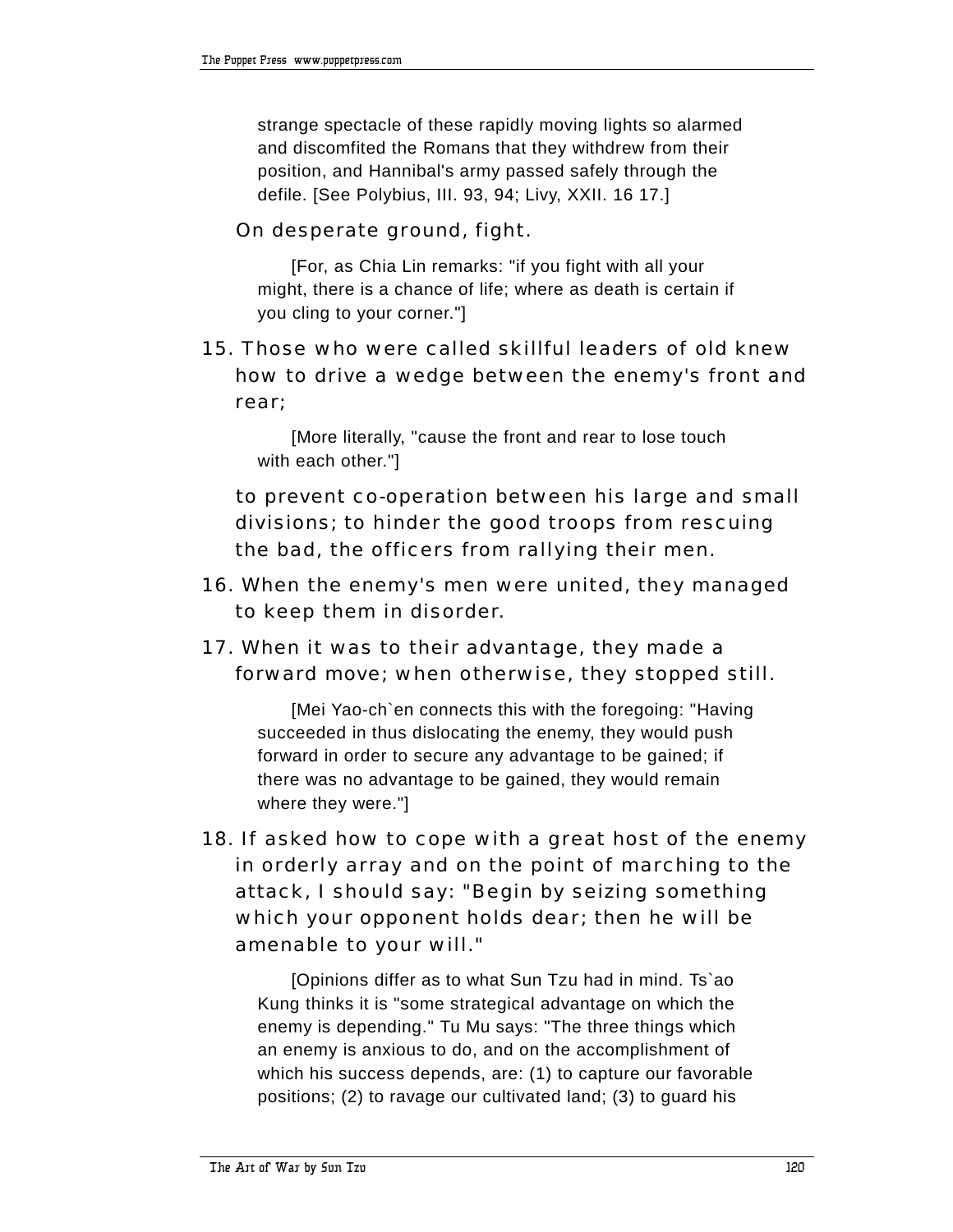strange spectacle of these rapidly moving lights so alarmed and discomfited the Romans that they withdrew from their position, and Hannibal's army passed safely through the defile. [See Polybius, III. 93, 94; Livy, XXII. 16 17.]

On desperate ground, fight.

[For, as Chia Lin remarks: "if you fight with all your might, there is a chance of life; where as death is certain if you cling to your corner."]

15. Those who were called skillful leaders of old knew how to drive a wedge between the enemy's front and rear;

[More literally, "cause the front and rear to lose touch with each other."]

to prevent co-operation between his large and small divisions; to hinder the good troops from rescuing the bad, the officers from rallying their men.

16. When the enemy's men were united, they managed to keep them in disorder.

17. When it was to their advantage, they made a forward move; when otherwise, they stopped still.

[Mei Yao-ch`en connects this with the foregoing: "Having succeeded in thus dislocating the enemy, they would push forward in order to secure any advantage to be gained; if there was no advantage to be gained, they would remain where they were."]

18. If asked how to cope with a great host of the enemy in orderly array and on the point of marching to the attack, I should say: "Begin by seizing something which your opponent holds dear; then he will be amenable to your will."

[Opinions differ as to what Sun Tzu had in mind. Ts`ao Kung thinks it is "some strategical advantage on which the enemy is depending." Tu Mu says: "The three things which an enemy is anxious to do, and on the accomplishment of which his success depends, are: (1) to capture our favorable positions; (2) to ravage our cultivated land; (3) to guard his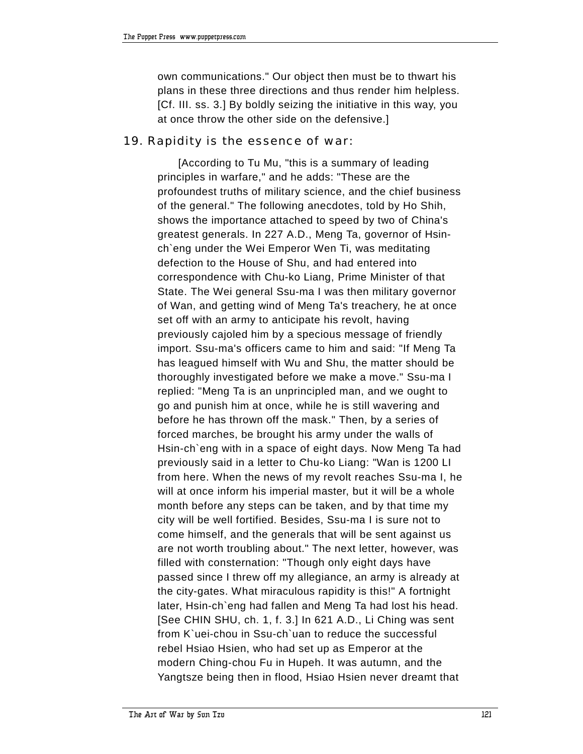own communications." Our object then must be to thwart his plans in these three directions and thus render him helpless. [Cf. III. ss. 3.] By boldly seizing the initiative in this way, you at once throw the other side on the defensive.]

19. Rapidity is the essence of war:

[According to Tu Mu, "this is a summary of leading principles in warfare," and he adds: "These are the profoundest truths of military science, and the chief business of the general." The following anecdotes, told by Ho Shih, shows the importance attached to speed by two of China's greatest generals. In 227 A.D., Meng Ta, governor of Hsin-ch`eng under the Wei Emperor Wen Ti, was meditating defection to the House of Shu, and had entered into correspondence with Chu-ko Liang, Prime Minister of that State. The Wei general Ssu-ma I was then military governor of Wan, and getting wind of Meng Ta's treachery, he at once set off with an army to anticipate his revolt, having previously cajoled him by a specious message of friendly import. Ssu-ma's officers came to him and said: "If Meng Ta has leagued himself with Wu and Shu, the matter should be thoroughly investigated before we make a move." Ssu-ma I replied: "Meng Ta is an unprincipled man, and we ought to go and punish him at once, while he is still wavering and before he has thrown off the mask." Then, by a series of forced marches, be brought his army under the walls of Hsin-ch`eng with in a space of eight days. Now Meng Ta had previously said in a letter to Chu-ko Liang: "Wan is 1200 LI from here. When the news of my revolt reaches Ssu-ma I, he will at once inform his imperial master, but it will be a whole month before any steps can be taken, and by that time my city will be well fortified. Besides, Ssu-ma I is sure not to come himself, and the generals that will be sent against us are not worth troubling about." The next letter, however, was filled with consternation: "Though only eight days have passed since I threw off my allegiance, an army is already at the city-gates. What miraculous rapidity is this!" A fortnight later, Hsin-ch`eng had fallen and Meng Ta had lost his head. [See CHIN SHU, ch. 1, f. 3.] In 621 A.D., Li Ching was sent from K`uei-chou in Ssu-ch`uan to reduce the successful rebel Hsiao Hsien, who had set up as Emperor at the modern Ching-chou Fu in Hupeh. It was autumn, and the Yangtsze being then in flood, Hsiao Hsien never dreamt that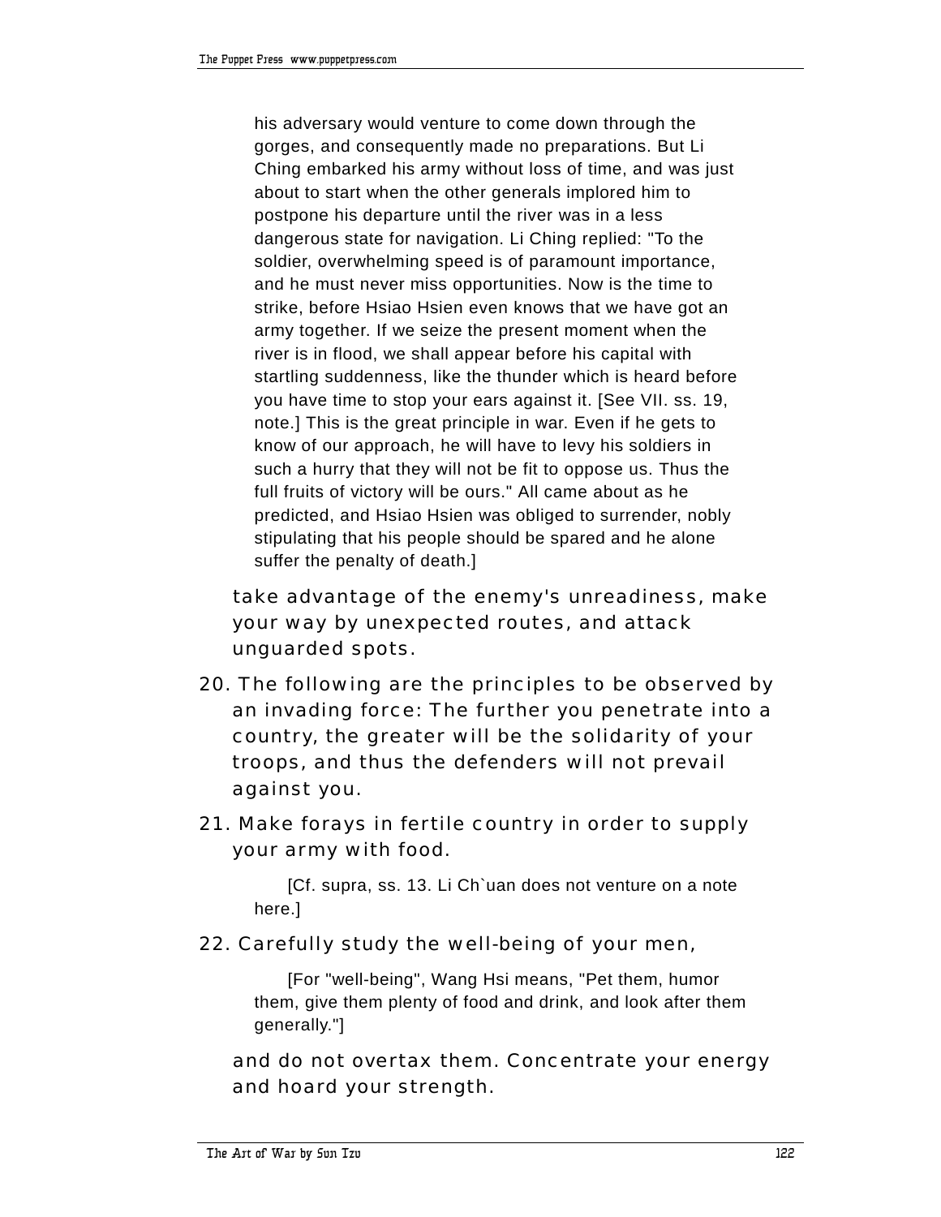his adversary would venture to come down through the gorges, and consequently made no preparations. But Li Ching embarked his army without loss of time, and was just about to start when the other generals implored him to postpone his departure until the river was in a less dangerous state for navigation. Li Ching replied: "To the soldier, overwhelming speed is of paramount importance, and he must never miss opportunities. Now is the time to strike, before Hsiao Hsien even knows that we have got an army together. If we seize the present moment when the river is in flood, we shall appear before his capital with startling suddenness, like the thunder which is heard before you have time to stop your ears against it. [See VII. ss. 19, note.] This is the great principle in war. Even if he gets to know of our approach, he will have to levy his soldiers in such a hurry that they will not be fit to oppose us. Thus the full fruits of victory will be ours." All came about as he predicted, and Hsiao Hsien was obliged to surrender, nobly stipulating that his people should be spared and he alone suffer the penalty of death.]

take advantage of the enemy's unreadiness, make your way by unexpected routes, and attack unguarded spots.

20. The following are the principles to be observed by an invading force: The further you penetrate into a country, the greater will be the solidarity of your troops, and thus the defenders will not prevail against you.

21. Make forays in fertile country in order to supply your army with food.

[Cf. supra, ss. 13. Li Ch`uan does not venture on a note here.]

22. Carefully study the well-being of your men,

[For "well-being", Wang Hsi means, "Pet them, humor them, give them plenty of food and drink, and look after them generally."]

and do not overtax them. Concentrate your energy and hoard your strength.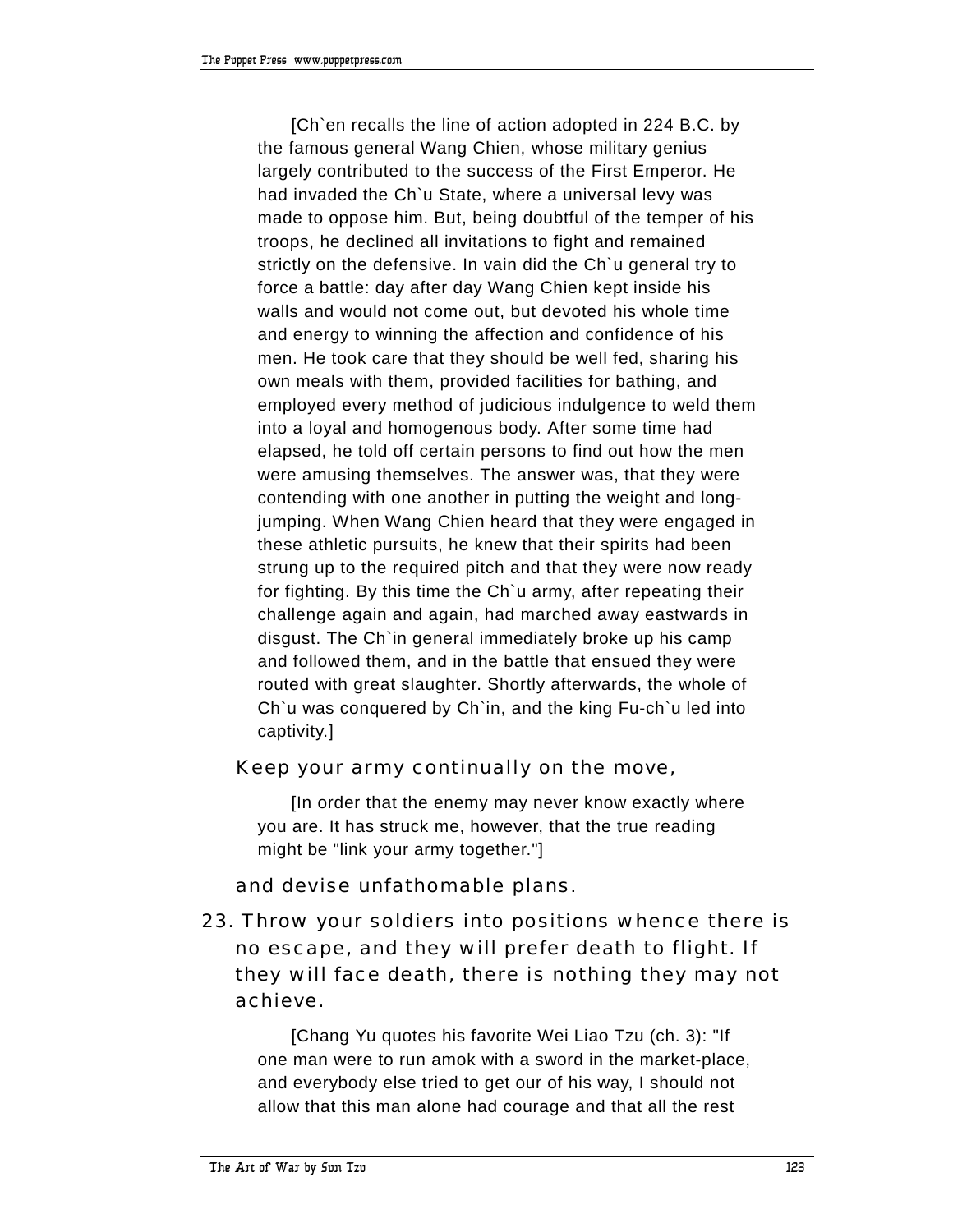[Ch`en recalls the line of action adopted in 224 B.C. by the famous general Wang Chien, whose military genius largely contributed to the success of the First Emperor. He had invaded the Ch`u State, where a universal levy was made to oppose him. But, being doubtful of the temper of his troops, he declined all invitations to fight and remained strictly on the defensive. In vain did the Ch`u general try to force a battle: day after day Wang Chien kept inside his walls and would not come out, but devoted his whole time and energy to winning the affection and confidence of his men. He took care that they should be well fed, sharing his own meals with them, provided facilities for bathing, and employed every method of judicious indulgence to weld them into a loyal and homogenous body. After some time had elapsed, he told off certain persons to find out how the men were amusing themselves. The answer was, that they were contending with one another in putting the weight and long-jumping. When Wang Chien heard that they were engaged in these athletic pursuits, he knew that their spirits had been strung up to the required pitch and that they were now ready for fighting. By this time the Ch`u army, after repeating their challenge again and again, had marched away eastwards in disgust. The Ch`in general immediately broke up his camp and followed them, and in the battle that ensued they were routed with great slaughter. Shortly afterwards, the whole of Ch`u was conquered by Ch`in, and the king Fu-ch`u led into captivity.]

Keep your army continually on the move,

[In order that the enemy may never know exactly where you are. It has struck me, however, that the true reading might be "link your army together."]

and devise unfathomable plans.

23. Throw your soldiers into positions whence there is no escape, and they will prefer death to flight. If they will face death, there is nothing they may not achieve.

[Chang Yu quotes his favorite Wei Liao Tzu (ch. 3): "If one man were to run amok with a sword in the market-place, and everybody else tried to get our of his way, I should not allow that this man alone had courage and that all the rest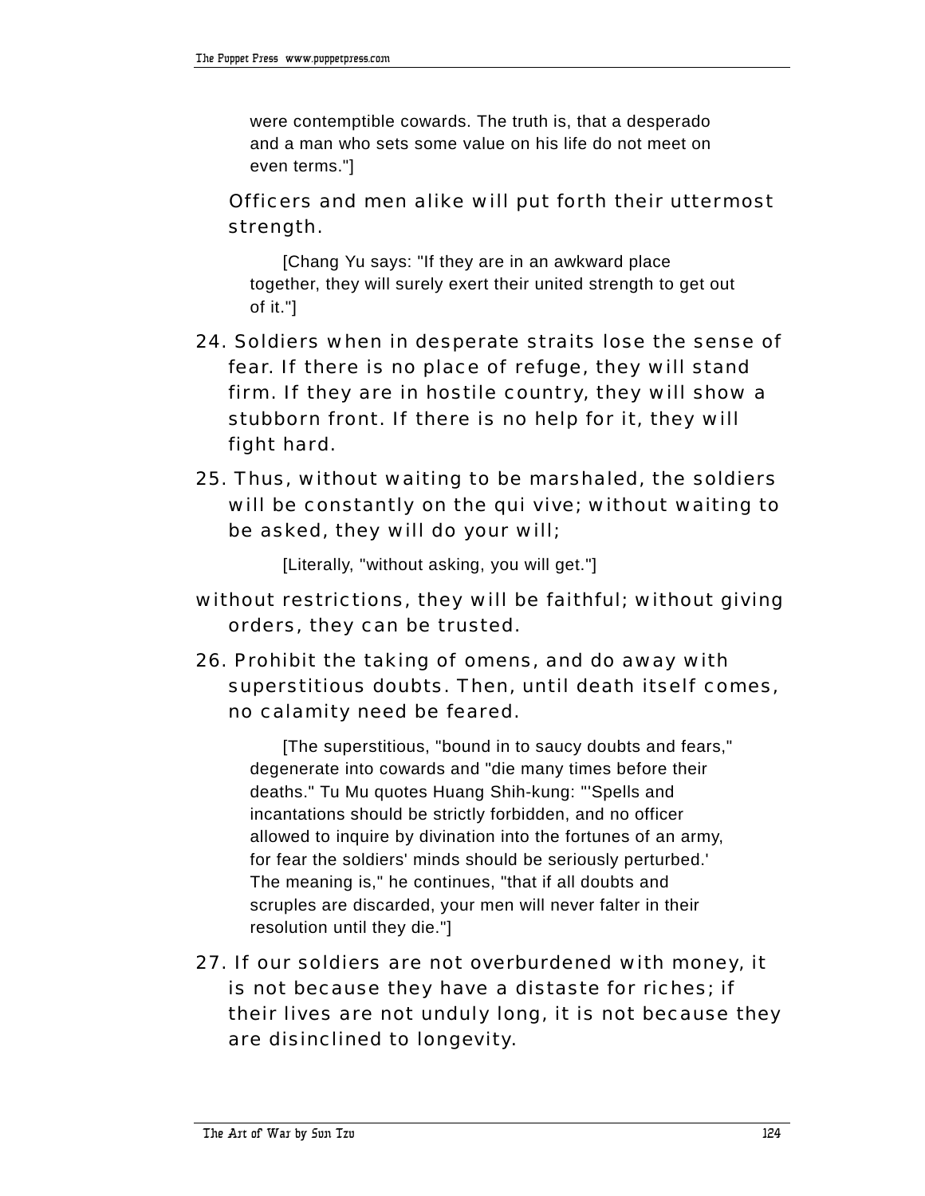were contemptible cowards. The truth is, that a desperado and a man who sets some value on his life do not meet on even terms."]

Officers and men alike will put forth their uttermost strength.

[Chang Yu says: "If they are in an awkward place together, they will surely exert their united strength to get out of it."]

24. Soldiers when in desperate straits lose the sense of fear. If there is no place of refuge, they will stand firm. If they are in hostile country, they will show a stubborn front. If there is no help for it, they will fight hard.

25. Thus, without waiting to be marshaled, the soldiers will be constantly on the qui vive; without waiting to be asked, they will do your will;

[Literally, "without asking, you will get."]

without restrictions, they will be faithful; without giving orders, they can be trusted.

26. Prohibit the taking of omens, and do away with superstitious doubts. Then, until death itself comes, no calamity need be feared.

[The superstitious, "bound in to saucy doubts and fears," degenerate into cowards and "die many times before their deaths." Tu Mu quotes Huang Shih-kung: "'Spells and incantations should be strictly forbidden, and no officer allowed to inquire by divination into the fortunes of an army, for fear the soldiers' minds should be seriously perturbed.' The meaning is," he continues, "that if all doubts and scruples are discarded, your men will never falter in their resolution until they die."]

27. If our soldiers are not overburdened with money, it is not because they have a distaste for riches; if their lives are not unduly long, it is not because they are disinclined to longevity.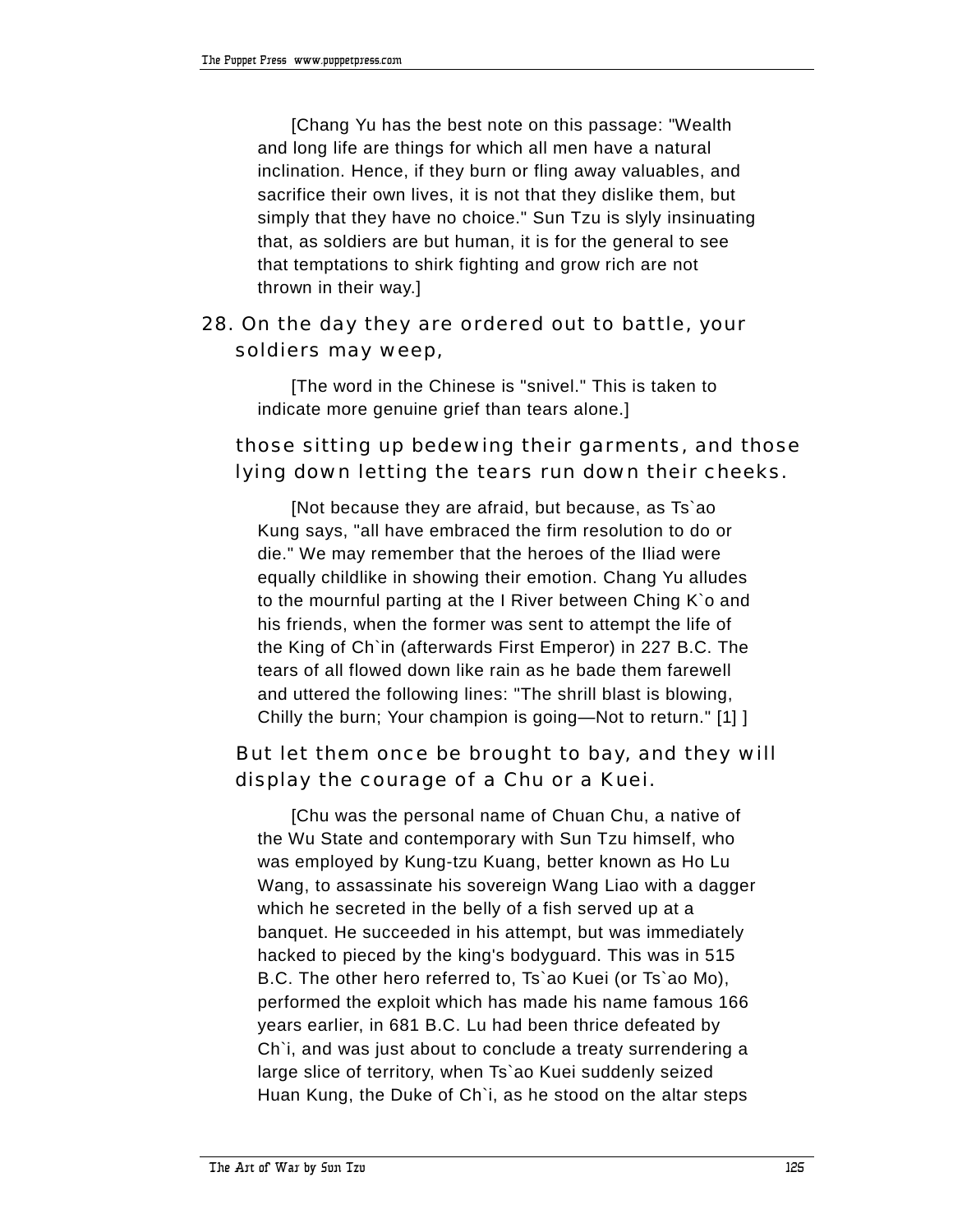[Chang Yu has the best note on this passage: "Wealth and long life are things for which all men have a natural inclination. Hence, if they burn or fling away valuables, and sacrifice their own lives, it is not that they dislike them, but simply that they have no choice." Sun Tzu is slyly insinuating that, as soldiers are but human, it is for the general to see that temptations to shirk fighting and grow rich are not thrown in their way.]

28. On the day they are ordered out to battle, your soldiers may weep,

[The word in the Chinese is "snivel." This is taken to indicate more genuine grief than tears alone.]

those sitting up bedewing their garments, and those lying down letting the tears run down their cheeks.

[Not because they are afraid, but because, as Ts`ao Kung says, "all have embraced the firm resolution to do or die." We may remember that the heroes of the Iliad were equally childlike in showing their emotion. Chang Yu alludes to the mournful parting at the I River between Ching K`o and his friends, when the former was sent to attempt the life of the King of Ch`in (afterwards First Emperor) in 227 B.C. The tears of all flowed down like rain as he bade them farewell and uttered the following lines: "The shrill blast is blowing, Chilly the burn; Your champion is going—Not to return." [1] ]

But let them once be brought to bay, and they will display the courage of a Chu or a Kuei.

[Chu was the personal name of Chuan Chu, a native of the Wu State and contemporary with Sun Tzu himself, who was employed by Kung-tzu Kuang, better known as Ho Lu Wang, to assassinate his sovereign Wang Liao with a dagger which he secreted in the belly of a fish served up at a banquet. He succeeded in his attempt, but was immediately hacked to pieced by the king's bodyguard. This was in 515 B.C. The other hero referred to, Ts`ao Kuei (or Ts`ao Mo), performed the exploit which has made his name famous 166 years earlier, in 681 B.C. Lu had been thrice defeated by Ch`i, and was just about to conclude a treaty surrendering a large slice of territory, when Ts`ao Kuei suddenly seized Huan Kung, the Duke of Ch`i, as he stood on the altar steps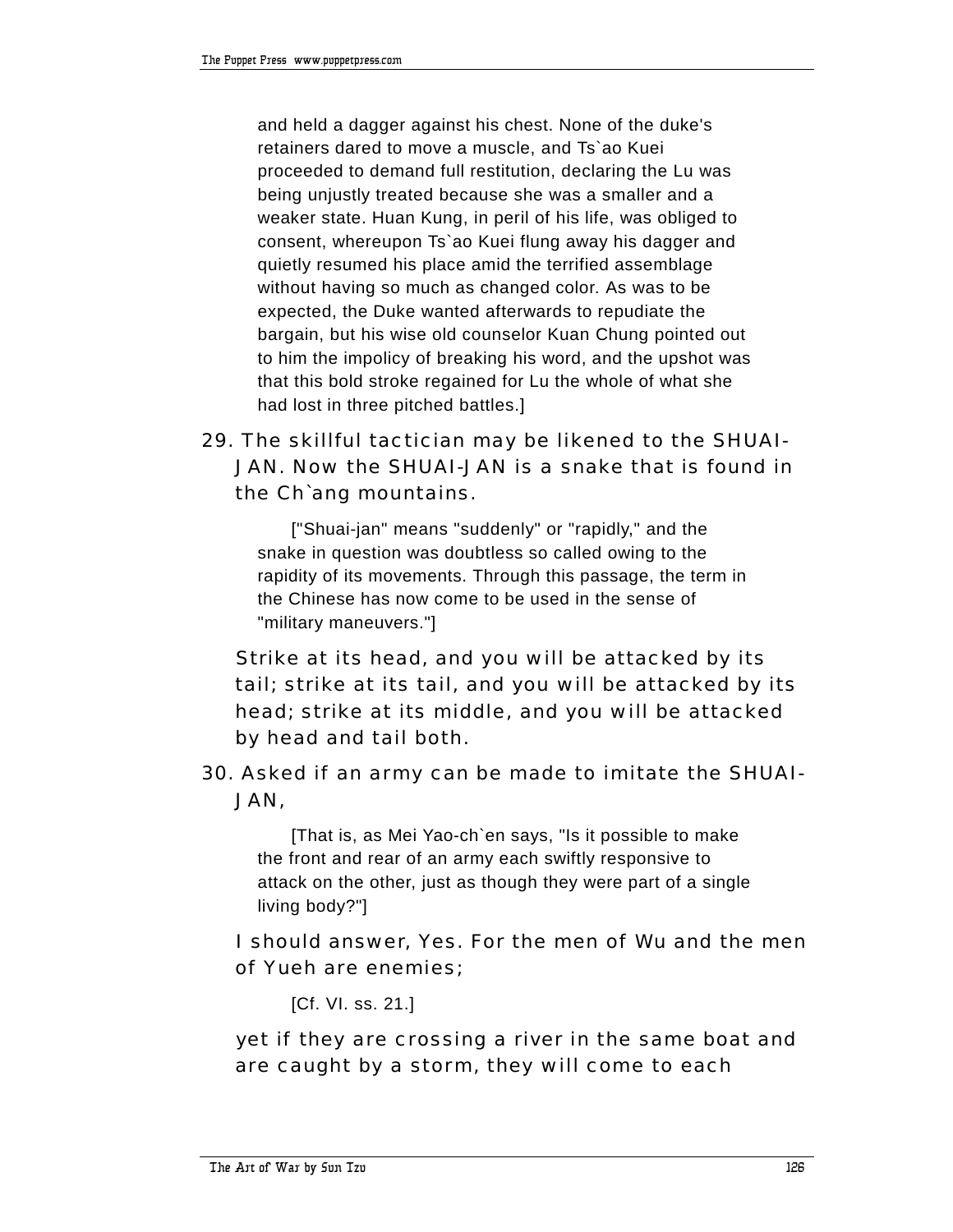and held a dagger against his chest. None of the duke's retainers dared to move a muscle, and Ts`ao Kuei proceeded to demand full restitution, declaring the Lu was being unjustly treated because she was a smaller and a weaker state. Huan Kung, in peril of his life, was obliged to consent, whereupon Ts`ao Kuei flung away his dagger and quietly resumed his place amid the terrified assemblage without having so much as changed color. As was to be expected, the Duke wanted afterwards to repudiate the bargain, but his wise old counselor Kuan Chung pointed out to him the impolicy of breaking his word, and the upshot was that this bold stroke regained for Lu the whole of what she had lost in three pitched battles.]

29. The skillful tactician may be likened to the SHUAI-JAN. Now the SHUAI-JAN is a snake that is found in the Ch`ang mountains.

["Shuai-jan" means "suddenly" or "rapidly," and the snake in question was doubtless so called owing to the rapidity of its movements. Through this passage, the term in the Chinese has now come to be used in the sense of "military maneuvers."]

Strike at its head, and you will be attacked by its tail; strike at its tail, and you will be attacked by its head; strike at its middle, and you will be attacked by head and tail both.

30. Asked if an army can be made to imitate the SHUAI-JAN,

[That is, as Mei Yao-ch`en says, "Is it possible to make the front and rear of an army each swiftly responsive to attack on the other, just as though they were part of a single living body?"]

I should answer, Yes. For the men of Wu and the men of Yueh are enemies;

[Cf. VI. ss. 21.]

yet if they are crossing a river in the same boat and are caught by a storm, they will come to each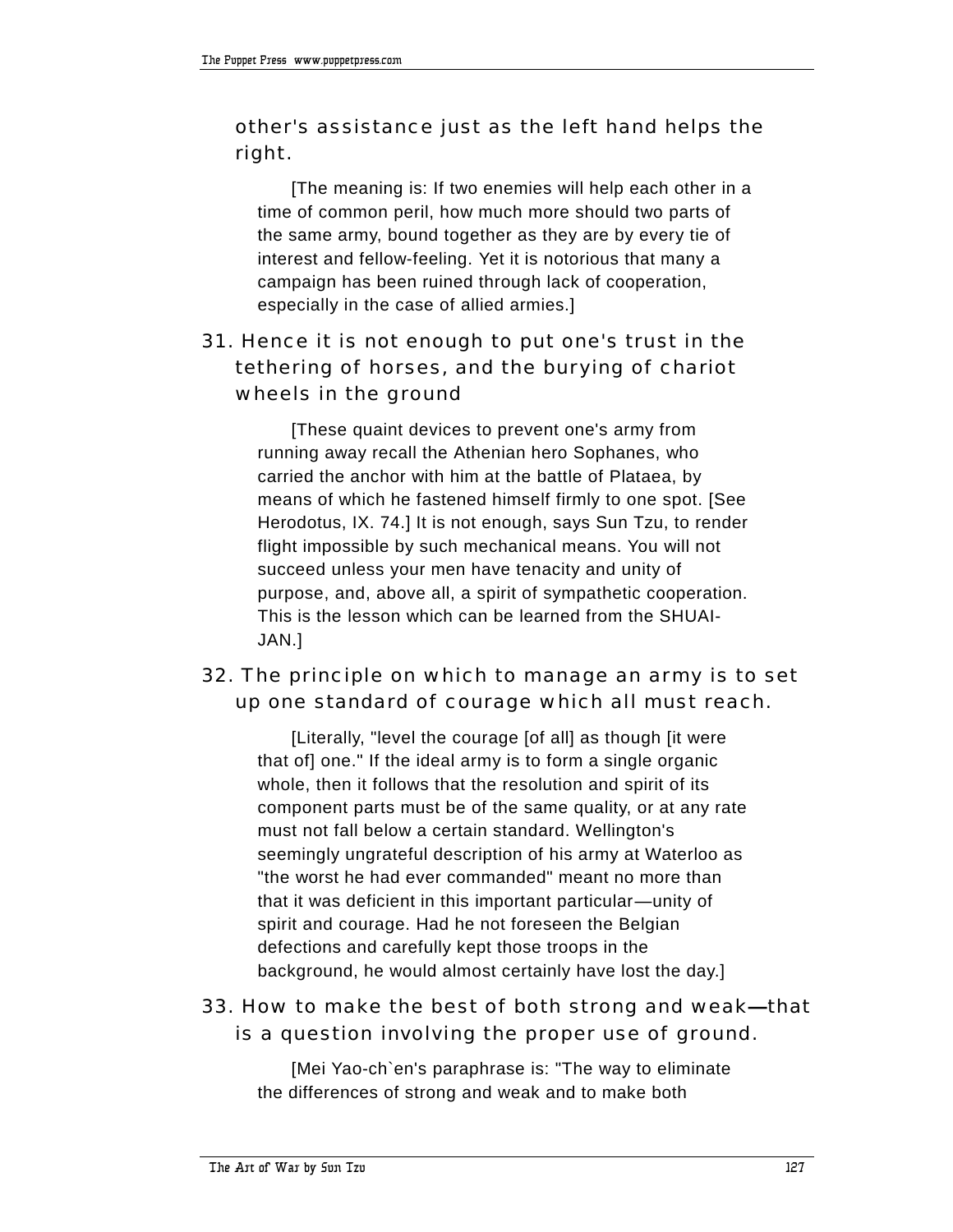other's assistance just as the left hand helps the right.

[The meaning is: If two enemies will help each other in a time of common peril, how much more should two parts of the same army, bound together as they are by every tie of interest and fellow-feeling. Yet it is notorious that many a campaign has been ruined through lack of cooperation, especially in the case of allied armies.]

31. Hence it is not enough to put one's trust in the tethering of horses, and the burying of chariot wheels in the ground

[These quaint devices to prevent one's army from running away recall the Athenian hero Sophanes, who carried the anchor with him at the battle of Plataea, by means of which he fastened himself firmly to one spot. [See Herodotus, IX. 74.] It is not enough, says Sun Tzu, to render flight impossible by such mechanical means. You will not succeed unless your men have tenacity and unity of purpose, and, above all, a spirit of sympathetic cooperation. This is the lesson which can be learned from the SHUAI-JAN.]

32. The principle on which to manage an army is to set up one standard of courage which all must reach.

[Literally, "level the courage [of all] as though [it were that of] one." If the ideal army is to form a single organic whole, then it follows that the resolution and spirit of its component parts must be of the same quality, or at any rate must not fall below a certain standard. Wellington's seemingly ungrateful description of his army at Waterloo as "the worst he had ever commanded" meant no more than that it was deficient in this important particular—unity of spirit and courage. Had he not foreseen the Belgian defections and carefully kept those troops in the background, he would almost certainly have lost the day.]

33. How to make the best of both strong and weak—that is a question involving the proper use of ground.

[Mei Yao-ch`en's paraphrase is: "The way to eliminate the differences of strong and weak and to make both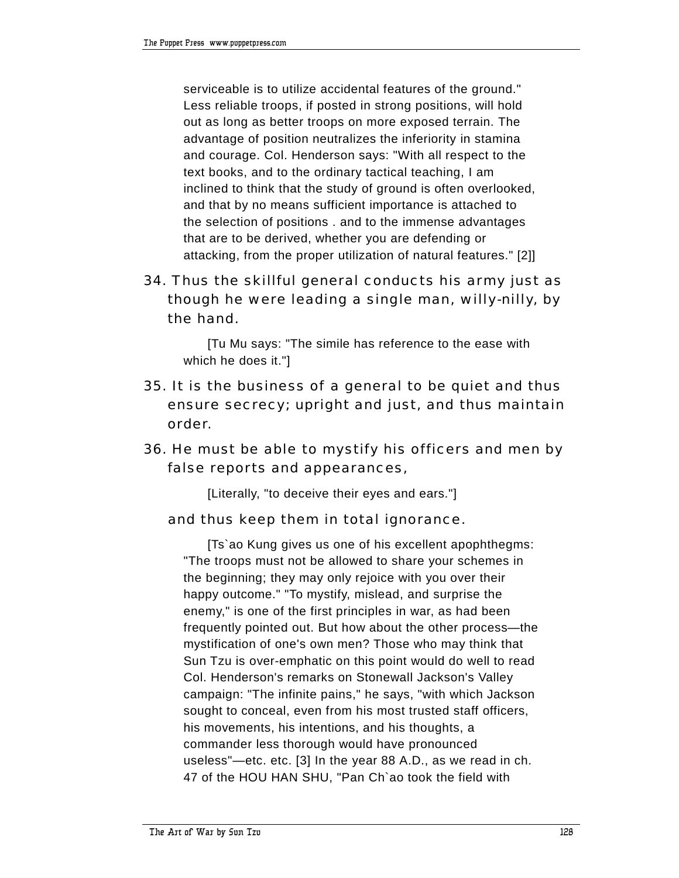serviceable is to utilize accidental features of the ground." Less reliable troops, if posted in strong positions, will hold out as long as better troops on more exposed terrain. The advantage of position neutralizes the inferiority in stamina and courage. Col. Henderson says: "With all respect to the text books, and to the ordinary tactical teaching, I am inclined to think that the study of ground is often overlooked, and that by no means sufficient importance is attached to the selection of positions . and to the immense advantages that are to be derived, whether you are defending or attacking, from the proper utilization of natural features." [2]]

34. Thus the skillful general conducts his army just as though he were leading a single man, willy-nilly, by the hand.

 [Tu Mu says: "The simile has reference to the ease with which he does it."]

35. It is the business of a general to be quiet and thus ensure secrecy; upright and just, and thus maintain order.

36. He must be able to mystify his officers and men by false reports and appearances,

 [Literally, "to deceive their eyes and ears."]

 and thus keep them in total ignorance.

 [Ts`ao Kung gives us one of his excellent apophthegms: "The troops must not be allowed to share your schemes in the beginning; they may only rejoice with you over their happy outcome." "To mystify, mislead, and surprise the enemy," is one of the first principles in war, as had been frequently pointed out. But how about the other process—the mystification of one's own men? Those who may think that Sun Tzu is over-emphatic on this point would do well to read Col. Henderson's remarks on Stonewall Jackson's Valley campaign: "The infinite pains," he says, "with which Jackson sought to conceal, even from his most trusted staff officers, his movements, his intentions, and his thoughts, a commander less thorough would have pronounced useless"—etc. etc. [3] In the year 88 A.D., as we read in ch. 47 of the HOU HAN SHU, "Pan Ch`ao took the field with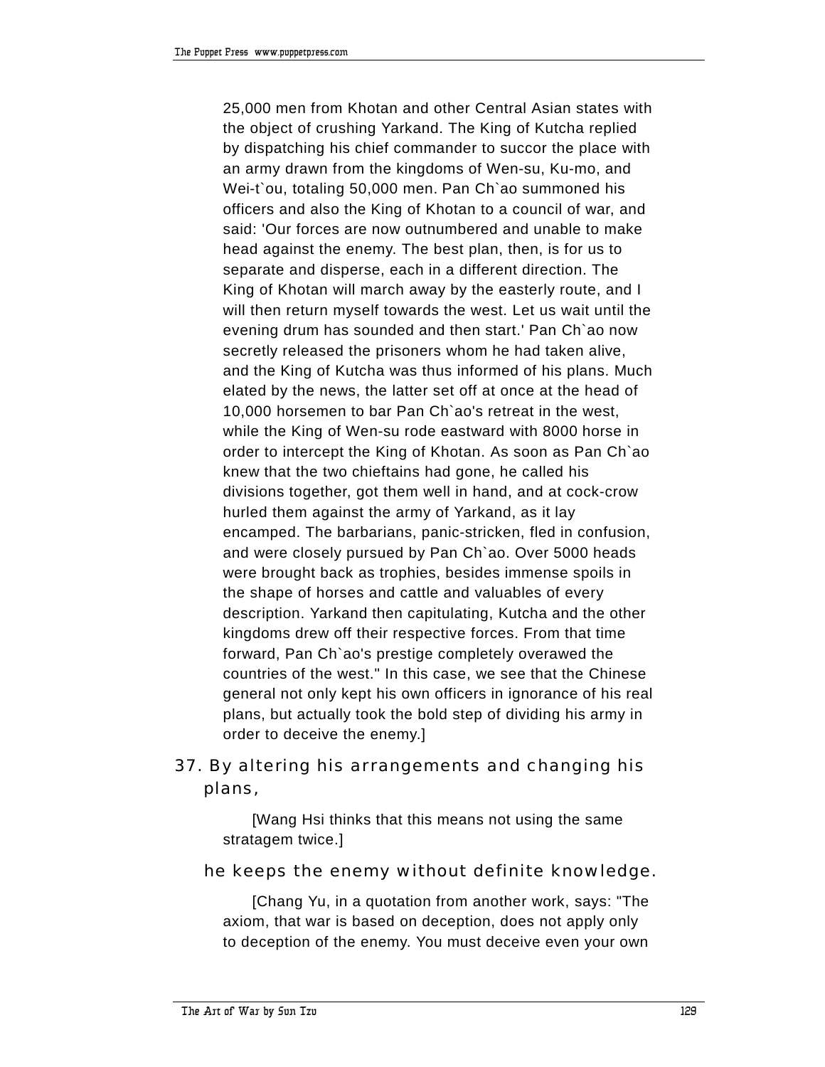25,000 men from Khotan and other Central Asian states with the object of crushing Yarkand. The King of Kutcha replied by dispatching his chief commander to succor the place with an army drawn from the kingdoms of Wen-su, Ku-mo, and Wei-t`ou, totaling 50,000 men. Pan Ch`ao summoned his officers and also the King of Khotan to a council of war, and said: 'Our forces are now outnumbered and unable to make head against the enemy. The best plan, then, is for us to separate and disperse, each in a different direction. The King of Khotan will march away by the easterly route, and I will then return myself towards the west. Let us wait until the evening drum has sounded and then start.' Pan Ch`ao now secretly released the prisoners whom he had taken alive, and the King of Kutcha was thus informed of his plans. Much elated by the news, the latter set off at once at the head of 10,000 horsemen to bar Pan Ch`ao's retreat in the west, while the King of Wen-su rode eastward with 8000 horse in order to intercept the King of Khotan. As soon as Pan Ch`ao knew that the two chieftains had gone, he called his divisions together, got them well in hand, and at cock-crow hurled them against the army of Yarkand, as it lay encamped. The barbarians, panic-stricken, fled in confusion, and were closely pursued by Pan Ch`ao. Over 5000 heads were brought back as trophies, besides immense spoils in the shape of horses and cattle and valuables of every description. Yarkand then capitulating, Kutcha and the other kingdoms drew off their respective forces. From that time forward, Pan Ch`ao's prestige completely overawed the countries of the west." In this case, we see that the Chinese general not only kept his own officers in ignorance of his real plans, but actually took the bold step of dividing his army in order to deceive the enemy.]

37. By altering his arrangements and changing his plans,

[Wang Hsi thinks that this means not using the same stratagem twice.]

he keeps the enemy without definite knowledge.

[Chang Yu, in a quotation from another work, says: "The axiom, that war is based on deception, does not apply only to deception of the enemy. You must deceive even your own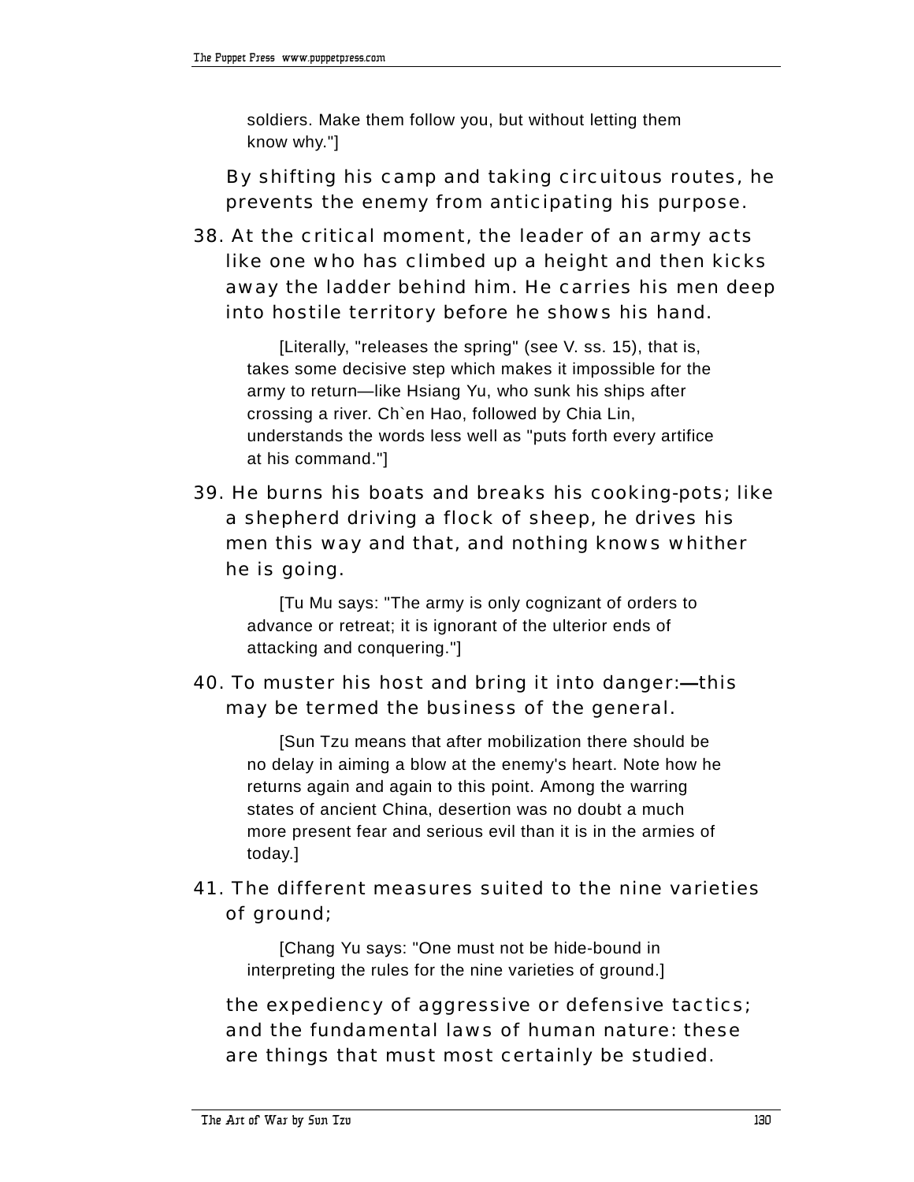soldiers. Make them follow you, but without letting them know why."]

By shifting his camp and taking circuitous routes, he prevents the enemy from anticipating his purpose.

38. At the critical moment, the leader of an army acts like one who has climbed up a height and then kicks away the ladder behind him. He carries his men deep into hostile territory before he shows his hand.

[Literally, "releases the spring" (see V. ss. 15), that is, takes some decisive step which makes it impossible for the army to return—like Hsiang Yu, who sunk his ships after crossing a river. Ch`en Hao, followed by Chia Lin, understands the words less well as "puts forth every artifice at his command."]

39. He burns his boats and breaks his cooking-pots; like a shepherd driving a flock of sheep, he drives his men this way and that, and nothing knows whither he is going.

[Tu Mu says: "The army is only cognizant of orders to advance or retreat; it is ignorant of the ulterior ends of attacking and conquering."]

40. To muster his host and bring it into danger:—this may be termed the business of the general.

[Sun Tzu means that after mobilization there should be no delay in aiming a blow at the enemy's heart. Note how he returns again and again to this point. Among the warring states of ancient China, desertion was no doubt a much more present fear and serious evil than it is in the armies of today.]

41. The different measures suited to the nine varieties of ground;

[Chang Yu says: "One must not be hide-bound in interpreting the rules for the nine varieties of ground.]

the expediency of aggressive or defensive tactics; and the fundamental laws of human nature: these are things that must most certainly be studied.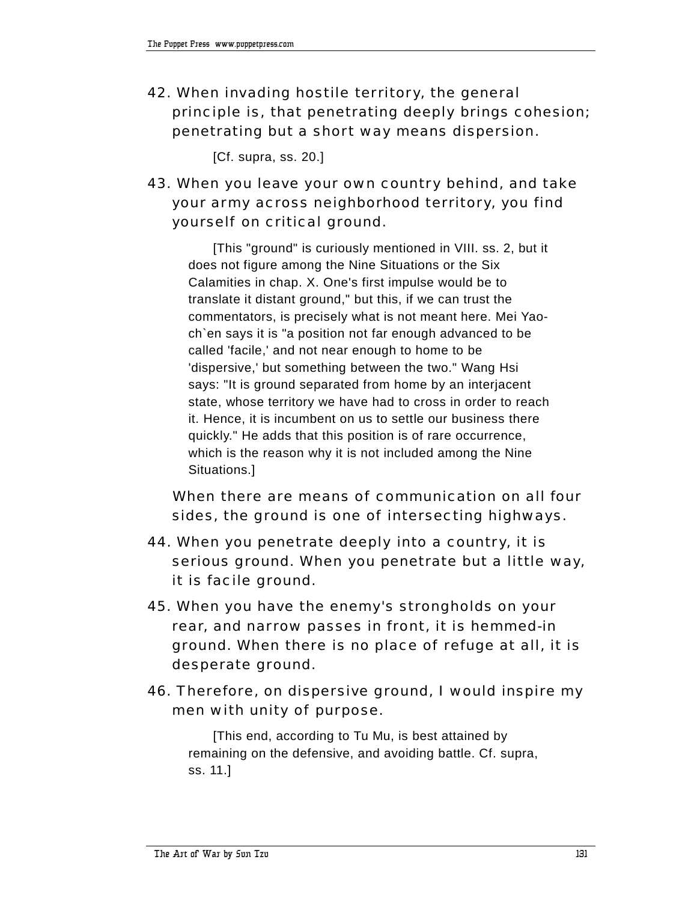42. When invading hostile territory, the general principle is, that penetrating deeply brings cohesion; penetrating but a short way means dispersion.

    [Cf. supra, ss. 20.]

43. When you leave your own country behind, and take your army across neighborhood territory, you find yourself on critical ground.

    [This "ground" is curiously mentioned in VIII. ss. 2, but it does not figure among the Nine Situations or the Six Calamities in chap. X. One's first impulse would be to translate it distant ground," but this, if we can trust the commentators, is precisely what is not meant here. Mei Yao-ch`en says it is "a position not far enough advanced to be called 'facile,' and not near enough to home to be 'dispersive,' but something between the two." Wang Hsi says: "It is ground separated from home by an interjacent state, whose territory we have had to cross in order to reach it. Hence, it is incumbent on us to settle our business there quickly." He adds that this position is of rare occurrence, which is the reason why it is not included among the Nine Situations.]

    When there are means of communication on all four sides, the ground is one of intersecting highways.

44. When you penetrate deeply into a country, it is serious ground. When you penetrate but a little way, it is facile ground.

45. When you have the enemy's strongholds on your rear, and narrow passes in front, it is hemmed-in ground. When there is no place of refuge at all, it is desperate ground.

46. Therefore, on dispersive ground, I would inspire my men with unity of purpose.

    [This end, according to Tu Mu, is best attained by remaining on the defensive, and avoiding battle. Cf. supra, ss. 11.]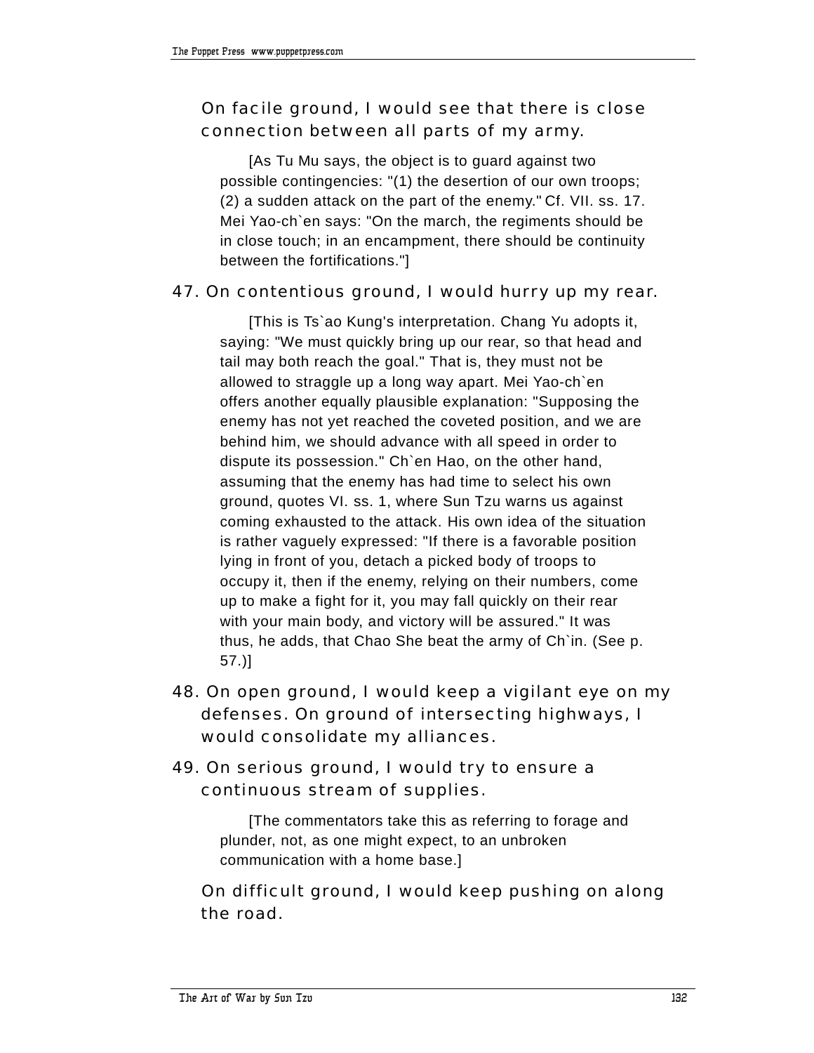On facile ground, I would see that there is close connection between all parts of my army.

[As Tu Mu says, the object is to guard against two possible contingencies: "(1) the desertion of our own troops; (2) a sudden attack on the part of the enemy." Cf. VII. ss. 17. Mei Yao-ch`en says: "On the march, the regiments should be in close touch; in an encampment, there should be continuity between the fortifications."]

47. On contentious ground, I would hurry up my rear.

[This is Ts`ao Kung's interpretation. Chang Yu adopts it, saying: "We must quickly bring up our rear, so that head and tail may both reach the goal." That is, they must not be allowed to straggle up a long way apart. Mei Yao-ch`en offers another equally plausible explanation: "Supposing the enemy has not yet reached the coveted position, and we are behind him, we should advance with all speed in order to dispute its possession." Ch`en Hao, on the other hand, assuming that the enemy has had time to select his own ground, quotes VI. ss. 1, where Sun Tzu warns us against coming exhausted to the attack. His own idea of the situation is rather vaguely expressed: "If there is a favorable position lying in front of you, detach a picked body of troops to occupy it, then if the enemy, relying on their numbers, come up to make a fight for it, you may fall quickly on their rear with your main body, and victory will be assured." It was thus, he adds, that Chao She beat the army of Ch`in. (See p. 57.)]

48. On open ground, I would keep a vigilant eye on my defenses. On ground of intersecting highways, I would consolidate my alliances.

49. On serious ground, I would try to ensure a continuous stream of supplies.

[The commentators take this as referring to forage and plunder, not, as one might expect, to an unbroken communication with a home base.]

On difficult ground, I would keep pushing on along the road.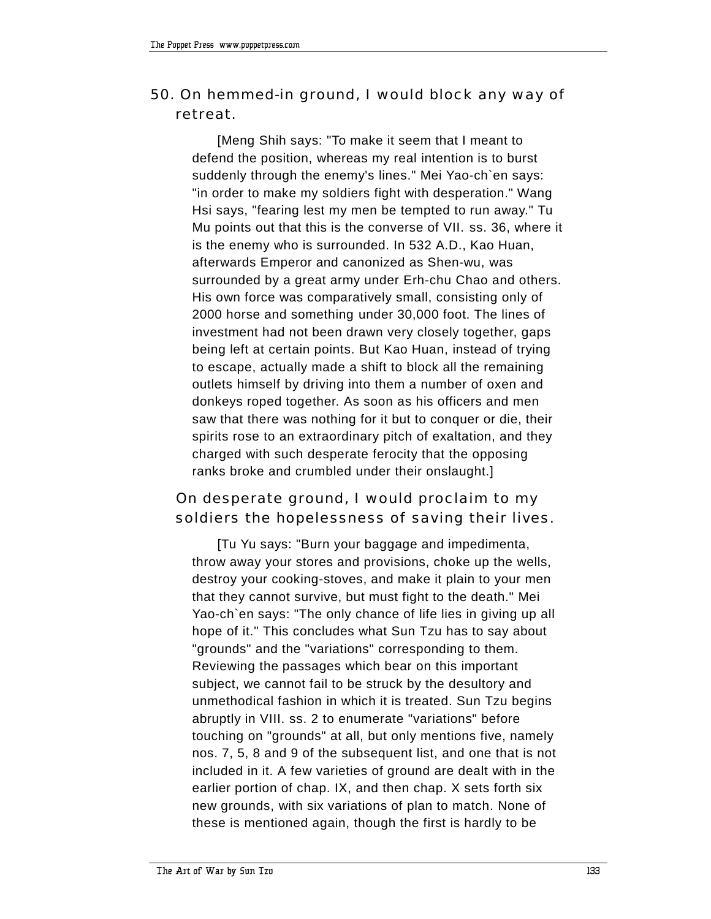50. On hemmed-in ground, I would block any way of retreat.

[Meng Shih says: "To make it seem that I meant to defend the position, whereas my real intention is to burst suddenly through the enemy's lines." Mei Yao-ch`en says: "in order to make my soldiers fight with desperation." Wang Hsi says, "fearing lest my men be tempted to run away." Tu Mu points out that this is the converse of VII. ss. 36, where it is the enemy who is surrounded. In 532 A.D., Kao Huan, afterwards Emperor and canonized as Shen-wu, was surrounded by a great army under Erh-chu Chao and others. His own force was comparatively small, consisting only of 2000 horse and something under 30,000 foot. The lines of investment had not been drawn very closely together, gaps being left at certain points. But Kao Huan, instead of trying to escape, actually made a shift to block all the remaining outlets himself by driving into them a number of oxen and donkeys roped together. As soon as his officers and men saw that there was nothing for it but to conquer or die, their spirits rose to an extraordinary pitch of exaltation, and they charged with such desperate ferocity that the opposing ranks broke and crumbled under their onslaught.]

On desperate ground, I would proclaim to my soldiers the hopelessness of saving their lives.

[Tu Yu says: "Burn your baggage and impedimenta, throw away your stores and provisions, choke up the wells, destroy your cooking-stoves, and make it plain to your men that they cannot survive, but must fight to the death." Mei Yao-ch`en says: "The only chance of life lies in giving up all hope of it." This concludes what Sun Tzu has to say about "grounds" and the "variations" corresponding to them. Reviewing the passages which bear on this important subject, we cannot fail to be struck by the desultory and unmethodical fashion in which it is treated. Sun Tzu begins abruptly in VIII. ss. 2 to enumerate "variations" before touching on "grounds" at all, but only mentions five, namely nos. 7, 5, 8 and 9 of the subsequent list, and one that is not included in it. A few varieties of ground are dealt with in the earlier portion of chap. IX, and then chap. X sets forth six new grounds, with six variations of plan to match. None of these is mentioned again, though the first is hardly to be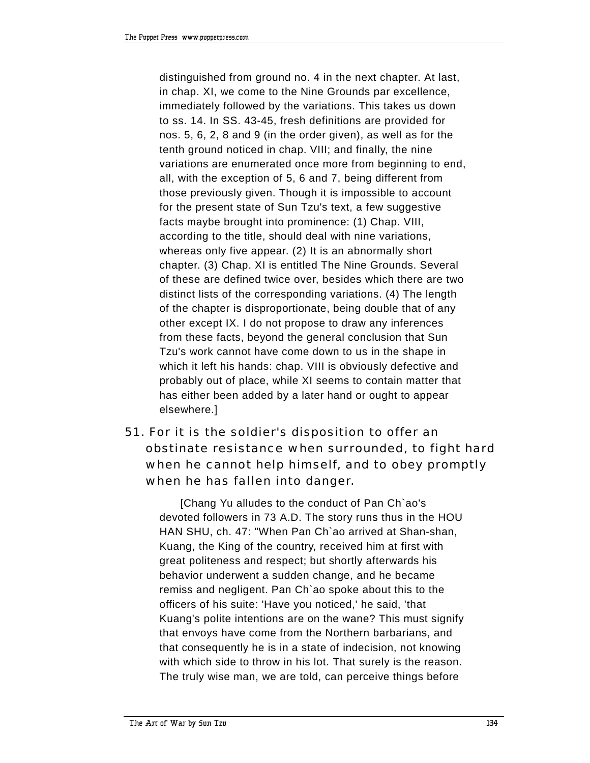distinguished from ground no. 4 in the next chapter. At last, in chap. XI, we come to the Nine Grounds par excellence, immediately followed by the variations. This takes us down to ss. 14. In SS. 43-45, fresh definitions are provided for nos. 5, 6, 2, 8 and 9 (in the order given), as well as for the tenth ground noticed in chap. VIII; and finally, the nine variations are enumerated once more from beginning to end, all, with the exception of 5, 6 and 7, being different from those previously given. Though it is impossible to account for the present state of Sun Tzu's text, a few suggestive facts maybe brought into prominence: (1) Chap. VIII, according to the title, should deal with nine variations, whereas only five appear. (2) It is an abnormally short chapter. (3) Chap. XI is entitled The Nine Grounds. Several of these are defined twice over, besides which there are two distinct lists of the corresponding variations. (4) The length of the chapter is disproportionate, being double that of any other except IX. I do not propose to draw any inferences from these facts, beyond the general conclusion that Sun Tzu's work cannot have come down to us in the shape in which it left his hands: chap. VIII is obviously defective and probably out of place, while XI seems to contain matter that has either been added by a later hand or ought to appear elsewhere.]

51. For it is the soldier's disposition to offer an obstinate resistance when surrounded, to fight hard when he cannot help himself, and to obey promptly when he has fallen into danger.

[Chang Yu alludes to the conduct of Pan Ch`ao's devoted followers in 73 A.D. The story runs thus in the HOU HAN SHU, ch. 47: "When Pan Ch`ao arrived at Shan-shan, Kuang, the King of the country, received him at first with great politeness and respect; but shortly afterwards his behavior underwent a sudden change, and he became remiss and negligent. Pan Ch`ao spoke about this to the officers of his suite: 'Have you noticed,' he said, 'that Kuang's polite intentions are on the wane? This must signify that envoys have come from the Northern barbarians, and that consequently he is in a state of indecision, not knowing with which side to throw in his lot. That surely is the reason. The truly wise man, we are told, can perceive things before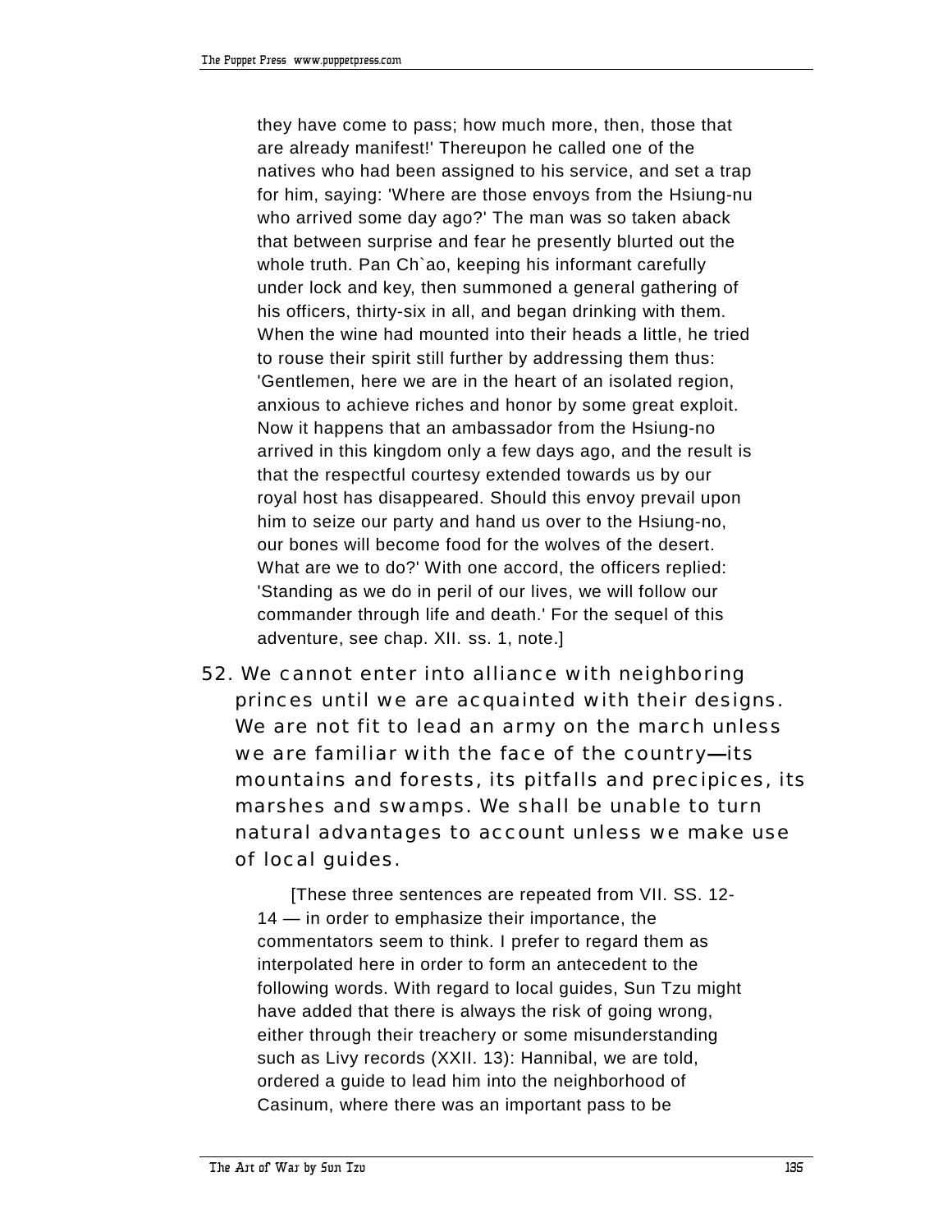they have come to pass; how much more, then, those that are already manifest!' Thereupon he called one of the natives who had been assigned to his service, and set a trap for him, saying: 'Where are those envoys from the Hsiung-nu who arrived some day ago?' The man was so taken aback that between surprise and fear he presently blurted out the whole truth. Pan Ch`ao, keeping his informant carefully under lock and key, then summoned a general gathering of his officers, thirty-six in all, and began drinking with them. When the wine had mounted into their heads a little, he tried to rouse their spirit still further by addressing them thus: 'Gentlemen, here we are in the heart of an isolated region, anxious to achieve riches and honor by some great exploit. Now it happens that an ambassador from the Hsiung-no arrived in this kingdom only a few days ago, and the result is that the respectful courtesy extended towards us by our royal host has disappeared. Should this envoy prevail upon him to seize our party and hand us over to the Hsiung-no, our bones will become food for the wolves of the desert. What are we to do?' With one accord, the officers replied: 'Standing as we do in peril of our lives, we will follow our commander through life and death.' For the sequel of this adventure, see chap. XII. ss. 1, note.]

52. We cannot enter into alliance with neighboring princes until we are acquainted with their designs. We are not fit to lead an army on the march unless we are familiar with the face of the country—its mountains and forests, its pitfalls and precipices, its marshes and swamps. We shall be unable to turn natural advantages to account unless we make use of local guides.

[These three sentences are repeated from VII. SS. 12-14 — in order to emphasize their importance, the commentators seem to think. I prefer to regard them as interpolated here in order to form an antecedent to the following words. With regard to local guides, Sun Tzu might have added that there is always the risk of going wrong, either through their treachery or some misunderstanding such as Livy records (XXII. 13): Hannibal, we are told, ordered a guide to lead him into the neighborhood of Casinum, where there was an important pass to be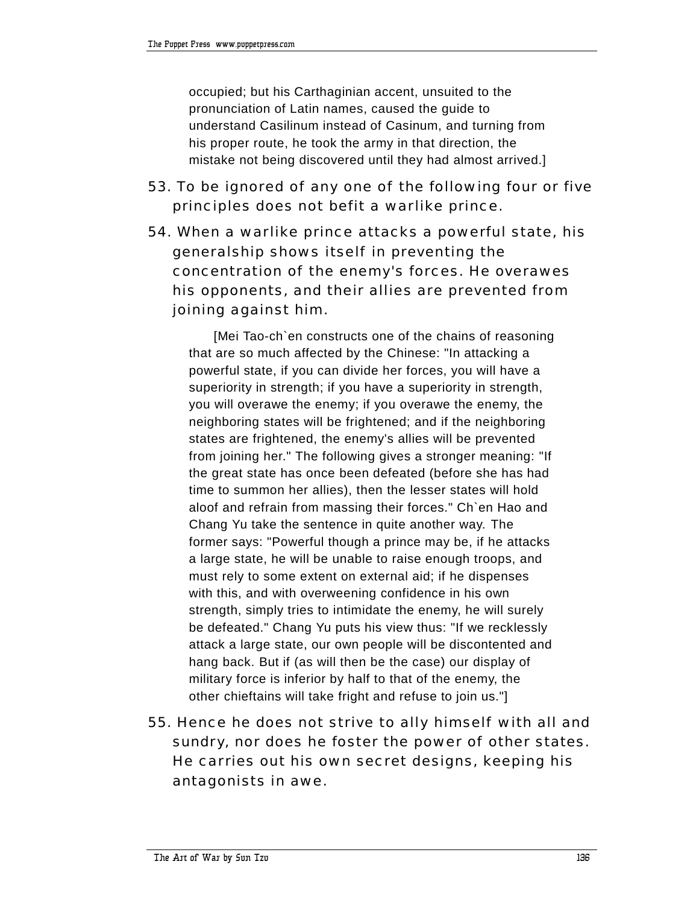occupied; but his Carthaginian accent, unsuited to the pronunciation of Latin names, caused the guide to understand Casilinum instead of Casinum, and turning from his proper route, he took the army in that direction, the mistake not being discovered until they had almost arrived.]

53. To be ignored of any one of the following four or five principles does not befit a warlike prince.

54. When a warlike prince attacks a powerful state, his generalship shows itself in preventing the concentration of the enemy's forces. He overawes his opponents, and their allies are prevented from joining against him.

[Mei Tao-ch`en constructs one of the chains of reasoning that are so much affected by the Chinese: "In attacking a powerful state, if you can divide her forces, you will have a superiority in strength; if you have a superiority in strength, you will overawe the enemy; if you overawe the enemy, the neighboring states will be frightened; and if the neighboring states are frightened, the enemy's allies will be prevented from joining her." The following gives a stronger meaning: "If the great state has once been defeated (before she has had time to summon her allies), then the lesser states will hold aloof and refrain from massing their forces." Ch`en Hao and Chang Yu take the sentence in quite another way. The former says: "Powerful though a prince may be, if he attacks a large state, he will be unable to raise enough troops, and must rely to some extent on external aid; if he dispenses with this, and with overweening confidence in his own strength, simply tries to intimidate the enemy, he will surely be defeated." Chang Yu puts his view thus: "If we recklessly attack a large state, our own people will be discontented and hang back. But if (as will then be the case) our display of military force is inferior by half to that of the enemy, the other chieftains will take fright and refuse to join us."]

55. Hence he does not strive to ally himself with all and sundry, nor does he foster the power of other states. He carries out his own secret designs, keeping his antagonists in awe.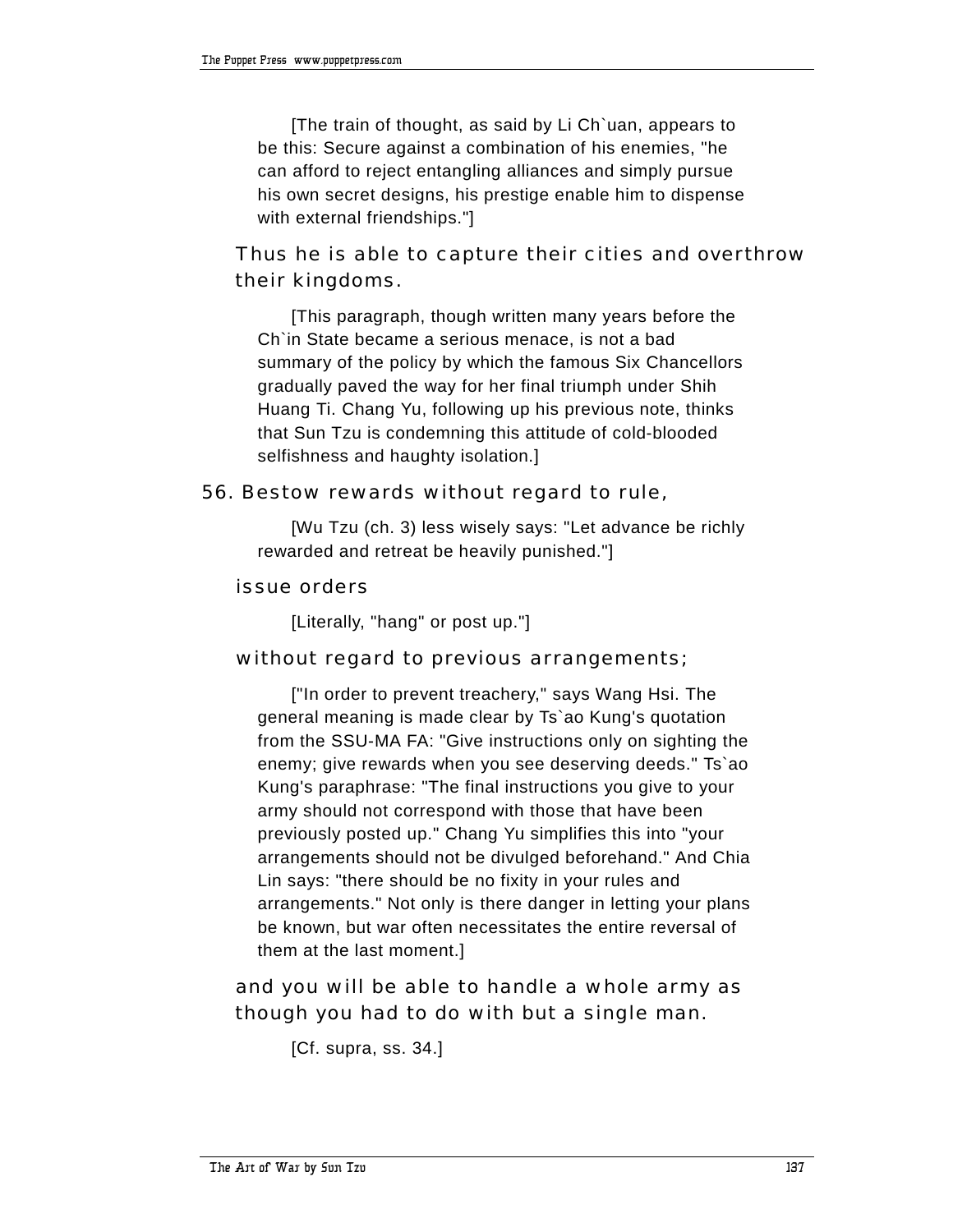[The train of thought, as said by Li Ch`uan, appears to be this: Secure against a combination of his enemies, "he can afford to reject entangling alliances and simply pursue his own secret designs, his prestige enable him to dispense with external friendships."]

Thus he is able to capture their cities and overthrow their kingdoms.

[This paragraph, though written many years before the Ch`in State became a serious menace, is not a bad summary of the policy by which the famous Six Chancellors gradually paved the way for her final triumph under Shih Huang Ti. Chang Yu, following up his previous note, thinks that Sun Tzu is condemning this attitude of cold-blooded selfishness and haughty isolation.]

56. Bestow rewards without regard to rule,

[Wu Tzu (ch. 3) less wisely says: "Let advance be richly rewarded and retreat be heavily punished."]

issue orders

[Literally, "hang" or post up."]

without regard to previous arrangements;

["In order to prevent treachery," says Wang Hsi. The general meaning is made clear by Ts`ao Kung's quotation from the SSU-MA FA: "Give instructions only on sighting the enemy; give rewards when you see deserving deeds." Ts`ao Kung's paraphrase: "The final instructions you give to your army should not correspond with those that have been previously posted up." Chang Yu simplifies this into "your arrangements should not be divulged beforehand." And Chia Lin says: "there should be no fixity in your rules and arrangements." Not only is there danger in letting your plans be known, but war often necessitates the entire reversal of them at the last moment.]

and you will be able to handle a whole army as though you had to do with but a single man.

[Cf. supra, ss. 34.]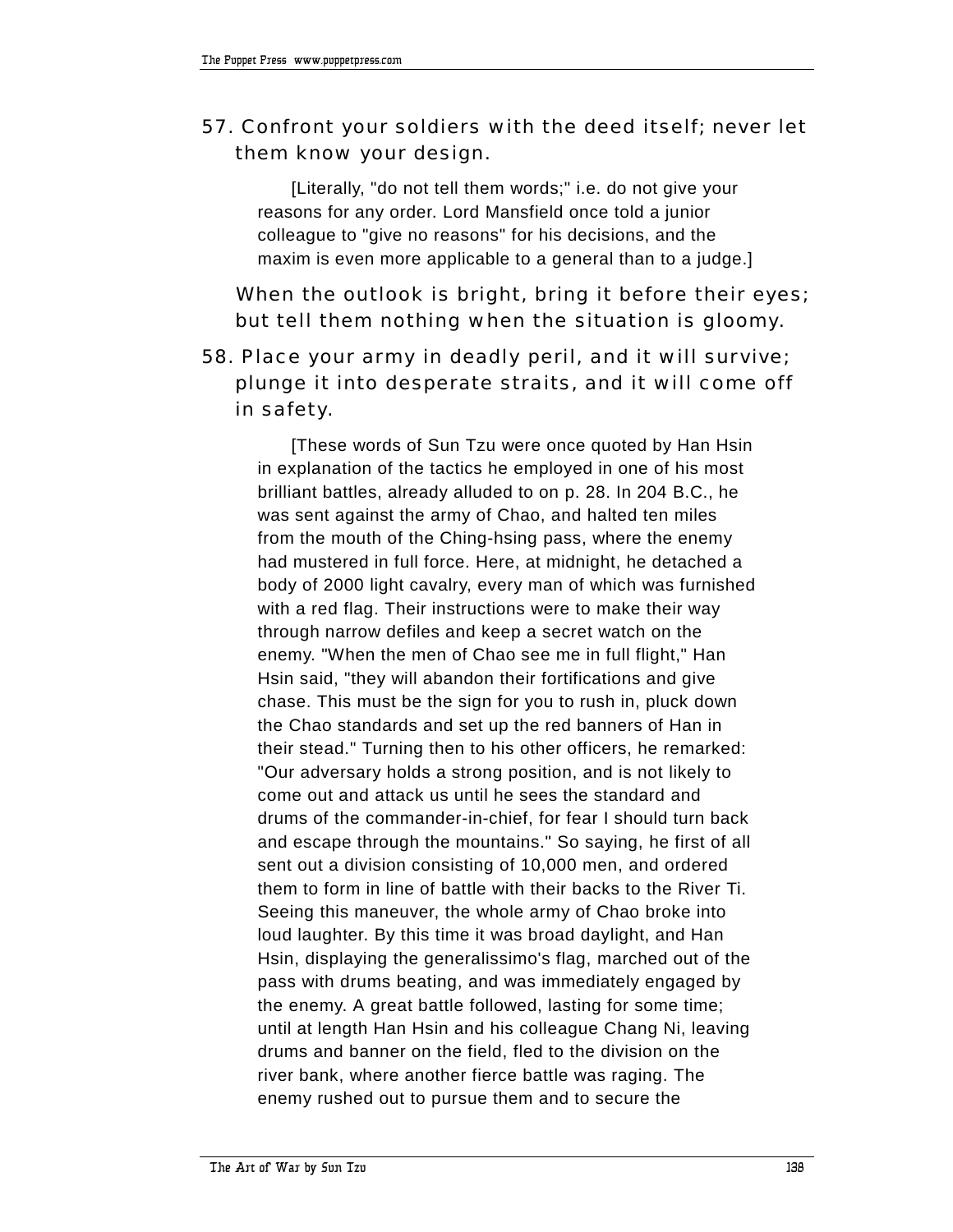57. Confront your soldiers with the deed itself; never let them know your design.

    [Literally, "do not tell them words;" i.e. do not give your reasons for any order. Lord Mansfield once told a junior colleague to "give no reasons" for his decisions, and the maxim is even more applicable to a general than to a judge.]

    When the outlook is bright, bring it before their eyes; but tell them nothing when the situation is gloomy.

58. Place your army in deadly peril, and it will survive; plunge it into desperate straits, and it will come off in safety.

    [These words of Sun Tzu were once quoted by Han Hsin in explanation of the tactics he employed in one of his most brilliant battles, already alluded to on p. 28. In 204 B.C., he was sent against the army of Chao, and halted ten miles from the mouth of the Ching-hsing pass, where the enemy had mustered in full force. Here, at midnight, he detached a body of 2000 light cavalry, every man of which was furnished with a red flag. Their instructions were to make their way through narrow defiles and keep a secret watch on the enemy. "When the men of Chao see me in full flight," Han Hsin said, "they will abandon their fortifications and give chase. This must be the sign for you to rush in, pluck down the Chao standards and set up the red banners of Han in their stead." Turning then to his other officers, he remarked: "Our adversary holds a strong position, and is not likely to come out and attack us until he sees the standard and drums of the commander-in-chief, for fear I should turn back and escape through the mountains." So saying, he first of all sent out a division consisting of 10,000 men, and ordered them to form in line of battle with their backs to the River Ti. Seeing this maneuver, the whole army of Chao broke into loud laughter. By this time it was broad daylight, and Han Hsin, displaying the generalissimo's flag, marched out of the pass with drums beating, and was immediately engaged by the enemy. A great battle followed, lasting for some time; until at length Han Hsin and his colleague Chang Ni, leaving drums and banner on the field, fled to the division on the river bank, where another fierce battle was raging. The enemy rushed out to pursue them and to secure the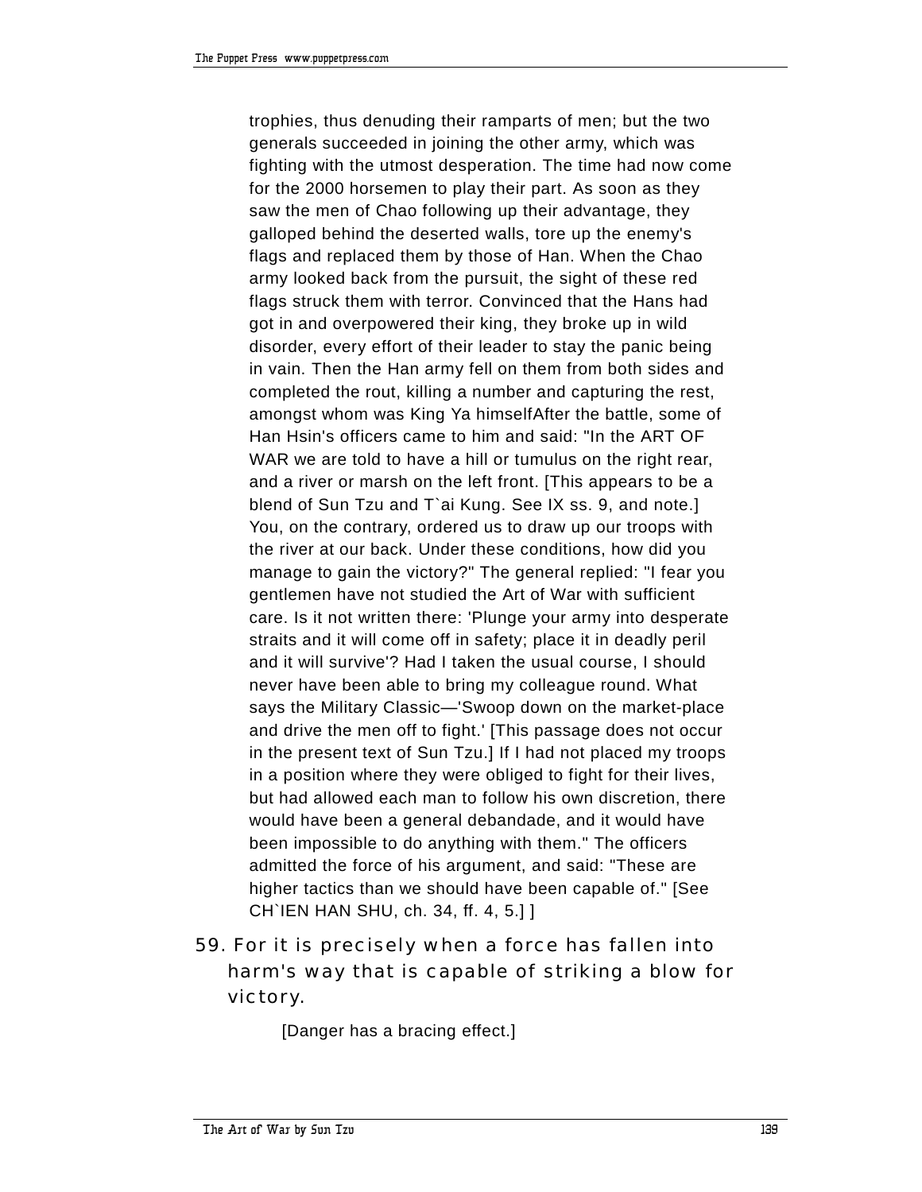trophies, thus denuding their ramparts of men; but the two generals succeeded in joining the other army, which was fighting with the utmost desperation. The time had now come for the 2000 horsemen to play their part. As soon as they saw the men of Chao following up their advantage, they galloped behind the deserted walls, tore up the enemy's flags and replaced them by those of Han. When the Chao army looked back from the pursuit, the sight of these red flags struck them with terror. Convinced that the Hans had got in and overpowered their king, they broke up in wild disorder, every effort of their leader to stay the panic being in vain. Then the Han army fell on them from both sides and completed the rout, killing a number and capturing the rest, amongst whom was King Ya himselfAfter the battle, some of Han Hsin's officers came to him and said: "In the ART OF WAR we are told to have a hill or tumulus on the right rear, and a river or marsh on the left front. [This appears to be a blend of Sun Tzu and T`ai Kung. See IX ss. 9, and note.] You, on the contrary, ordered us to draw up our troops with the river at our back. Under these conditions, how did you manage to gain the victory?" The general replied: "I fear you gentlemen have not studied the Art of War with sufficient care. Is it not written there: 'Plunge your army into desperate straits and it will come off in safety; place it in deadly peril and it will survive'? Had I taken the usual course, I should never have been able to bring my colleague round. What says the Military Classic—'Swoop down on the market-place and drive the men off to fight.' [This passage does not occur in the present text of Sun Tzu.] If I had not placed my troops in a position where they were obliged to fight for their lives, but had allowed each man to follow his own discretion, there would have been a general debandade, and it would have been impossible to do anything with them." The officers admitted the force of his argument, and said: "These are higher tactics than we should have been capable of." [See CH`IEN HAN SHU, ch. 34, ff. 4, 5.] ]

59. For it is precisely when a force has fallen into harm's way that is capable of striking a blow for victory.

    [Danger has a bracing effect.]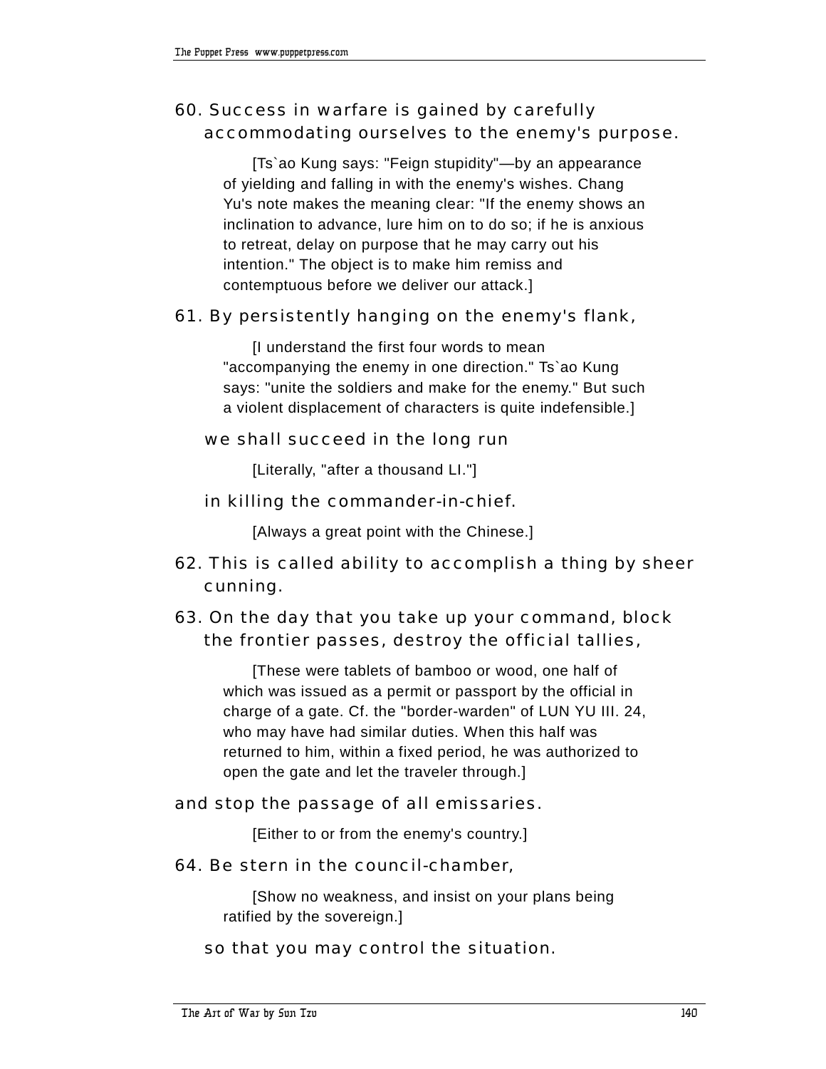60. Success in warfare is gained by carefully accommodating ourselves to the enemy's purpose.

> [Ts`ao Kung says: "Feign stupidity"—by an appearance of yielding and falling in with the enemy's wishes. Chang Yu's note makes the meaning clear: "If the enemy shows an inclination to advance, lure him on to do so; if he is anxious to retreat, delay on purpose that he may carry out his intention." The object is to make him remiss and contemptuous before we deliver our attack.]

61. By persistently hanging on the enemy's flank,

> [I understand the first four words to mean "accompanying the enemy in one direction." Ts`ao Kung says: "unite the soldiers and make for the enemy." But such a violent displacement of characters is quite indefensible.]

we shall succeed in the long run

> [Literally, "after a thousand LI."]

in killing the commander-in-chief.

> [Always a great point with the Chinese.]

62. This is called ability to accomplish a thing by sheer cunning.

63. On the day that you take up your command, block the frontier passes, destroy the official tallies,

> [These were tablets of bamboo or wood, one half of which was issued as a permit or passport by the official in charge of a gate. Cf. the "border-warden" of LUN YU III. 24, who may have had similar duties. When this half was returned to him, within a fixed period, he was authorized to open the gate and let the traveler through.]

and stop the passage of all emissaries.

> [Either to or from the enemy's country.]

64. Be stern in the council-chamber,

> [Show no weakness, and insist on your plans being ratified by the sovereign.]

so that you may control the situation.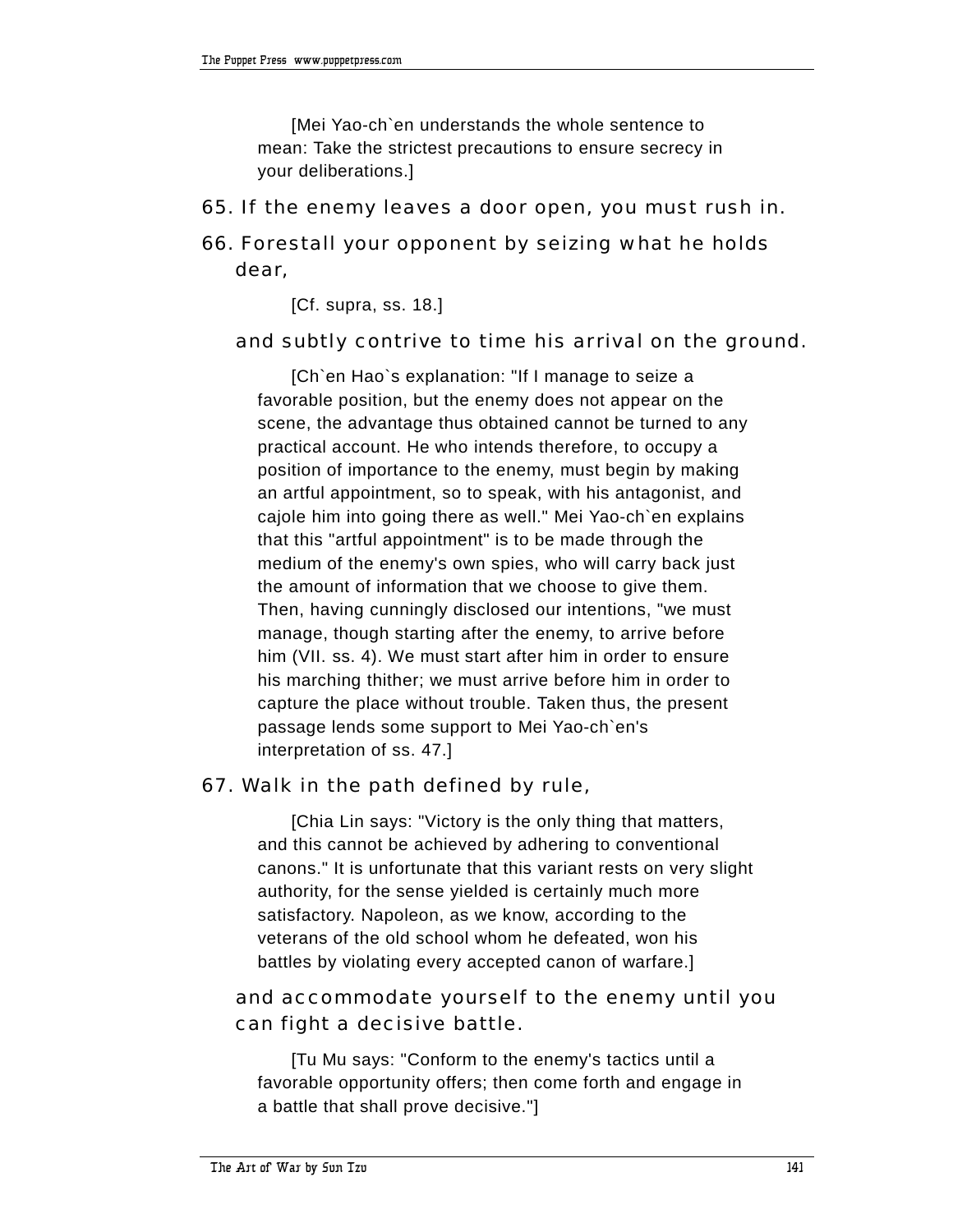[Mei Yao-ch`en understands the whole sentence to mean: Take the strictest precautions to ensure secrecy in your deliberations.]

65. If the enemy leaves a door open, you must rush in.

66. Forestall your opponent by seizing what he holds dear,

[Cf. supra, ss. 18.]

and subtly contrive to time his arrival on the ground.

[Ch`en Hao`s explanation: "If I manage to seize a favorable position, but the enemy does not appear on the scene, the advantage thus obtained cannot be turned to any practical account. He who intends therefore, to occupy a position of importance to the enemy, must begin by making an artful appointment, so to speak, with his antagonist, and cajole him into going there as well." Mei Yao-ch`en explains that this "artful appointment" is to be made through the medium of the enemy's own spies, who will carry back just the amount of information that we choose to give them. Then, having cunningly disclosed our intentions, "we must manage, though starting after the enemy, to arrive before him (VII. ss. 4). We must start after him in order to ensure his marching thither; we must arrive before him in order to capture the place without trouble. Taken thus, the present passage lends some support to Mei Yao-ch`en's interpretation of ss. 47.]

67. Walk in the path defined by rule,

[Chia Lin says: "Victory is the only thing that matters, and this cannot be achieved by adhering to conventional canons." It is unfortunate that this variant rests on very slight authority, for the sense yielded is certainly much more satisfactory. Napoleon, as we know, according to the veterans of the old school whom he defeated, won his battles by violating every accepted canon of warfare.]

and accommodate yourself to the enemy until you can fight a decisive battle.

[Tu Mu says: "Conform to the enemy's tactics until a favorable opportunity offers; then come forth and engage in a battle that shall prove decisive."]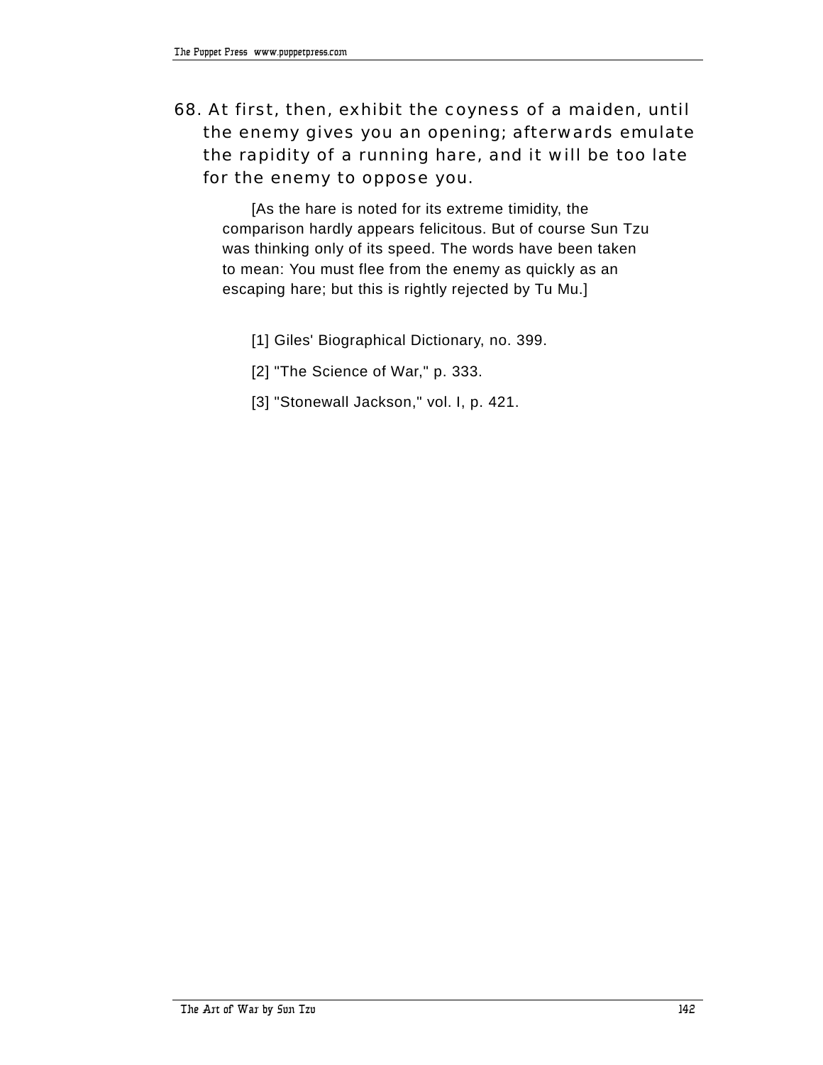68. At first, then, exhibit the coyness of a maiden, until the enemy gives you an opening; afterwards emulate the rapidity of a running hare, and it will be too late for the enemy to oppose you.

[As the hare is noted for its extreme timidity, the comparison hardly appears felicitous. But of course Sun Tzu was thinking only of its speed. The words have been taken to mean: You must flee from the enemy as quickly as an escaping hare; but this is rightly rejected by Tu Mu.]

[1] Giles' Biographical Dictionary, no. 399.

[2] "The Science of War," p. 333.

[3] "Stonewall Jackson," vol. I, p. 421.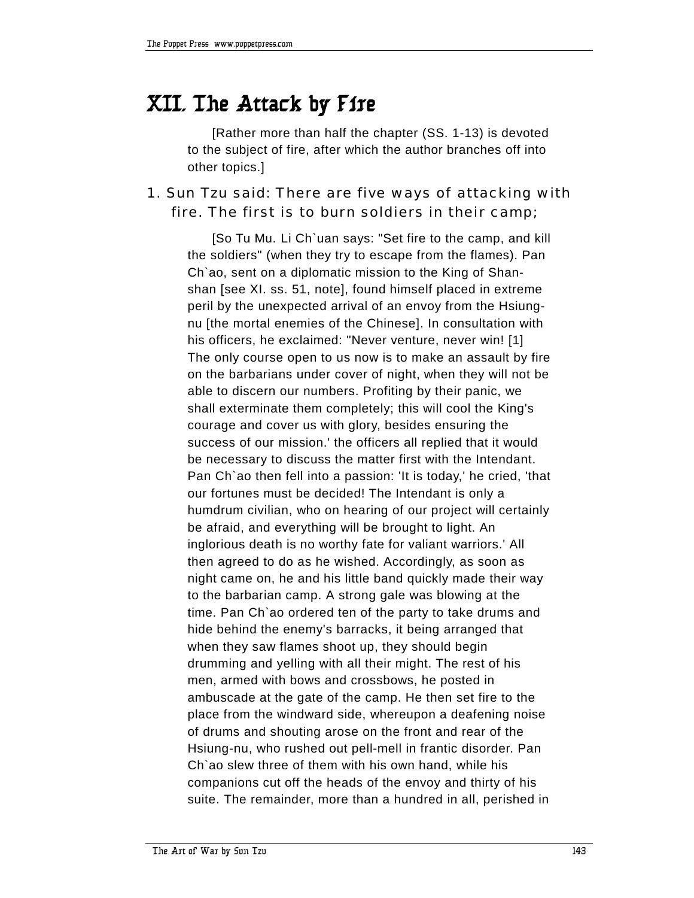# XII. The Attack by Fire

[Rather more than half the chapter (SS. 1-13) is devoted to the subject of fire, after which the author branches off into other topics.]

1. Sun Tzu said: There are five ways of attacking with fire. The first is to burn soldiers in their camp;

[So Tu Mu. Li Ch`uan says: "Set fire to the camp, and kill the soldiers" (when they try to escape from the flames). Pan Ch`ao, sent on a diplomatic mission to the King of Shan-shan [see XI. ss. 51, note], found himself placed in extreme peril by the unexpected arrival of an envoy from the Hsiung-nu [the mortal enemies of the Chinese]. In consultation with his officers, he exclaimed: "Never venture, never win! [1] The only course open to us now is to make an assault by fire on the barbarians under cover of night, when they will not be able to discern our numbers. Profiting by their panic, we shall exterminate them completely; this will cool the King's courage and cover us with glory, besides ensuring the success of our mission.' the officers all replied that it would be necessary to discuss the matter first with the Intendant. Pan Ch`ao then fell into a passion: 'It is today,' he cried, 'that our fortunes must be decided! The Intendant is only a humdrum civilian, who on hearing of our project will certainly be afraid, and everything will be brought to light. An inglorious death is no worthy fate for valiant warriors.' All then agreed to do as he wished. Accordingly, as soon as night came on, he and his little band quickly made their way to the barbarian camp. A strong gale was blowing at the time. Pan Ch`ao ordered ten of the party to take drums and hide behind the enemy's barracks, it being arranged that when they saw flames shoot up, they should begin drumming and yelling with all their might. The rest of his men, armed with bows and crossbows, he posted in ambuscade at the gate of the camp. He then set fire to the place from the windward side, whereupon a deafening noise of drums and shouting arose on the front and rear of the Hsiung-nu, who rushed out pell-mell in frantic disorder. Pan Ch`ao slew three of them with his own hand, while his companions cut off the heads of the envoy and thirty of his suite. The remainder, more than a hundred in all, perished in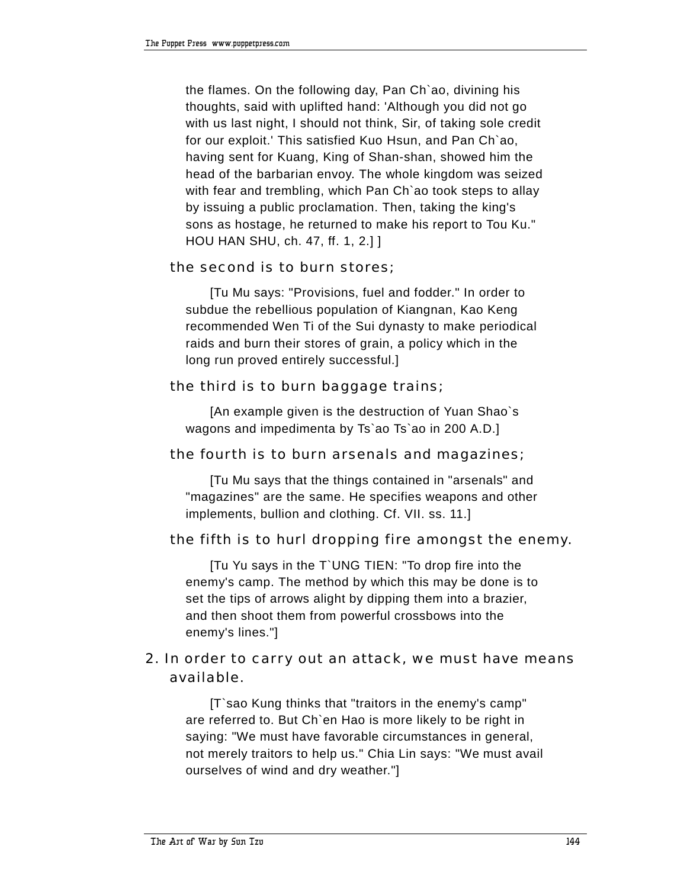the flames. On the following day, Pan Ch`ao, divining his thoughts, said with uplifted hand: 'Although you did not go with us last night, I should not think, Sir, of taking sole credit for our exploit.' This satisfied Kuo Hsun, and Pan Ch`ao, having sent for Kuang, King of Shan-shan, showed him the head of the barbarian envoy. The whole kingdom was seized with fear and trembling, which Pan Ch`ao took steps to allay by issuing a public proclamation. Then, taking the king's sons as hostage, he returned to make his report to Tou Ku." HOU HAN SHU, ch. 47, ff. 1, 2.] ]

the second is to burn stores;

[Tu Mu says: "Provisions, fuel and fodder." In order to subdue the rebellious population of Kiangnan, Kao Keng recommended Wen Ti of the Sui dynasty to make periodical raids and burn their stores of grain, a policy which in the long run proved entirely successful.]

the third is to burn baggage trains;

[An example given is the destruction of Yuan Shao`s wagons and impedimenta by Ts`ao Ts`ao in 200 A.D.]

the fourth is to burn arsenals and magazines;

[Tu Mu says that the things contained in "arsenals" and "magazines" are the same. He specifies weapons and other implements, bullion and clothing. Cf. VII. ss. 11.]

the fifth is to hurl dropping fire amongst the enemy.

[Tu Yu says in the T`UNG TIEN: "To drop fire into the enemy's camp. The method by which this may be done is to set the tips of arrows alight by dipping them into a brazier, and then shoot them from powerful crossbows into the enemy's lines."]

2. In order to carry out an attack, we must have means available.

[T`sao Kung thinks that "traitors in the enemy's camp" are referred to. But Ch`en Hao is more likely to be right in saying: "We must have favorable circumstances in general, not merely traitors to help us." Chia Lin says: "We must avail ourselves of wind and dry weather."]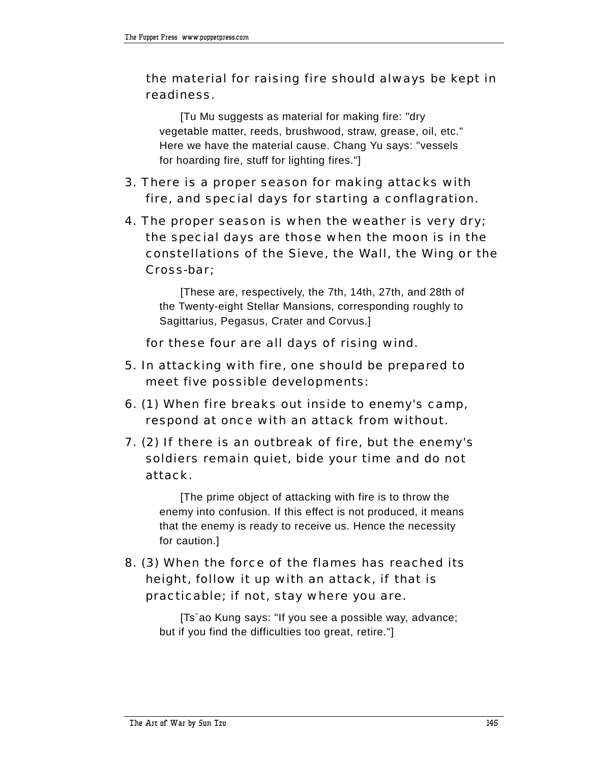the material for raising fire should always be kept in readiness.

> [Tu Mu suggests as material for making fire: "dry vegetable matter, reeds, brushwood, straw, grease, oil, etc." Here we have the material cause. Chang Yu says: "vessels for hoarding fire, stuff for lighting fires."]

3. There is a proper season for making attacks with fire, and special days for starting a conflagration.

4. The proper season is when the weather is very dry; the special days are those when the moon is in the constellations of the Sieve, the Wall, the Wing or the Cross-bar;

> [These are, respectively, the 7th, 14th, 27th, and 28th of the Twenty-eight Stellar Mansions, corresponding roughly to Sagittarius, Pegasus, Crater and Corvus.]

for these four are all days of rising wind.

5. In attacking with fire, one should be prepared to meet five possible developments:

6. (1) When fire breaks out inside to enemy's camp, respond at once with an attack from without.

7. (2) If there is an outbreak of fire, but the enemy's soldiers remain quiet, bide your time and do not attack.

> [The prime object of attacking with fire is to throw the enemy into confusion. If this effect is not produced, it means that the enemy is ready to receive us. Hence the necessity for caution.]

8. (3) When the force of the flames has reached its height, follow it up with an attack, if that is practicable; if not, stay where you are.

> [Ts`ao Kung says: "If you see a possible way, advance; but if you find the difficulties too great, retire."]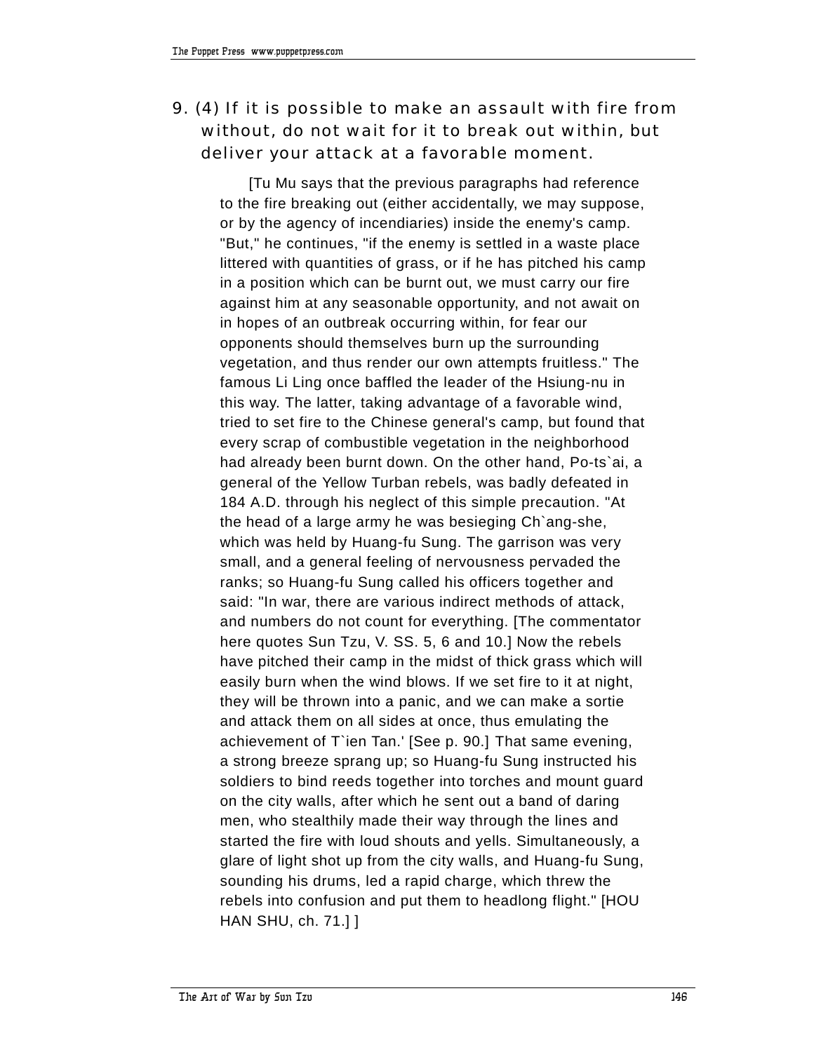9. (4) If it is possible to make an assault with fire from without, do not wait for it to break out within, but deliver your attack at a favorable moment.

[Tu Mu says that the previous paragraphs had reference to the fire breaking out (either accidentally, we may suppose, or by the agency of incendiaries) inside the enemy's camp. "But," he continues, "if the enemy is settled in a waste place littered with quantities of grass, or if he has pitched his camp in a position which can be burnt out, we must carry our fire against him at any seasonable opportunity, and not await on in hopes of an outbreak occurring within, for fear our opponents should themselves burn up the surrounding vegetation, and thus render our own attempts fruitless." The famous Li Ling once baffled the leader of the Hsiung-nu in this way. The latter, taking advantage of a favorable wind, tried to set fire to the Chinese general's camp, but found that every scrap of combustible vegetation in the neighborhood had already been burnt down. On the other hand, Po-ts`ai, a general of the Yellow Turban rebels, was badly defeated in 184 A.D. through his neglect of this simple precaution. "At the head of a large army he was besieging Ch`ang-she, which was held by Huang-fu Sung. The garrison was very small, and a general feeling of nervousness pervaded the ranks; so Huang-fu Sung called his officers together and said: "In war, there are various indirect methods of attack, and numbers do not count for everything. [The commentator here quotes Sun Tzu, V. SS. 5, 6 and 10.] Now the rebels have pitched their camp in the midst of thick grass which will easily burn when the wind blows. If we set fire to it at night, they will be thrown into a panic, and we can make a sortie and attack them on all sides at once, thus emulating the achievement of T`ien Tan.' [See p. 90.] That same evening, a strong breeze sprang up; so Huang-fu Sung instructed his soldiers to bind reeds together into torches and mount guard on the city walls, after which he sent out a band of daring men, who stealthily made their way through the lines and started the fire with loud shouts and yells. Simultaneously, a glare of light shot up from the city walls, and Huang-fu Sung, sounding his drums, led a rapid charge, which threw the rebels into confusion and put them to headlong flight." [HOU HAN SHU, ch. 71.] ]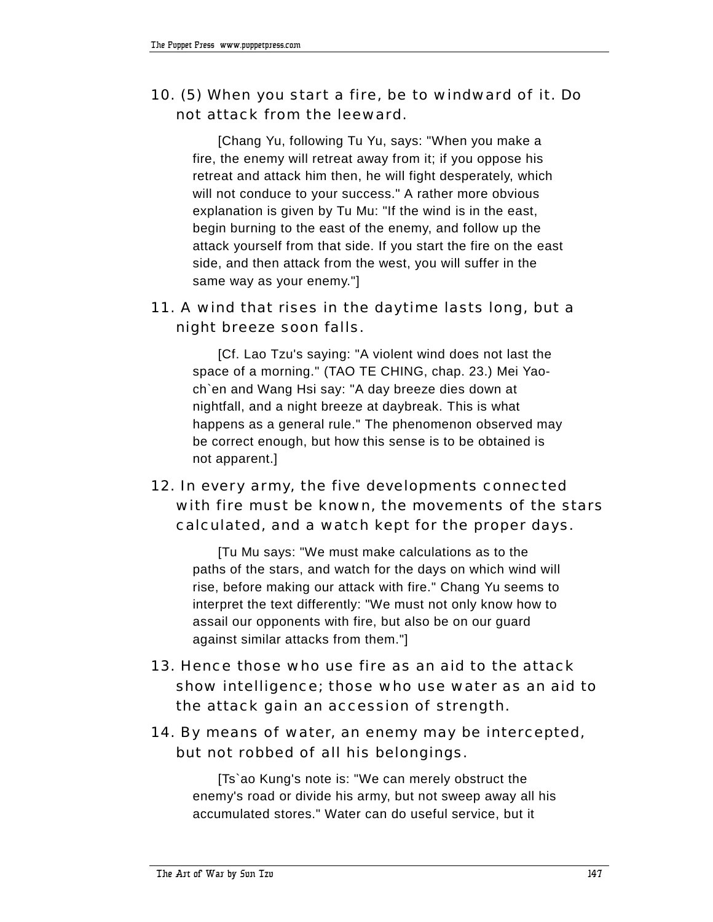10. (5) When you start a fire, be to windward of it. Do not attack from the leeward.

   [Chang Yu, following Tu Yu, says: "When you make a fire, the enemy will retreat away from it; if you oppose his retreat and attack him then, he will fight desperately, which will not conduce to your success." A rather more obvious explanation is given by Tu Mu: "If the wind is in the east, begin burning to the east of the enemy, and follow up the attack yourself from that side. If you start the fire on the east side, and then attack from the west, you will suffer in the same way as your enemy."]

11. A wind that rises in the daytime lasts long, but a night breeze soon falls.

   [Cf. Lao Tzu's saying: "A violent wind does not last the space of a morning." (TAO TE CHING, chap. 23.) Mei Yao-ch`en and Wang Hsi say: "A day breeze dies down at nightfall, and a night breeze at daybreak. This is what happens as a general rule." The phenomenon observed may be correct enough, but how this sense is to be obtained is not apparent.]

12. In every army, the five developments connected with fire must be known, the movements of the stars calculated, and a watch kept for the proper days.

   [Tu Mu says: "We must make calculations as to the paths of the stars, and watch for the days on which wind will rise, before making our attack with fire." Chang Yu seems to interpret the text differently: "We must not only know how to assail our opponents with fire, but also be on our guard against similar attacks from them."]

13. Hence those who use fire as an aid to the attack show intelligence; those who use water as an aid to the attack gain an accession of strength.

14. By means of water, an enemy may be intercepted, but not robbed of all his belongings.

   [Ts`ao Kung's note is: "We can merely obstruct the enemy's road or divide his army, but not sweep away all his accumulated stores." Water can do useful service, but it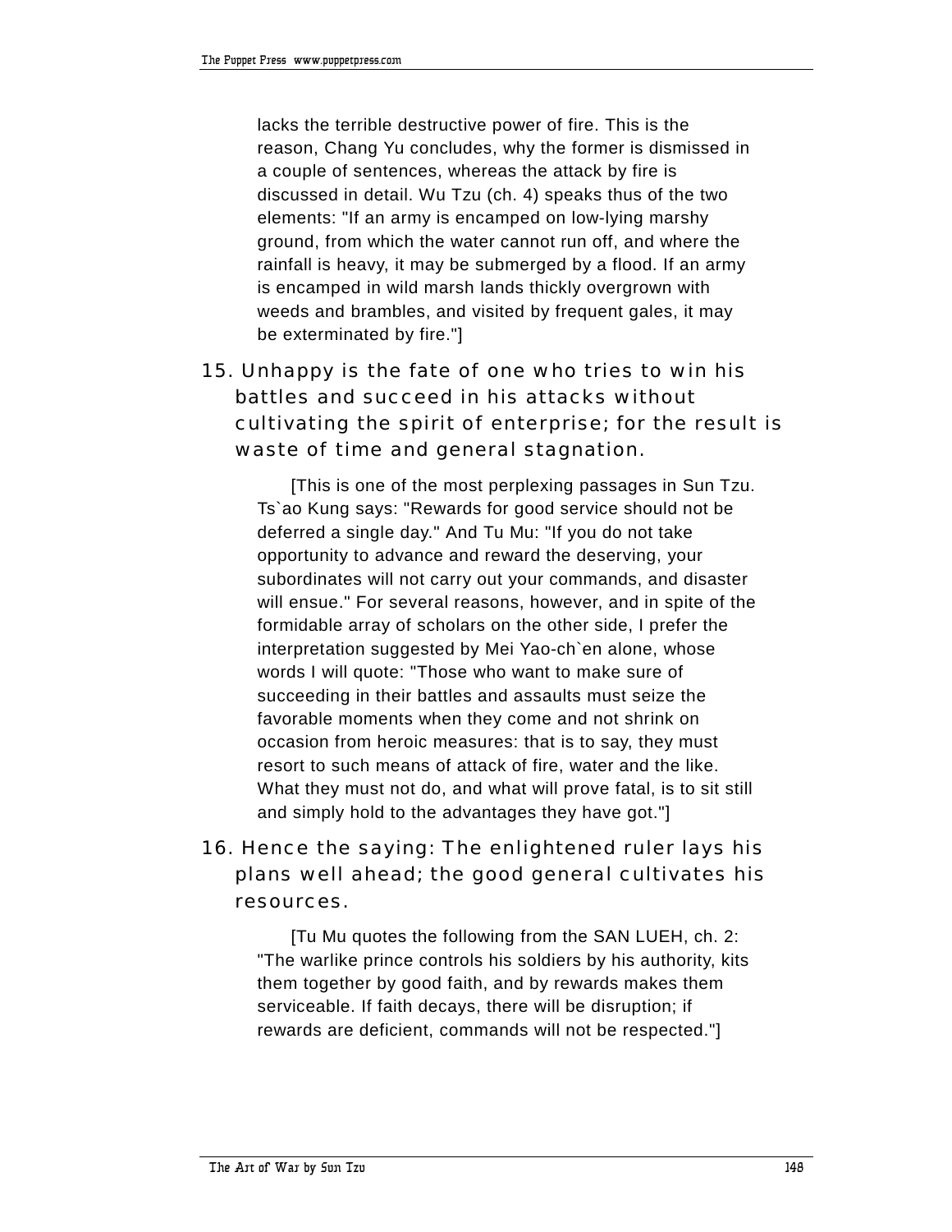lacks the terrible destructive power of fire. This is the reason, Chang Yu concludes, why the former is dismissed in a couple of sentences, whereas the attack by fire is discussed in detail. Wu Tzu (ch. 4) speaks thus of the two elements: "If an army is encamped on low-lying marshy ground, from which the water cannot run off, and where the rainfall is heavy, it may be submerged by a flood. If an army is encamped in wild marsh lands thickly overgrown with weeds and brambles, and visited by frequent gales, it may be exterminated by fire."]

15. Unhappy is the fate of one who tries to win his battles and succeed in his attacks without cultivating the spirit of enterprise; for the result is waste of time and general stagnation.

[This is one of the most perplexing passages in Sun Tzu. Ts`ao Kung says: "Rewards for good service should not be deferred a single day." And Tu Mu: "If you do not take opportunity to advance and reward the deserving, your subordinates will not carry out your commands, and disaster will ensue." For several reasons, however, and in spite of the formidable array of scholars on the other side, I prefer the interpretation suggested by Mei Yao-ch`en alone, whose words I will quote: "Those who want to make sure of succeeding in their battles and assaults must seize the favorable moments when they come and not shrink on occasion from heroic measures: that is to say, they must resort to such means of attack of fire, water and the like. What they must not do, and what will prove fatal, is to sit still and simply hold to the advantages they have got."]

16. Hence the saying: The enlightened ruler lays his plans well ahead; the good general cultivates his resources.

[Tu Mu quotes the following from the SAN LUEH, ch. 2: "The warlike prince controls his soldiers by his authority, kits them together by good faith, and by rewards makes them serviceable. If faith decays, there will be disruption; if rewards are deficient, commands will not be respected."]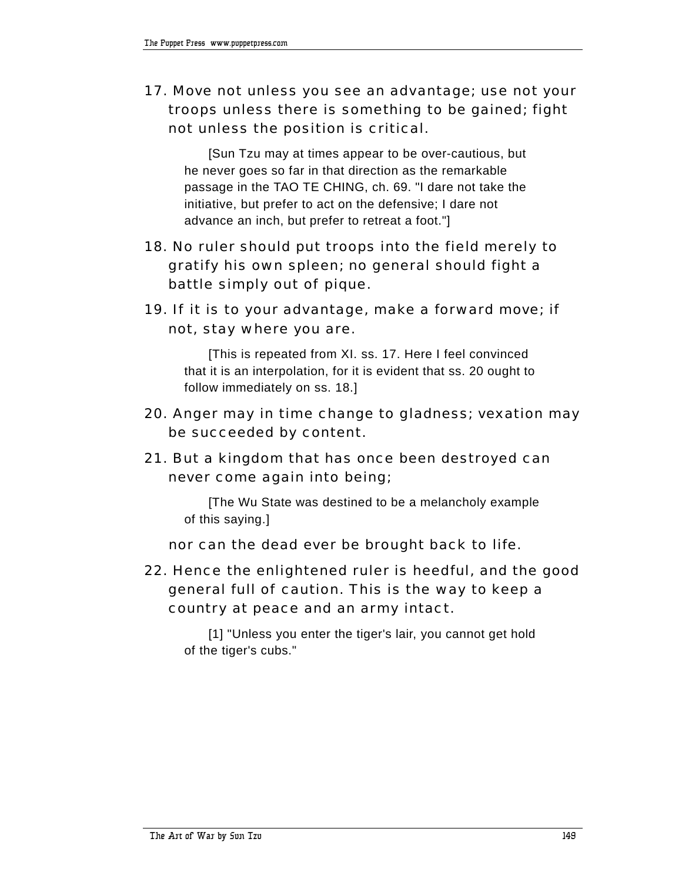17. Move not unless you see an advantage; use not your troops unless there is something to be gained; fight not unless the position is critical.

    [Sun Tzu may at times appear to be over-cautious, but he never goes so far in that direction as the remarkable passage in the TAO TE CHING, ch. 69. "I dare not take the initiative, but prefer to act on the defensive; I dare not advance an inch, but prefer to retreat a foot."]

18. No ruler should put troops into the field merely to gratify his own spleen; no general should fight a battle simply out of pique.

19. If it is to your advantage, make a forward move; if not, stay where you are.

    [This is repeated from XI. ss. 17. Here I feel convinced that it is an interpolation, for it is evident that ss. 20 ought to follow immediately on ss. 18.]

20. Anger may in time change to gladness; vexation may be succeeded by content.

21. But a kingdom that has once been destroyed can never come again into being;

    [The Wu State was destined to be a melancholy example of this saying.]

    nor can the dead ever be brought back to life.

22. Hence the enlightened ruler is heedful, and the good general full of caution. This is the way to keep a country at peace and an army intact.

    [1] "Unless you enter the tiger's lair, you cannot get hold of the tiger's cubs."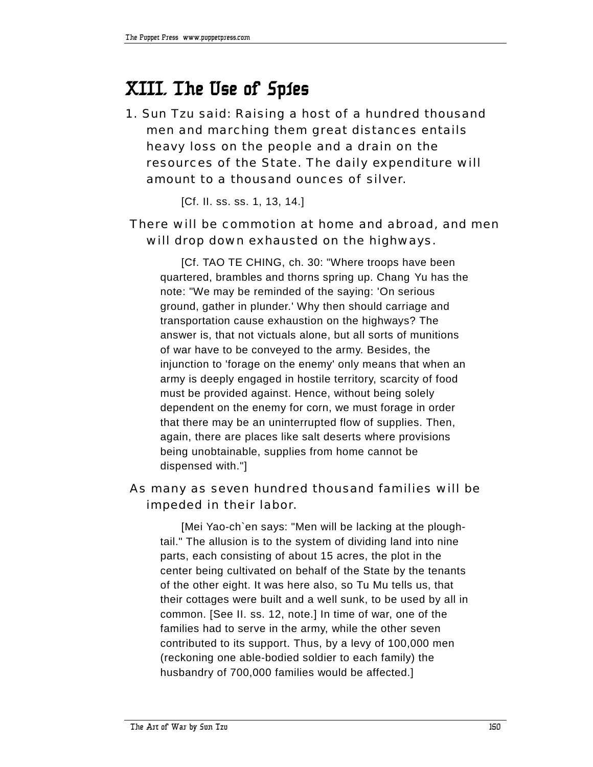# XIII. The Use of Spies

1. Sun Tzu said: Raising a host of a hundred thousand men and marching them great distances entails heavy loss on the people and a drain on the resources of the State. The daily expenditure will amount to a thousand ounces of silver.

   [Cf. II. ss. ss. 1, 13, 14.]

   There will be commotion at home and abroad, and men will drop down exhausted on the highways.

   [Cf. TAO TE CHING, ch. 30: "Where troops have been quartered, brambles and thorns spring up. Chang Yu has the note: "We may be reminded of the saying: 'On serious ground, gather in plunder.' Why then should carriage and transportation cause exhaustion on the highways? The answer is, that not victuals alone, but all sorts of munitions of war have to be conveyed to the army. Besides, the injunction to 'forage on the enemy' only means that when an army is deeply engaged in hostile territory, scarcity of food must be provided against. Hence, without being solely dependent on the enemy for corn, we must forage in order that there may be an uninterrupted flow of supplies. Then, again, there are places like salt deserts where provisions being unobtainable, supplies from home cannot be dispensed with."]

   As many as seven hundred thousand families will be impeded in their labor.

   [Mei Yao-ch`en says: "Men will be lacking at the plough-tail." The allusion is to the system of dividing land into nine parts, each consisting of about 15 acres, the plot in the center being cultivated on behalf of the State by the tenants of the other eight. It was here also, so Tu Mu tells us, that their cottages were built and a well sunk, to be used by all in common. [See II. ss. 12, note.] In time of war, one of the families had to serve in the army, while the other seven contributed to its support. Thus, by a levy of 100,000 men (reckoning one able-bodied soldier to each family) the husbandry of 700,000 families would be affected.]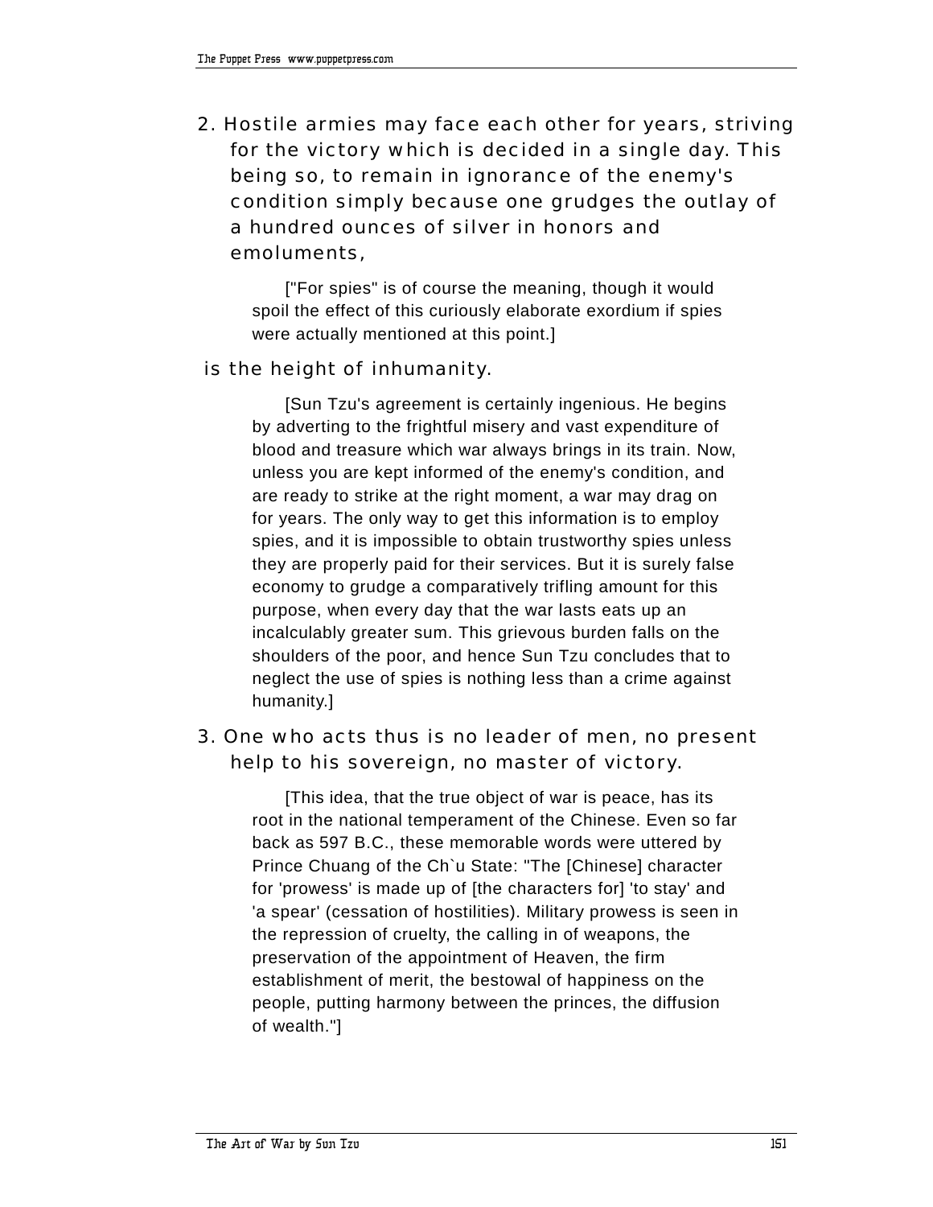2. Hostile armies may face each other for years, striving for the victory which is decided in a single day. This being so, to remain in ignorance of the enemy's condition simply because one grudges the outlay of a hundred ounces of silver in honors and emoluments,

> ["For spies" is of course the meaning, though it would spoil the effect of this curiously elaborate exordium if spies were actually mentioned at this point.]

is the height of inhumanity.

> [Sun Tzu's agreement is certainly ingenious. He begins by adverting to the frightful misery and vast expenditure of blood and treasure which war always brings in its train. Now, unless you are kept informed of the enemy's condition, and are ready to strike at the right moment, a war may drag on for years. The only way to get this information is to employ spies, and it is impossible to obtain trustworthy spies unless they are properly paid for their services. But it is surely false economy to grudge a comparatively trifling amount for this purpose, when every day that the war lasts eats up an incalculably greater sum. This grievous burden falls on the shoulders of the poor, and hence Sun Tzu concludes that to neglect the use of spies is nothing less than a crime against humanity.]

3. One who acts thus is no leader of men, no present help to his sovereign, no master of victory.

> [This idea, that the true object of war is peace, has its root in the national temperament of the Chinese. Even so far back as 597 B.C., these memorable words were uttered by Prince Chuang of the Ch`u State: "The [Chinese] character for 'prowess' is made up of [the characters for] 'to stay' and 'a spear' (cessation of hostilities). Military prowess is seen in the repression of cruelty, the calling in of weapons, the preservation of the appointment of Heaven, the firm establishment of merit, the bestowal of happiness on the people, putting harmony between the princes, the diffusion of wealth."]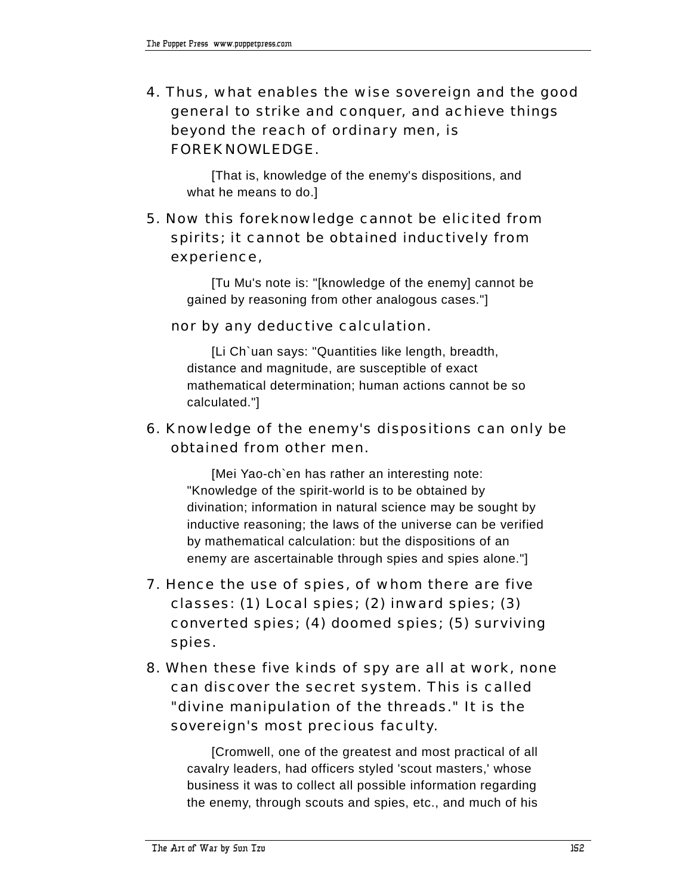4. Thus, what enables the wise sovereign and the good general to strike and conquer, and achieve things beyond the reach of ordinary men, is FOREKNOWLEDGE.

   [That is, knowledge of the enemy's dispositions, and what he means to do.]

5. Now this foreknowledge cannot be elicited from spirits; it cannot be obtained inductively from experience,

   [Tu Mu's note is: "[knowledge of the enemy] cannot be gained by reasoning from other analogous cases."]

   nor by any deductive calculation.

   [Li Ch`uan says: "Quantities like length, breadth, distance and magnitude, are susceptible of exact mathematical determination; human actions cannot be so calculated."]

6. Knowledge of the enemy's dispositions can only be obtained from other men.

   [Mei Yao-ch`en has rather an interesting note: "Knowledge of the spirit-world is to be obtained by divination; information in natural science may be sought by inductive reasoning; the laws of the universe can be verified by mathematical calculation: but the dispositions of an enemy are ascertainable through spies and spies alone."]

7. Hence the use of spies, of whom there are five classes: (1) Local spies; (2) inward spies; (3) converted spies; (4) doomed spies; (5) surviving spies.

8. When these five kinds of spy are all at work, none can discover the secret system. This is called "divine manipulation of the threads." It is the sovereign's most precious faculty.

   [Cromwell, one of the greatest and most practical of all cavalry leaders, had officers styled 'scout masters,' whose business it was to collect all possible information regarding the enemy, through scouts and spies, etc., and much of his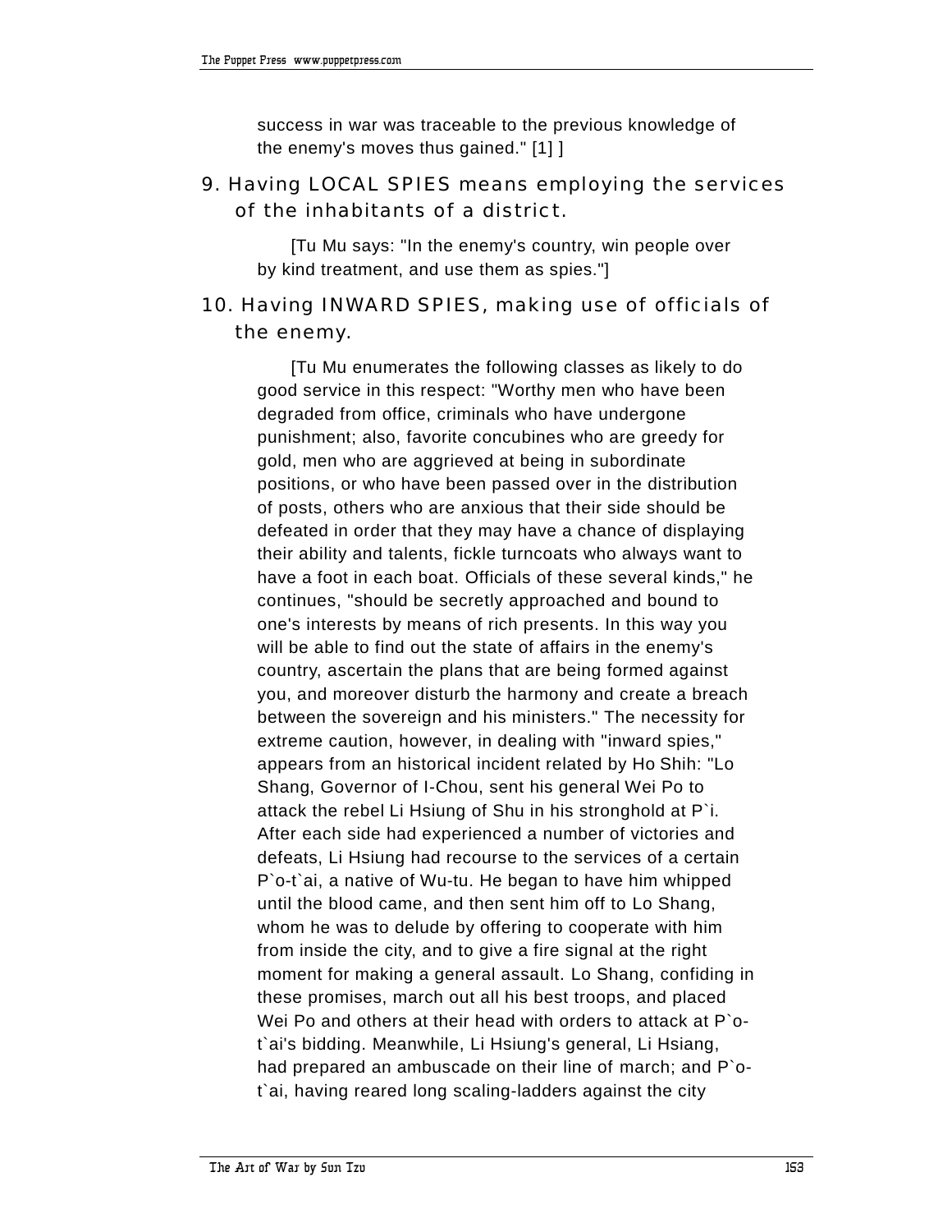success in war was traceable to the previous knowledge of the enemy's moves thus gained." [1] ]

9. Having LOCAL SPIES means employing the services of the inhabitants of a district.

[Tu Mu says: "In the enemy's country, win people over by kind treatment, and use them as spies."]

10. Having INWARD SPIES, making use of officials of the enemy.

[Tu Mu enumerates the following classes as likely to do good service in this respect: "Worthy men who have been degraded from office, criminals who have undergone punishment; also, favorite concubines who are greedy for gold, men who are aggrieved at being in subordinate positions, or who have been passed over in the distribution of posts, others who are anxious that their side should be defeated in order that they may have a chance of displaying their ability and talents, fickle turncoats who always want to have a foot in each boat. Officials of these several kinds," he continues, "should be secretly approached and bound to one's interests by means of rich presents. In this way you will be able to find out the state of affairs in the enemy's country, ascertain the plans that are being formed against you, and moreover disturb the harmony and create a breach between the sovereign and his ministers." The necessity for extreme caution, however, in dealing with "inward spies," appears from an historical incident related by Ho Shih: "Lo Shang, Governor of I-Chou, sent his general Wei Po to attack the rebel Li Hsiung of Shu in his stronghold at P`i. After each side had experienced a number of victories and defeats, Li Hsiung had recourse to the services of a certain P`o-t`ai, a native of Wu-tu. He began to have him whipped until the blood came, and then sent him off to Lo Shang, whom he was to delude by offering to cooperate with him from inside the city, and to give a fire signal at the right moment for making a general assault. Lo Shang, confiding in these promises, march out all his best troops, and placed Wei Po and others at their head with orders to attack at P`o-t`ai's bidding. Meanwhile, Li Hsiung's general, Li Hsiang, had prepared an ambuscade on their line of march; and P`o-t`ai, having reared long scaling-ladders against the city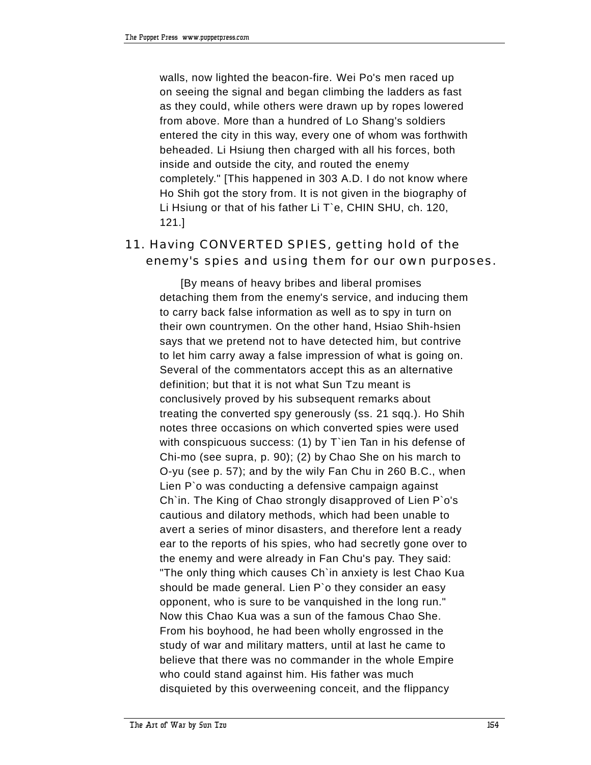walls, now lighted the beacon-fire. Wei Po's men raced up on seeing the signal and began climbing the ladders as fast as they could, while others were drawn up by ropes lowered from above. More than a hundred of Lo Shang's soldiers entered the city in this way, every one of whom was forthwith beheaded. Li Hsiung then charged with all his forces, both inside and outside the city, and routed the enemy completely." [This happened in 303 A.D. I do not know where Ho Shih got the story from. It is not given in the biography of Li Hsiung or that of his father Li T`e, CHIN SHU, ch. 120, 121.]

11. Having CONVERTED SPIES, getting hold of the enemy's spies and using them for our own purposes.

[By means of heavy bribes and liberal promises detaching them from the enemy's service, and inducing them to carry back false information as well as to spy in turn on their own countrymen. On the other hand, Hsiao Shih-hsien says that we pretend not to have detected him, but contrive to let him carry away a false impression of what is going on. Several of the commentators accept this as an alternative definition; but that it is not what Sun Tzu meant is conclusively proved by his subsequent remarks about treating the converted spy generously (ss. 21 sqq.). Ho Shih notes three occasions on which converted spies were used with conspicuous success: (1) by T`ien Tan in his defense of Chi-mo (see supra, p. 90); (2) by Chao She on his march to O-yu (see p. 57); and by the wily Fan Chu in 260 B.C., when Lien P`o was conducting a defensive campaign against Ch`in. The King of Chao strongly disapproved of Lien P`o's cautious and dilatory methods, which had been unable to avert a series of minor disasters, and therefore lent a ready ear to the reports of his spies, who had secretly gone over to the enemy and were already in Fan Chu's pay. They said: "The only thing which causes Ch`in anxiety is lest Chao Kua should be made general. Lien P`o they consider an easy opponent, who is sure to be vanquished in the long run." Now this Chao Kua was a sun of the famous Chao She. From his boyhood, he had been wholly engrossed in the study of war and military matters, until at last he came to believe that there was no commander in the whole Empire who could stand against him. His father was much disquieted by this overweening conceit, and the flippancy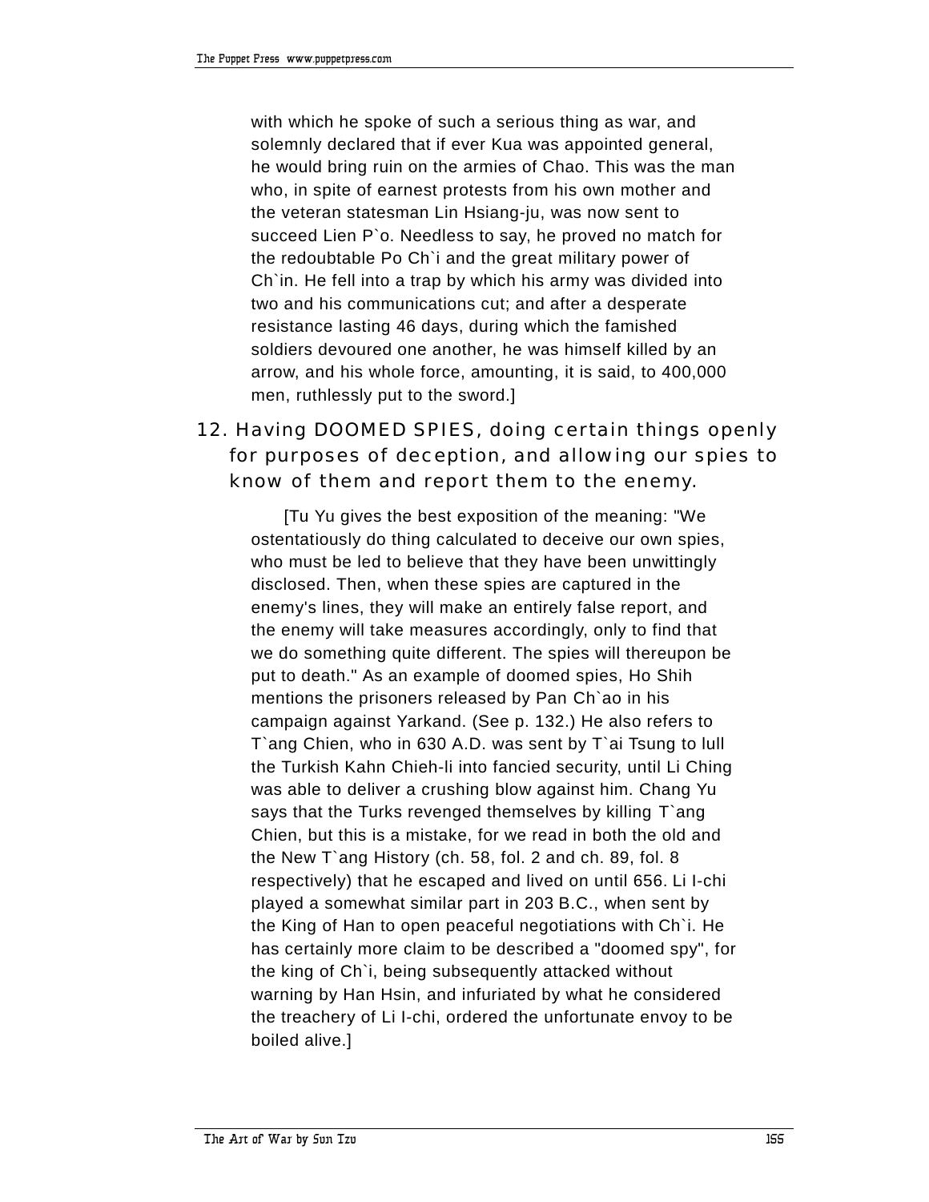with which he spoke of such a serious thing as war, and solemnly declared that if ever Kua was appointed general, he would bring ruin on the armies of Chao. This was the man who, in spite of earnest protests from his own mother and the veteran statesman Lin Hsiang-ju, was now sent to succeed Lien P`o. Needless to say, he proved no match for the redoubtable Po Ch`i and the great military power of Ch`in. He fell into a trap by which his army was divided into two and his communications cut; and after a desperate resistance lasting 46 days, during which the famished soldiers devoured one another, he was himself killed by an arrow, and his whole force, amounting, it is said, to 400,000 men, ruthlessly put to the sword.]

12. Having DOOMED SPIES, doing certain things openly for purposes of deception, and allowing our spies to know of them and report them to the enemy.

[Tu Yu gives the best exposition of the meaning: "We ostentatiously do thing calculated to deceive our own spies, who must be led to believe that they have been unwittingly disclosed. Then, when these spies are captured in the enemy's lines, they will make an entirely false report, and the enemy will take measures accordingly, only to find that we do something quite different. The spies will thereupon be put to death." As an example of doomed spies, Ho Shih mentions the prisoners released by Pan Ch`ao in his campaign against Yarkand. (See p. 132.) He also refers to T`ang Chien, who in 630 A.D. was sent by T`ai Tsung to lull the Turkish Kahn Chieh-li into fancied security, until Li Ching was able to deliver a crushing blow against him. Chang Yu says that the Turks revenged themselves by killing T`ang Chien, but this is a mistake, for we read in both the old and the New T`ang History (ch. 58, fol. 2 and ch. 89, fol. 8 respectively) that he escaped and lived on until 656. Li I-chi played a somewhat similar part in 203 B.C., when sent by the King of Han to open peaceful negotiations with Ch`i. He has certainly more claim to be described a "doomed spy", for the king of Ch`i, being subsequently attacked without warning by Han Hsin, and infuriated by what he considered the treachery of Li I-chi, ordered the unfortunate envoy to be boiled alive.]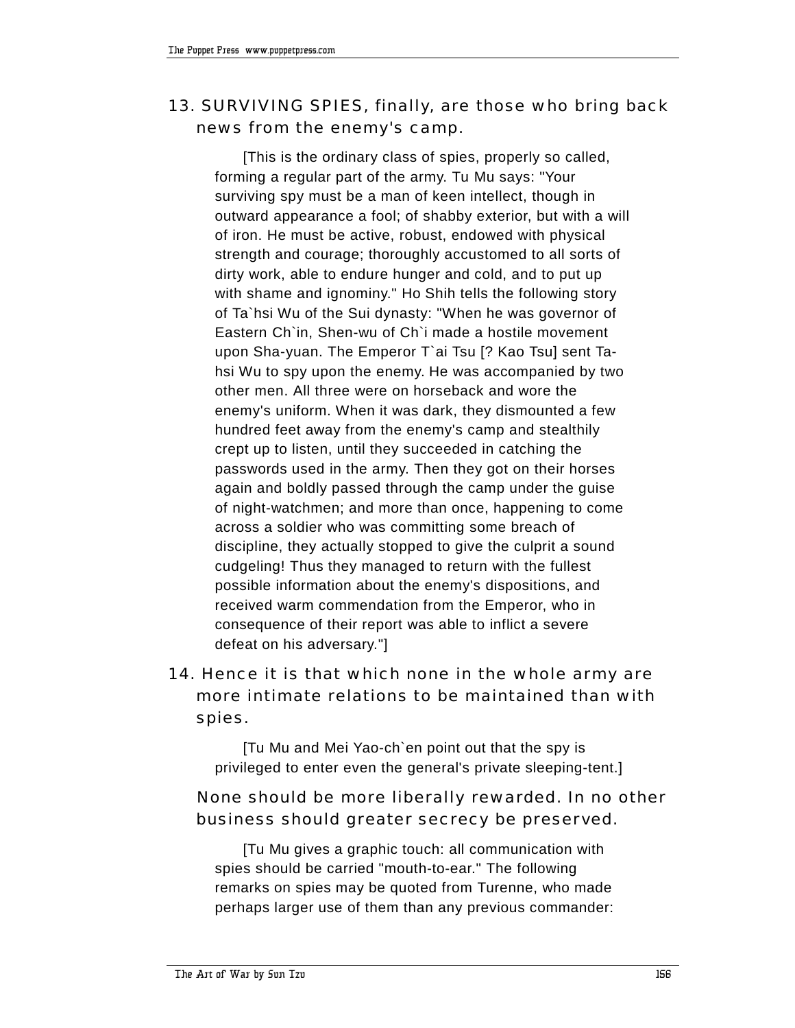13. SURVIVING SPIES, finally, are those who bring back news from the enemy's camp.

[This is the ordinary class of spies, properly so called, forming a regular part of the army. Tu Mu says: "Your surviving spy must be a man of keen intellect, though in outward appearance a fool; of shabby exterior, but with a will of iron. He must be active, robust, endowed with physical strength and courage; thoroughly accustomed to all sorts of dirty work, able to endure hunger and cold, and to put up with shame and ignominy." Ho Shih tells the following story of Ta`hsi Wu of the Sui dynasty: "When he was governor of Eastern Ch`in, Shen-wu of Ch`i made a hostile movement upon Sha-yuan. The Emperor T`ai Tsu [? Kao Tsu] sent Ta-hsi Wu to spy upon the enemy. He was accompanied by two other men. All three were on horseback and wore the enemy's uniform. When it was dark, they dismounted a few hundred feet away from the enemy's camp and stealthily crept up to listen, until they succeeded in catching the passwords used in the army. Then they got on their horses again and boldly passed through the camp under the guise of night-watchmen; and more than once, happening to come across a soldier who was committing some breach of discipline, they actually stopped to give the culprit a sound cudgeling! Thus they managed to return with the fullest possible information about the enemy's dispositions, and received warm commendation from the Emperor, who in consequence of their report was able to inflict a severe defeat on his adversary."]

14. Hence it is that which none in the whole army are more intimate relations to be maintained than with spies.

[Tu Mu and Mei Yao-ch`en point out that the spy is privileged to enter even the general's private sleeping-tent.]

None should be more liberally rewarded. In no other business should greater secrecy be preserved.

[Tu Mu gives a graphic touch: all communication with spies should be carried "mouth-to-ear." The following remarks on spies may be quoted from Turenne, who made perhaps larger use of them than any previous commander: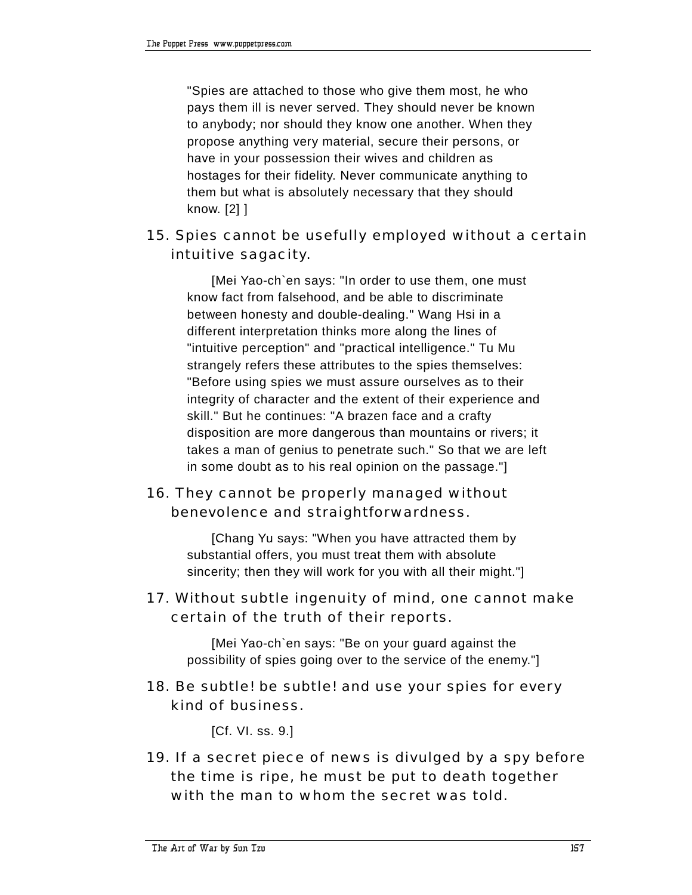"Spies are attached to those who give them most, he who pays them ill is never served. They should never be known to anybody; nor should they know one another. When they propose anything very material, secure their persons, or have in your possession their wives and children as hostages for their fidelity. Never communicate anything to them but what is absolutely necessary that they should know. [2] ]

15. Spies cannot be usefully employed without a certain intuitive sagacity.

[Mei Yao-ch`en says: "In order to use them, one must know fact from falsehood, and be able to discriminate between honesty and double-dealing." Wang Hsi in a different interpretation thinks more along the lines of "intuitive perception" and "practical intelligence." Tu Mu strangely refers these attributes to the spies themselves: "Before using spies we must assure ourselves as to their integrity of character and the extent of their experience and skill." But he continues: "A brazen face and a crafty disposition are more dangerous than mountains or rivers; it takes a man of genius to penetrate such." So that we are left in some doubt as to his real opinion on the passage."]

16. They cannot be properly managed without benevolence and straightforwardness.

[Chang Yu says: "When you have attracted them by substantial offers, you must treat them with absolute sincerity; then they will work for you with all their might."]

17. Without subtle ingenuity of mind, one cannot make certain of the truth of their reports.

[Mei Yao-ch`en says: "Be on your guard against the possibility of spies going over to the service of the enemy."]

18. Be subtle! be subtle! and use your spies for every kind of business.

[Cf. VI. ss. 9.]

19. If a secret piece of news is divulged by a spy before the time is ripe, he must be put to death together with the man to whom the secret was told.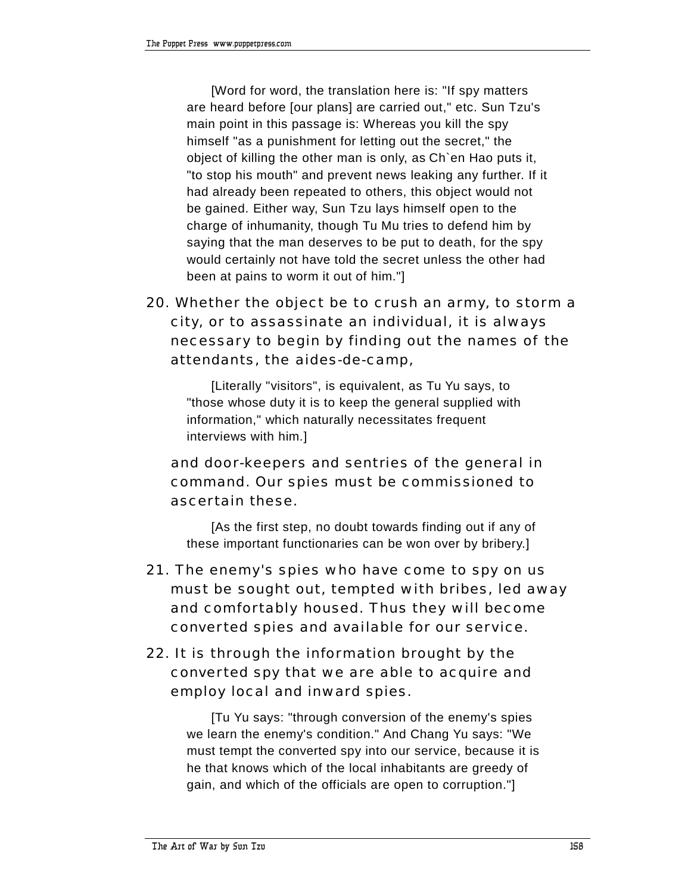[Word for word, the translation here is: "If spy matters are heard before [our plans] are carried out," etc. Sun Tzu's main point in this passage is: Whereas you kill the spy himself "as a punishment for letting out the secret," the object of killing the other man is only, as Ch`en Hao puts it, "to stop his mouth" and prevent news leaking any further. If it had already been repeated to others, this object would not be gained. Either way, Sun Tzu lays himself open to the charge of inhumanity, though Tu Mu tries to defend him by saying that the man deserves to be put to death, for the spy would certainly not have told the secret unless the other had been at pains to worm it out of him."]

20. Whether the object be to crush an army, to storm a city, or to assassinate an individual, it is always necessary to begin by finding out the names of the attendants, the aides-de-camp,

[Literally "visitors", is equivalent, as Tu Yu says, to "those whose duty it is to keep the general supplied with information," which naturally necessitates frequent interviews with him.]

and door-keepers and sentries of the general in command. Our spies must be commissioned to ascertain these.

[As the first step, no doubt towards finding out if any of these important functionaries can be won over by bribery.]

21. The enemy's spies who have come to spy on us must be sought out, tempted with bribes, led away and comfortably housed. Thus they will become converted spies and available for our service.

22. It is through the information brought by the converted spy that we are able to acquire and employ local and inward spies.

[Tu Yu says: "through conversion of the enemy's spies we learn the enemy's condition." And Chang Yu says: "We must tempt the converted spy into our service, because it is he that knows which of the local inhabitants are greedy of gain, and which of the officials are open to corruption."]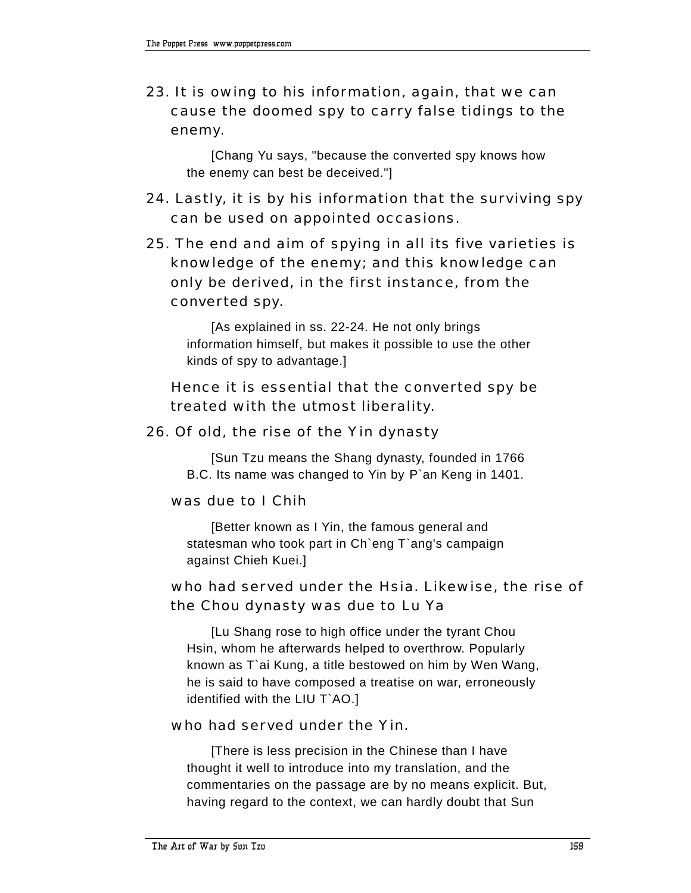23. It is owing to his information, again, that we can cause the doomed spy to carry false tidings to the enemy.

    [Chang Yu says, "because the converted spy knows how the enemy can best be deceived."]

24. Lastly, it is by his information that the surviving spy can be used on appointed occasions.

25. The end and aim of spying in all its five varieties is knowledge of the enemy; and this knowledge can only be derived, in the first instance, from the converted spy.

    [As explained in ss. 22-24. He not only brings information himself, but makes it possible to use the other kinds of spy to advantage.]

    Hence it is essential that the converted spy be treated with the utmost liberality.

26. Of old, the rise of the Yin dynasty

    [Sun Tzu means the Shang dynasty, founded in 1766 B.C. Its name was changed to Yin by P`an Keng in 1401.

    was due to I Chih

    [Better known as I Yin, the famous general and statesman who took part in Ch`eng T`ang's campaign against Chieh Kuei.]

    who had served under the Hsia. Likewise, the rise of the Chou dynasty was due to Lu Ya

    [Lu Shang rose to high office under the tyrant Chou Hsin, whom he afterwards helped to overthrow. Popularly known as T`ai Kung, a title bestowed on him by Wen Wang, he is said to have composed a treatise on war, erroneously identified with the LIU T`AO.]

    who had served under the Yin.

    [There is less precision in the Chinese than I have thought it well to introduce into my translation, and the commentaries on the passage are by no means explicit. But, having regard to the context, we can hardly doubt that Sun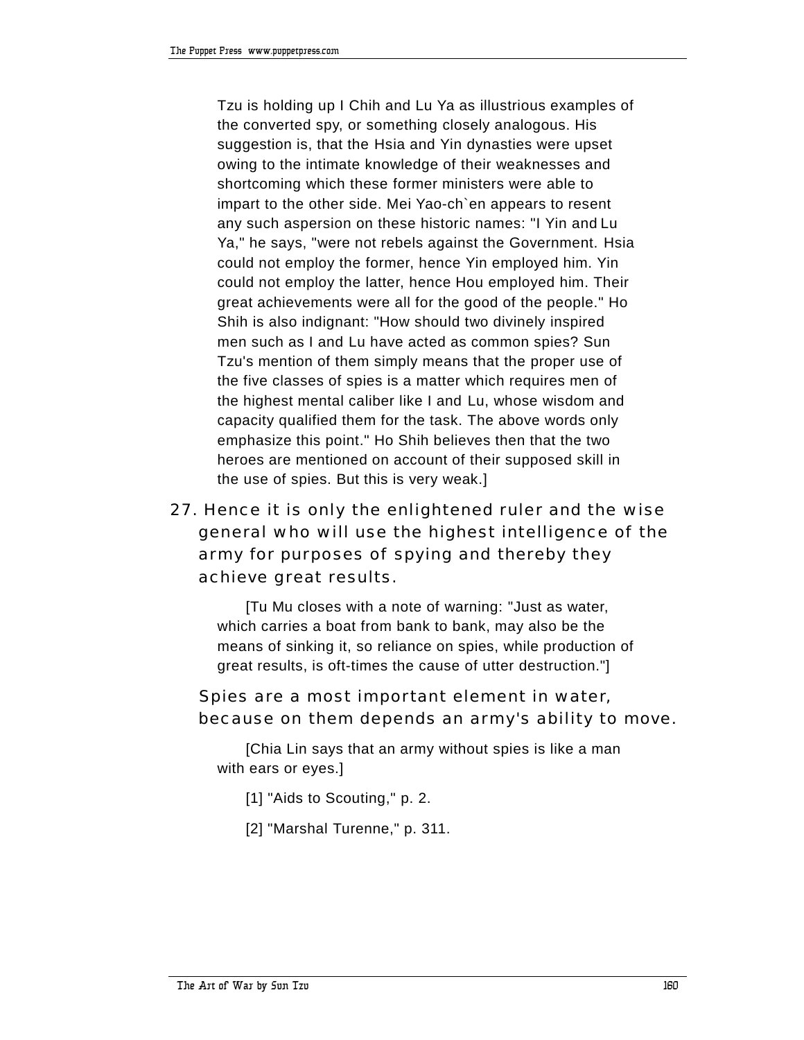Tzu is holding up I Chih and Lu Ya as illustrious examples of the converted spy, or something closely analogous. His suggestion is, that the Hsia and Yin dynasties were upset owing to the intimate knowledge of their weaknesses and shortcoming which these former ministers were able to impart to the other side. Mei Yao-ch`en appears to resent any such aspersion on these historic names: "I Yin and Lu Ya," he says, "were not rebels against the Government. Hsia could not employ the former, hence Yin employed him. Yin could not employ the latter, hence Hou employed him. Their great achievements were all for the good of the people." Ho Shih is also indignant: "How should two divinely inspired men such as I and Lu have acted as common spies? Sun Tzu's mention of them simply means that the proper use of the five classes of spies is a matter which requires men of the highest mental caliber like I and Lu, whose wisdom and capacity qualified them for the task. The above words only emphasize this point." Ho Shih believes then that the two heroes are mentioned on account of their supposed skill in the use of spies. But this is very weak.]

27. Hence it is only the enlightened ruler and the wise general who will use the highest intelligence of the army for purposes of spying and thereby they achieve great results.

[Tu Mu closes with a note of warning: "Just as water, which carries a boat from bank to bank, may also be the means of sinking it, so reliance on spies, while production of great results, is oft-times the cause of utter destruction."]

Spies are a most important element in water, because on them depends an army's ability to move.

[Chia Lin says that an army without spies is like a man with ears or eyes.]

[1] "Aids to Scouting," p. 2.

[2] "Marshal Turenne," p. 311.